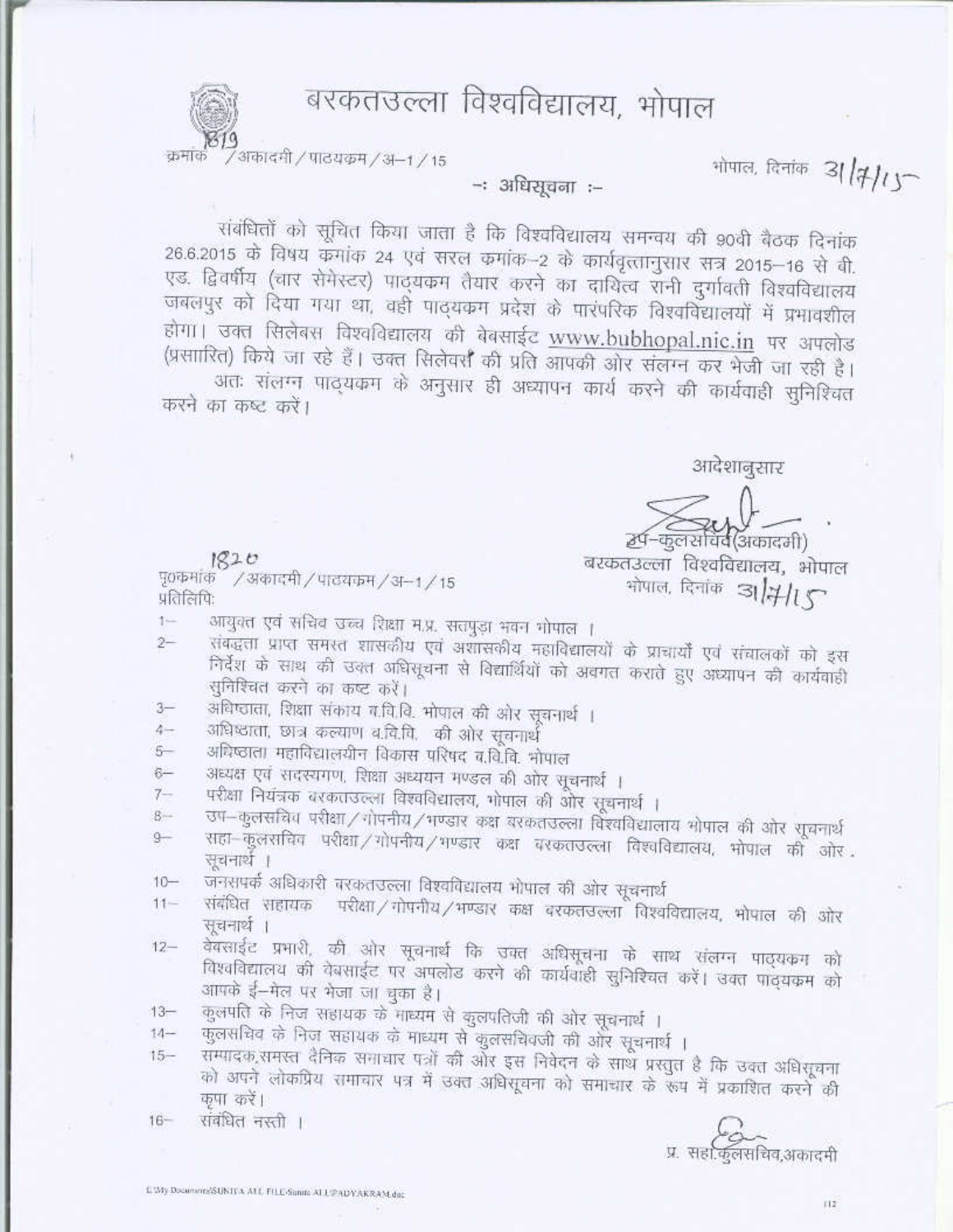# बरकतउल्ला विश्वविद्यालय, भोपाल

क्रमांक 1819 /अकादमी/पाठ्यक्रम/अ–1/15

भोपाल, दिनांक 31/7/15

**-: अधिसूचना :-**

संबंधितों को सूचित किया जाता है कि विश्वविद्यालय समन्वय की 90वीं बैठक दिनांक 26.6.2015 के विषय कमांक 24 एवं सरल कमांक–2 के कार्यवृत्तानुसार सत्र 2015–16 से बी. एड. द्विवर्षीय (चार सेमेस्टर) पाठ्यक्रम तैयार करने का दायित्व रानी दुर्गावती विश्वविद्यालय जबलपुर को दिया गया था, वही पाठ्यक्रम प्रदेश के पारंपरिक विश्वविद्यालयों में प्रभावशील होगा। उक्त सिलेबस विश्वविद्यालय की वेबसाईट www.bubhopal.nic.in पर अपलोड (प्रसारित) किये जा रहे हैं। उक्त सिलेबर्स की प्रति आपकी ओर संलग्न कर भेजी जा रही है।

अतः संलग्न पाठ्यक्रम के अनुसार ही अध्यापन कार्य करने की कार्यवाही सुनिश्चित करने का कष्ट करें।

आदेशानुसार

उप–कुलसचिव(अकादमी)
बरकतउल्ला विश्वविद्यालय, भोपाल

पृ०क्रमांक 1820 /अकादमी/पाठ्यक्रम/अ–1/15

भोपाल, दिनांक 31/7/15

प्रतिलिपिः

1– आयुक्त एवं सचिव उच्च शिक्षा म.प्र. सतपुड़ा भवन भोपाल ।
2– संबद्धता प्राप्त समस्त शासकीय एवं अशासकीय महाविद्यालयों के प्राचार्यों एवं संचालकों को इस निर्देश के साथ की उक्त अधिसूचना से विद्यार्थियों को अवगत कराते हुए अध्यापन की कार्यवाही सुनिश्चित करने का कष्ट करें।
3– अधिष्ठाता, शिक्षा संकाय ब.वि.वि. भोपाल की ओर सूचनार्थ ।
4– अधिष्ठाता, छात्र कल्याण ब.वि.वि. की ओर सूचनार्थ
5– अधिष्ठाता महाविद्यालयीन विकास परिषद ब.वि.वि. भोपाल
6– अध्यक्ष एवं सदस्यगण, शिक्षा अध्ययन मण्डल की ओर सूचनार्थ ।
7– परीक्षा नियंत्रक बरकतउल्ला विश्वविद्यालय, भोपाल की ओर सूचनार्थ ।
8– उप–कुलसचिव परीक्षा/गोपनीय/भण्डार कक्ष बरकतउल्ला विश्वविद्यालय भोपाल की ओर सूचनार्थ
9– सहा–कुलसचिव परीक्षा/गोपनीय/भण्डार कक्ष बरकतउल्ला विश्वविद्यालय, भोपाल की ओर सूचनार्थ ।
10– जनसंपर्क अधिकारी बरकतउल्ला विश्वविद्यालय भोपाल की ओर सूचनार्थ
11– संबंधित सहायक परीक्षा/गोपनीय/भण्डार कक्ष बरकतउल्ला विश्वविद्यालय, भोपाल की ओर सूचनार्थ ।
12– वेबसाईट प्रभारी, की ओर सूचनार्थ कि उक्त अधिसूचना के साथ संलग्न पाठ्यक्रम को विश्वविद्यालय की वेबसाईट पर अपलोड करने की कार्यवाही सुनिश्चित करें। उक्त पाठ्यक्रम को आपके ई–मेल पर भेजा जा चुका है।
13– कुलपति के निज सहायक के माध्यम से कुलपतिजी की ओर सूचनार्थ ।
14– कुलसचिव के निज सहायक के माध्यम से कुलसचिवजी की ओर सूचनार्थ ।
15– सम्पादक,समस्त दैनिक समाचार पत्रों की ओर इस निवेदन के साथ प्रस्तुत है कि उक्त अधिसूचना को अपने लोकप्रिय समाचार पत्र में उक्त अधिसूचना को समाचार के रूप में प्रकाशित करने की कृपा करें।
16– संबंधित नस्ती ।

प्र. सहा.कुलसचिव,अकादमी

E:\My Documents\SUNITA ALL FILE\Sunita ALL\PADYAKRAM.doc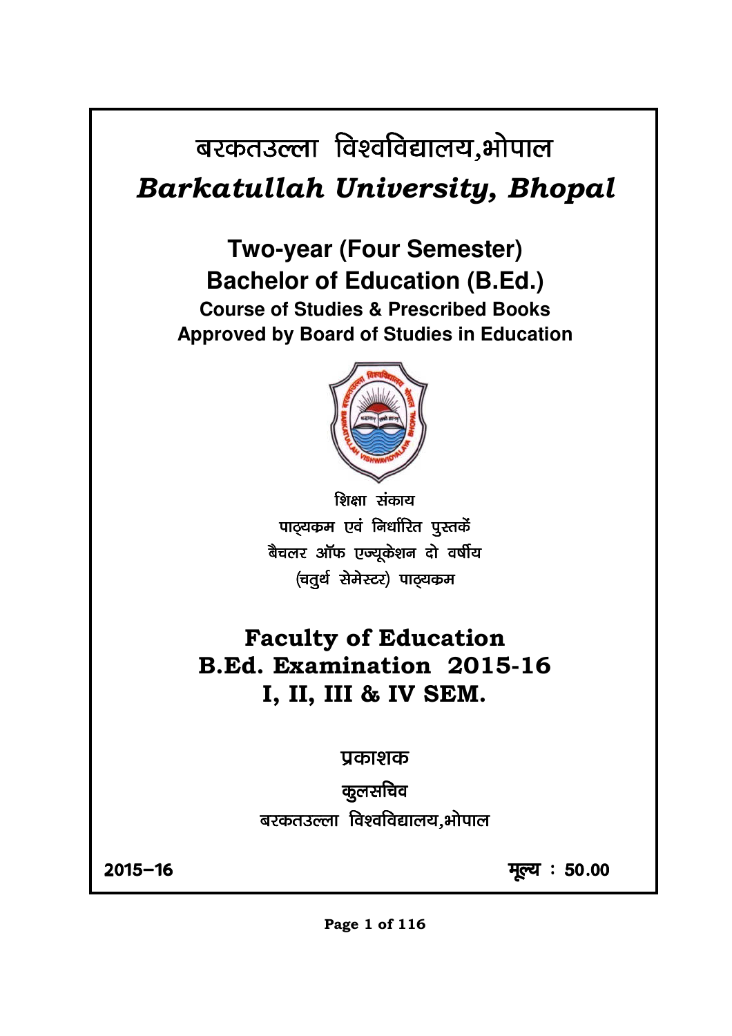# बरकतउल्ला विश्वविद्यालय,भोपाल

# *Barkatullah University, Bhopal*

## Two-year (Four Semester)
## Bachelor of Education (B.Ed.)

**Course of Studies & Prescribed Books**
**Approved by Board of Studies in Education**

शिक्षा संकाय
पाठ्यक्रम एवं निर्धारित पुस्तकें
बैचलर ऑफ एज्यूकेशन दो वर्षीय
(चतुर्थ सेमेस्टर) पाठ्यक्रम

## Faculty of Education
## B.Ed. Examination 2015-16
## I, II, III & IV SEM.

प्रकाशक

कुलसचिव

बरकतउल्ला विश्वविद्यालय,भोपाल

2015–16 मूल्य : 50.00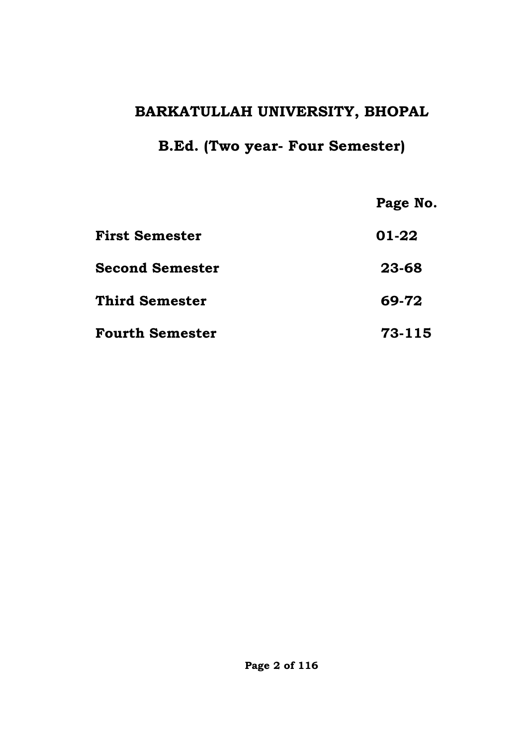# BARKATULLAH UNIVERSITY, BHOPAL

## B.Ed. (Two year- Four Semester)

| | Page No. |
|---|---|
| **First Semester** | **01-22** |
| **Second Semester** | **23-68** |
| **Third Semester** | **69-72** |
| **Fourth Semester** | **73-115** |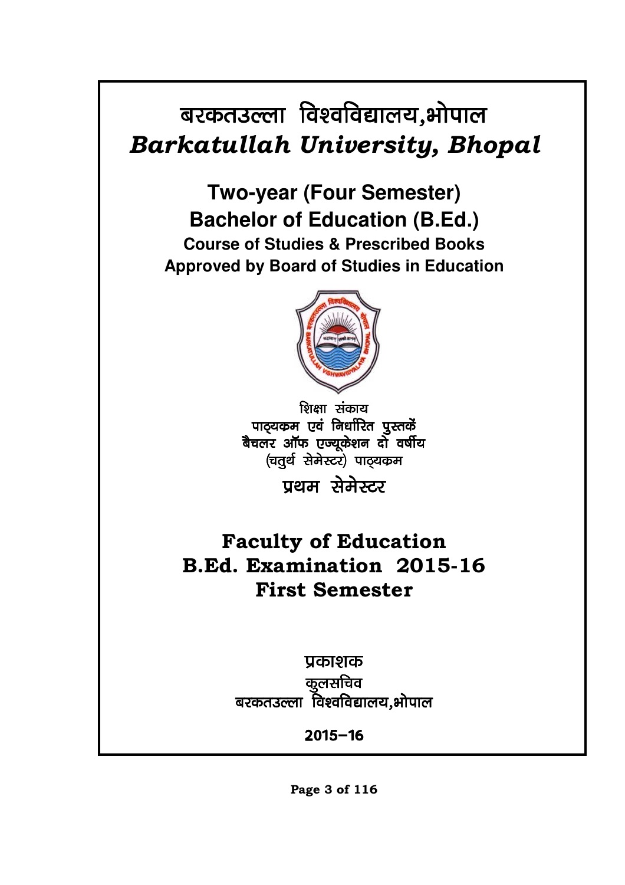# बरकतउल्ला विश्वविद्यालय,भोपाल
# *Barkatullah University, Bhopal*

## Two-year (Four Semester)
## Bachelor of Education (B.Ed.)

**Course of Studies & Prescribed Books**
**Approved by Board of Studies in Education**

शिक्षा संकाय
पाठ्यक्रम एवं निर्धारित पुस्तकें
बैचलर ऑफ एज्यूकेशन दो वर्षीय
(चतुर्थ सेमेस्टर) पाठ्यक्रम

## प्रथम सेमेस्टर

## Faculty of Education
## B.Ed. Examination 2015-16
## First Semester

प्रकाशक
कुलसचिव
बरकतउल्ला विश्वविद्यालय,भोपाल

**2015–16**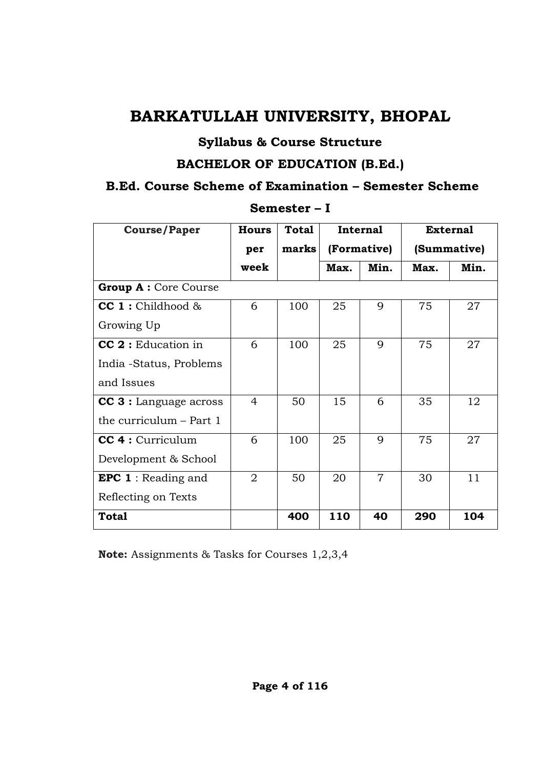# BARKATULLAH UNIVERSITY, BHOPAL

### Syllabus & Course Structure

### BACHELOR OF EDUCATION (B.Ed.)

### B.Ed. Course Scheme of Examination – Semester Scheme

### Semester – I

| Course/Paper | Hours per week | Total marks | Internal (Formative) | | External (Summative) | |
|---|---|---|---|---|---|---|
| | | | Max. | Min. | Max. | Min. |
| **Group A :** Core Course | | | | | | |
| **CC 1 :** Childhood & Growing Up | 6 | 100 | 25 | 9 | 75 | 27 |
| **CC 2 :** Education in India -Status, Problems and Issues | 6 | 100 | 25 | 9 | 75 | 27 |
| **CC 3 :** Language across the curriculum – Part 1 | 4 | 50 | 15 | 6 | 35 | 12 |
| **CC 4 :** Curriculum Development & School | 6 | 100 | 25 | 9 | 75 | 27 |
| **EPC 1** : Reading and Reflecting on Texts | 2 | 50 | 20 | 7 | 30 | 11 |
| **Total** | | **400** | **110** | **40** | **290** | **104** |

**Note:** Assignments & Tasks for Courses 1,2,3,4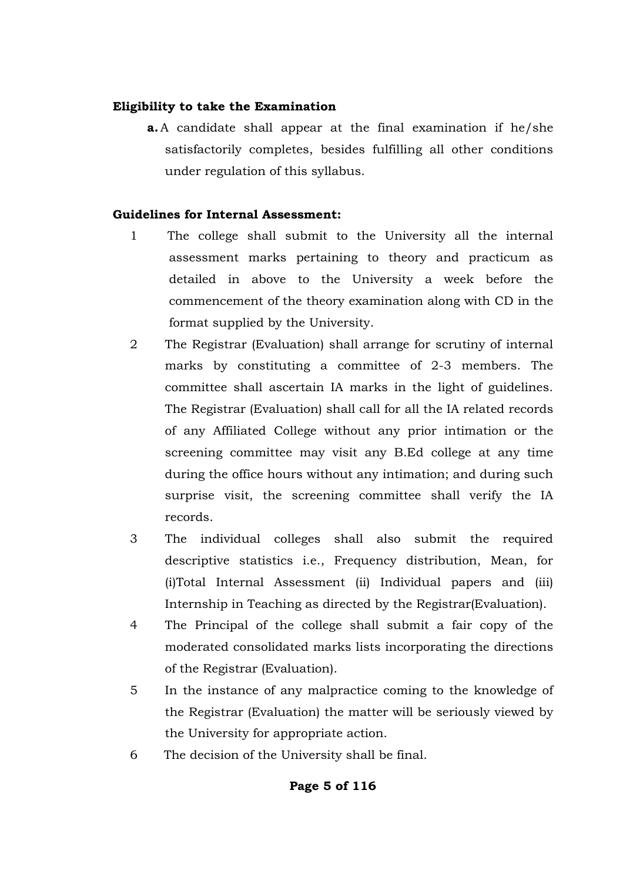**Eligibility to take the Examination**

**a.** A candidate shall appear at the final examination if he/she satisfactorily completes, besides fulfilling all other conditions under regulation of this syllabus.

**Guidelines for Internal Assessment:**

1. The college shall submit to the University all the internal assessment marks pertaining to theory and practicum as detailed in above to the University a week before the commencement of the theory examination along with CD in the format supplied by the University.
2. The Registrar (Evaluation) shall arrange for scrutiny of internal marks by constituting a committee of 2-3 members. The committee shall ascertain IA marks in the light of guidelines. The Registrar (Evaluation) shall call for all the IA related records of any Affiliated College without any prior intimation or the screening committee may visit any B.Ed college at any time during the office hours without any intimation; and during such surprise visit, the screening committee shall verify the IA records.
3. The individual colleges shall also submit the required descriptive statistics i.e., Frequency distribution, Mean, for (i)Total Internal Assessment (ii) Individual papers and (iii) Internship in Teaching as directed by the Registrar(Evaluation).
4. The Principal of the college shall submit a fair copy of the moderated consolidated marks lists incorporating the directions of the Registrar (Evaluation).
5. In the instance of any malpractice coming to the knowledge of the Registrar (Evaluation) the matter will be seriously viewed by the University for appropriate action.
6. The decision of the University shall be final.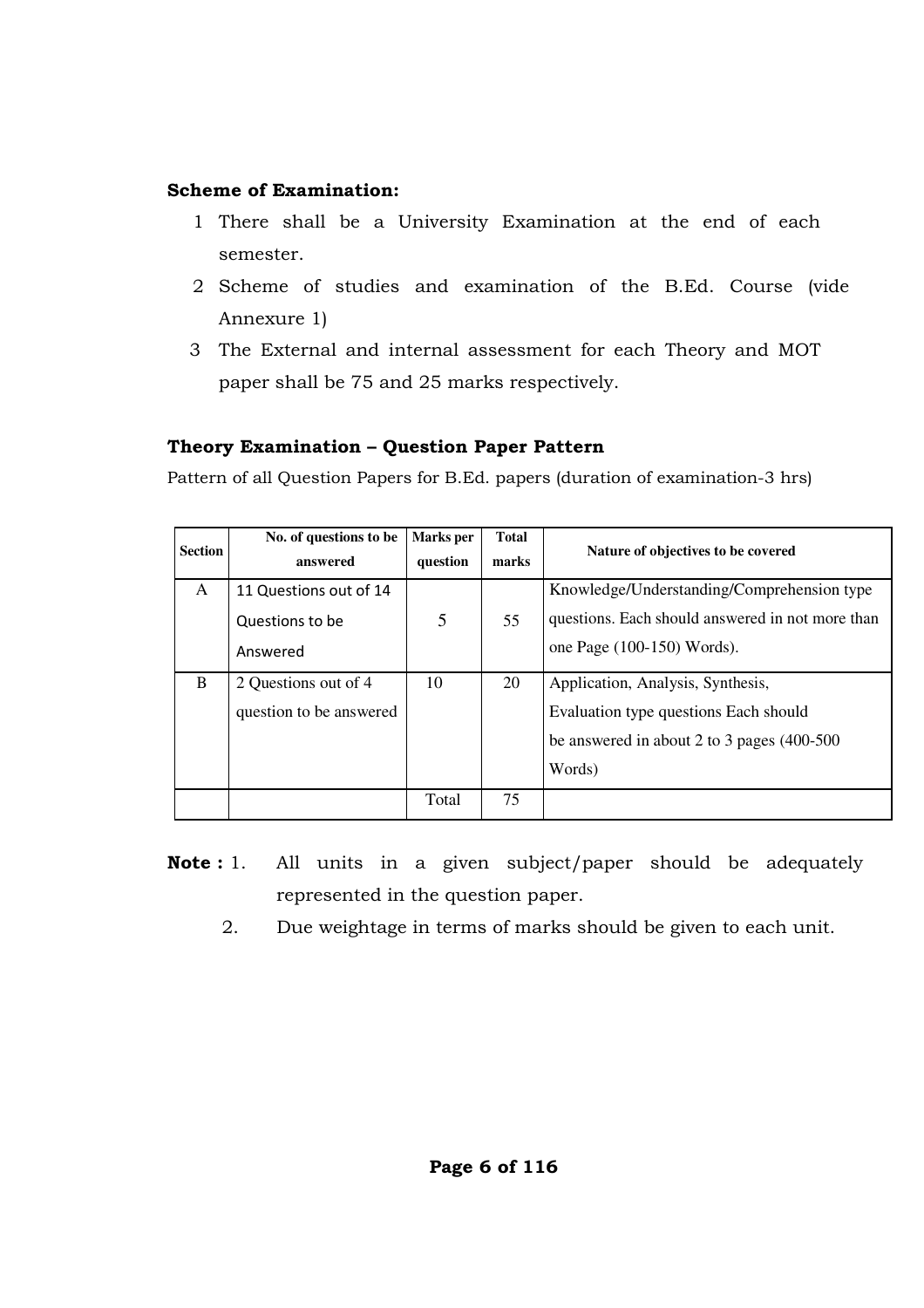**Scheme of Examination:**

1. There shall be a University Examination at the end of each semester.
2. Scheme of studies and examination of the B.Ed. Course (vide Annexure 1)
3. The External and internal assessment for each Theory and MOT paper shall be 75 and 25 marks respectively.

**Theory Examination – Question Paper Pattern**

Pattern of all Question Papers for B.Ed. papers (duration of examination-3 hrs)

| Section | No. of questions to be answered | Marks per question | Total marks | Nature of objectives to be covered |
|---|---|---|---|---|
| A | 11 Questions out of 14 Questions to be Answered | 5 | 55 | Knowledge/Understanding/Comprehension type questions. Each should answered in not more than one Page (100-150) Words). |
| B | 2 Questions out of 4 question to be answered | 10 | 20 | Application, Analysis, Synthesis, Evaluation type questions Each should be answered in about 2 to 3 pages (400-500 Words) |
| | | Total | 75 | |

**Note :** 1. All units in a given subject/paper should be adequately represented in the question paper.

2. Due weightage in terms of marks should be given to each unit.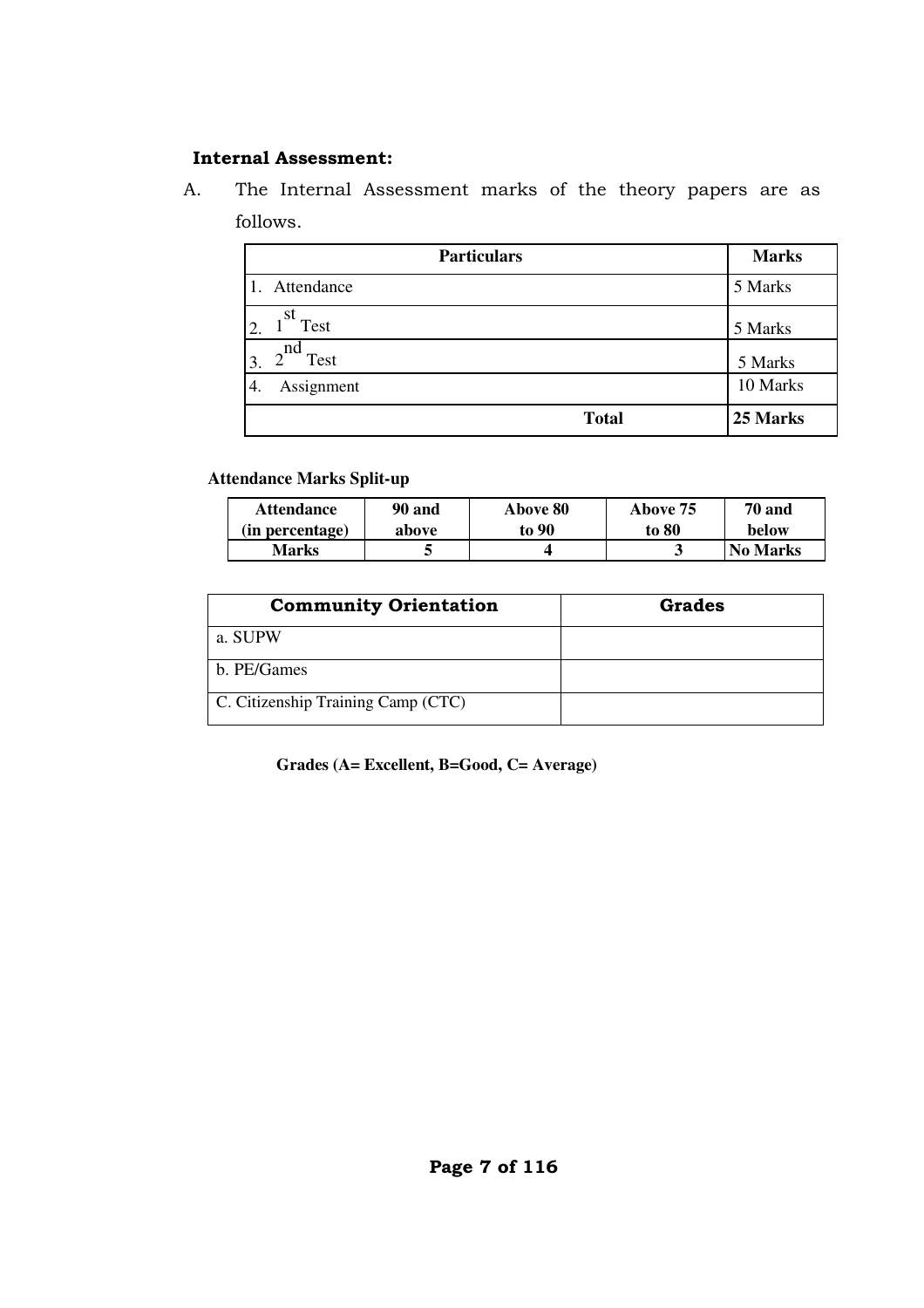**Internal Assessment:**

A. The Internal Assessment marks of the theory papers are as follows.

| Particulars | Marks |
|---|---|
| 1. Attendance | 5 Marks |
| 2. 1st Test | 5 Marks |
| 3. 2nd Test | 5 Marks |
| 4. Assignment | 10 Marks |
| **Total** | **25 Marks** |

**Attendance Marks Split-up**

| Attendance (in percentage) | 90 and above | Above 80 to 90 | Above 75 to 80 | 70 and below |
|---|---|---|---|---|
| **Marks** | **5** | **4** | **3** | **No Marks** |

| Community Orientation | Grades |
|---|---|
| a. SUPW | |
| b. PE/Games | |
| C. Citizenship Training Camp (CTC) | |

**Grades (A= Excellent, B=Good, C= Average)**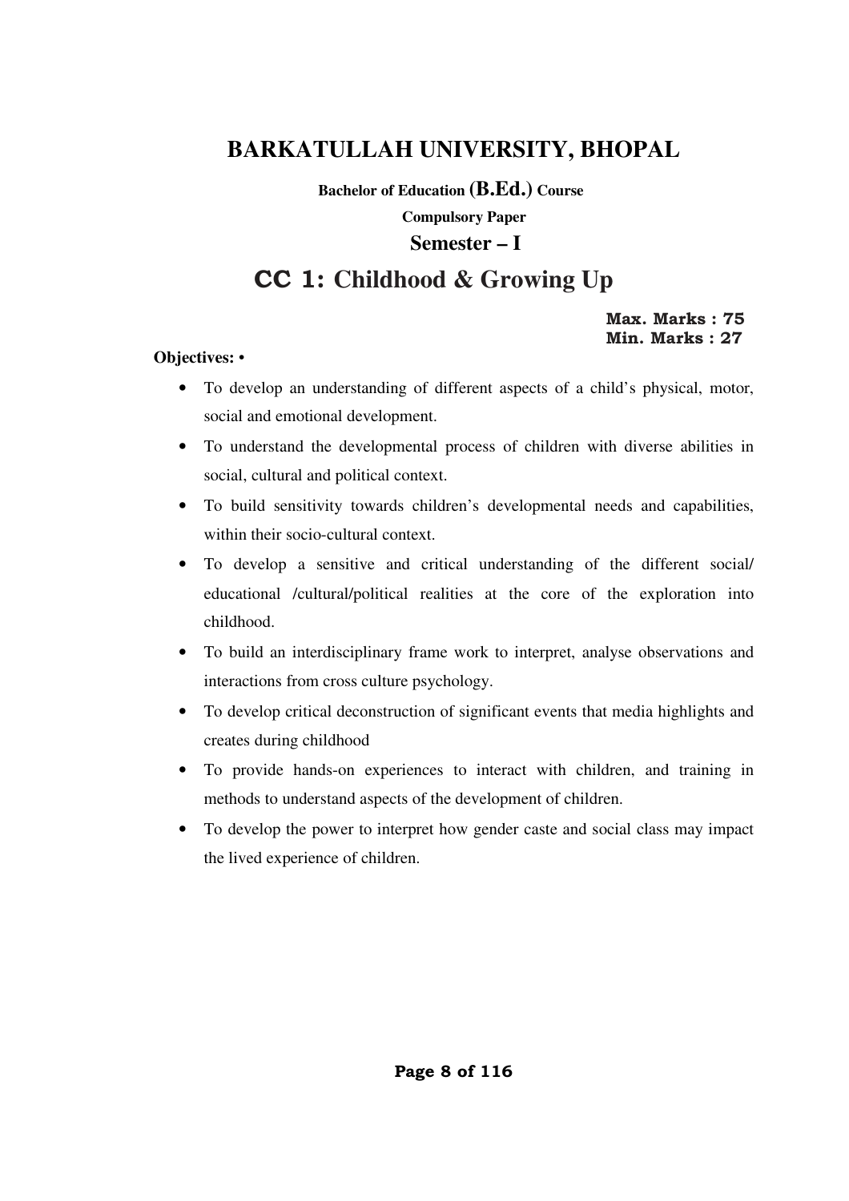# BARKATULLAH UNIVERSITY, BHOPAL

**Bachelor of Education (B.Ed.) Course**

**Compulsory Paper**

**Semester – I**

## CC 1: Childhood & Growing Up

**Max. Marks : 75**
**Min. Marks : 27**

**Objectives: •**

- To develop an understanding of different aspects of a child's physical, motor, social and emotional development.
- To understand the developmental process of children with diverse abilities in social, cultural and political context.
- To build sensitivity towards children's developmental needs and capabilities, within their socio-cultural context.
- To develop a sensitive and critical understanding of the different social/ educational /cultural/political realities at the core of the exploration into childhood.
- To build an interdisciplinary frame work to interpret, analyse observations and interactions from cross culture psychology.
- To develop critical deconstruction of significant events that media highlights and creates during childhood
- To provide hands-on experiences to interact with children, and training in methods to understand aspects of the development of children.
- To develop the power to interpret how gender caste and social class may impact the lived experience of children.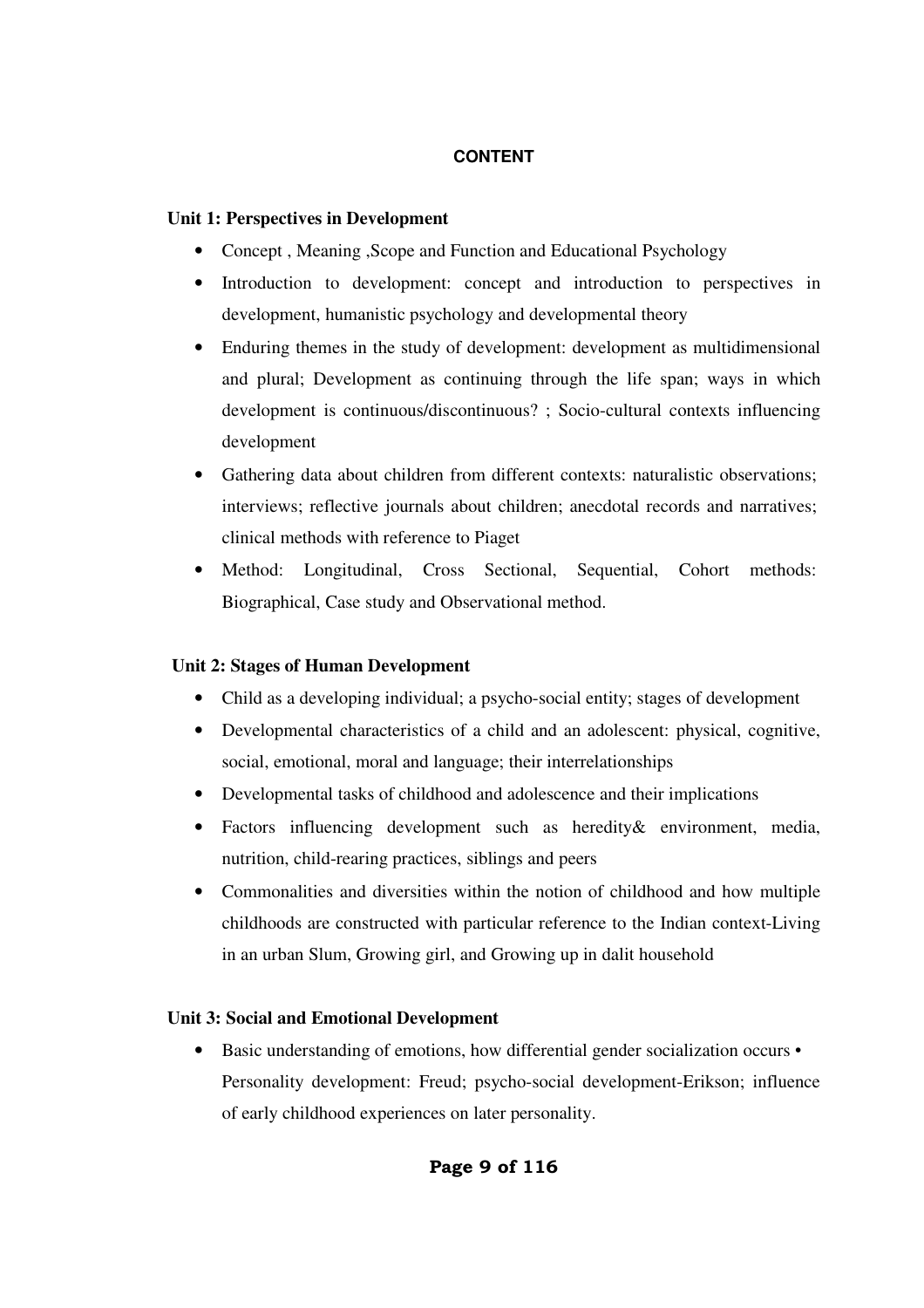**CONTENT**

**Unit 1: Perspectives in Development**

- Concept , Meaning ,Scope and Function and Educational Psychology
- Introduction to development: concept and introduction to perspectives in development, humanistic psychology and developmental theory
- Enduring themes in the study of development: development as multidimensional and plural; Development as continuing through the life span; ways in which development is continuous/discontinuous? ; Socio-cultural contexts influencing development
- Gathering data about children from different contexts: naturalistic observations; interviews; reflective journals about children; anecdotal records and narratives; clinical methods with reference to Piaget
- Method: Longitudinal, Cross Sectional, Sequential, Cohort methods: Biographical, Case study and Observational method.

**Unit 2: Stages of Human Development**

- Child as a developing individual; a psycho-social entity; stages of development
- Developmental characteristics of a child and an adolescent: physical, cognitive, social, emotional, moral and language; their interrelationships
- Developmental tasks of childhood and adolescence and their implications
- Factors influencing development such as heredity& environment, media, nutrition, child-rearing practices, siblings and peers
- Commonalities and diversities within the notion of childhood and how multiple childhoods are constructed with particular reference to the Indian context-Living in an urban Slum, Growing girl, and Growing up in dalit household

**Unit 3: Social and Emotional Development**

- Basic understanding of emotions, how differential gender socialization occurs • Personality development: Freud; psycho-social development-Erikson; influence of early childhood experiences on later personality.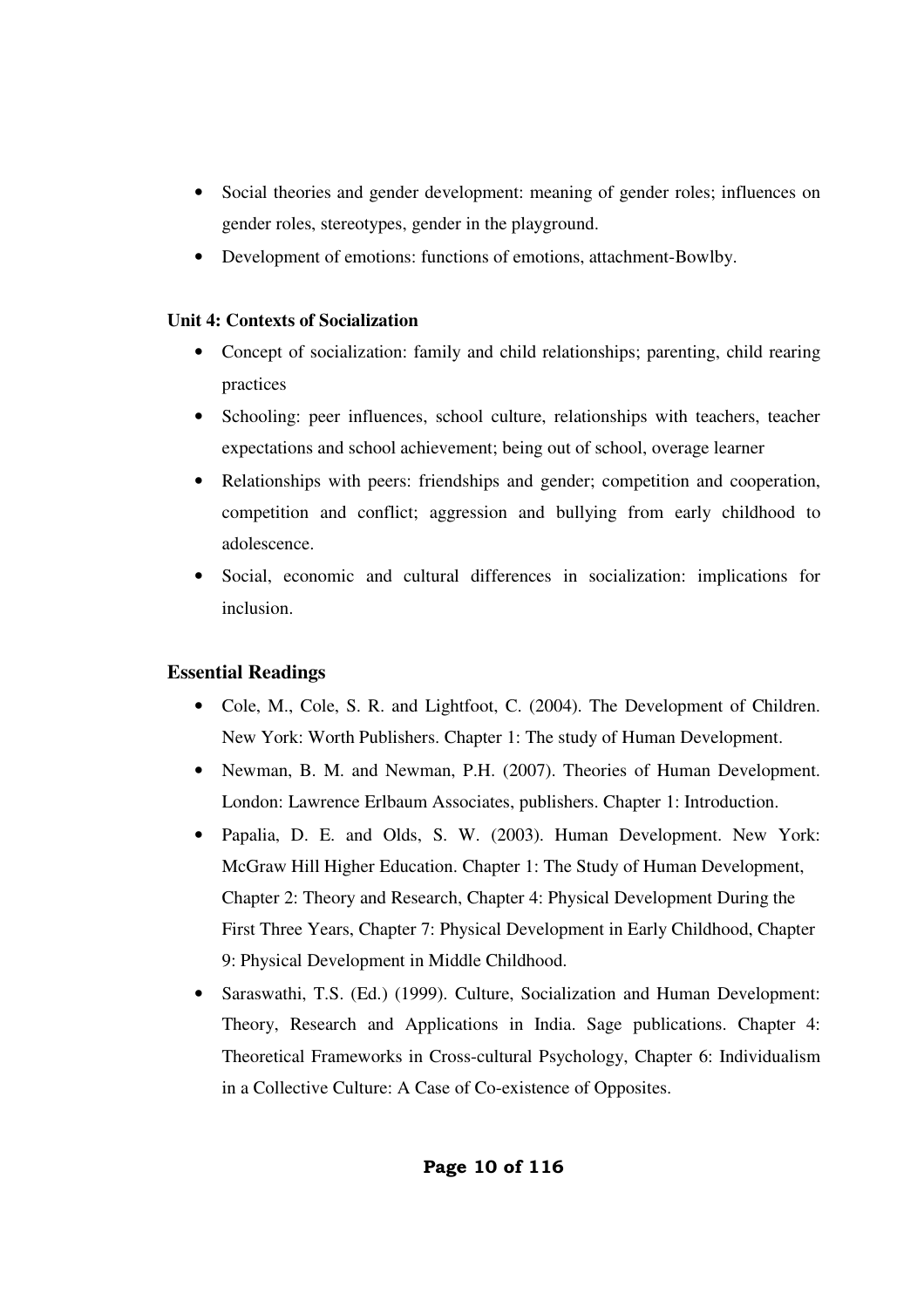- Social theories and gender development: meaning of gender roles; influences on gender roles, stereotypes, gender in the playground.
- Development of emotions: functions of emotions, attachment-Bowlby.

**Unit 4: Contexts of Socialization**

- Concept of socialization: family and child relationships; parenting, child rearing practices
- Schooling: peer influences, school culture, relationships with teachers, teacher expectations and school achievement; being out of school, overage learner
- Relationships with peers: friendships and gender; competition and cooperation, competition and conflict; aggression and bullying from early childhood to adolescence.
- Social, economic and cultural differences in socialization: implications for inclusion.

## Essential Readings

- Cole, M., Cole, S. R. and Lightfoot, C. (2004). The Development of Children. New York: Worth Publishers. Chapter 1: The study of Human Development.
- Newman, B. M. and Newman, P.H. (2007). Theories of Human Development. London: Lawrence Erlbaum Associates, publishers. Chapter 1: Introduction.
- Papalia, D. E. and Olds, S. W. (2003). Human Development. New York: McGraw Hill Higher Education. Chapter 1: The Study of Human Development, Chapter 2: Theory and Research, Chapter 4: Physical Development During the First Three Years, Chapter 7: Physical Development in Early Childhood, Chapter 9: Physical Development in Middle Childhood.
- Saraswathi, T.S. (Ed.) (1999). Culture, Socialization and Human Development: Theory, Research and Applications in India. Sage publications. Chapter 4: Theoretical Frameworks in Cross-cultural Psychology, Chapter 6: Individualism in a Collective Culture: A Case of Co-existence of Opposites.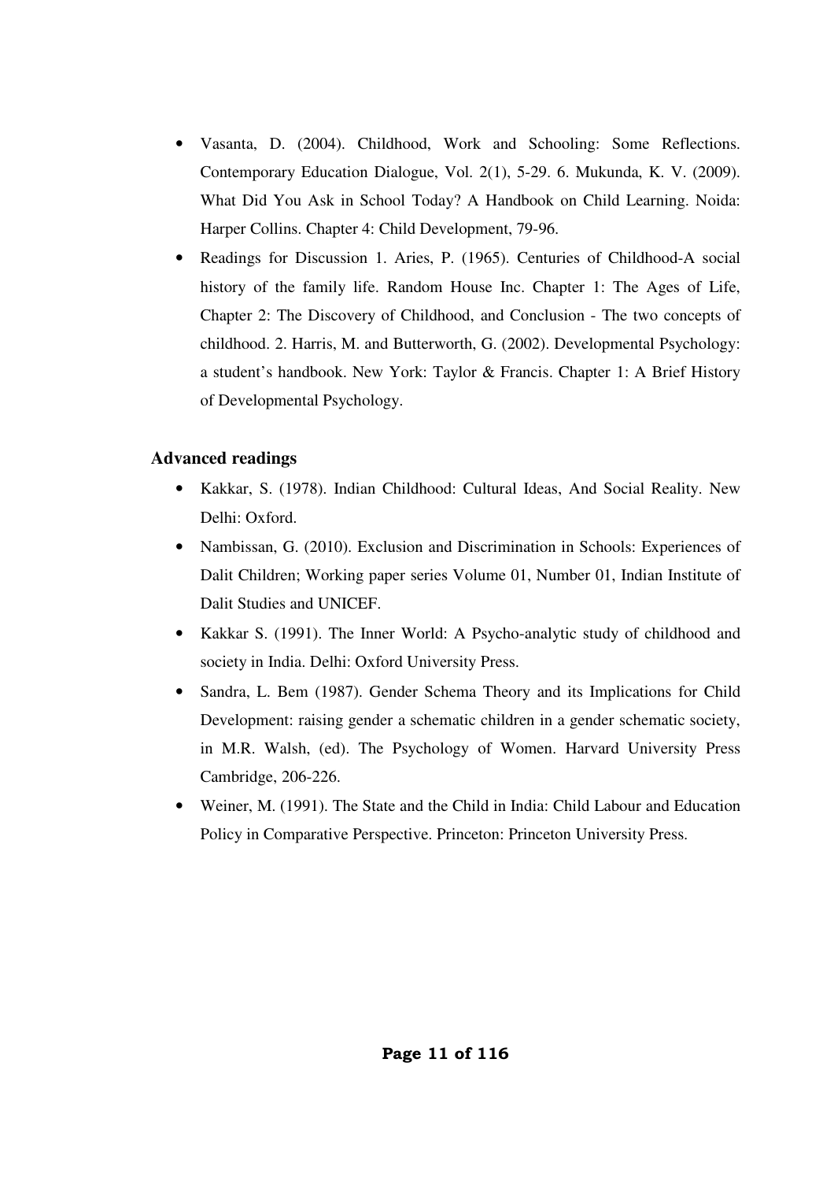- Vasanta, D. (2004). Childhood, Work and Schooling: Some Reflections. Contemporary Education Dialogue, Vol. 2(1), 5-29. 6. Mukunda, K. V. (2009). What Did You Ask in School Today? A Handbook on Child Learning. Noida: Harper Collins. Chapter 4: Child Development, 79-96.
- Readings for Discussion 1. Aries, P. (1965). Centuries of Childhood-A social history of the family life. Random House Inc. Chapter 1: The Ages of Life, Chapter 2: The Discovery of Childhood, and Conclusion - The two concepts of childhood. 2. Harris, M. and Butterworth, G. (2002). Developmental Psychology: a student's handbook. New York: Taylor & Francis. Chapter 1: A Brief History of Developmental Psychology.

### Advanced readings

- Kakkar, S. (1978). Indian Childhood: Cultural Ideas, And Social Reality. New Delhi: Oxford.
- Nambissan, G. (2010). Exclusion and Discrimination in Schools: Experiences of Dalit Children; Working paper series Volume 01, Number 01, Indian Institute of Dalit Studies and UNICEF.
- Kakkar S. (1991). The Inner World: A Psycho-analytic study of childhood and society in India. Delhi: Oxford University Press.
- Sandra, L. Bem (1987). Gender Schema Theory and its Implications for Child Development: raising gender a schematic children in a gender schematic society, in M.R. Walsh, (ed). The Psychology of Women. Harvard University Press Cambridge, 206-226.
- Weiner, M. (1991). The State and the Child in India: Child Labour and Education Policy in Comparative Perspective. Princeton: Princeton University Press.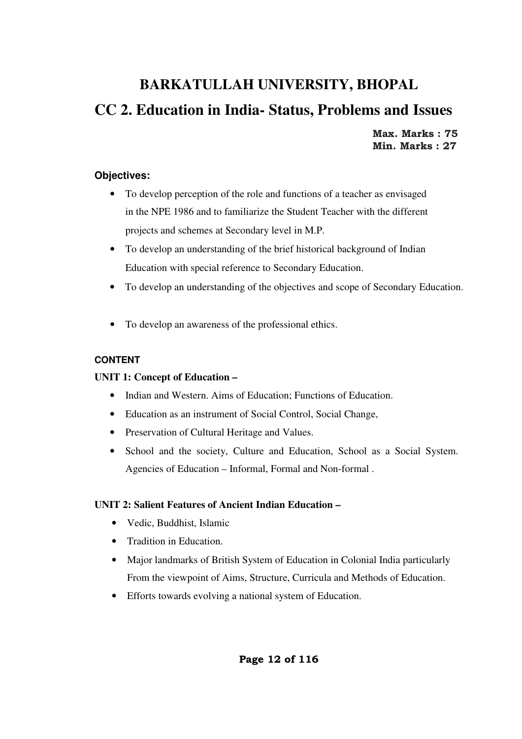# BARKATULLAH UNIVERSITY, BHOPAL

## CC 2. Education in India- Status, Problems and Issues

**Max. Marks : 75**
**Min. Marks : 27**

**Objectives:**

- To develop perception of the role and functions of a teacher as envisaged in the NPE 1986 and to familiarize the Student Teacher with the different projects and schemes at Secondary level in M.P.
- To develop an understanding of the brief historical background of Indian Education with special reference to Secondary Education.
- To develop an understanding of the objectives and scope of Secondary Education.
- To develop an awareness of the professional ethics.

**CONTENT**

**UNIT 1: Concept of Education –**

- Indian and Western. Aims of Education; Functions of Education.
- Education as an instrument of Social Control, Social Change,
- Preservation of Cultural Heritage and Values.
- School and the society, Culture and Education, School as a Social System. Agencies of Education – Informal, Formal and Non-formal .

**UNIT 2: Salient Features of Ancient Indian Education –**

- Vedic, Buddhist, Islamic
- Tradition in Education.
- Major landmarks of British System of Education in Colonial India particularly From the viewpoint of Aims, Structure, Curricula and Methods of Education.
- Efforts towards evolving a national system of Education.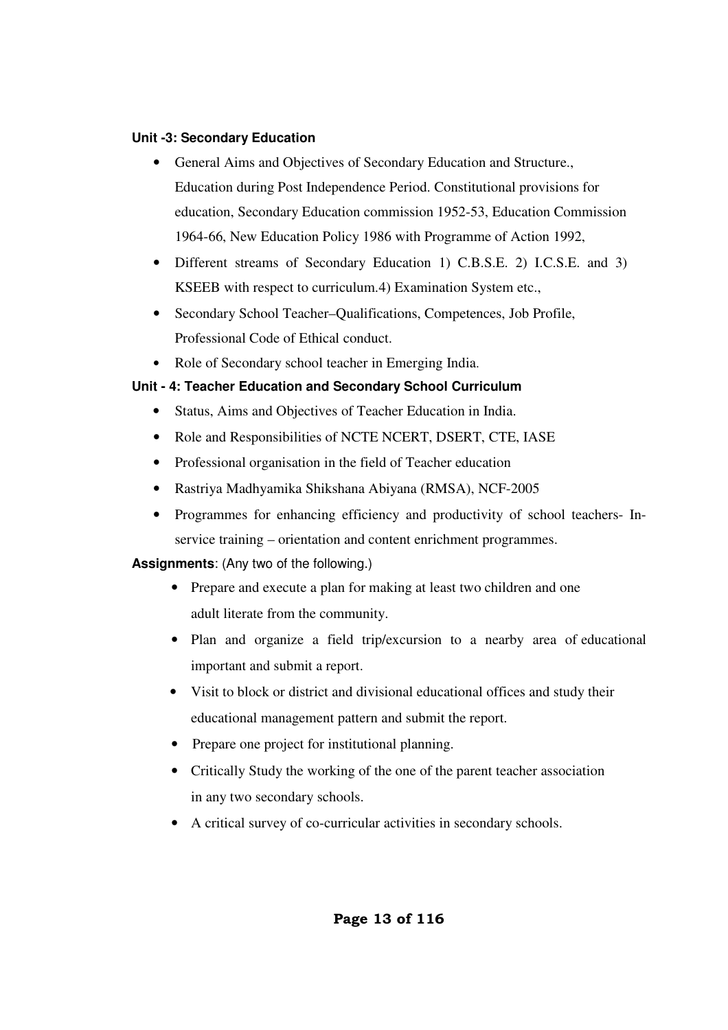**Unit -3: Secondary Education**

- General Aims and Objectives of Secondary Education and Structure., Education during Post Independence Period. Constitutional provisions for education, Secondary Education commission 1952-53, Education Commission 1964-66, New Education Policy 1986 with Programme of Action 1992,
- Different streams of Secondary Education 1) C.B.S.E. 2) I.C.S.E. and 3) KSEEB with respect to curriculum.4) Examination System etc.,
- Secondary School Teacher–Qualifications, Competences, Job Profile, Professional Code of Ethical conduct.
- Role of Secondary school teacher in Emerging India.

**Unit - 4: Teacher Education and Secondary School Curriculum**

- Status, Aims and Objectives of Teacher Education in India.
- Role and Responsibilities of NCTE NCERT, DSERT, CTE, IASE
- Professional organisation in the field of Teacher education
- Rastriya Madhyamika Shikshana Abiyana (RMSA), NCF-2005
- Programmes for enhancing efficiency and productivity of school teachers- In-service training – orientation and content enrichment programmes.

**Assignments**: (Any two of the following.)

- Prepare and execute a plan for making at least two children and one adult literate from the community.
- Plan and organize a field trip/excursion to a nearby area of educational important and submit a report.
- Visit to block or district and divisional educational offices and study their educational management pattern and submit the report.
- Prepare one project for institutional planning.
- Critically Study the working of the one of the parent teacher association in any two secondary schools.
- A critical survey of co-curricular activities in secondary schools.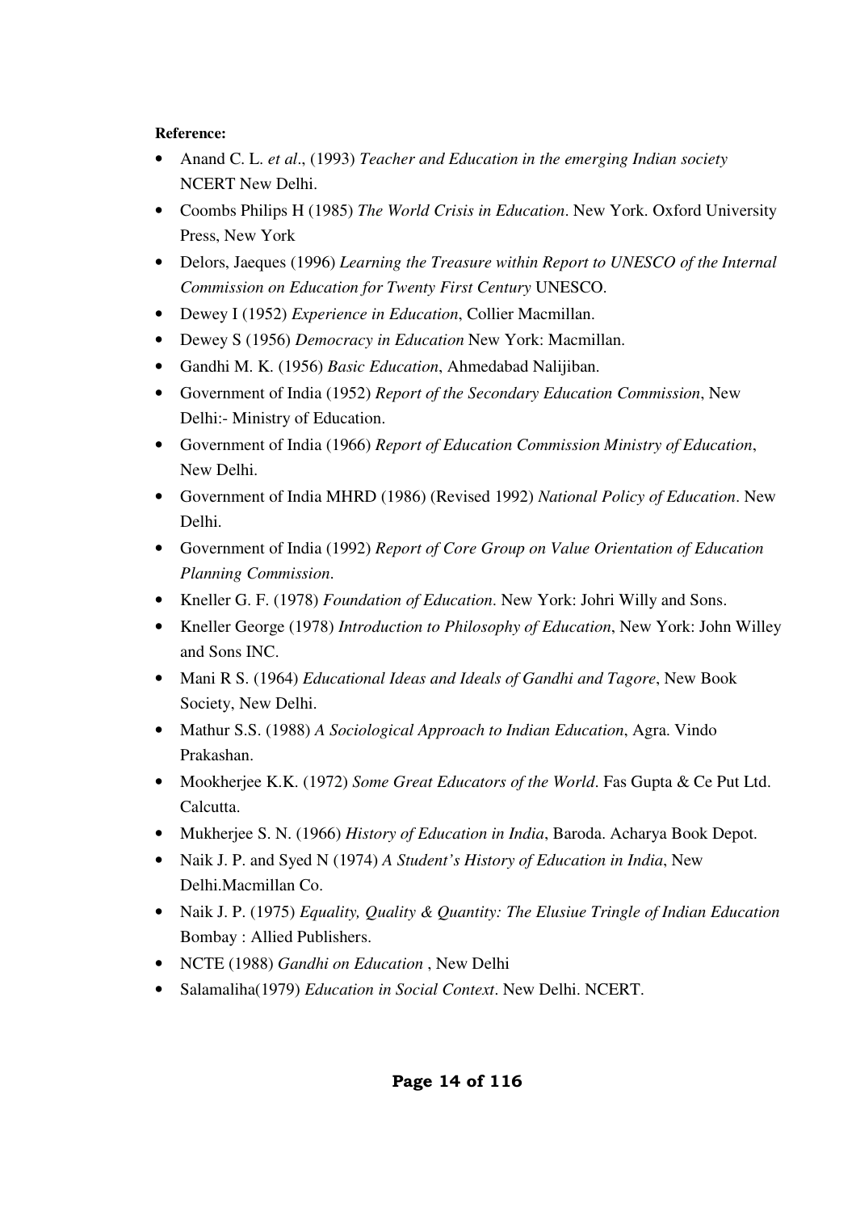**Reference:**

- Anand C. L. *et al*., (1993) *Teacher and Education in the emerging Indian society* NCERT New Delhi.
- Coombs Philips H (1985) *The World Crisis in Education*. New York. Oxford University Press, New York
- Delors, Jaeques (1996) *Learning the Treasure within Report to UNESCO of the Internal Commission on Education for Twenty First Century* UNESCO.
- Dewey I (1952) *Experience in Education*, Collier Macmillan.
- Dewey S (1956) *Democracy in Education* New York: Macmillan.
- Gandhi M. K. (1956) *Basic Education*, Ahmedabad Nalijiban.
- Government of India (1952) *Report of the Secondary Education Commission*, New Delhi:- Ministry of Education.
- Government of India (1966) *Report of Education Commission Ministry of Education*, New Delhi.
- Government of India MHRD (1986) (Revised 1992) *National Policy of Education*. New Delhi.
- Government of India (1992) *Report of Core Group on Value Orientation of Education Planning Commission*.
- Kneller G. F. (1978) *Foundation of Education*. New York: Johri Willy and Sons.
- Kneller George (1978) *Introduction to Philosophy of Education*, New York: John Willey and Sons INC.
- Mani R S. (1964) *Educational Ideas and Ideals of Gandhi and Tagore*, New Book Society, New Delhi.
- Mathur S.S. (1988) *A Sociological Approach to Indian Education*, Agra. Vindo Prakashan.
- Mookherjee K.K. (1972) *Some Great Educators of the World*. Fas Gupta & Ce Put Ltd. Calcutta.
- Mukherjee S. N. (1966) *History of Education in India*, Baroda. Acharya Book Depot.
- Naik J. P. and Syed N (1974) *A Student's History of Education in India*, New Delhi.Macmillan Co.
- Naik J. P. (1975) *Equality, Quality & Quantity: The Elusiue Tringle of Indian Education* Bombay : Allied Publishers.
- NCTE (1988) *Gandhi on Education* , New Delhi
- Salamaliha(1979) *Education in Social Context*. New Delhi. NCERT.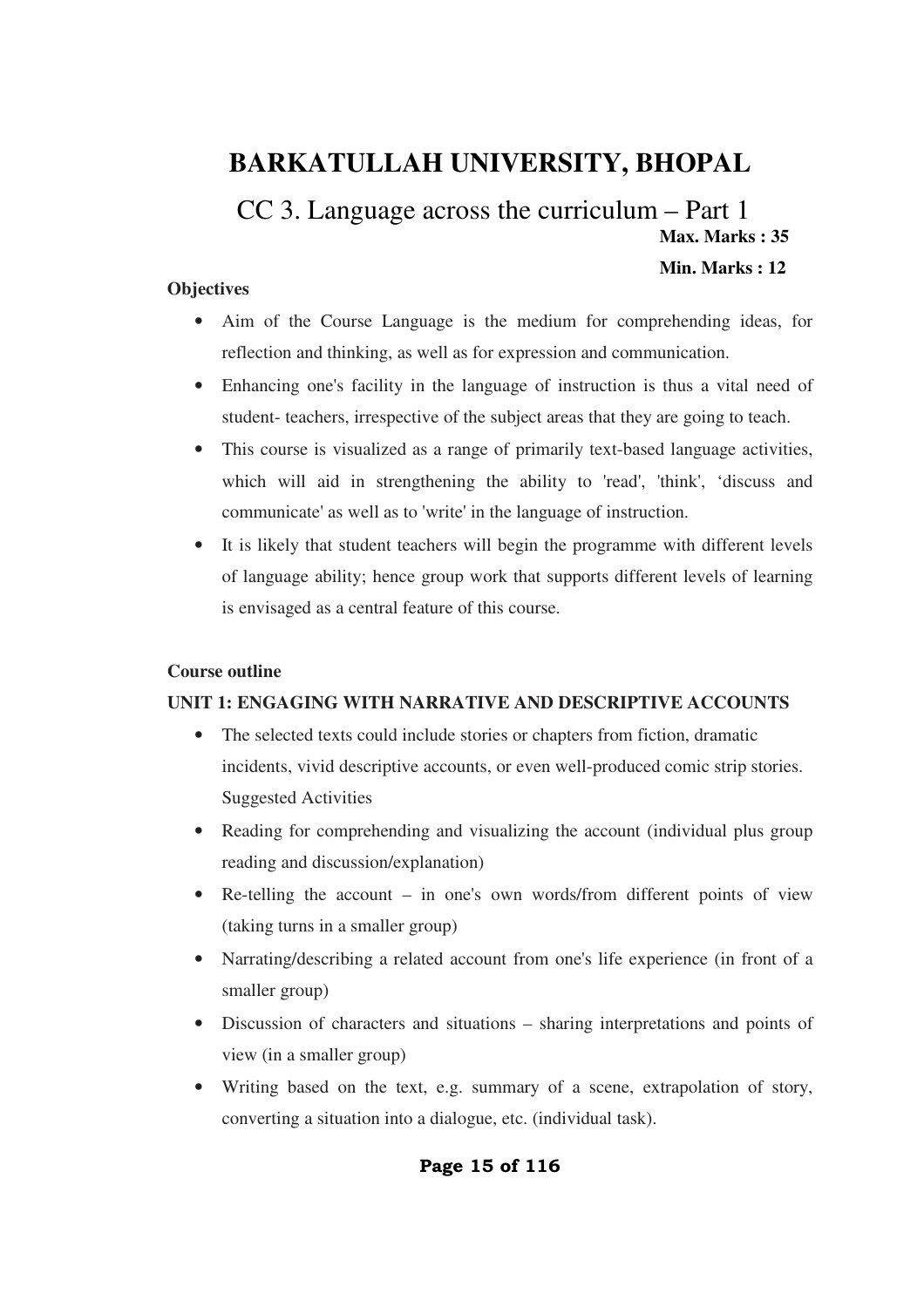# BARKATULLAH UNIVERSITY, BHOPAL

## CC 3. Language across the curriculum – Part 1

**Max. Marks : 35**

**Min. Marks : 12**

**Objectives**

- Aim of the Course Language is the medium for comprehending ideas, for reflection and thinking, as well as for expression and communication.
- Enhancing one's facility in the language of instruction is thus a vital need of student- teachers, irrespective of the subject areas that they are going to teach.
- This course is visualized as a range of primarily text-based language activities, which will aid in strengthening the ability to 'read', 'think', 'discuss and communicate' as well as to 'write' in the language of instruction.
- It is likely that student teachers will begin the programme with different levels of language ability; hence group work that supports different levels of learning is envisaged as a central feature of this course.

**Course outline**

**UNIT 1: ENGAGING WITH NARRATIVE AND DESCRIPTIVE ACCOUNTS**

- The selected texts could include stories or chapters from fiction, dramatic incidents, vivid descriptive accounts, or even well-produced comic strip stories. Suggested Activities
- Reading for comprehending and visualizing the account (individual plus group reading and discussion/explanation)
- Re-telling the account – in one's own words/from different points of view (taking turns in a smaller group)
- Narrating/describing a related account from one's life experience (in front of a smaller group)
- Discussion of characters and situations – sharing interpretations and points of view (in a smaller group)
- Writing based on the text, e.g. summary of a scene, extrapolation of story, converting a situation into a dialogue, etc. (individual task).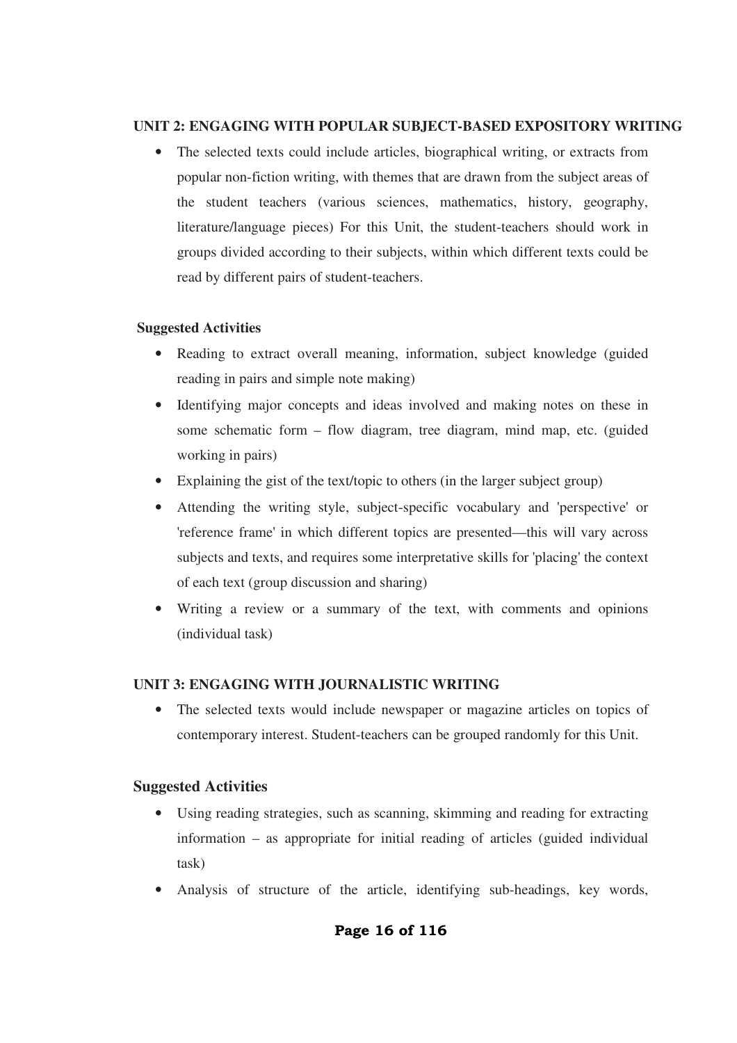### UNIT 2: ENGAGING WITH POPULAR SUBJECT-BASED EXPOSITORY WRITING

- The selected texts could include articles, biographical writing, or extracts from popular non-fiction writing, with themes that are drawn from the subject areas of the student teachers (various sciences, mathematics, history, geography, literature/language pieces) For this Unit, the student-teachers should work in groups divided according to their subjects, within which different texts could be read by different pairs of student-teachers.

**Suggested Activities**

- Reading to extract overall meaning, information, subject knowledge (guided reading in pairs and simple note making)
- Identifying major concepts and ideas involved and making notes on these in some schematic form – flow diagram, tree diagram, mind map, etc. (guided working in pairs)
- Explaining the gist of the text/topic to others (in the larger subject group)
- Attending the writing style, subject-specific vocabulary and 'perspective' or 'reference frame' in which different topics are presented—this will vary across subjects and texts, and requires some interpretative skills for 'placing' the context of each text (group discussion and sharing)
- Writing a review or a summary of the text, with comments and opinions (individual task)

### UNIT 3: ENGAGING WITH JOURNALISTIC WRITING

- The selected texts would include newspaper or magazine articles on topics of contemporary interest. Student-teachers can be grouped randomly for this Unit.

**Suggested Activities**

- Using reading strategies, such as scanning, skimming and reading for extracting information – as appropriate for initial reading of articles (guided individual task)
- Analysis of structure of the article, identifying sub-headings, key words,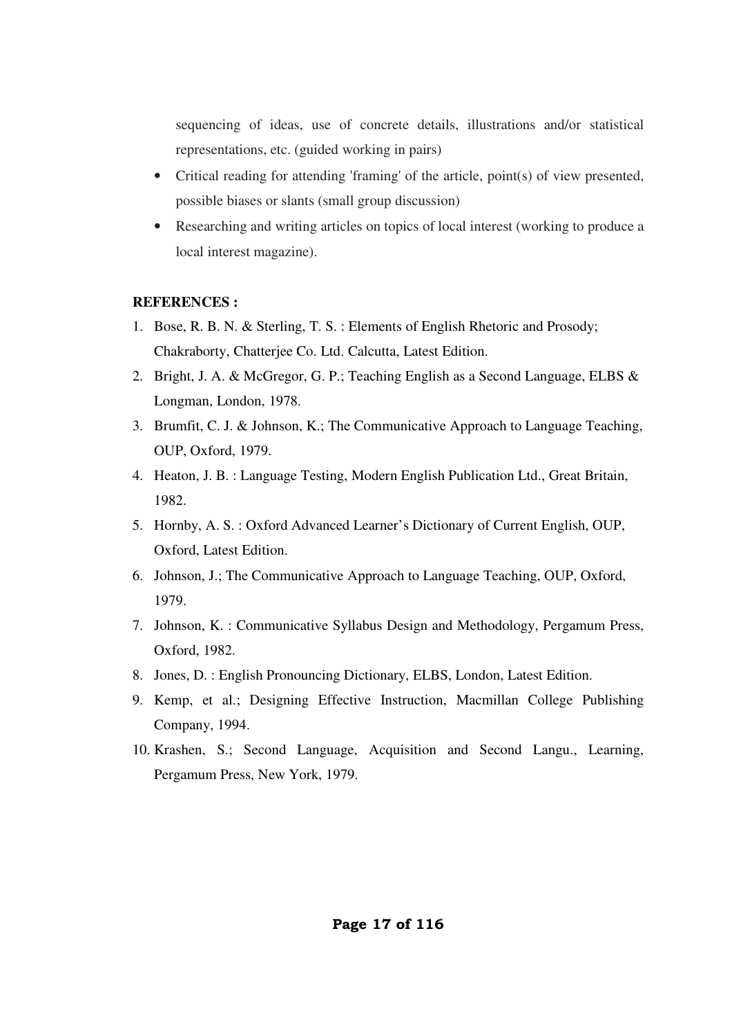sequencing of ideas, use of concrete details, illustrations and/or statistical representations, etc. (guided working in pairs)

- Critical reading for attending 'framing' of the article, point(s) of view presented, possible biases or slants (small group discussion)
- Researching and writing articles on topics of local interest (working to produce a local interest magazine).

**REFERENCES :**

1. Bose, R. B. N. & Sterling, T. S. : Elements of English Rhetoric and Prosody; Chakraborty, Chatterjee Co. Ltd. Calcutta, Latest Edition.
2. Bright, J. A. & McGregor, G. P.; Teaching English as a Second Language, ELBS & Longman, London, 1978.
3. Brumfit, C. J. & Johnson, K.; The Communicative Approach to Language Teaching, OUP, Oxford, 1979.
4. Heaton, J. B. : Language Testing, Modern English Publication Ltd., Great Britain, 1982.
5. Hornby, A. S. : Oxford Advanced Learner's Dictionary of Current English, OUP, Oxford, Latest Edition.
6. Johnson, J.; The Communicative Approach to Language Teaching, OUP, Oxford, 1979.
7. Johnson, K. : Communicative Syllabus Design and Methodology, Pergamum Press, Oxford, 1982.
8. Jones, D. : English Pronouncing Dictionary, ELBS, London, Latest Edition.
9. Kemp, et al.; Designing Effective Instruction, Macmillan College Publishing Company, 1994.
10. Krashen, S.; Second Language, Acquisition and Second Langu., Learning, Pergamum Press, New York, 1979.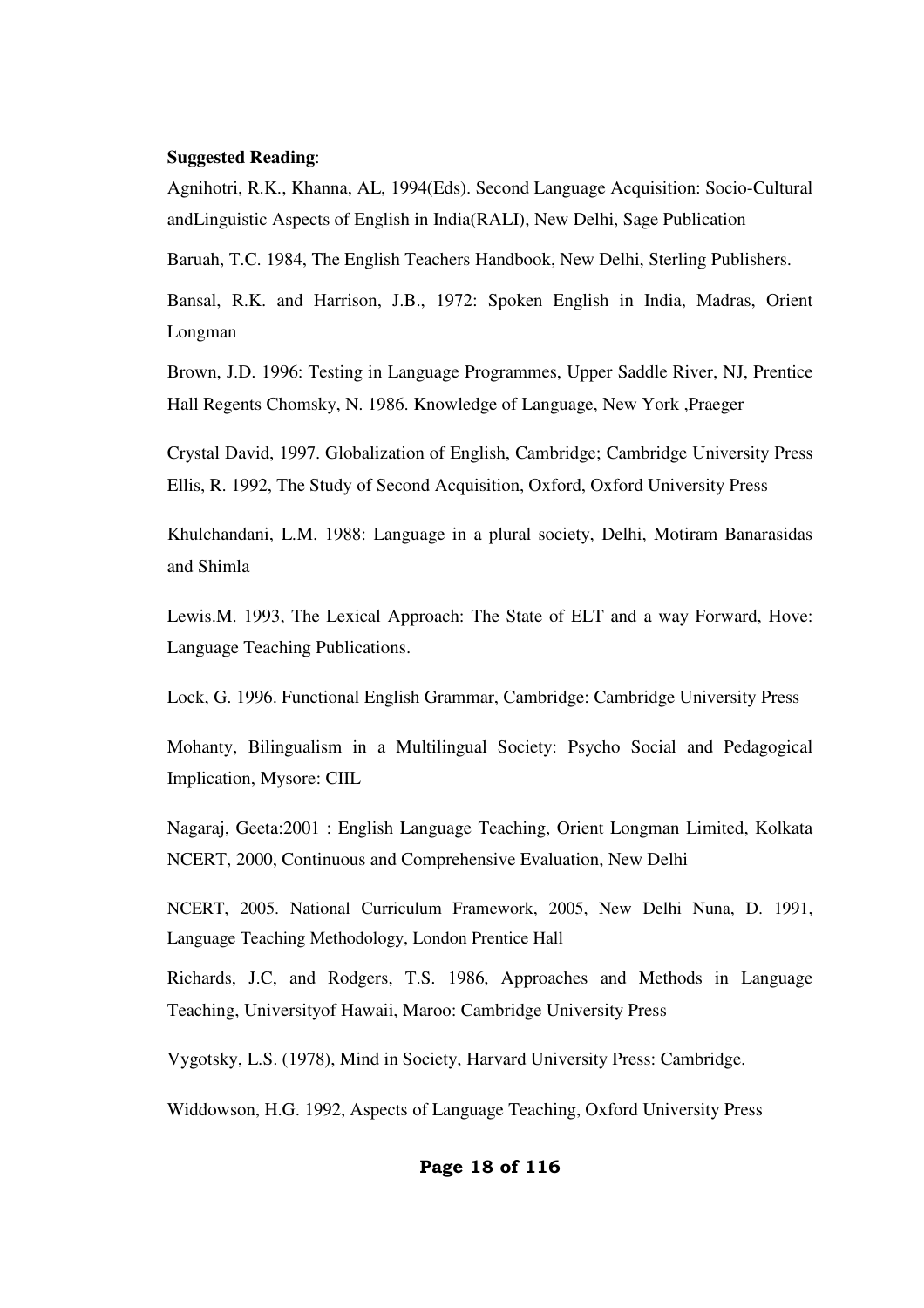**Suggested Reading**:

Agnihotri, R.K., Khanna, AL, 1994(Eds). Second Language Acquisition: Socio-Cultural andLinguistic Aspects of English in India(RALI), New Delhi, Sage Publication

Baruah, T.C. 1984, The English Teachers Handbook, New Delhi, Sterling Publishers.

Bansal, R.K. and Harrison, J.B., 1972: Spoken English in India, Madras, Orient Longman

Brown, J.D. 1996: Testing in Language Programmes, Upper Saddle River, NJ, Prentice Hall Regents Chomsky, N. 1986. Knowledge of Language, New York ,Praeger

Crystal David, 1997. Globalization of English, Cambridge; Cambridge University Press Ellis, R. 1992, The Study of Second Acquisition, Oxford, Oxford University Press

Khulchandani, L.M. 1988: Language in a plural society, Delhi, Motiram Banarasidas and Shimla

Lewis.M. 1993, The Lexical Approach: The State of ELT and a way Forward, Hove: Language Teaching Publications.

Lock, G. 1996. Functional English Grammar, Cambridge: Cambridge University Press

Mohanty, Bilingualism in a Multilingual Society: Psycho Social and Pedagogical Implication, Mysore: CIIL

Nagaraj, Geeta:2001 : English Language Teaching, Orient Longman Limited, Kolkata NCERT, 2000, Continuous and Comprehensive Evaluation, New Delhi

NCERT, 2005. National Curriculum Framework, 2005, New Delhi Nuna, D. 1991, Language Teaching Methodology, London Prentice Hall

Richards, J.C, and Rodgers, T.S. 1986, Approaches and Methods in Language Teaching, Universityof Hawaii, Maroo: Cambridge University Press

Vygotsky, L.S. (1978), Mind in Society, Harvard University Press: Cambridge.

Widdowson, H.G. 1992, Aspects of Language Teaching, Oxford University Press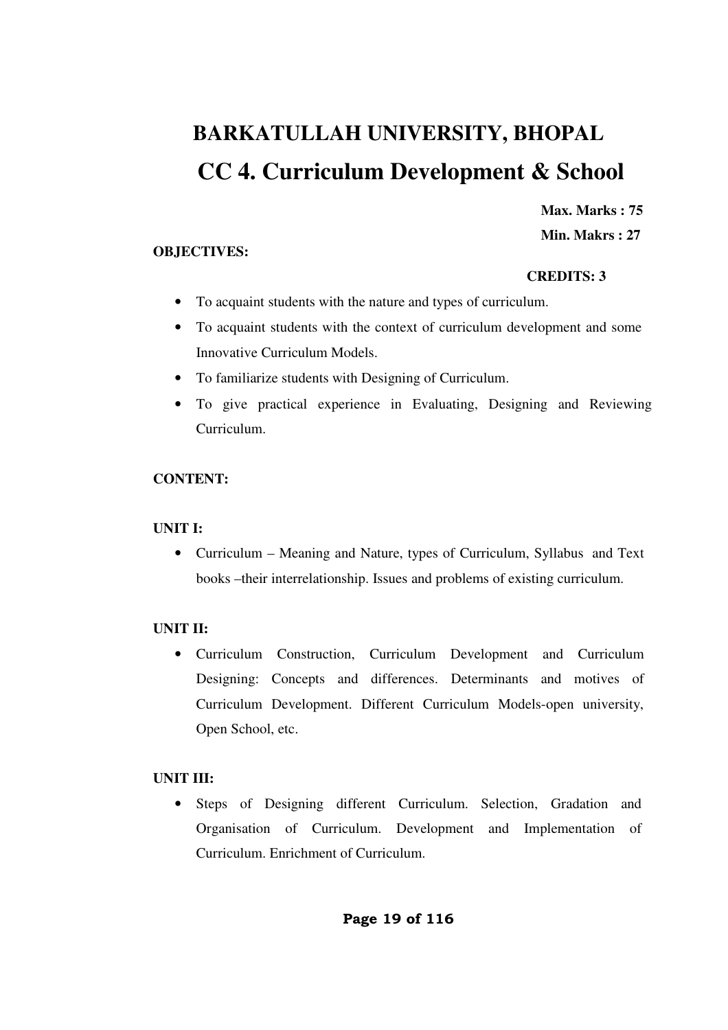# BARKATULLAH UNIVERSITY, BHOPAL

# CC 4. Curriculum Development & School

**Max. Marks : 75**

**Min. Makrs : 27**

**OBJECTIVES:**

**CREDITS: 3**

- To acquaint students with the nature and types of curriculum.
- To acquaint students with the context of curriculum development and some Innovative Curriculum Models.
- To familiarize students with Designing of Curriculum.
- To give practical experience in Evaluating, Designing and Reviewing Curriculum.

**CONTENT:**

**UNIT I:**

- Curriculum – Meaning and Nature, types of Curriculum, Syllabus and Text books –their interrelationship. Issues and problems of existing curriculum.

**UNIT II:**

- Curriculum Construction, Curriculum Development and Curriculum Designing: Concepts and differences. Determinants and motives of Curriculum Development. Different Curriculum Models-open university, Open School, etc.

**UNIT III:**

- Steps of Designing different Curriculum. Selection, Gradation and Organisation of Curriculum. Development and Implementation of Curriculum. Enrichment of Curriculum.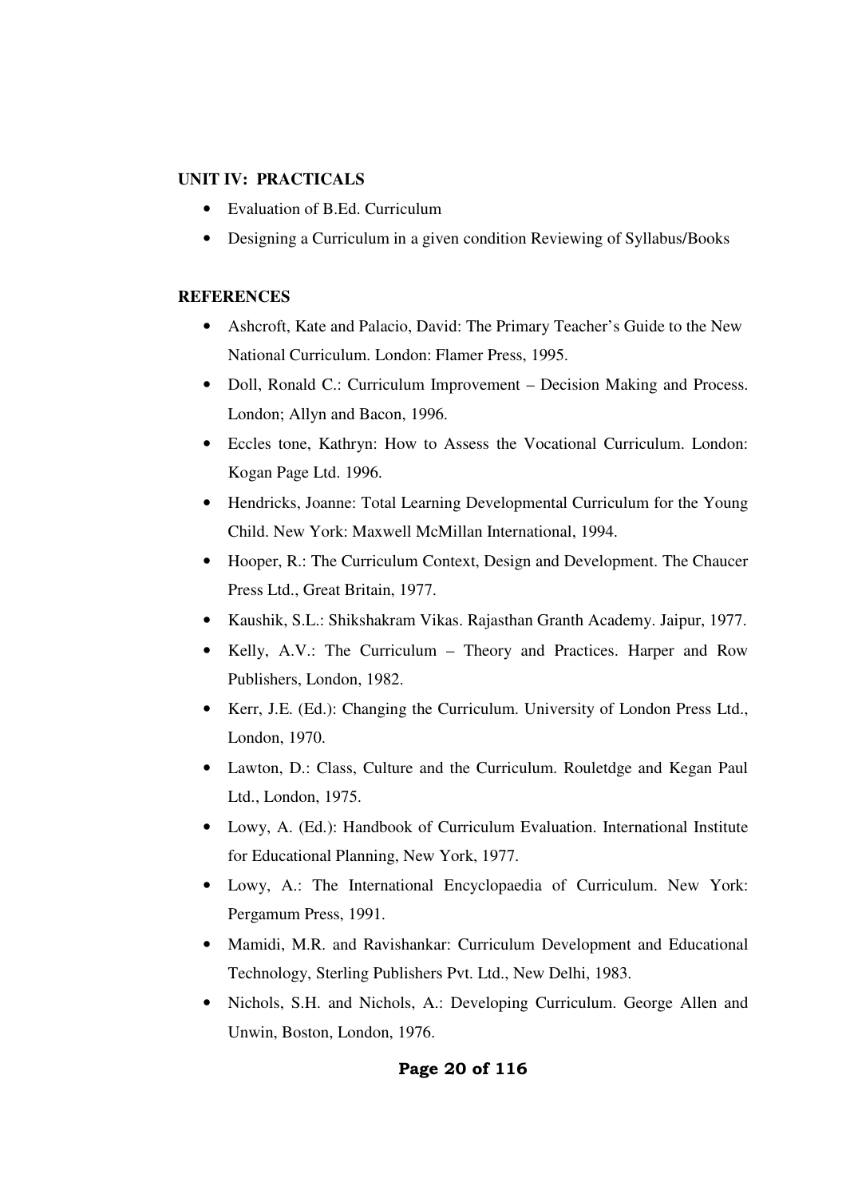**UNIT IV: PRACTICALS**

- Evaluation of B.Ed. Curriculum
- Designing a Curriculum in a given condition Reviewing of Syllabus/Books

**REFERENCES**

- Ashcroft, Kate and Palacio, David: The Primary Teacher's Guide to the New National Curriculum. London: Flamer Press, 1995.
- Doll, Ronald C.: Curriculum Improvement – Decision Making and Process. London; Allyn and Bacon, 1996.
- Eccles tone, Kathryn: How to Assess the Vocational Curriculum. London: Kogan Page Ltd. 1996.
- Hendricks, Joanne: Total Learning Developmental Curriculum for the Young Child. New York: Maxwell McMillan International, 1994.
- Hooper, R.: The Curriculum Context, Design and Development. The Chaucer Press Ltd., Great Britain, 1977.
- Kaushik, S.L.: Shikshakram Vikas. Rajasthan Granth Academy. Jaipur, 1977.
- Kelly, A.V.: The Curriculum – Theory and Practices. Harper and Row Publishers, London, 1982.
- Kerr, J.E. (Ed.): Changing the Curriculum. University of London Press Ltd., London, 1970.
- Lawton, D.: Class, Culture and the Curriculum. Rouletdge and Kegan Paul Ltd., London, 1975.
- Lowy, A. (Ed.): Handbook of Curriculum Evaluation. International Institute for Educational Planning, New York, 1977.
- Lowy, A.: The International Encyclopaedia of Curriculum. New York: Pergamum Press, 1991.
- Mamidi, M.R. and Ravishankar: Curriculum Development and Educational Technology, Sterling Publishers Pvt. Ltd., New Delhi, 1983.
- Nichols, S.H. and Nichols, A.: Developing Curriculum. George Allen and Unwin, Boston, London, 1976.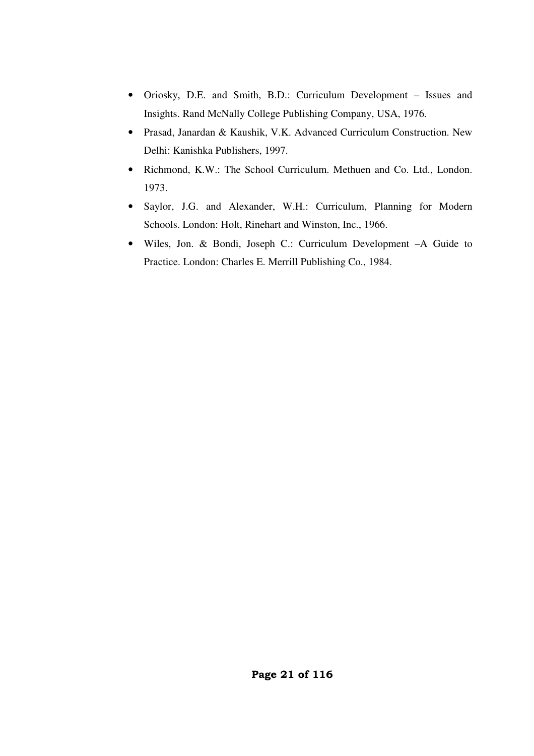- Oriosky, D.E. and Smith, B.D.: Curriculum Development – Issues and Insights. Rand McNally College Publishing Company, USA, 1976.
- Prasad, Janardan & Kaushik, V.K. Advanced Curriculum Construction. New Delhi: Kanishka Publishers, 1997.
- Richmond, K.W.: The School Curriculum. Methuen and Co. Ltd., London. 1973.
- Saylor, J.G. and Alexander, W.H.: Curriculum, Planning for Modern Schools. London: Holt, Rinehart and Winston, Inc., 1966.
- Wiles, Jon. & Bondi, Joseph C.: Curriculum Development –A Guide to Practice. London: Charles E. Merrill Publishing Co., 1984.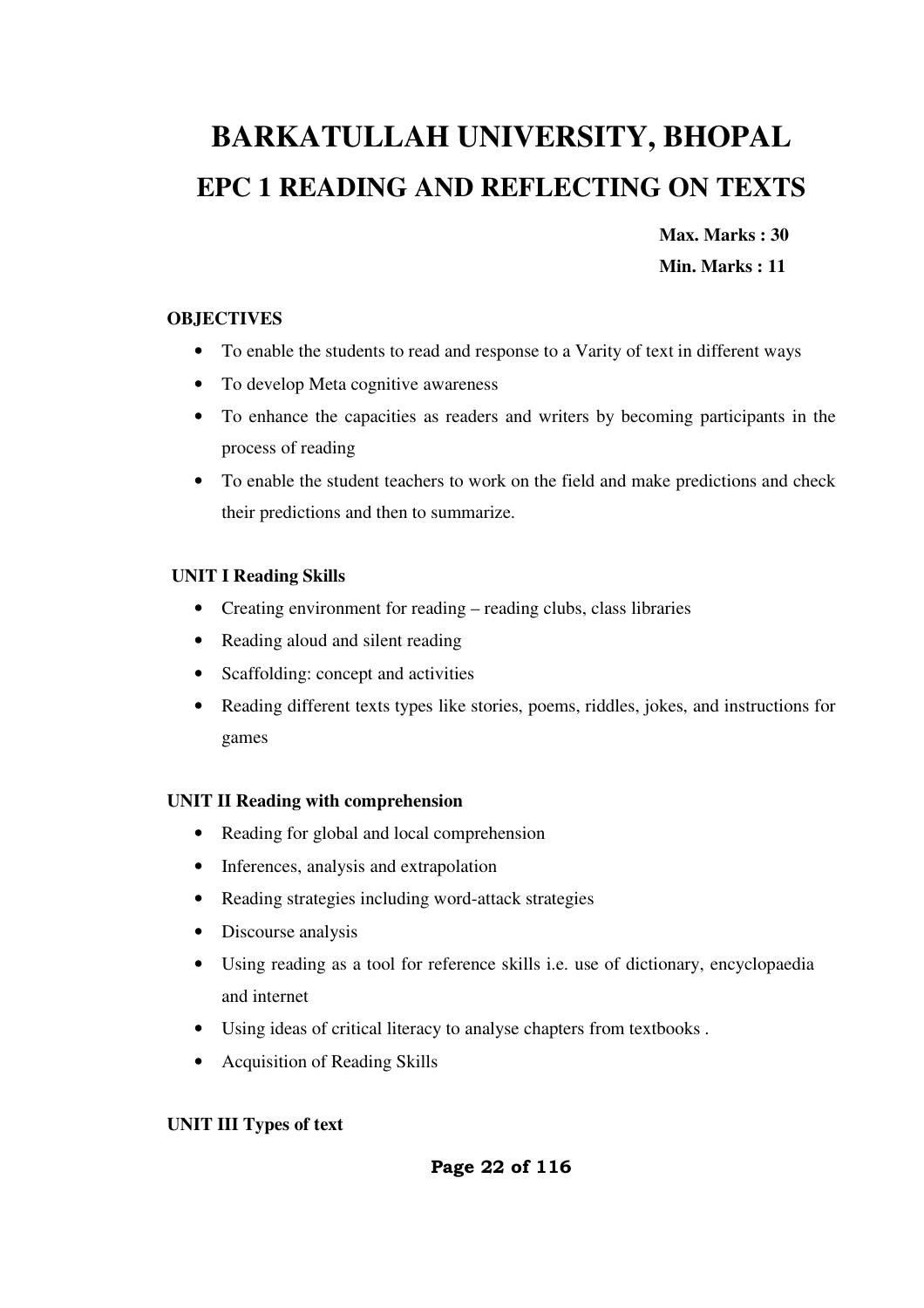# BARKATULLAH UNIVERSITY, BHOPAL

## EPC 1 READING AND REFLECTING ON TEXTS

**Max. Marks : 30**

**Min. Marks : 11**

**OBJECTIVES**

- To enable the students to read and response to a Varity of text in different ways
- To develop Meta cognitive awareness
- To enhance the capacities as readers and writers by becoming participants in the process of reading
- To enable the student teachers to work on the field and make predictions and check their predictions and then to summarize.

**UNIT I Reading Skills**

- Creating environment for reading – reading clubs, class libraries
- Reading aloud and silent reading
- Scaffolding: concept and activities
- Reading different texts types like stories, poems, riddles, jokes, and instructions for games

**UNIT II Reading with comprehension**

- Reading for global and local comprehension
- Inferences, analysis and extrapolation
- Reading strategies including word-attack strategies
- Discourse analysis
- Using reading as a tool for reference skills i.e. use of dictionary, encyclopaedia and internet
- Using ideas of critical literacy to analyse chapters from textbooks .
- Acquisition of Reading Skills

**UNIT III Types of text**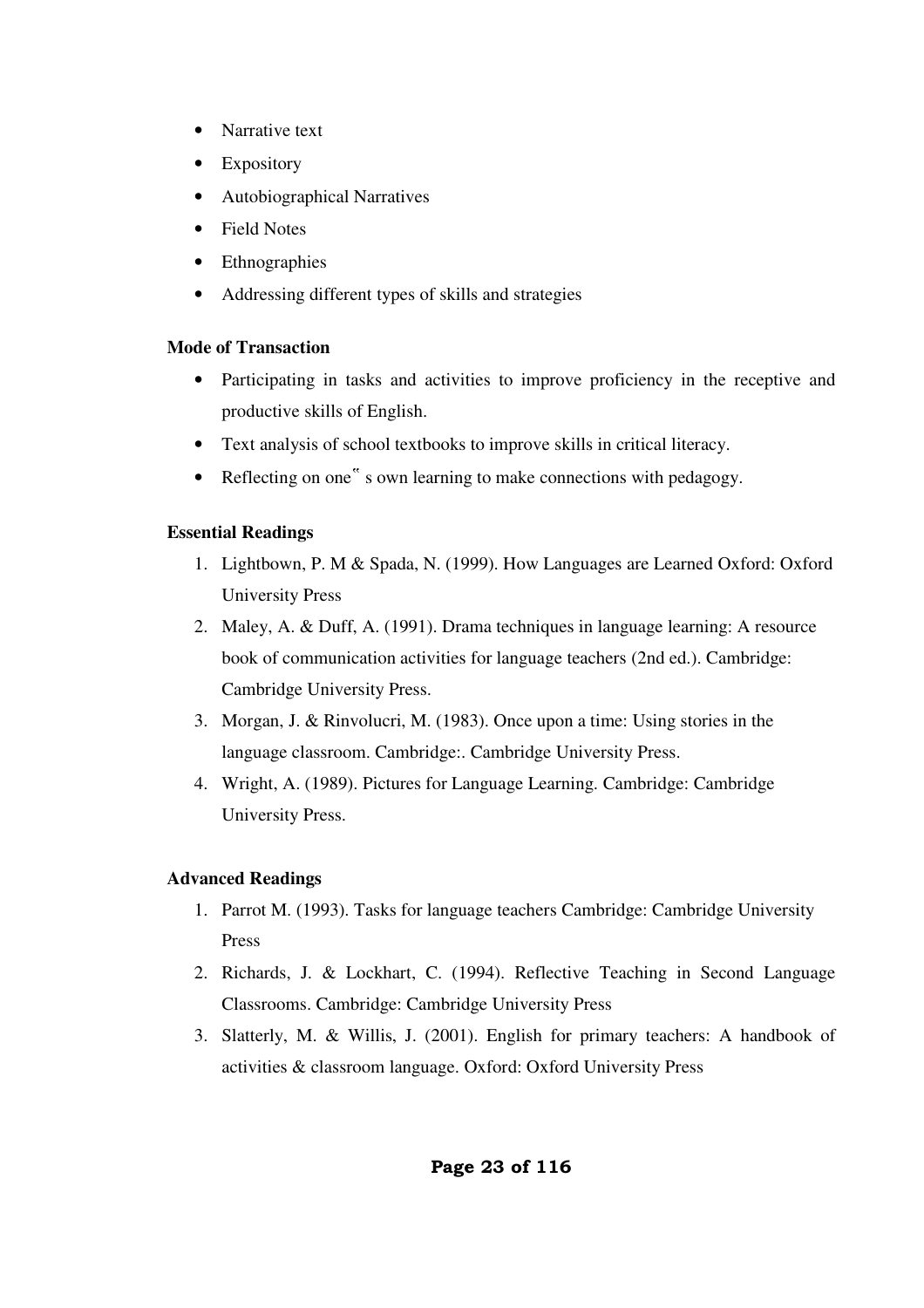- Narrative text
- Expository
- Autobiographical Narratives
- Field Notes
- Ethnographies
- Addressing different types of skills and strategies

**Mode of Transaction**

- Participating in tasks and activities to improve proficiency in the receptive and productive skills of English.
- Text analysis of school textbooks to improve skills in critical literacy.
- Reflecting on one" s own learning to make connections with pedagogy.

**Essential Readings**

1. Lightbown, P. M & Spada, N. (1999). How Languages are Learned Oxford: Oxford University Press
2. Maley, A. & Duff, A. (1991). Drama techniques in language learning: A resource book of communication activities for language teachers (2nd ed.). Cambridge: Cambridge University Press.
3. Morgan, J. & Rinvolucri, M. (1983). Once upon a time: Using stories in the language classroom. Cambridge:. Cambridge University Press.
4. Wright, A. (1989). Pictures for Language Learning. Cambridge: Cambridge University Press.

**Advanced Readings**

1. Parrot M. (1993). Tasks for language teachers Cambridge: Cambridge University Press
2. Richards, J. & Lockhart, C. (1994). Reflective Teaching in Second Language Classrooms. Cambridge: Cambridge University Press
3. Slatterly, M. & Willis, J. (2001). English for primary teachers: A handbook of activities & classroom language. Oxford: Oxford University Press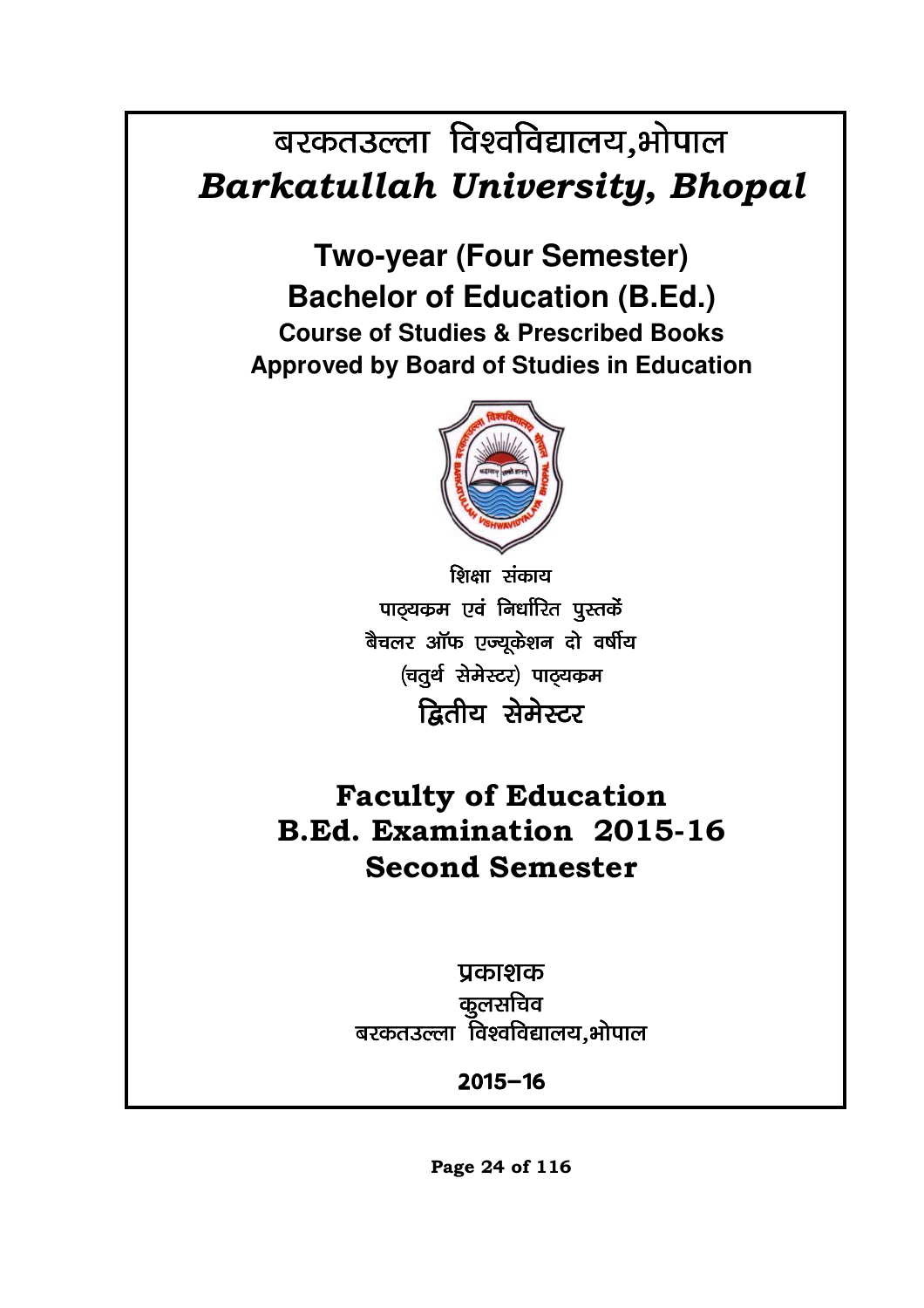# बरकतउल्ला विश्वविद्यालय,भोपाल

# *Barkatullah University, Bhopal*

## Two-year (Four Semester)
## Bachelor of Education (B.Ed.)

**Course of Studies & Prescribed Books**
**Approved by Board of Studies in Education**

शिक्षा संकाय
पाठ्यक्रम एवं निर्धारित पुस्तकें
बैचलर ऑफ एज्यूकेशन दो वर्षीय
(चतुर्थ सेमेस्टर) पाठ्यक्रम

## द्वितीय सेमेस्टर

## Faculty of Education
## B.Ed. Examination 2015-16
## Second Semester

प्रकाशक
कुलसचिव
बरकतउल्ला विश्वविद्यालय,भोपाल

**2015–16**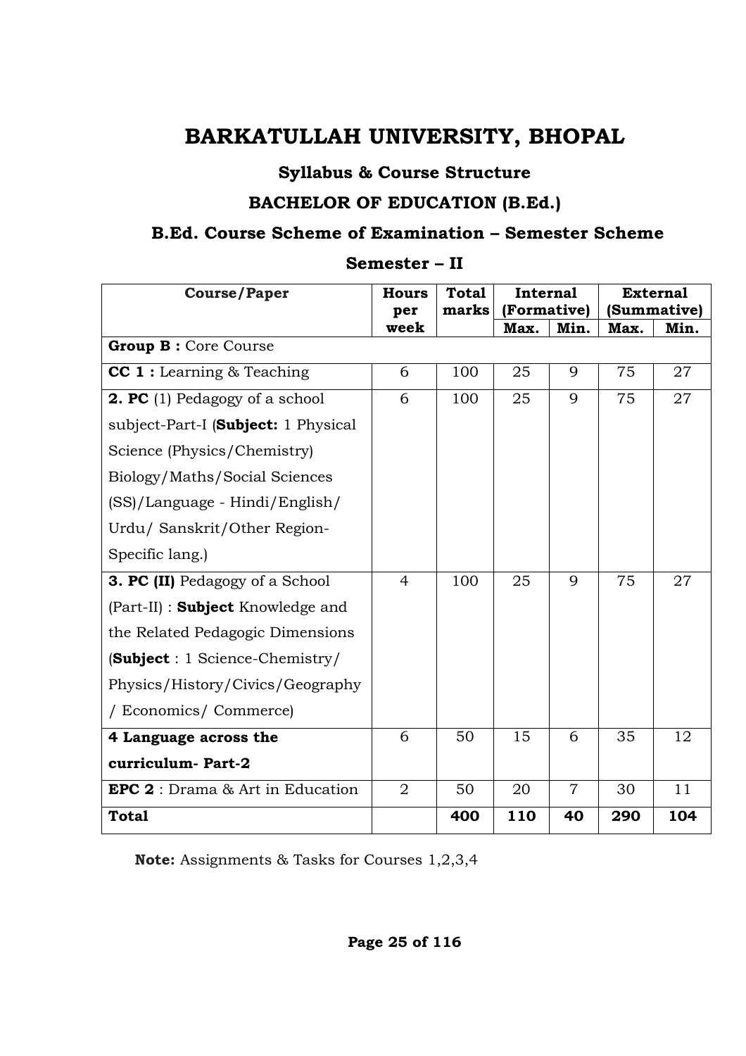# BARKATULLAH UNIVERSITY, BHOPAL

### Syllabus & Course Structure

### BACHELOR OF EDUCATION (B.Ed.)

### B.Ed. Course Scheme of Examination – Semester Scheme

### Semester – II

| Course/Paper | Hours per week | Total marks | Internal (Formative) | | External (Summative) | |
|---|---|---|---|---|---|---|
| | | | Max. | Min. | Max. | Min. |
| **Group B :** Core Course | | | | | | |
| **CC 1 :** Learning & Teaching | 6 | 100 | 25 | 9 | 75 | 27 |
| **2. PC** (1) Pedagogy of a school subject-Part-I (**Subject:** 1 Physical Science (Physics/Chemistry) Biology/Maths/Social Sciences (SS)/Language - Hindi/English/ Urdu/ Sanskrit/Other Region-Specific lang.) | 6 | 100 | 25 | 9 | 75 | 27 |
| **3. PC (II)** Pedagogy of a School (Part-II) : **Subject** Knowledge and the Related Pedagogic Dimensions (**Subject** : 1 Science-Chemistry/ Physics/History/Civics/Geography / Economics/ Commerce) | 4 | 100 | 25 | 9 | 75 | 27 |
| **4 Language across the curriculum- Part-2** | 6 | 50 | 15 | 6 | 35 | 12 |
| **EPC 2** : Drama & Art in Education | 2 | 50 | 20 | 7 | 30 | 11 |
| **Total** | | **400** | **110** | **40** | **290** | **104** |

**Note:** Assignments & Tasks for Courses 1,2,3,4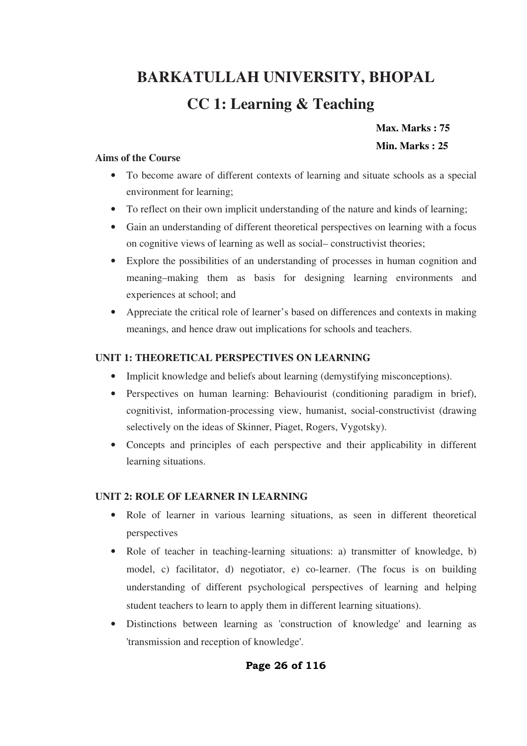# BARKATULLAH UNIVERSITY, BHOPAL

## CC 1: Learning & Teaching

**Max. Marks : 75**

**Min. Marks : 25**

**Aims of the Course**

- To become aware of different contexts of learning and situate schools as a special environment for learning;
- To reflect on their own implicit understanding of the nature and kinds of learning;
- Gain an understanding of different theoretical perspectives on learning with a focus on cognitive views of learning as well as social– constructivist theories;
- Explore the possibilities of an understanding of processes in human cognition and meaning–making them as basis for designing learning environments and experiences at school; and
- Appreciate the critical role of learner's based on differences and contexts in making meanings, and hence draw out implications for schools and teachers.

**UNIT 1: THEORETICAL PERSPECTIVES ON LEARNING**

- Implicit knowledge and beliefs about learning (demystifying misconceptions).
- Perspectives on human learning: Behaviourist (conditioning paradigm in brief), cognitivist, information-processing view, humanist, social-constructivist (drawing selectively on the ideas of Skinner, Piaget, Rogers, Vygotsky).
- Concepts and principles of each perspective and their applicability in different learning situations.

**UNIT 2: ROLE OF LEARNER IN LEARNING**

- Role of learner in various learning situations, as seen in different theoretical perspectives
- Role of teacher in teaching-learning situations: a) transmitter of knowledge, b) model, c) facilitator, d) negotiator, e) co-learner. (The focus is on building understanding of different psychological perspectives of learning and helping student teachers to learn to apply them in different learning situations).
- Distinctions between learning as 'construction of knowledge' and learning as 'transmission and reception of knowledge'.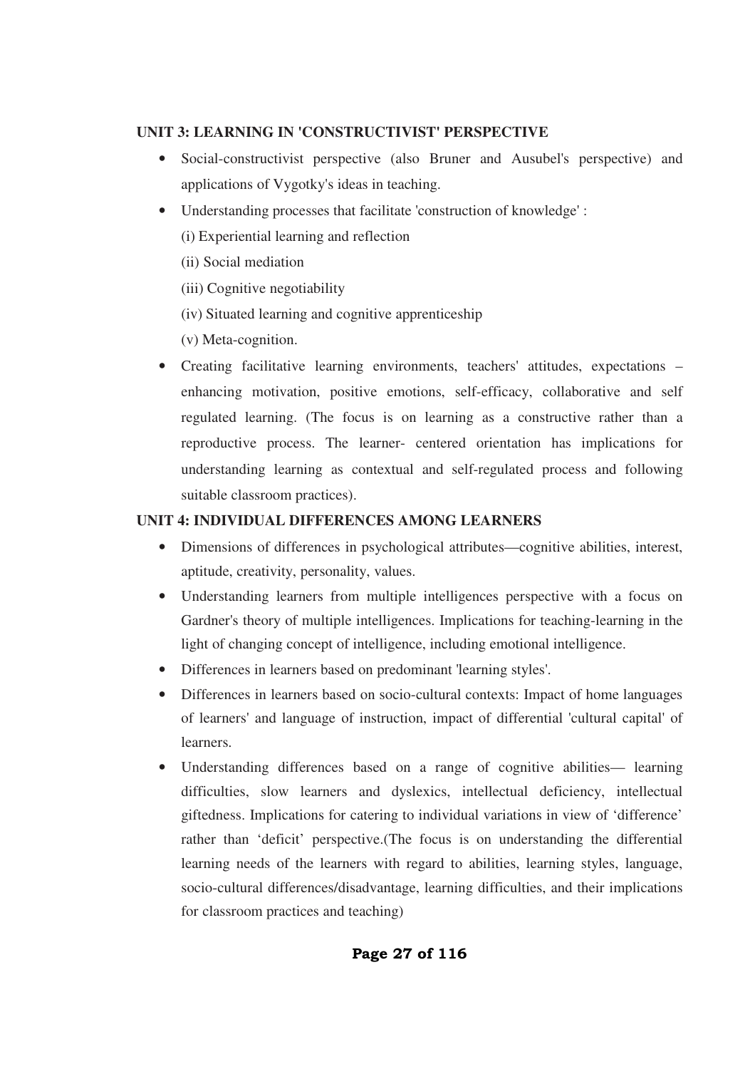**UNIT 3: LEARNING IN 'CONSTRUCTIVIST' PERSPECTIVE**

- Social-constructivist perspective (also Bruner and Ausubel's perspective) and applications of Vygotky's ideas in teaching.
- Understanding processes that facilitate 'construction of knowledge' :
  - (i) Experiential learning and reflection
  - (ii) Social mediation
  - (iii) Cognitive negotiability
  - (iv) Situated learning and cognitive apprenticeship
  - (v) Meta-cognition.
- Creating facilitative learning environments, teachers' attitudes, expectations – enhancing motivation, positive emotions, self-efficacy, collaborative and self regulated learning. (The focus is on learning as a constructive rather than a reproductive process. The learner- centered orientation has implications for understanding learning as contextual and self-regulated process and following suitable classroom practices).

**UNIT 4: INDIVIDUAL DIFFERENCES AMONG LEARNERS**

- Dimensions of differences in psychological attributes—cognitive abilities, interest, aptitude, creativity, personality, values.
- Understanding learners from multiple intelligences perspective with a focus on Gardner's theory of multiple intelligences. Implications for teaching-learning in the light of changing concept of intelligence, including emotional intelligence.
- Differences in learners based on predominant 'learning styles'.
- Differences in learners based on socio-cultural contexts: Impact of home languages of learners' and language of instruction, impact of differential 'cultural capital' of learners.
- Understanding differences based on a range of cognitive abilities— learning difficulties, slow learners and dyslexics, intellectual deficiency, intellectual giftedness. Implications for catering to individual variations in view of 'difference' rather than 'deficit' perspective.(The focus is on understanding the differential learning needs of the learners with regard to abilities, learning styles, language, socio-cultural differences/disadvantage, learning difficulties, and their implications for classroom practices and teaching)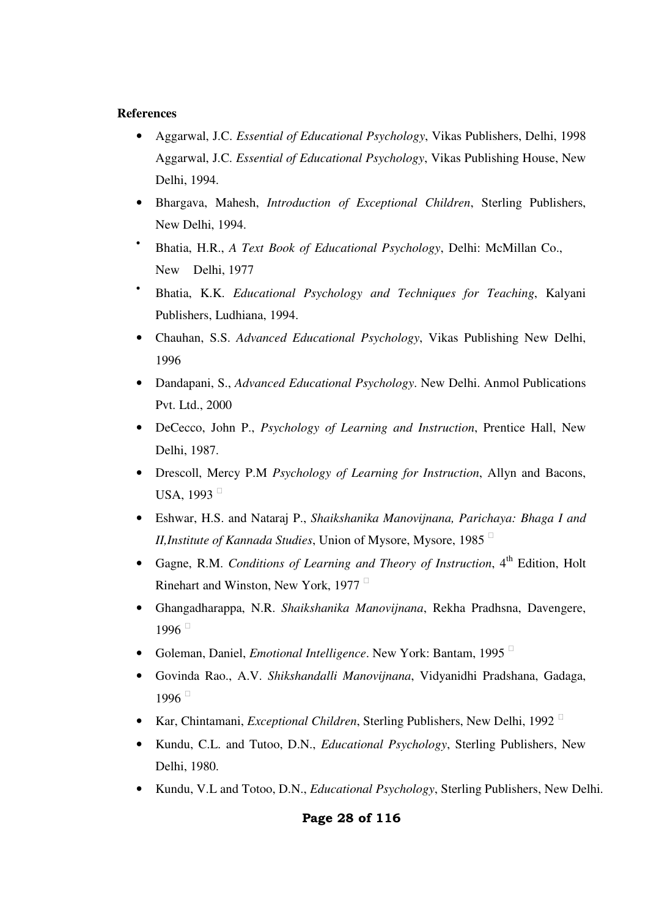**References**

- Aggarwal, J.C. *Essential of Educational Psychology*, Vikas Publishers, Delhi, 1998 Aggarwal, J.C. *Essential of Educational Psychology*, Vikas Publishing House, New Delhi, 1994.
- Bhargava, Mahesh, *Introduction of Exceptional Children*, Sterling Publishers, New Delhi, 1994.
- Bhatia, H.R., *A Text Book of Educational Psychology*, Delhi: McMillan Co., New Delhi, 1977
- Bhatia, K.K. *Educational Psychology and Techniques for Teaching*, Kalyani Publishers, Ludhiana, 1994.
- Chauhan, S.S. *Advanced Educational Psychology*, Vikas Publishing New Delhi, 1996
- Dandapani, S., *Advanced Educational Psychology*. New Delhi. Anmol Publications Pvt. Ltd., 2000
- DeCecco, John P., *Psychology of Learning and Instruction*, Prentice Hall, New Delhi, 1987.
- Drescoll, Mercy P.M *Psychology of Learning for Instruction*, Allyn and Bacons, USA, 1993
- Eshwar, H.S. and Nataraj P., *Shaikshanika Manovijnana, Parichaya: Bhaga I and II,Institute of Kannada Studies*, Union of Mysore, Mysore, 1985
- Gagne, R.M. *Conditions of Learning and Theory of Instruction*, 4th Edition, Holt Rinehart and Winston, New York, 1977
- Ghangadharappa, N.R. *Shaikshanika Manovijnana*, Rekha Pradhsna, Davengere, 1996
- Goleman, Daniel, *Emotional Intelligence*. New York: Bantam, 1995
- Govinda Rao., A.V. *Shikshandalli Manovijnana*, Vidyanidhi Pradshana, Gadaga, 1996
- Kar, Chintamani, *Exceptional Children*, Sterling Publishers, New Delhi, 1992
- Kundu, C.L. and Tutoo, D.N., *Educational Psychology*, Sterling Publishers, New Delhi, 1980.
- Kundu, V.L and Totoo, D.N., *Educational Psychology*, Sterling Publishers, New Delhi.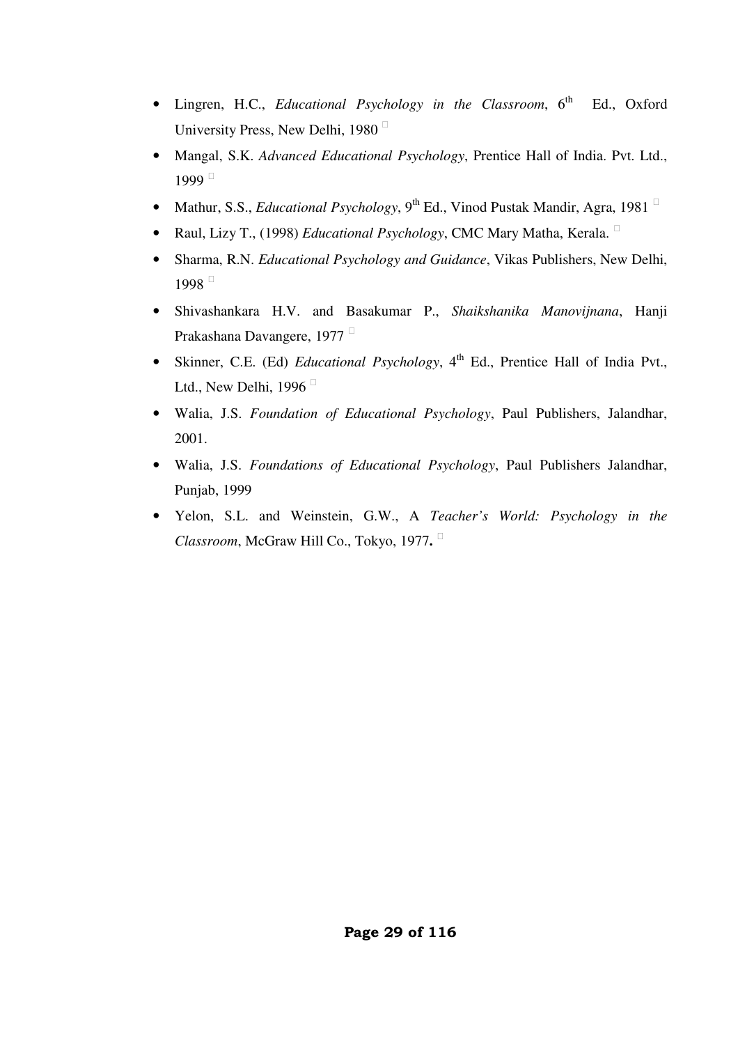- Lingren, H.C., *Educational Psychology in the Classroom*, 6th Ed., Oxford University Press, New Delhi, 1980
- Mangal, S.K. *Advanced Educational Psychology*, Prentice Hall of India. Pvt. Ltd., 1999
- Mathur, S.S., *Educational Psychology*, 9th Ed., Vinod Pustak Mandir, Agra, 1981
- Raul, Lizy T., (1998) *Educational Psychology*, CMC Mary Matha, Kerala.
- Sharma, R.N. *Educational Psychology and Guidance*, Vikas Publishers, New Delhi, 1998
- Shivashankara H.V. and Basakumar P., *Shaikshanika Manovijnana*, Hanji Prakashana Davangere, 1977
- Skinner, C.E. (Ed) *Educational Psychology*, 4th Ed., Prentice Hall of India Pvt., Ltd., New Delhi, 1996
- Walia, J.S. *Foundation of Educational Psychology*, Paul Publishers, Jalandhar, 2001.
- Walia, J.S. *Foundations of Educational Psychology*, Paul Publishers Jalandhar, Punjab, 1999
- Yelon, S.L. and Weinstein, G.W., A *Teacher's World: Psychology in the Classroom*, McGraw Hill Co., Tokyo, 1977**.**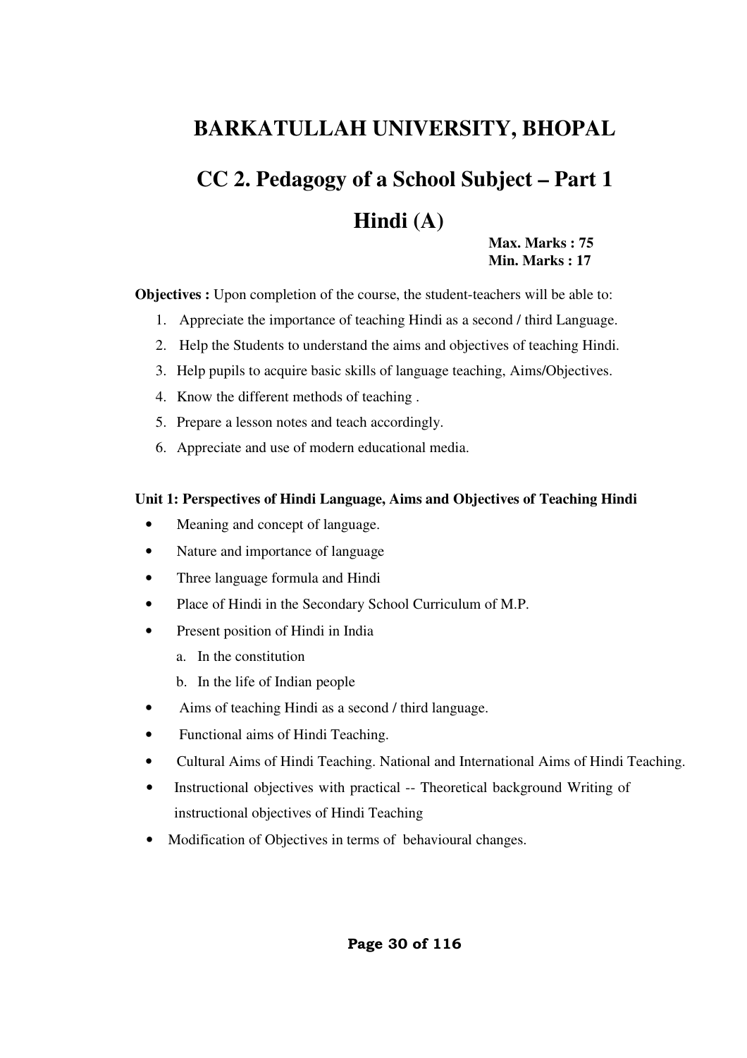# BARKATULLAH UNIVERSITY, BHOPAL

## CC 2. Pedagogy of a School Subject – Part 1

## Hindi (A)

**Max. Marks : 75**
**Min. Marks : 17**

**Objectives :** Upon completion of the course, the student-teachers will be able to:

1. Appreciate the importance of teaching Hindi as a second / third Language.
2. Help the Students to understand the aims and objectives of teaching Hindi.
3. Help pupils to acquire basic skills of language teaching, Aims/Objectives.
4. Know the different methods of teaching .
5. Prepare a lesson notes and teach accordingly.
6. Appreciate and use of modern educational media.

**Unit 1: Perspectives of Hindi Language, Aims and Objectives of Teaching Hindi**

- Meaning and concept of language.
- Nature and importance of language
- Three language formula and Hindi
- Place of Hindi in the Secondary School Curriculum of M.P.
- Present position of Hindi in India
  a. In the constitution
  b. In the life of Indian people
- Aims of teaching Hindi as a second / third language.
- Functional aims of Hindi Teaching.
- Cultural Aims of Hindi Teaching. National and International Aims of Hindi Teaching.
- Instructional objectives with practical -- Theoretical background Writing of instructional objectives of Hindi Teaching
- Modification of Objectives in terms of behavioural changes.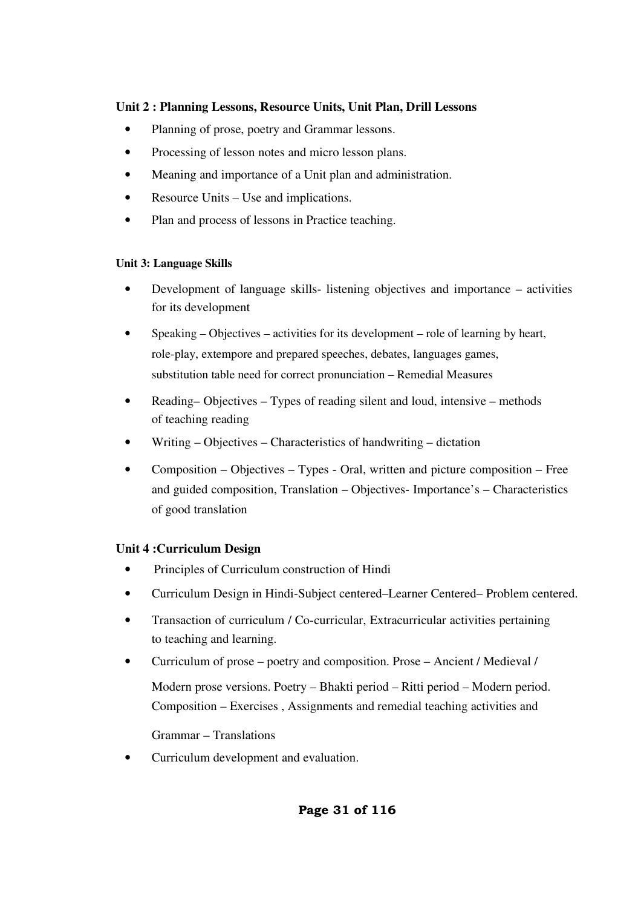**Unit 2 : Planning Lessons, Resource Units, Unit Plan, Drill Lessons**

- Planning of prose, poetry and Grammar lessons.
- Processing of lesson notes and micro lesson plans.
- Meaning and importance of a Unit plan and administration.
- Resource Units – Use and implications.
- Plan and process of lessons in Practice teaching.

**Unit 3: Language Skills**

- Development of language skills- listening objectives and importance – activities for its development
- Speaking – Objectives – activities for its development – role of learning by heart, role-play, extempore and prepared speeches, debates, languages games, substitution table need for correct pronunciation – Remedial Measures
- Reading– Objectives – Types of reading silent and loud, intensive – methods of teaching reading
- Writing – Objectives – Characteristics of handwriting – dictation
- Composition – Objectives – Types - Oral, written and picture composition – Free and guided composition, Translation – Objectives- Importance's – Characteristics of good translation

**Unit 4 :Curriculum Design**

- Principles of Curriculum construction of Hindi
- Curriculum Design in Hindi-Subject centered–Learner Centered– Problem centered.
- Transaction of curriculum / Co-curricular, Extracurricular activities pertaining to teaching and learning.
- Curriculum of prose – poetry and composition. Prose – Ancient / Medieval /

  Modern prose versions. Poetry – Bhakti period – Ritti period – Modern period. Composition – Exercises , Assignments and remedial teaching activities and

  Grammar – Translations
- Curriculum development and evaluation.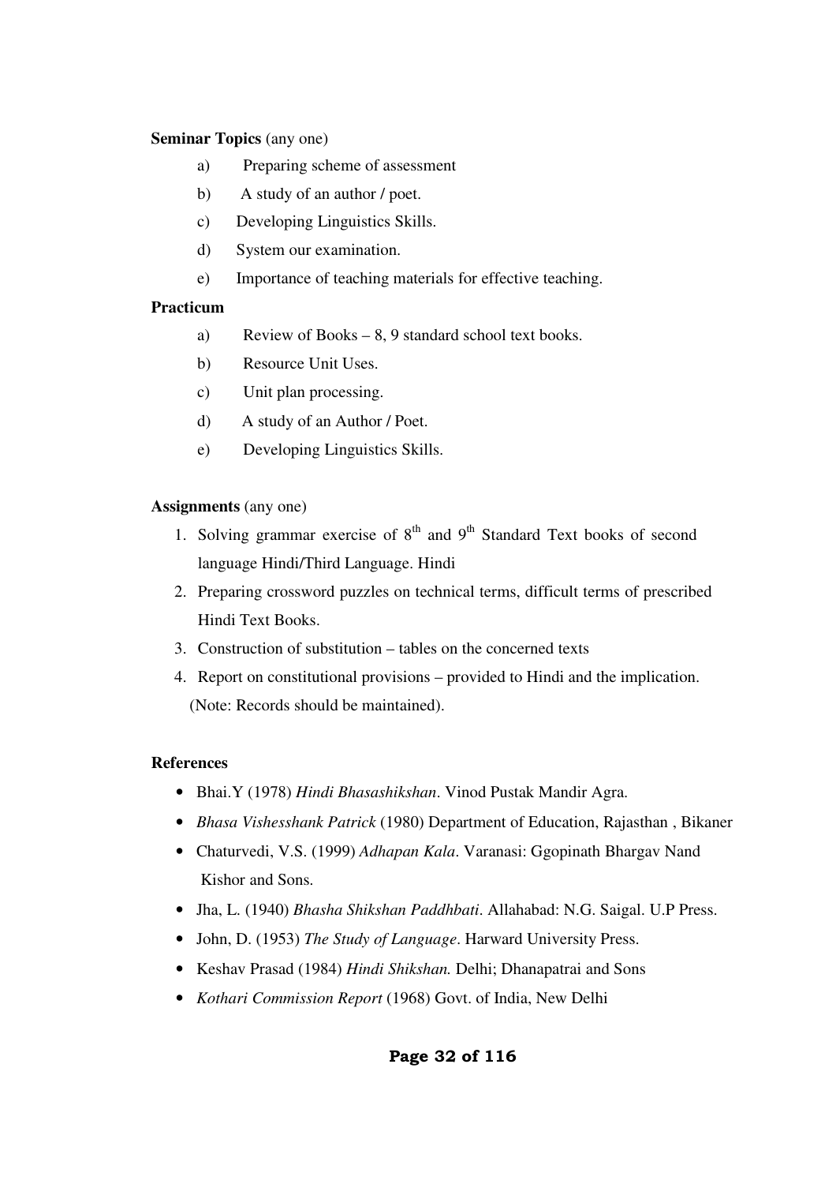**Seminar Topics** (any one)

a) Preparing scheme of assessment

b) A study of an author / poet.

c) Developing Linguistics Skills.

d) System our examination.

e) Importance of teaching materials for effective teaching.

**Practicum**

a) Review of Books – 8, 9 standard school text books.

b) Resource Unit Uses.

c) Unit plan processing.

d) A study of an Author / Poet.

e) Developing Linguistics Skills.

**Assignments** (any one)

1. Solving grammar exercise of 8th and 9th Standard Text books of second language Hindi/Third Language. Hindi
2. Preparing crossword puzzles on technical terms, difficult terms of prescribed Hindi Text Books.
3. Construction of substitution – tables on the concerned texts
4. Report on constitutional provisions – provided to Hindi and the implication.

(Note: Records should be maintained).

**References**

- Bhai.Y (1978) *Hindi Bhasashikshan*. Vinod Pustak Mandir Agra.
- *Bhasa Vishesshank Patrick* (1980) Department of Education, Rajasthan , Bikaner
- Chaturvedi, V.S. (1999) *Adhapan Kala*. Varanasi: Ggopinath Bhargav Nand Kishor and Sons.
- Jha, L. (1940) *Bhasha Shikshan Paddhbati*. Allahabad: N.G. Saigal. U.P Press.
- John, D. (1953) *The Study of Language*. Harward University Press.
- Keshav Prasad (1984) *Hindi Shikshan.* Delhi; Dhanapatrai and Sons
- *Kothari Commission Report* (1968) Govt. of India, New Delhi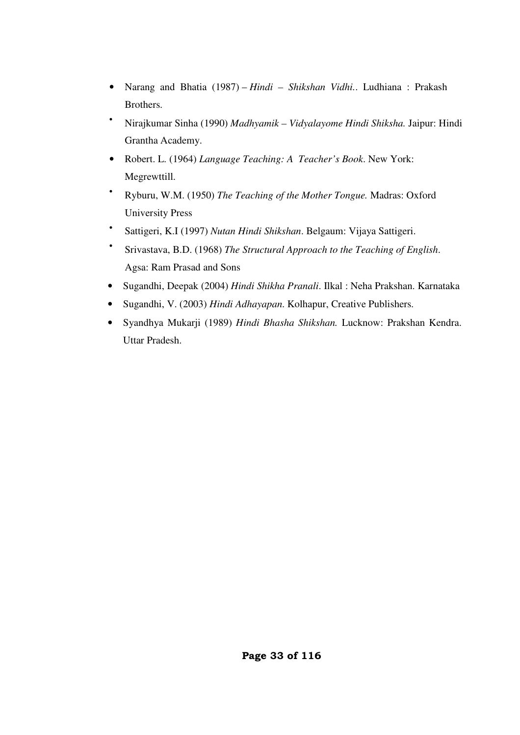- Narang and Bhatia (1987) – *Hindi – Shikshan Vidhi.*. Ludhiana : Prakash Brothers.
- Nirajkumar Sinha (1990) *Madhyamik – Vidyalayome Hindi Shiksha.* Jaipur: Hindi Grantha Academy.
- Robert. L. (1964) *Language Teaching: A Teacher's Book*. New York: Megrewttill.
- Ryburu, W.M. (1950) *The Teaching of the Mother Tongue.* Madras: Oxford University Press
- Sattigeri, K.I (1997) *Nutan Hindi Shikshan*. Belgaum: Vijaya Sattigeri.
- Srivastava, B.D. (1968) *The Structural Approach to the Teaching of English*. Agsa: Ram Prasad and Sons
- Sugandhi, Deepak (2004) *Hindi Shikha Pranali*. Ilkal : Neha Prakshan. Karnataka
- Sugandhi, V. (2003) *Hindi Adhayapan*. Kolhapur, Creative Publishers.
- Syandhya Mukarji (1989) *Hindi Bhasha Shikshan.* Lucknow: Prakshan Kendra. Uttar Pradesh.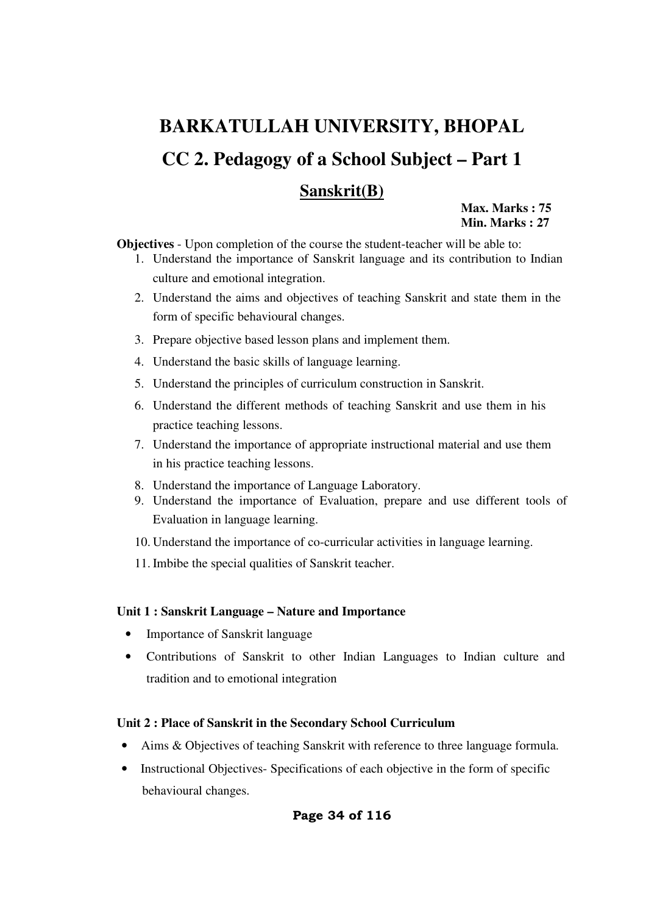# BARKATULLAH UNIVERSITY, BHOPAL

## CC 2. Pedagogy of a School Subject – Part 1

### Sanskrit(B)

**Max. Marks : 75**
**Min. Marks : 27**

**Objectives** - Upon completion of the course the student-teacher will be able to:

1. Understand the importance of Sanskrit language and its contribution to Indian culture and emotional integration.
2. Understand the aims and objectives of teaching Sanskrit and state them in the form of specific behavioural changes.
3. Prepare objective based lesson plans and implement them.
4. Understand the basic skills of language learning.
5. Understand the principles of curriculum construction in Sanskrit.
6. Understand the different methods of teaching Sanskrit and use them in his practice teaching lessons.
7. Understand the importance of appropriate instructional material and use them in his practice teaching lessons.
8. Understand the importance of Language Laboratory.
9. Understand the importance of Evaluation, prepare and use different tools of Evaluation in language learning.
10. Understand the importance of co-curricular activities in language learning.
11. Imbibe the special qualities of Sanskrit teacher.

**Unit 1 : Sanskrit Language – Nature and Importance**

- Importance of Sanskrit language
- Contributions of Sanskrit to other Indian Languages to Indian culture and tradition and to emotional integration

**Unit 2 : Place of Sanskrit in the Secondary School Curriculum**

- Aims & Objectives of teaching Sanskrit with reference to three language formula.
- Instructional Objectives- Specifications of each objective in the form of specific behavioural changes.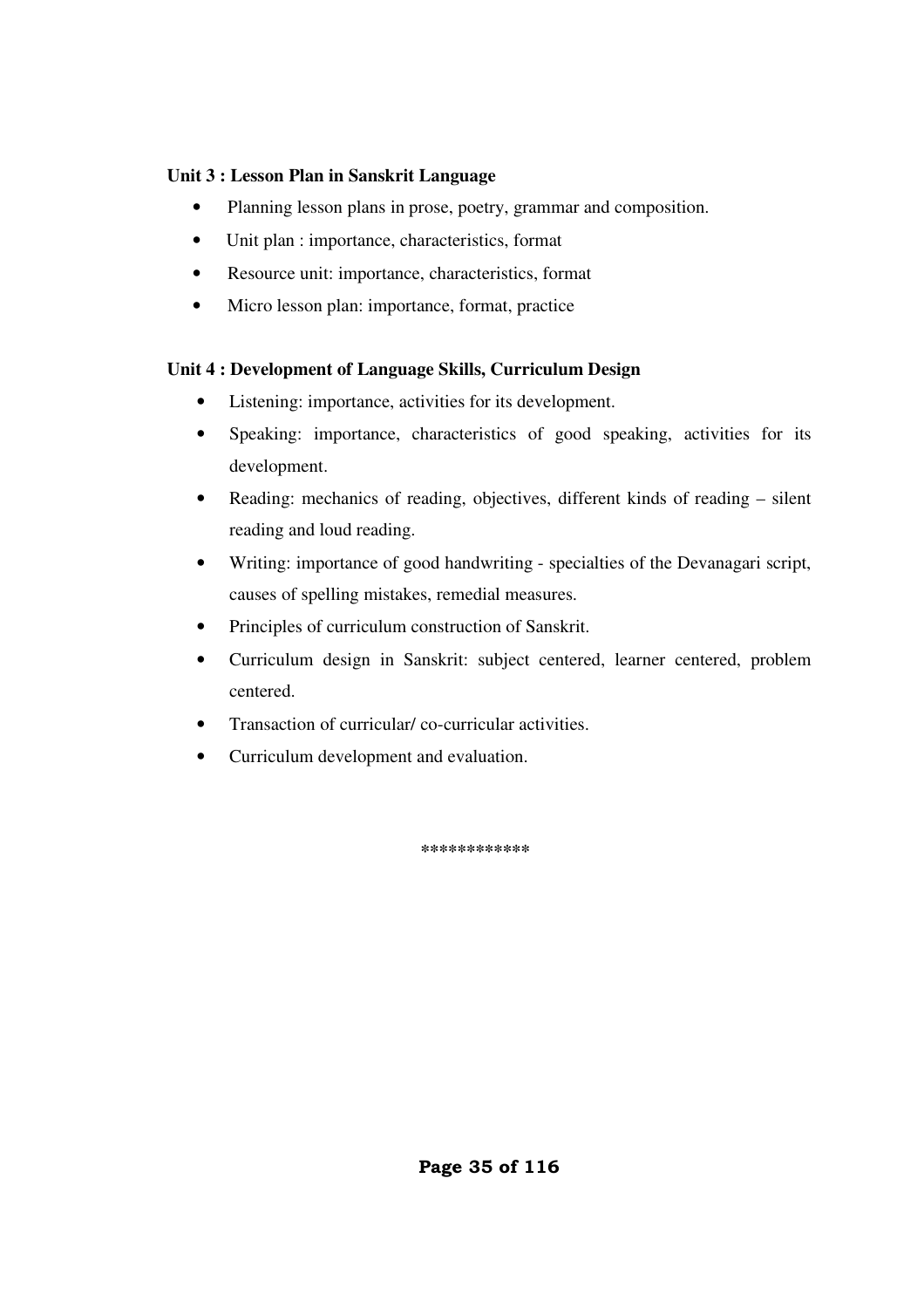**Unit 3 : Lesson Plan in Sanskrit Language**

- Planning lesson plans in prose, poetry, grammar and composition.
- Unit plan : importance, characteristics, format
- Resource unit: importance, characteristics, format
- Micro lesson plan: importance, format, practice

**Unit 4 : Development of Language Skills, Curriculum Design**

- Listening: importance, activities for its development.
- Speaking: importance, characteristics of good speaking, activities for its development.
- Reading: mechanics of reading, objectives, different kinds of reading – silent reading and loud reading.
- Writing: importance of good handwriting - specialties of the Devanagari script, causes of spelling mistakes, remedial measures.
- Principles of curriculum construction of Sanskrit.
- Curriculum design in Sanskrit: subject centered, learner centered, problem centered.
- Transaction of curricular/ co-curricular activities.
- Curriculum development and evaluation.

\*\*\*\*\*\*\*\*\*\*\*\*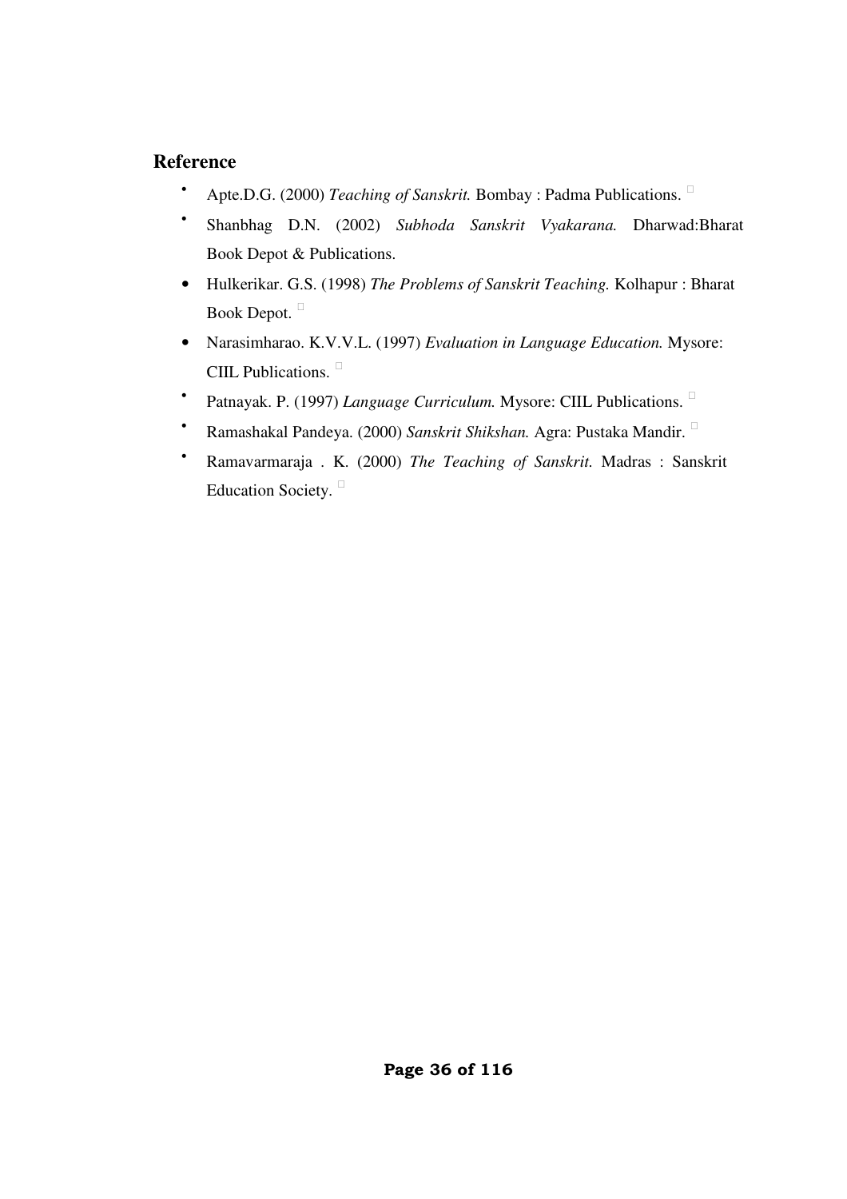## Reference

- Apte.D.G. (2000) *Teaching of Sanskrit.* Bombay : Padma Publications.
- Shanbhag D.N. (2002) *Subhoda Sanskrit Vyakarana.* Dharwad:Bharat Book Depot & Publications.
- Hulkerikar. G.S. (1998) *The Problems of Sanskrit Teaching.* Kolhapur : Bharat Book Depot.
- Narasimharao. K.V.V.L. (1997) *Evaluation in Language Education.* Mysore: CIIL Publications.
- Patnayak. P. (1997) *Language Curriculum.* Mysore: CIIL Publications.
- Ramashakal Pandeya. (2000) *Sanskrit Shikshan.* Agra: Pustaka Mandir.
- Ramavarmaraja . K. (2000) *The Teaching of Sanskrit.* Madras : Sanskrit Education Society.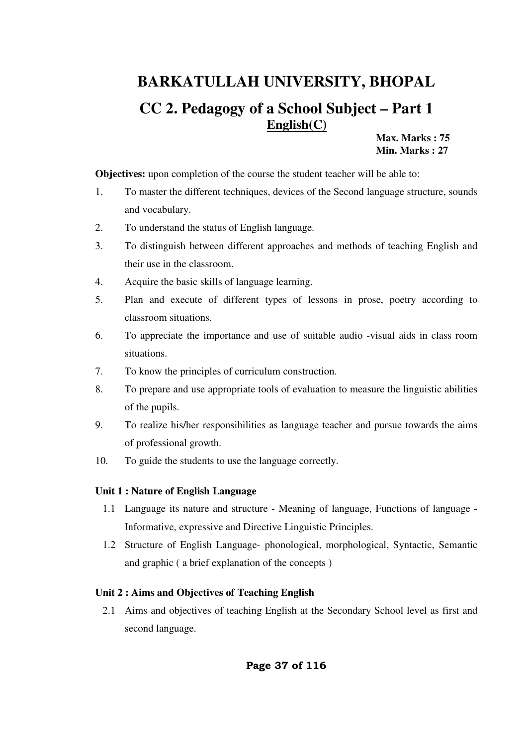# BARKATULLAH UNIVERSITY, BHOPAL

## CC 2. Pedagogy of a School Subject – Part 1

**English(C)**

**Max. Marks : 75**
**Min. Marks : 27**

**Objectives:** upon completion of the course the student teacher will be able to:

1. To master the different techniques, devices of the Second language structure, sounds and vocabulary.
2. To understand the status of English language.
3. To distinguish between different approaches and methods of teaching English and their use in the classroom.
4. Acquire the basic skills of language learning.
5. Plan and execute of different types of lessons in prose, poetry according to classroom situations.
6. To appreciate the importance and use of suitable audio -visual aids in class room situations.
7. To know the principles of curriculum construction.
8. To prepare and use appropriate tools of evaluation to measure the linguistic abilities of the pupils.
9. To realize his/her responsibilities as language teacher and pursue towards the aims of professional growth.
10. To guide the students to use the language correctly.

**Unit 1 : Nature of English Language**

1.1 Language its nature and structure - Meaning of language, Functions of language - Informative, expressive and Directive Linguistic Principles.

1.2 Structure of English Language- phonological, morphological, Syntactic, Semantic and graphic ( a brief explanation of the concepts )

**Unit 2 : Aims and Objectives of Teaching English**

2.1 Aims and objectives of teaching English at the Secondary School level as first and second language.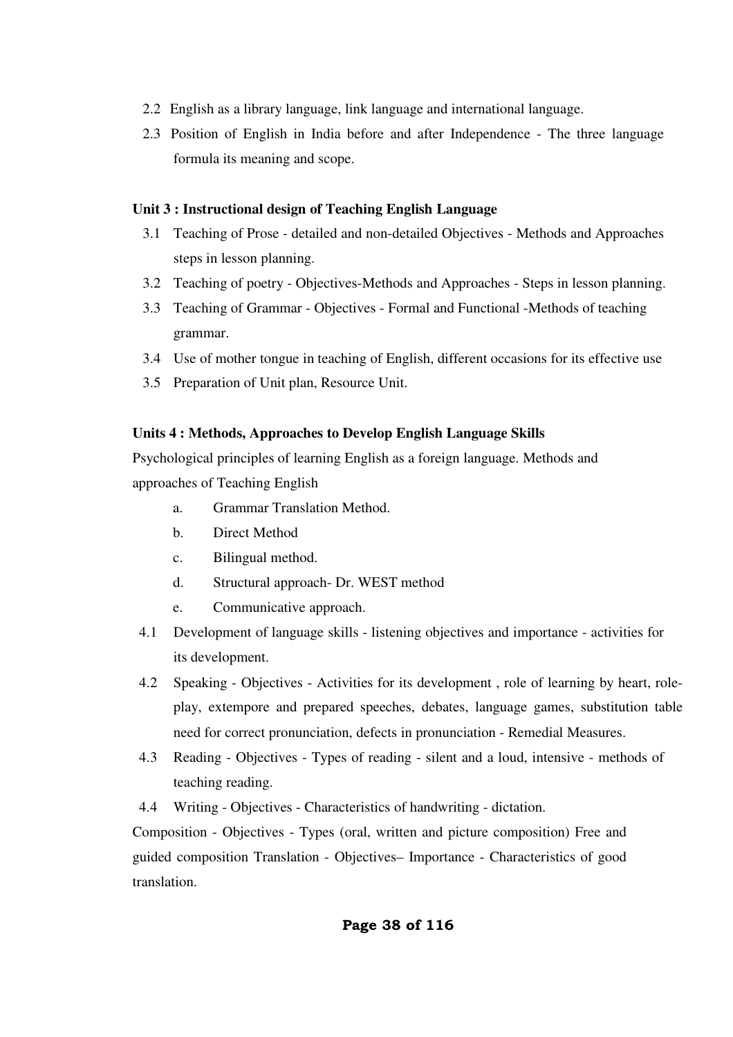2.2 English as a library language, link language and international language.

2.3 Position of English in India before and after Independence - The three language formula its meaning and scope.

**Unit 3 : Instructional design of Teaching English Language**

3.1 Teaching of Prose - detailed and non-detailed Objectives - Methods and Approaches steps in lesson planning.

3.2 Teaching of poetry - Objectives-Methods and Approaches - Steps in lesson planning.

3.3 Teaching of Grammar - Objectives - Formal and Functional -Methods of teaching grammar.

3.4 Use of mother tongue in teaching of English, different occasions for its effective use

3.5 Preparation of Unit plan, Resource Unit.

**Units 4 : Methods, Approaches to Develop English Language Skills**

Psychological principles of learning English as a foreign language. Methods and approaches of Teaching English

a. Grammar Translation Method.

b. Direct Method

c. Bilingual method.

d. Structural approach- Dr. WEST method

e. Communicative approach.

4.1 Development of language skills - listening objectives and importance - activities for its development.

4.2 Speaking - Objectives - Activities for its development , role of learning by heart, role-play, extempore and prepared speeches, debates, language games, substitution table need for correct pronunciation, defects in pronunciation - Remedial Measures.

4.3 Reading - Objectives - Types of reading - silent and a loud, intensive - methods of teaching reading.

4.4 Writing - Objectives - Characteristics of handwriting - dictation.

Composition - Objectives - Types (oral, written and picture composition) Free and guided composition Translation - Objectives– Importance - Characteristics of good translation.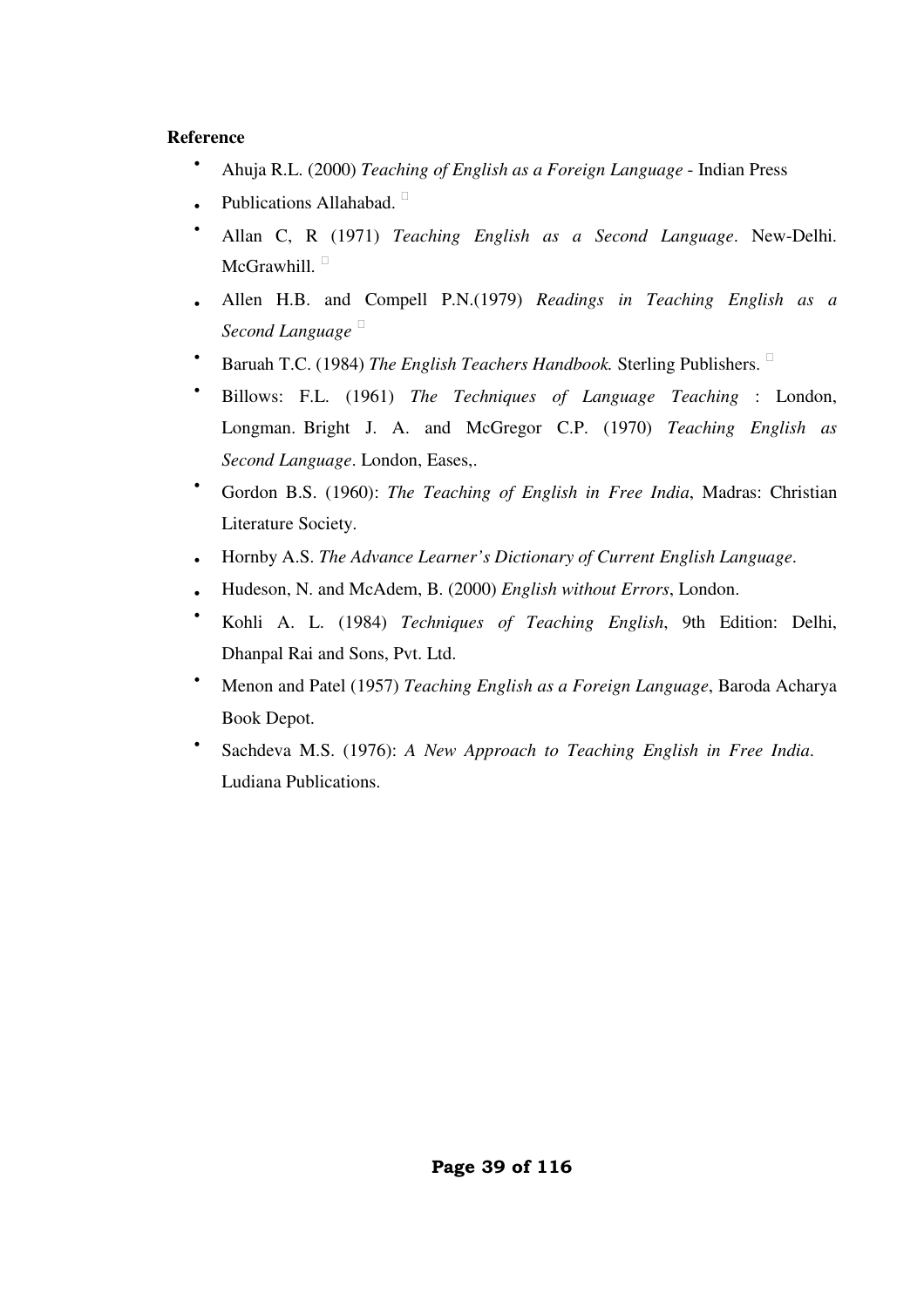**Reference**

- Ahuja R.L. (2000) *Teaching of English as a Foreign Language* - Indian Press
- Publications Allahabad.
- Allan C, R (1971) *Teaching English as a Second Language*. New-Delhi. McGrawhill.
- Allen H.B. and Compell P.N.(1979) *Readings in Teaching English as a Second Language*
- Baruah T.C. (1984) *The English Teachers Handbook.* Sterling Publishers.
- Billows: F.L. (1961) *The Techniques of Language Teaching* : London, Longman. Bright J. A. and McGregor C.P. (1970) *Teaching English as Second Language*. London, Eases,.
- Gordon B.S. (1960): *The Teaching of English in Free India*, Madras: Christian Literature Society.
- Hornby A.S. *The Advance Learner's Dictionary of Current English Language*.
- Hudeson, N. and McAdem, B. (2000) *English without Errors*, London.
- Kohli A. L. (1984) *Techniques of Teaching English*, 9th Edition: Delhi, Dhanpal Rai and Sons, Pvt. Ltd.
- Menon and Patel (1957) *Teaching English as a Foreign Language*, Baroda Acharya Book Depot.
- Sachdeva M.S. (1976): *A New Approach to Teaching English in Free India*. Ludiana Publications.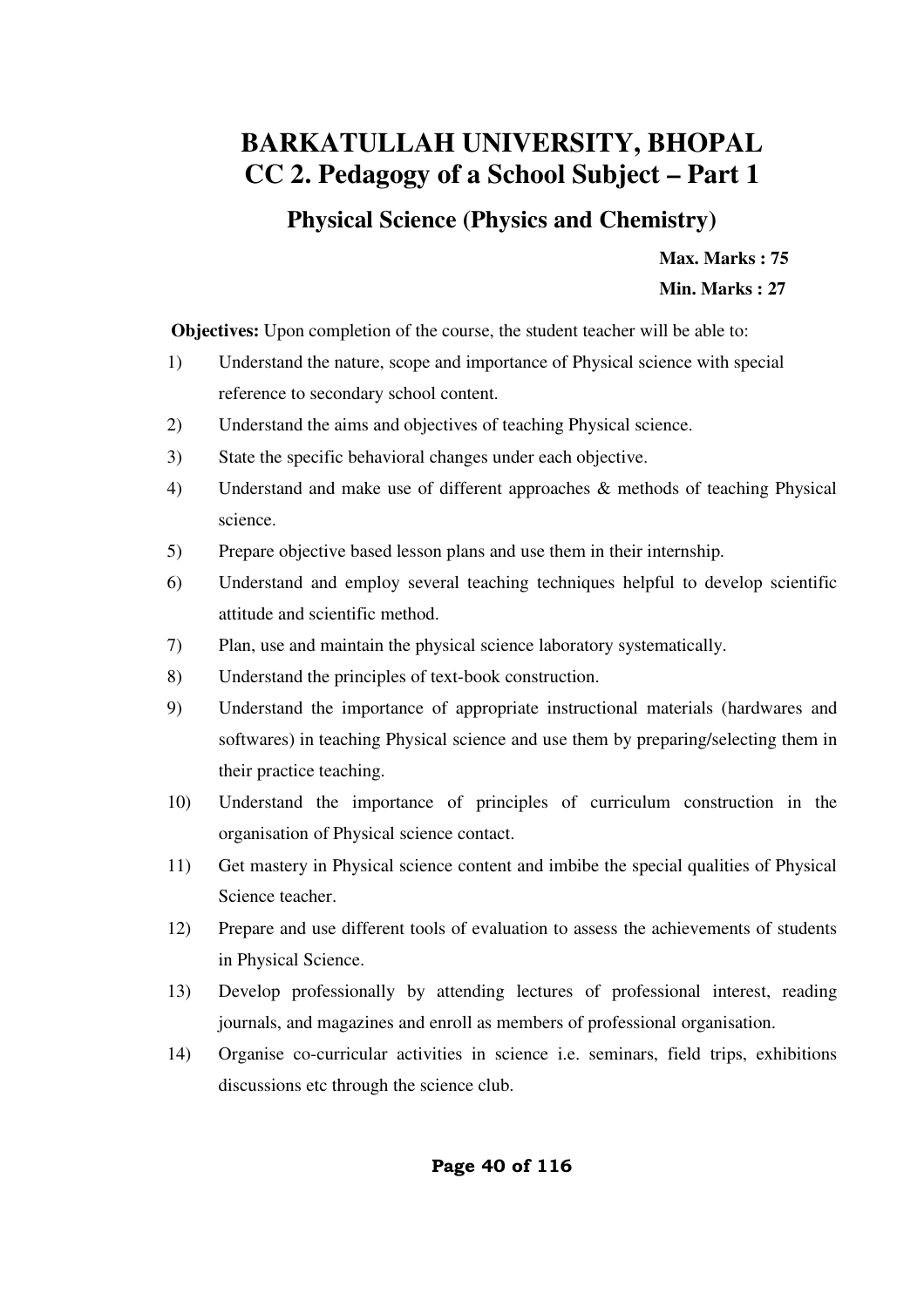# BARKATULLAH UNIVERSITY, BHOPAL
# CC 2. Pedagogy of a School Subject – Part 1

## Physical Science (Physics and Chemistry)

**Max. Marks : 75**

**Min. Marks : 27**

**Objectives:** Upon completion of the course, the student teacher will be able to:

1) Understand the nature, scope and importance of Physical science with special reference to secondary school content.
2) Understand the aims and objectives of teaching Physical science.
3) State the specific behavioral changes under each objective.
4) Understand and make use of different approaches & methods of teaching Physical science.
5) Prepare objective based lesson plans and use them in their internship.
6) Understand and employ several teaching techniques helpful to develop scientific attitude and scientific method.
7) Plan, use and maintain the physical science laboratory systematically.
8) Understand the principles of text-book construction.
9) Understand the importance of appropriate instructional materials (hardwares and softwares) in teaching Physical science and use them by preparing/selecting them in their practice teaching.
10) Understand the importance of principles of curriculum construction in the organisation of Physical science contact.
11) Get mastery in Physical science content and imbibe the special qualities of Physical Science teacher.
12) Prepare and use different tools of evaluation to assess the achievements of students in Physical Science.
13) Develop professionally by attending lectures of professional interest, reading journals, and magazines and enroll as members of professional organisation.
14) Organise co-curricular activities in science i.e. seminars, field trips, exhibitions discussions etc through the science club.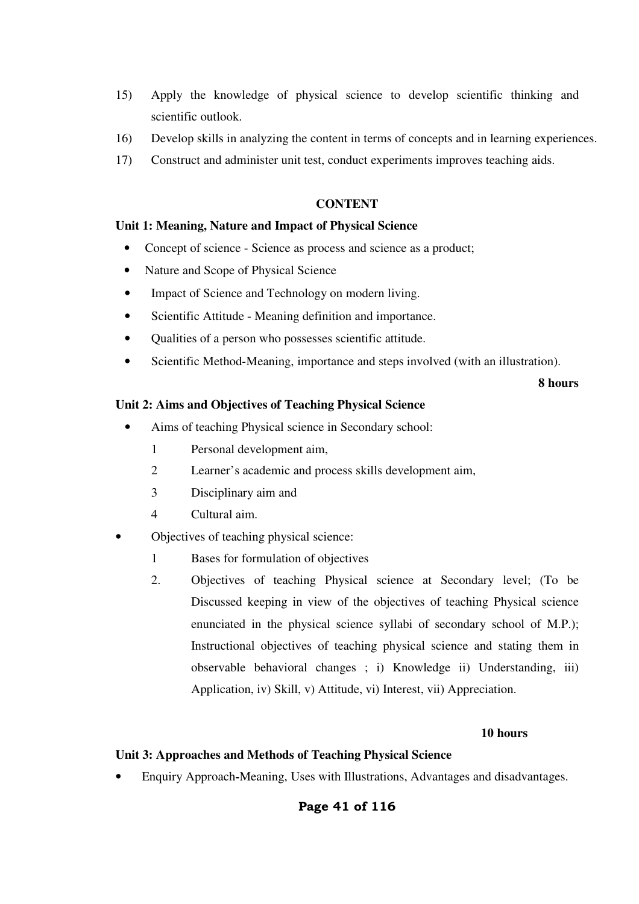15) Apply the knowledge of physical science to develop scientific thinking and scientific outlook.
16) Develop skills in analyzing the content in terms of concepts and in learning experiences.
17) Construct and administer unit test, conduct experiments improves teaching aids.

## CONTENT

**Unit 1: Meaning, Nature and Impact of Physical Science**

- Concept of science - Science as process and science as a product;
- Nature and Scope of Physical Science
- Impact of Science and Technology on modern living.
- Scientific Attitude - Meaning definition and importance.
- Qualities of a person who possesses scientific attitude.
- Scientific Method-Meaning, importance and steps involved (with an illustration).

**8 hours**

**Unit 2: Aims and Objectives of Teaching Physical Science**

- Aims of teaching Physical science in Secondary school:
  1 Personal development aim,
  2 Learner's academic and process skills development aim,
  3 Disciplinary aim and
  4 Cultural aim.
- Objectives of teaching physical science:
  1 Bases for formulation of objectives
  2. Objectives of teaching Physical science at Secondary level; (To be Discussed keeping in view of the objectives of teaching Physical science enunciated in the physical science syllabi of secondary school of M.P.); Instructional objectives of teaching physical science and stating them in observable behavioral changes ; i) Knowledge ii) Understanding, iii) Application, iv) Skill, v) Attitude, vi) Interest, vii) Appreciation.

**10 hours**

**Unit 3: Approaches and Methods of Teaching Physical Science**

- Enquiry Approach-Meaning, Uses with Illustrations, Advantages and disadvantages.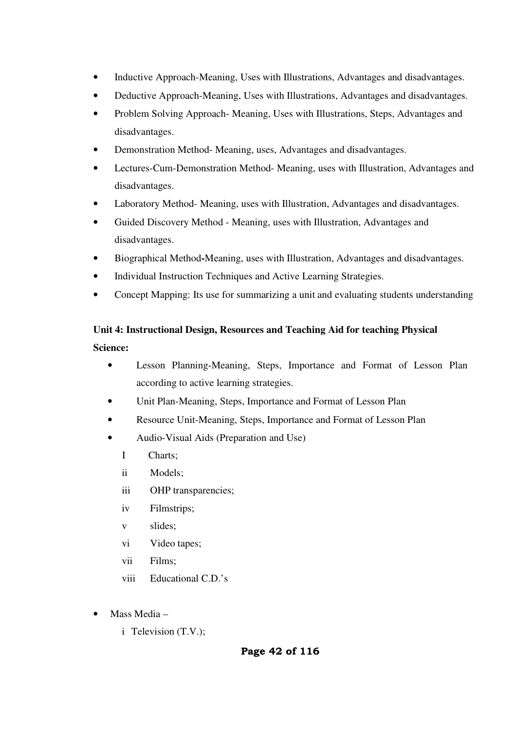- Inductive Approach-Meaning, Uses with Illustrations, Advantages and disadvantages.
- Deductive Approach-Meaning, Uses with Illustrations, Advantages and disadvantages.
- Problem Solving Approach- Meaning, Uses with Illustrations, Steps, Advantages and disadvantages.
- Demonstration Method- Meaning, uses, Advantages and disadvantages.
- Lectures-Cum-Demonstration Method- Meaning, uses with Illustration, Advantages and disadvantages.
- Laboratory Method- Meaning, uses with Illustration, Advantages and disadvantages.
- Guided Discovery Method - Meaning, uses with Illustration, Advantages and disadvantages.
- Biographical Method-Meaning, uses with Illustration, Advantages and disadvantages.
- Individual Instruction Techniques and Active Learning Strategies.
- Concept Mapping: Its use for summarizing a unit and evaluating students understanding

**Unit 4: Instructional Design, Resources and Teaching Aid for teaching Physical Science:**

- Lesson Planning-Meaning, Steps, Importance and Format of Lesson Plan according to active learning strategies.
- Unit Plan-Meaning, Steps, Importance and Format of Lesson Plan
- Resource Unit-Meaning, Steps, Importance and Format of Lesson Plan
- Audio-Visual Aids (Preparation and Use)
  - I Charts;
  - ii Models;
  - iii OHP transparencies;
  - iv Filmstrips;
  - v slides;
  - vi Video tapes;
  - vii Films;
  - viii Educational C.D.'s

- Mass Media –
  - i Television (T.V.);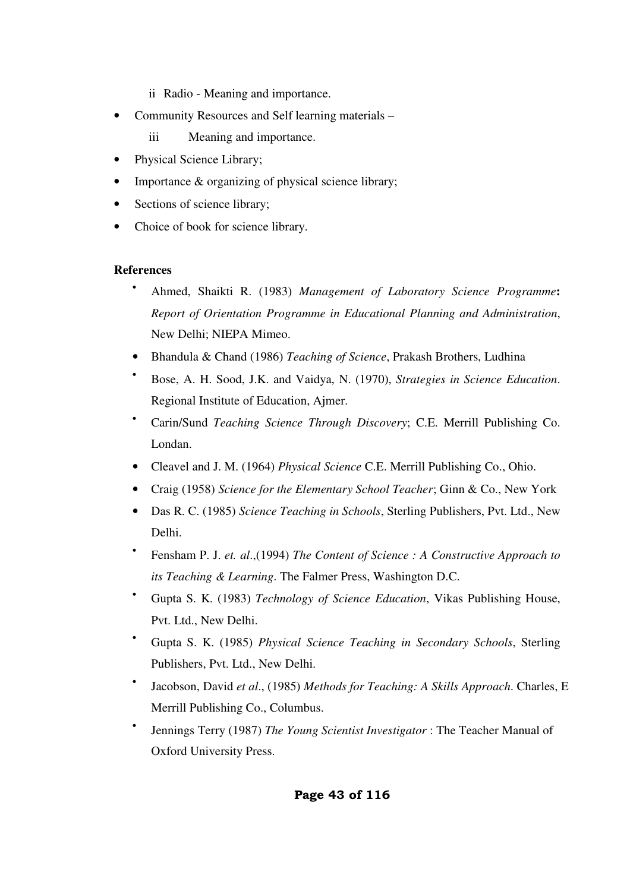ii Radio - Meaning and importance.

- Community Resources and Self learning materials –

  iii Meaning and importance.

- Physical Science Library;
- Importance & organizing of physical science library;
- Sections of science library;
- Choice of book for science library.

**References**

- Ahmed, Shaikti R. (1983) *Management of Laboratory Science Programme***:** *Report of Orientation Programme in Educational Planning and Administration*, New Delhi; NIEPA Mimeo.
- Bhandula & Chand (1986) *Teaching of Science*, Prakash Brothers, Ludhina
- Bose, A. H. Sood, J.K. and Vaidya, N. (1970), *Strategies in Science Education*. Regional Institute of Education, Ajmer.
- Carin/Sund *Teaching Science Through Discovery*; C.E. Merrill Publishing Co. Londan.
- Cleavel and J. M. (1964) *Physical Science* C.E. Merrill Publishing Co., Ohio.
- Craig (1958) *Science for the Elementary School Teacher*; Ginn & Co., New York
- Das R. C. (1985) *Science Teaching in Schools*, Sterling Publishers, Pvt. Ltd., New Delhi.
- Fensham P. J. *et. al*.,(1994) *The Content of Science : A Constructive Approach to its Teaching & Learning*. The Falmer Press, Washington D.C.
- Gupta S. K. (1983) *Technology of Science Education*, Vikas Publishing House, Pvt. Ltd., New Delhi.
- Gupta S. K. (1985) *Physical Science Teaching in Secondary Schools*, Sterling Publishers, Pvt. Ltd., New Delhi.
- Jacobson, David *et al*., (1985) *Methods for Teaching: A Skills Approach*. Charles, E Merrill Publishing Co., Columbus.
- Jennings Terry (1987) *The Young Scientist Investigator* : The Teacher Manual of Oxford University Press.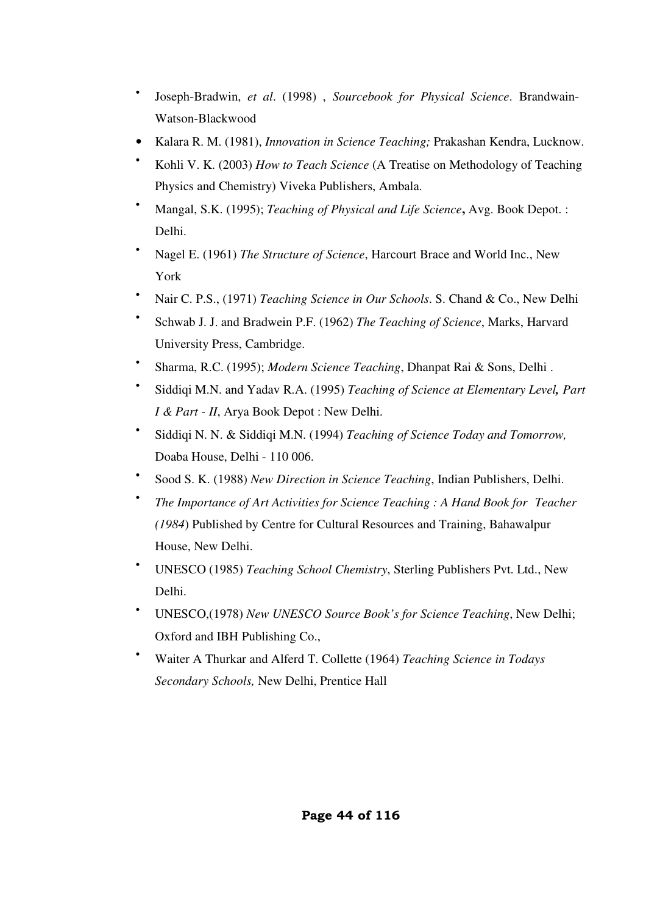- Joseph-Bradwin, *et al*. (1998) , *Sourcebook for Physical Science*. Brandwain-Watson-Blackwood
- Kalara R. M. (1981), *Innovation in Science Teaching;* Prakashan Kendra, Lucknow.
- Kohli V. K. (2003) *How to Teach Science* (A Treatise on Methodology of Teaching Physics and Chemistry) Viveka Publishers, Ambala.
- Mangal, S.K. (1995); *Teaching of Physical and Life Science***,** Avg. Book Depot. : Delhi.
- Nagel E. (1961) *The Structure of Science*, Harcourt Brace and World Inc., New York
- Nair C. P.S., (1971) *Teaching Science in Our Schools*. S. Chand & Co., New Delhi
- Schwab J. J. and Bradwein P.F. (1962) *The Teaching of Science*, Marks, Harvard University Press, Cambridge.
- Sharma, R.C. (1995); *Modern Science Teaching*, Dhanpat Rai & Sons, Delhi .
- Siddiqi M.N. and Yadav R.A. (1995) *Teaching of Science at Elementary Level, Part I & Part - II*, Arya Book Depot : New Delhi.
- Siddiqi N. N. & Siddiqi M.N. (1994) *Teaching of Science Today and Tomorrow,* Doaba House, Delhi - 110 006.
- Sood S. K. (1988) *New Direction in Science Teaching*, Indian Publishers, Delhi.
- *The Importance of Art Activities for Science Teaching : A Hand Book for Teacher (1984*) Published by Centre for Cultural Resources and Training, Bahawalpur House, New Delhi.
- UNESCO (1985) *Teaching School Chemistry*, Sterling Publishers Pvt. Ltd., New Delhi.
- UNESCO,(1978) *New UNESCO Source Book's for Science Teaching*, New Delhi; Oxford and IBH Publishing Co.,
- Waiter A Thurkar and Alferd T. Collette (1964) *Teaching Science in Todays Secondary Schools,* New Delhi, Prentice Hall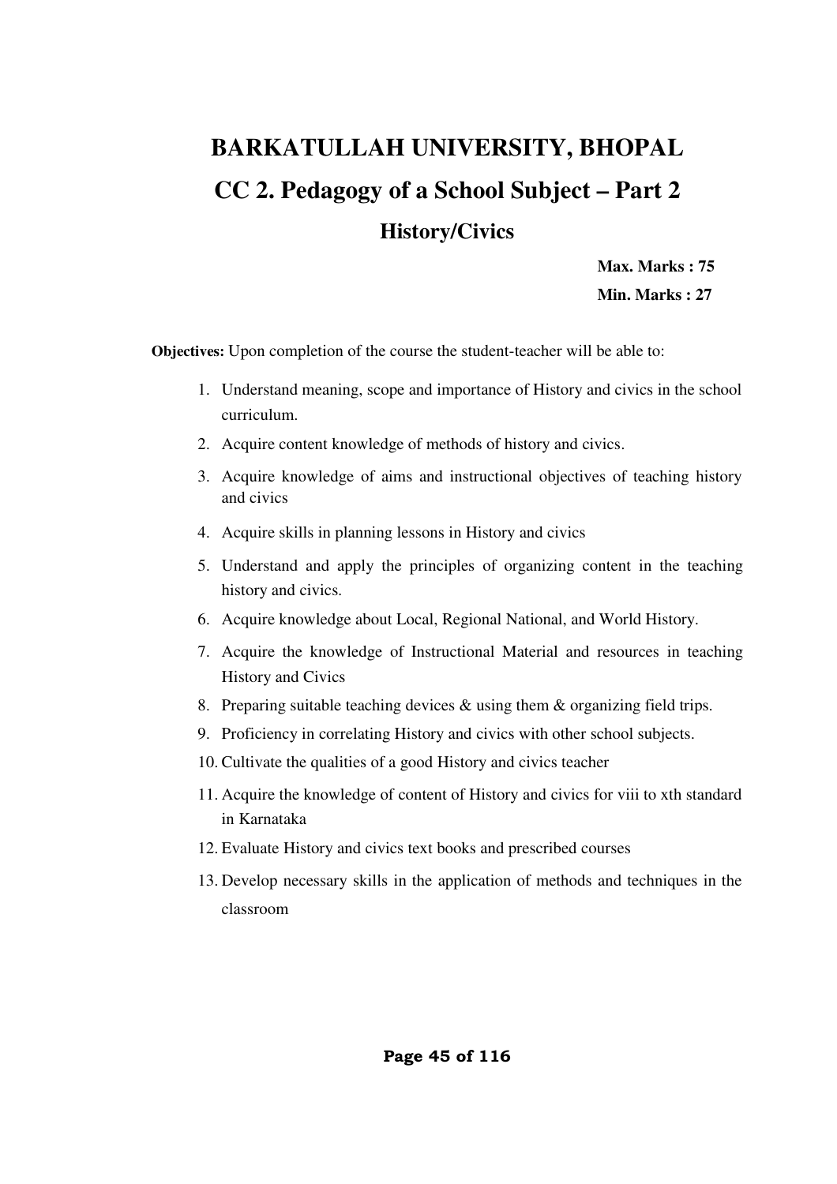# BARKATULLAH UNIVERSITY, BHOPAL

## CC 2. Pedagogy of a School Subject – Part 2

### History/Civics

**Max. Marks : 75**

**Min. Marks : 27**

**Objectives:** Upon completion of the course the student-teacher will be able to:

1. Understand meaning, scope and importance of History and civics in the school curriculum.
2. Acquire content knowledge of methods of history and civics.
3. Acquire knowledge of aims and instructional objectives of teaching history and civics
4. Acquire skills in planning lessons in History and civics
5. Understand and apply the principles of organizing content in the teaching history and civics.
6. Acquire knowledge about Local, Regional National, and World History.
7. Acquire the knowledge of Instructional Material and resources in teaching History and Civics
8. Preparing suitable teaching devices & using them & organizing field trips.
9. Proficiency in correlating History and civics with other school subjects.
10. Cultivate the qualities of a good History and civics teacher
11. Acquire the knowledge of content of History and civics for viii to xth standard in Karnataka
12. Evaluate History and civics text books and prescribed courses
13. Develop necessary skills in the application of methods and techniques in the classroom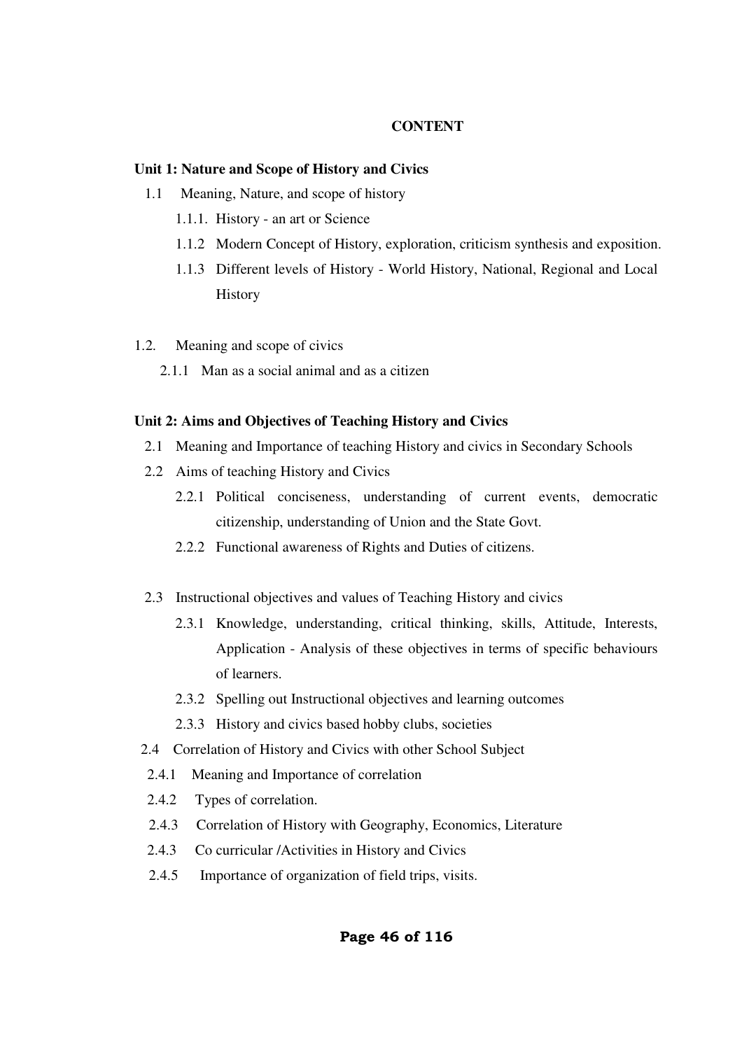## CONTENT

### Unit 1: Nature and Scope of History and Civics

1.1 Meaning, Nature, and scope of history

- 1.1.1. History - an art or Science
- 1.1.2 Modern Concept of History, exploration, criticism synthesis and exposition.
- 1.1.3 Different levels of History - World History, National, Regional and Local History

1.2. Meaning and scope of civics

- 2.1.1 Man as a social animal and as a citizen

### Unit 2: Aims and Objectives of Teaching History and Civics

2.1 Meaning and Importance of teaching History and civics in Secondary Schools

2.2 Aims of teaching History and Civics

- 2.2.1 Political conciseness, understanding of current events, democratic citizenship, understanding of Union and the State Govt.
- 2.2.2 Functional awareness of Rights and Duties of citizens.

2.3 Instructional objectives and values of Teaching History and civics

- 2.3.1 Knowledge, understanding, critical thinking, skills, Attitude, Interests, Application - Analysis of these objectives in terms of specific behaviours of learners.
- 2.3.2 Spelling out Instructional objectives and learning outcomes
- 2.3.3 History and civics based hobby clubs, societies

2.4 Correlation of History and Civics with other School Subject

- 2.4.1 Meaning and Importance of correlation
- 2.4.2 Types of correlation.
- 2.4.3 Correlation of History with Geography, Economics, Literature
- 2.4.3 Co curricular /Activities in History and Civics
- 2.4.5 Importance of organization of field trips, visits.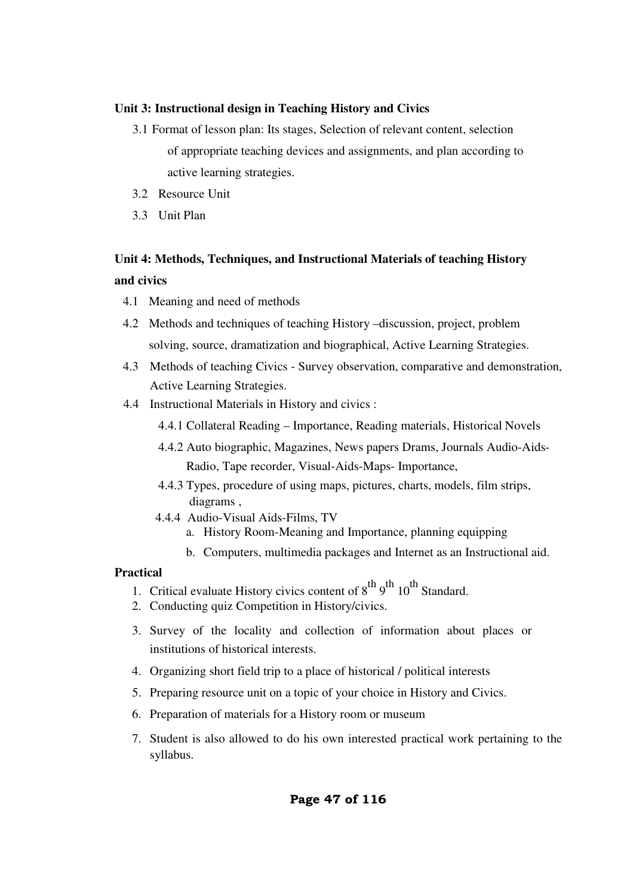**Unit 3: Instructional design in Teaching History and Civics**

- 3.1 Format of lesson plan: Its stages, Selection of relevant content, selection of appropriate teaching devices and assignments, and plan according to active learning strategies.
- 3.2 Resource Unit
- 3.3 Unit Plan

**Unit 4: Methods, Techniques, and Instructional Materials of teaching History and civics**

- 4.1 Meaning and need of methods
- 4.2 Methods and techniques of teaching History –discussion, project, problem solving, source, dramatization and biographical, Active Learning Strategies.
- 4.3 Methods of teaching Civics - Survey observation, comparative and demonstration, Active Learning Strategies.
- 4.4 Instructional Materials in History and civics :
  - 4.4.1 Collateral Reading – Importance, Reading materials, Historical Novels
  - 4.4.2 Auto biographic, Magazines, News papers Drams, Journals Audio-Aids- Radio, Tape recorder, Visual-Aids-Maps- Importance,
  - 4.4.3 Types, procedure of using maps, pictures, charts, models, film strips, diagrams ,
  - 4.4.4 Audio-Visual Aids-Films, TV
    - a. History Room-Meaning and Importance, planning equipping
    - b. Computers, multimedia packages and Internet as an Instructional aid.

**Practical**

1. Critical evaluate History civics content of 8th 9th 10th Standard.
2. Conducting quiz Competition in History/civics.
3. Survey of the locality and collection of information about places or institutions of historical interests.
4. Organizing short field trip to a place of historical / political interests
5. Preparing resource unit on a topic of your choice in History and Civics.
6. Preparation of materials for a History room or museum
7. Student is also allowed to do his own interested practical work pertaining to the syllabus.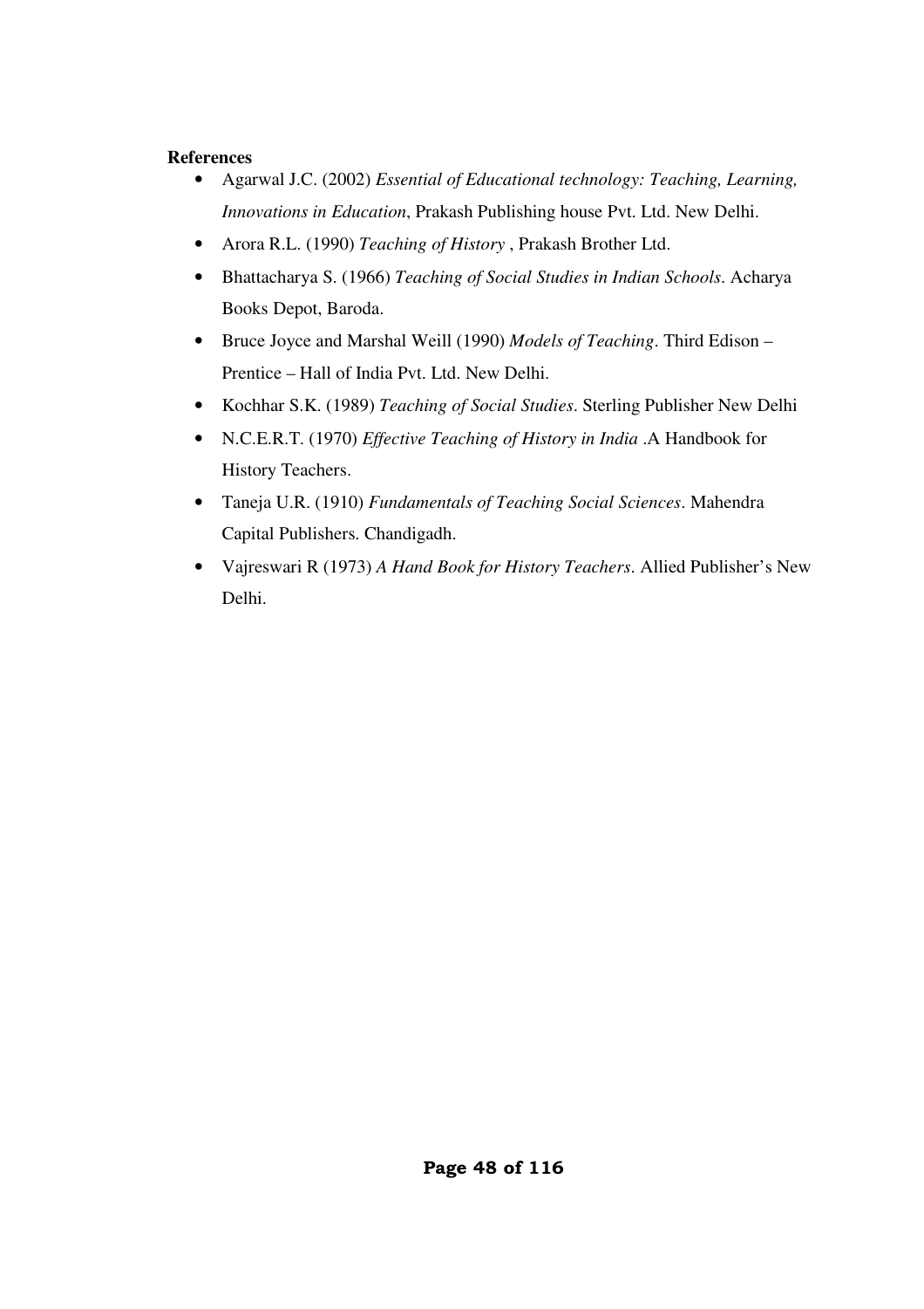**References**

- Agarwal J.C. (2002) *Essential of Educational technology: Teaching, Learning, Innovations in Education*, Prakash Publishing house Pvt. Ltd. New Delhi.
- Arora R.L. (1990) *Teaching of History* , Prakash Brother Ltd.
- Bhattacharya S. (1966) *Teaching of Social Studies in Indian Schools*. Acharya Books Depot, Baroda.
- Bruce Joyce and Marshal Weill (1990) *Models of Teaching*. Third Edison – Prentice – Hall of India Pvt. Ltd. New Delhi.
- Kochhar S.K. (1989) *Teaching of Social Studies*. Sterling Publisher New Delhi
- N.C.E.R.T. (1970) *Effective Teaching of History in India* .A Handbook for History Teachers.
- Taneja U.R. (1910) *Fundamentals of Teaching Social Sciences*. Mahendra Capital Publishers. Chandigadh.
- Vajreswari R (1973) *A Hand Book for History Teachers*. Allied Publisher's New Delhi.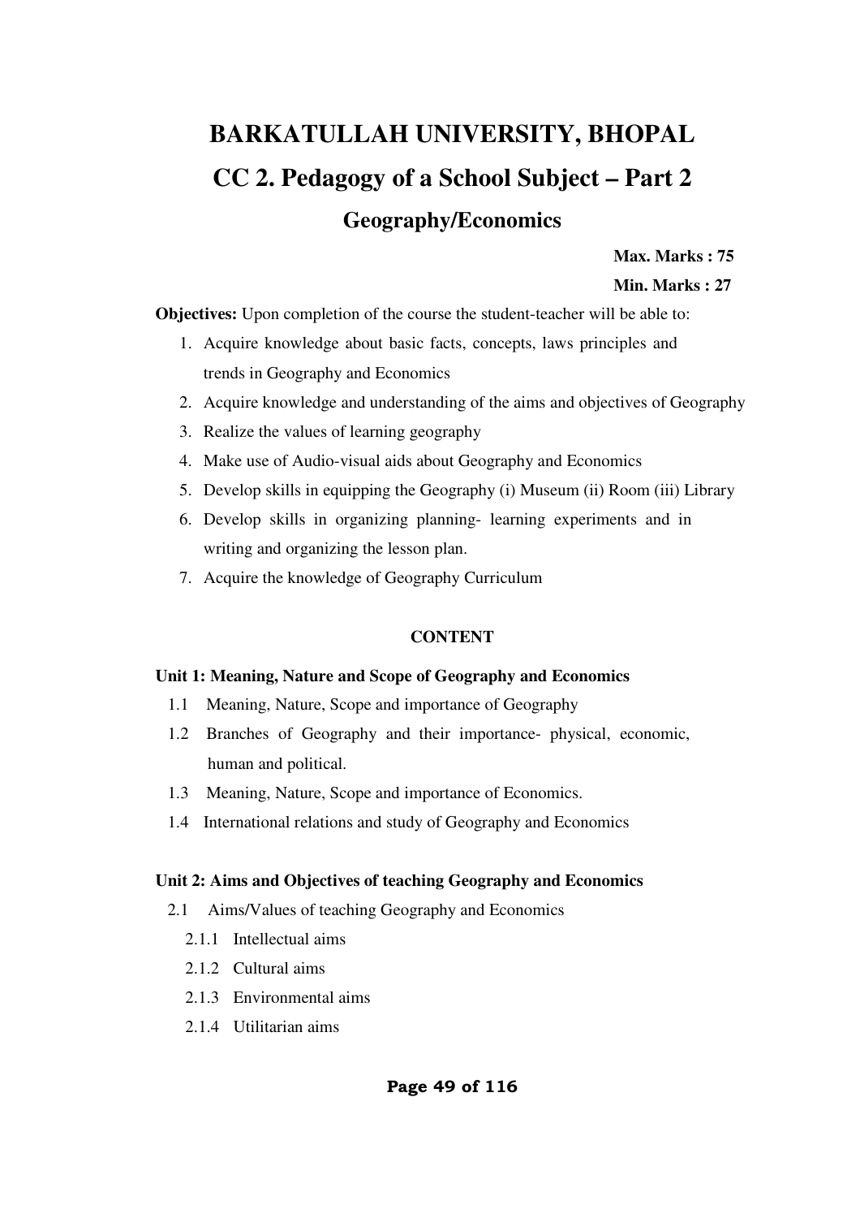# BARKATULLAH UNIVERSITY, BHOPAL

## CC 2. Pedagogy of a School Subject – Part 2

### Geography/Economics

**Max. Marks : 75**

**Min. Marks : 27**

**Objectives:** Upon completion of the course the student-teacher will be able to:

1. Acquire knowledge about basic facts, concepts, laws principles and trends in Geography and Economics
2. Acquire knowledge and understanding of the aims and objectives of Geography
3. Realize the values of learning geography
4. Make use of Audio-visual aids about Geography and Economics
5. Develop skills in equipping the Geography (i) Museum (ii) Room (iii) Library
6. Develop skills in organizing planning- learning experiments and in writing and organizing the lesson plan.
7. Acquire the knowledge of Geography Curriculum

**CONTENT**

**Unit 1: Meaning, Nature and Scope of Geography and Economics**

- 1.1 Meaning, Nature, Scope and importance of Geography
- 1.2 Branches of Geography and their importance- physical, economic, human and political.
- 1.3 Meaning, Nature, Scope and importance of Economics.
- 1.4 International relations and study of Geography and Economics

**Unit 2: Aims and Objectives of teaching Geography and Economics**

- 2.1 Aims/Values of teaching Geography and Economics
  - 2.1.1 Intellectual aims
  - 2.1.2 Cultural aims
  - 2.1.3 Environmental aims
  - 2.1.4 Utilitarian aims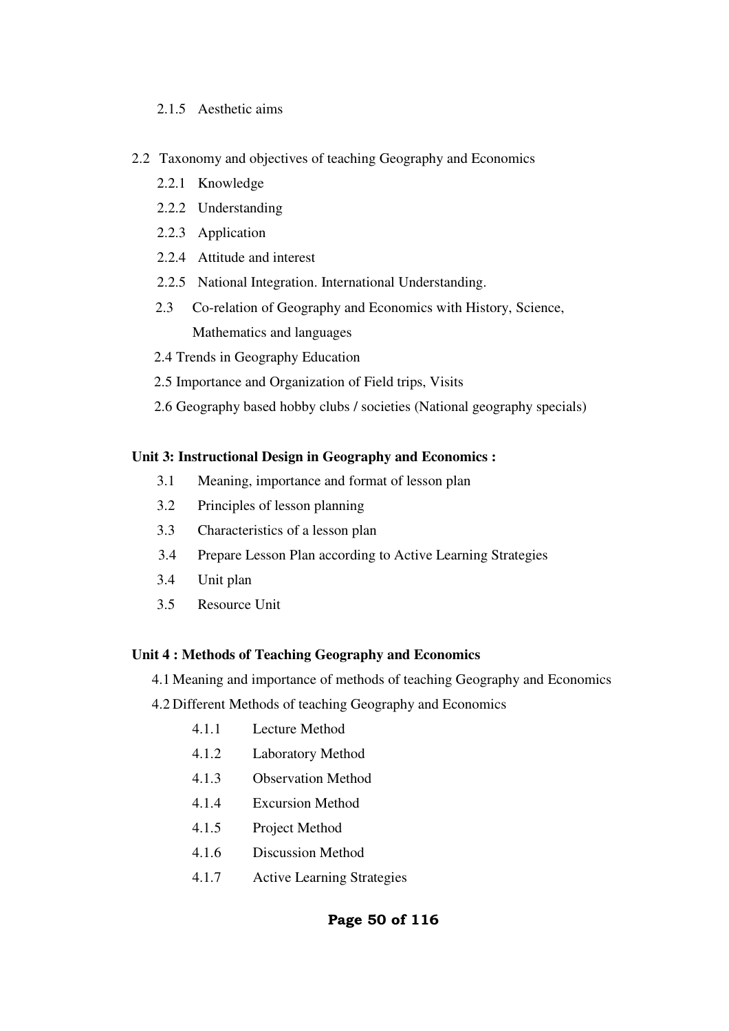- 2.1.5 Aesthetic aims

- 2.2 Taxonomy and objectives of teaching Geography and Economics
  - 2.2.1 Knowledge
  - 2.2.2 Understanding
  - 2.2.3 Application
  - 2.2.4 Attitude and interest
  - 2.2.5 National Integration. International Understanding.
  - 2.3 Co-relation of Geography and Economics with History, Science, Mathematics and languages
  - 2.4 Trends in Geography Education
  - 2.5 Importance and Organization of Field trips, Visits
  - 2.6 Geography based hobby clubs / societies (National geography specials)

**Unit 3: Instructional Design in Geography and Economics :**

- 3.1 Meaning, importance and format of lesson plan
- 3.2 Principles of lesson planning
- 3.3 Characteristics of a lesson plan
- 3.4 Prepare Lesson Plan according to Active Learning Strategies
- 3.4 Unit plan
- 3.5 Resource Unit

**Unit 4 : Methods of Teaching Geography and Economics**

- 4.1 Meaning and importance of methods of teaching Geography and Economics
- 4.2 Different Methods of teaching Geography and Economics
  - 4.1.1 Lecture Method
  - 4.1.2 Laboratory Method
  - 4.1.3 Observation Method
  - 4.1.4 Excursion Method
  - 4.1.5 Project Method
  - 4.1.6 Discussion Method
  - 4.1.7 Active Learning Strategies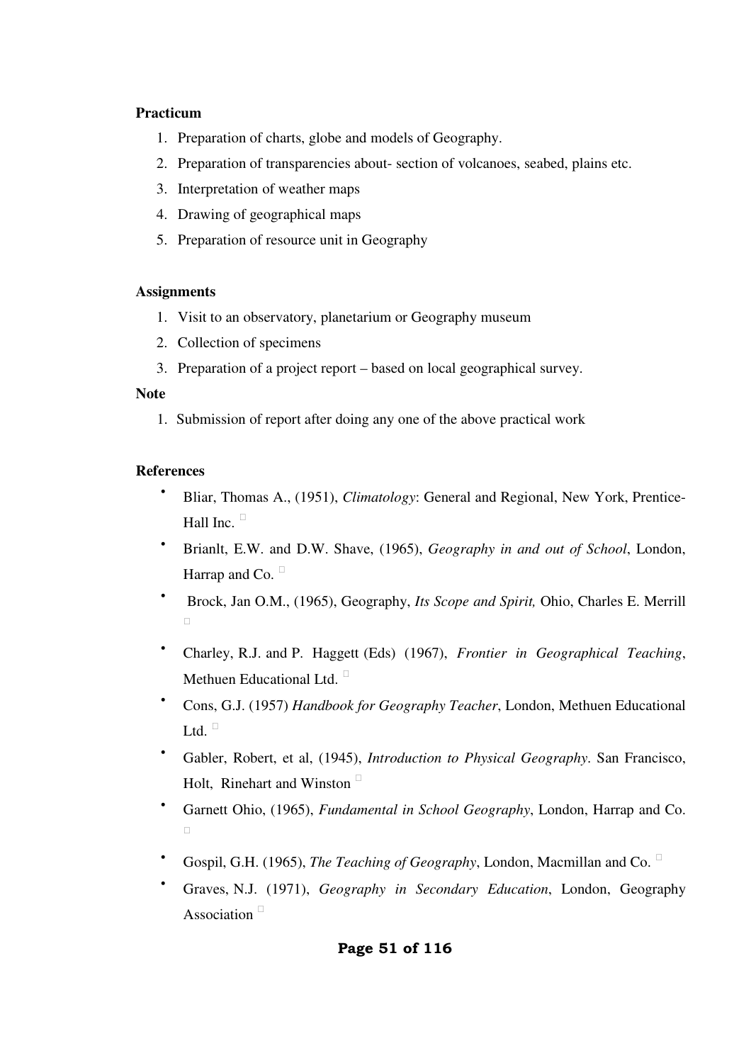**Practicum**

1. Preparation of charts, globe and models of Geography.
2. Preparation of transparencies about- section of volcanoes, seabed, plains etc.
3. Interpretation of weather maps
4. Drawing of geographical maps
5. Preparation of resource unit in Geography

**Assignments**

1. Visit to an observatory, planetarium or Geography museum
2. Collection of specimens
3. Preparation of a project report – based on local geographical survey.

**Note**

1. Submission of report after doing any one of the above practical work

**References**

- Bliar, Thomas A., (1951), *Climatology*: General and Regional, New York, Prentice-Hall Inc.
- Brianlt, E.W. and D.W. Shave, (1965), *Geography in and out of School*, London, Harrap and Co.
- Brock, Jan O.M., (1965), Geography, *Its Scope and Spirit,* Ohio, Charles E. Merrill
- Charley, R.J. and P. Haggett (Eds) (1967), *Frontier in Geographical Teaching*, Methuen Educational Ltd.
- Cons, G.J. (1957) *Handbook for Geography Teacher*, London, Methuen Educational Ltd.
- Gabler, Robert, et al, (1945), *Introduction to Physical Geography*. San Francisco, Holt, Rinehart and Winston
- Garnett Ohio, (1965), *Fundamental in School Geography*, London, Harrap and Co.
- Gospil, G.H. (1965), *The Teaching of Geography*, London, Macmillan and Co.
- Graves, N.J. (1971), *Geography in Secondary Education*, London, Geography Association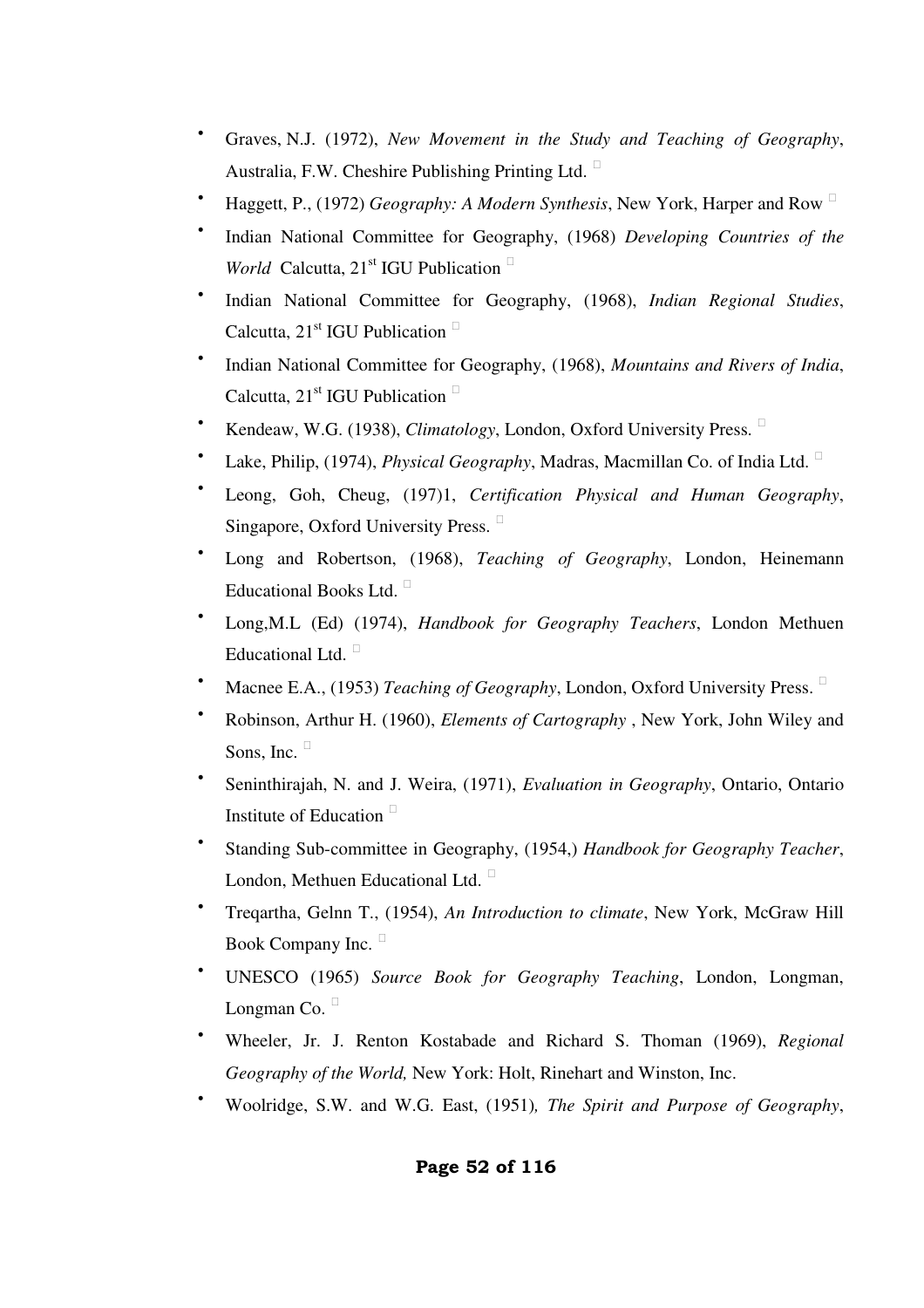- Graves, N.J. (1972), *New Movement in the Study and Teaching of Geography*, Australia, F.W. Cheshire Publishing Printing Ltd.
- Haggett, P., (1972) *Geography: A Modern Synthesis*, New York, Harper and Row
- Indian National Committee for Geography, (1968) *Developing Countries of the World* Calcutta, 21st IGU Publication
- Indian National Committee for Geography, (1968), *Indian Regional Studies*, Calcutta, 21st IGU Publication
- Indian National Committee for Geography, (1968), *Mountains and Rivers of India*, Calcutta, 21st IGU Publication
- Kendeaw, W.G. (1938), *Climatology*, London, Oxford University Press.
- Lake, Philip, (1974), *Physical Geography*, Madras, Macmillan Co. of India Ltd.
- Leong, Goh, Cheug, (197)1, *Certification Physical and Human Geography*, Singapore, Oxford University Press.
- Long and Robertson, (1968), *Teaching of Geography*, London, Heinemann Educational Books Ltd.
- Long,M.L (Ed) (1974), *Handbook for Geography Teachers*, London Methuen Educational Ltd.
- Macnee E.A., (1953) *Teaching of Geography*, London, Oxford University Press.
- Robinson, Arthur H. (1960), *Elements of Cartography* , New York, John Wiley and Sons, Inc.
- Seninthirajah, N. and J. Weira, (1971), *Evaluation in Geography*, Ontario, Ontario Institute of Education
- Standing Sub-committee in Geography, (1954,) *Handbook for Geography Teacher*, London, Methuen Educational Ltd.
- Treqartha, Gelnn T., (1954), *An Introduction to climate*, New York, McGraw Hill Book Company Inc.
- UNESCO (1965) *Source Book for Geography Teaching*, London, Longman, Longman Co.
- Wheeler, Jr. J. Renton Kostabade and Richard S. Thoman (1969), *Regional Geography of the World,* New York: Holt, Rinehart and Winston, Inc.
- Woolridge, S.W. and W.G. East, (1951)*, The Spirit and Purpose of Geography*,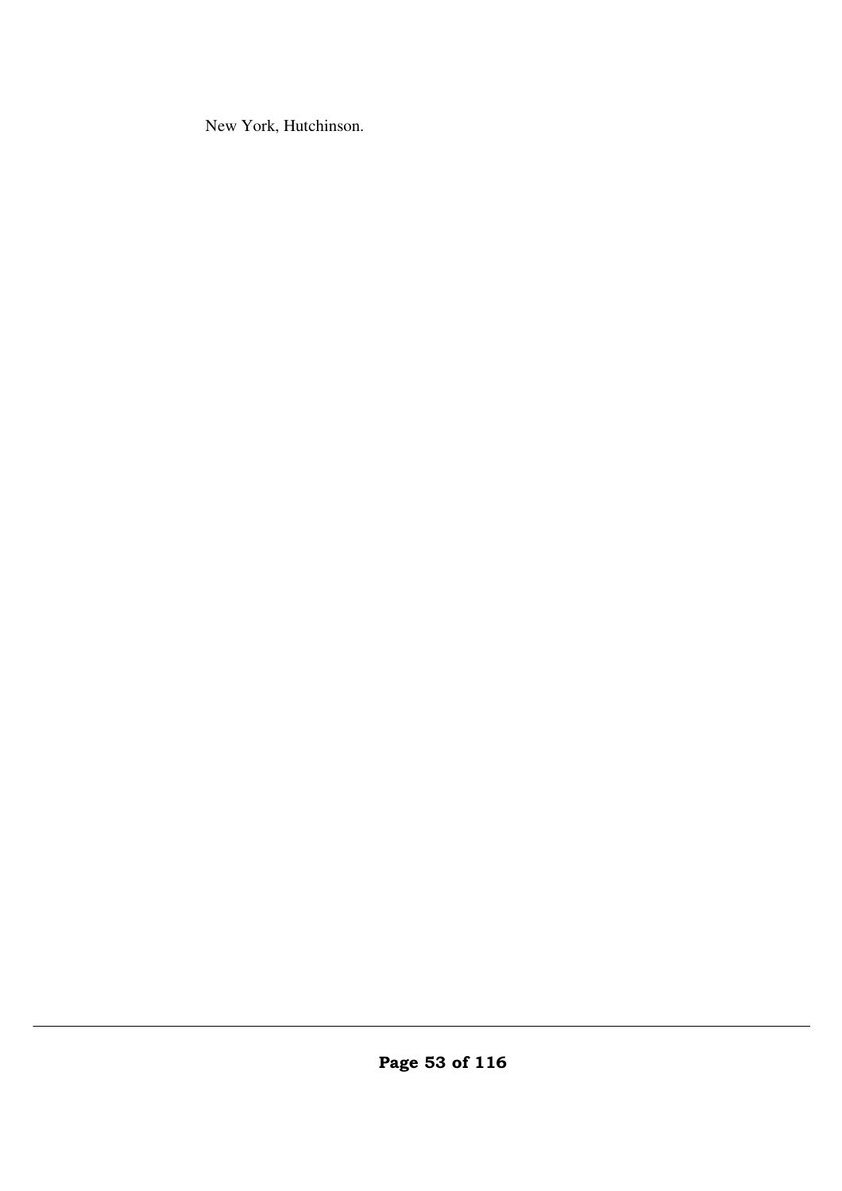New York, Hutchinson.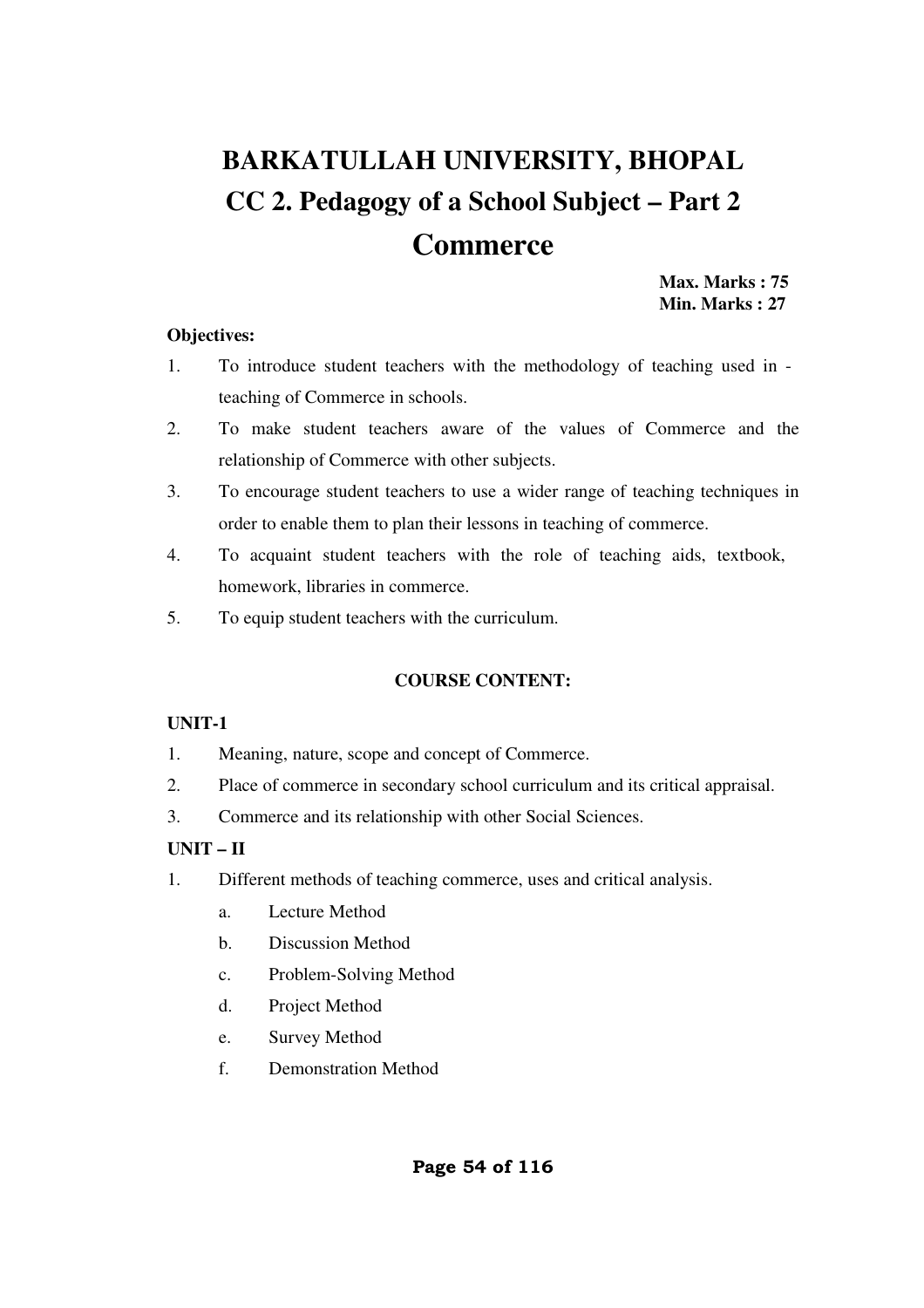# BARKATULLAH UNIVERSITY, BHOPAL
# CC 2. Pedagogy of a School Subject – Part 2
# Commerce

**Max. Marks : 75**
**Min. Marks : 27**

**Objectives:**

1. To introduce student teachers with the methodology of teaching used in - teaching of Commerce in schools.
2. To make student teachers aware of the values of Commerce and the relationship of Commerce with other subjects.
3. To encourage student teachers to use a wider range of teaching techniques in order to enable them to plan their lessons in teaching of commerce.
4. To acquaint student teachers with the role of teaching aids, textbook, homework, libraries in commerce.
5. To equip student teachers with the curriculum.

**COURSE CONTENT:**

**UNIT-1**

1. Meaning, nature, scope and concept of Commerce.
2. Place of commerce in secondary school curriculum and its critical appraisal.
3. Commerce and its relationship with other Social Sciences.

**UNIT – II**

1. Different methods of teaching commerce, uses and critical analysis.
   a. Lecture Method
   b. Discussion Method
   c. Problem-Solving Method
   d. Project Method
   e. Survey Method
   f. Demonstration Method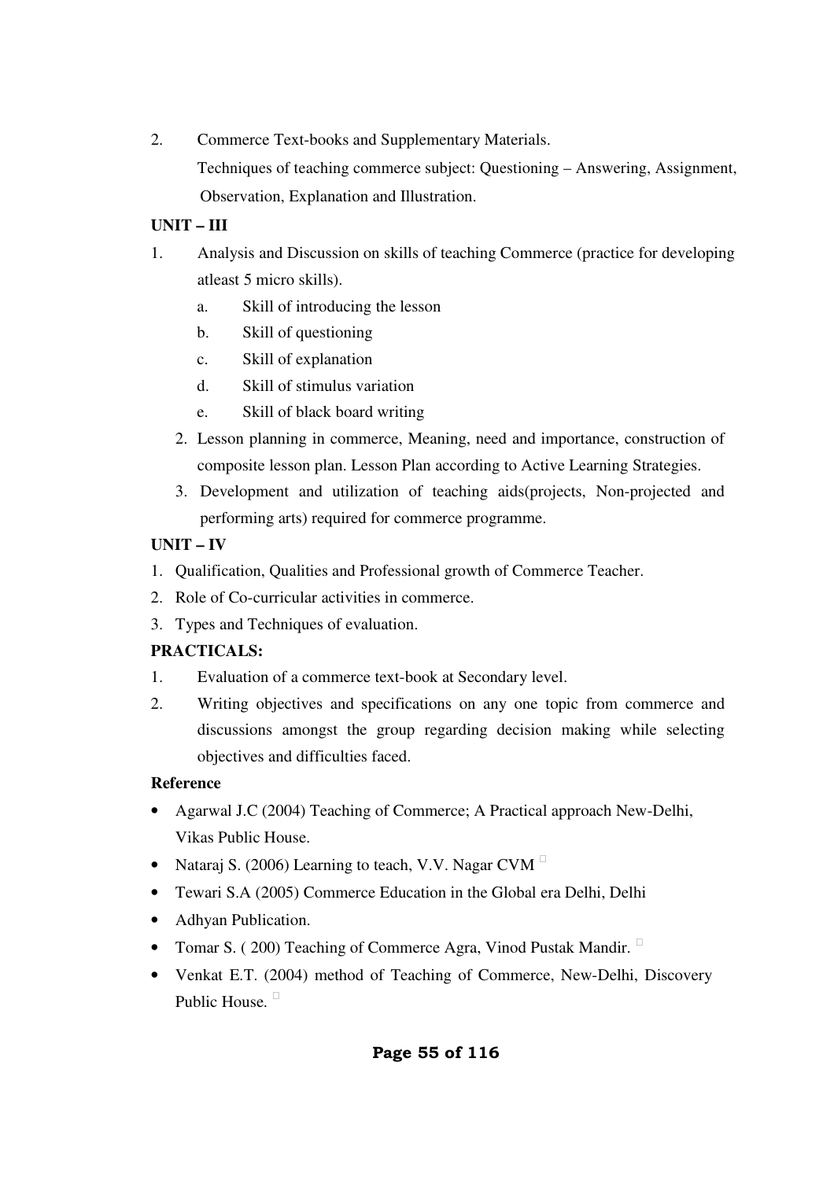2. Commerce Text-books and Supplementary Materials.

   Techniques of teaching commerce subject: Questioning – Answering, Assignment, Observation, Explanation and Illustration.

**UNIT – III**

1. Analysis and Discussion on skills of teaching Commerce (practice for developing atleast 5 micro skills).
   a. Skill of introducing the lesson
   b. Skill of questioning
   c. Skill of explanation
   d. Skill of stimulus variation
   e. Skill of black board writing
2. Lesson planning in commerce, Meaning, need and importance, construction of composite lesson plan. Lesson Plan according to Active Learning Strategies.
3. Development and utilization of teaching aids(projects, Non-projected and performing arts) required for commerce programme.

**UNIT – IV**

1. Qualification, Qualities and Professional growth of Commerce Teacher.
2. Role of Co-curricular activities in commerce.
3. Types and Techniques of evaluation.

**PRACTICALS:**

1. Evaluation of a commerce text-book at Secondary level.
2. Writing objectives and specifications on any one topic from commerce and discussions amongst the group regarding decision making while selecting objectives and difficulties faced.

**Reference**

- Agarwal J.C (2004) Teaching of Commerce; A Practical approach New-Delhi, Vikas Public House.
- Nataraj S. (2006) Learning to teach, V.V. Nagar CVM
- Tewari S.A (2005) Commerce Education in the Global era Delhi, Delhi
- Adhyan Publication.
- Tomar S. ( 200) Teaching of Commerce Agra, Vinod Pustak Mandir.
- Venkat E.T. (2004) method of Teaching of Commerce, New-Delhi, Discovery Public House.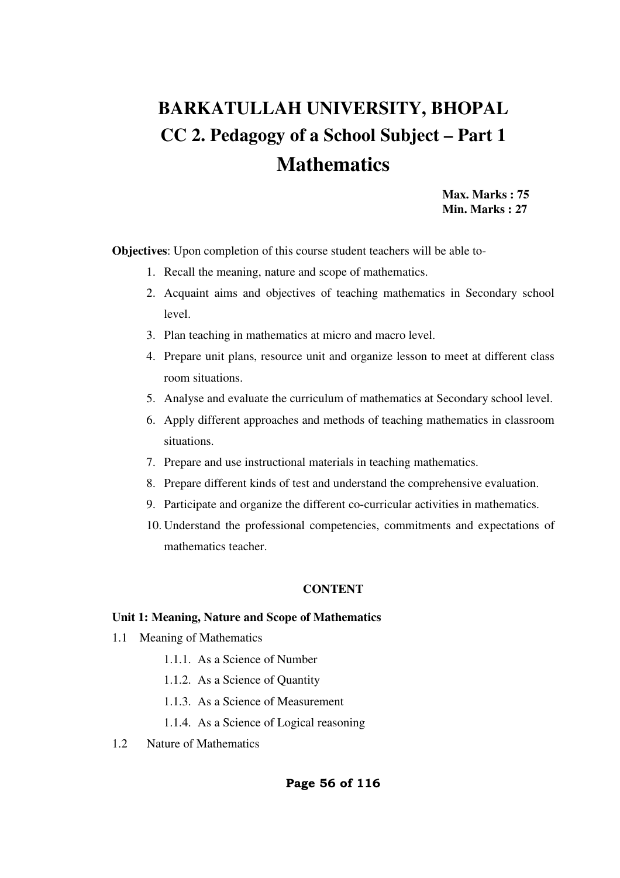# BARKATULLAH UNIVERSITY, BHOPAL
# CC 2. Pedagogy of a School Subject – Part 1
# Mathematics

**Max. Marks : 75**
**Min. Marks : 27**

**Objectives**: Upon completion of this course student teachers will be able to-

1. Recall the meaning, nature and scope of mathematics.
2. Acquaint aims and objectives of teaching mathematics in Secondary school level.
3. Plan teaching in mathematics at micro and macro level.
4. Prepare unit plans, resource unit and organize lesson to meet at different class room situations.
5. Analyse and evaluate the curriculum of mathematics at Secondary school level.
6. Apply different approaches and methods of teaching mathematics in classroom situations.
7. Prepare and use instructional materials in teaching mathematics.
8. Prepare different kinds of test and understand the comprehensive evaluation.
9. Participate and organize the different co-curricular activities in mathematics.
10. Understand the professional competencies, commitments and expectations of mathematics teacher.

**CONTENT**

**Unit 1: Meaning, Nature and Scope of Mathematics**

1.1 Meaning of Mathematics
   - 1.1.1. As a Science of Number
   - 1.1.2. As a Science of Quantity
   - 1.1.3. As a Science of Measurement
   - 1.1.4. As a Science of Logical reasoning

1.2 Nature of Mathematics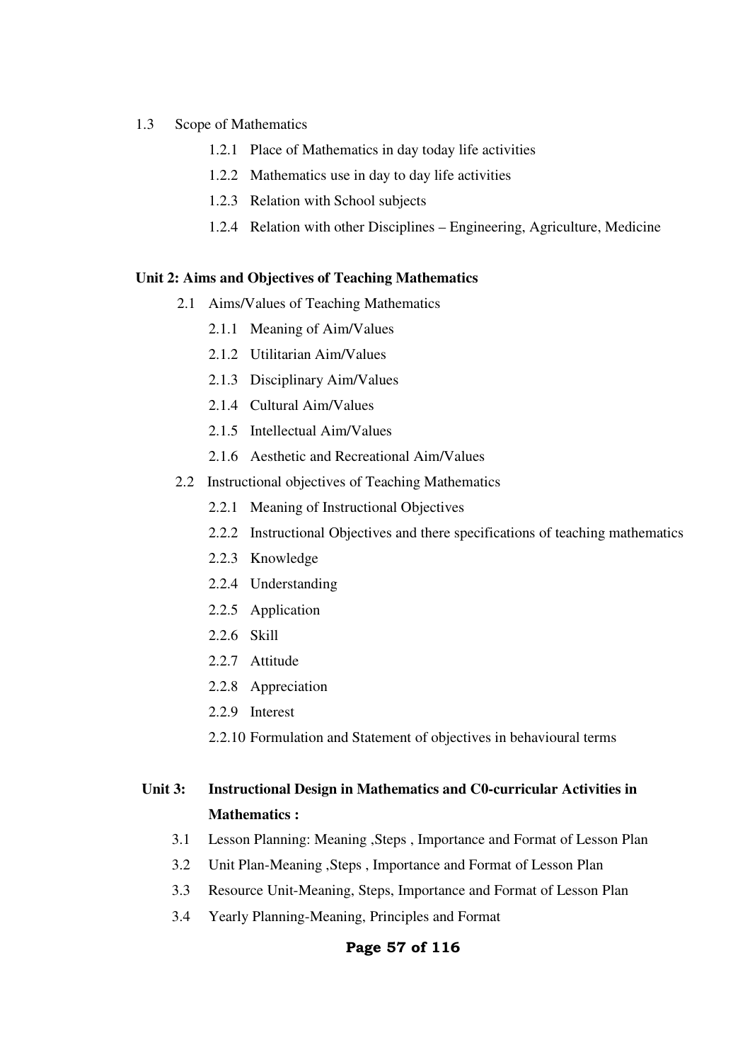1.3 Scope of Mathematics

- 1.2.1 Place of Mathematics in day today life activities
- 1.2.2 Mathematics use in day to day life activities
- 1.2.3 Relation with School subjects
- 1.2.4 Relation with other Disciplines – Engineering, Agriculture, Medicine

**Unit 2: Aims and Objectives of Teaching Mathematics**

2.1 Aims/Values of Teaching Mathematics

- 2.1.1 Meaning of Aim/Values
- 2.1.2 Utilitarian Aim/Values
- 2.1.3 Disciplinary Aim/Values
- 2.1.4 Cultural Aim/Values
- 2.1.5 Intellectual Aim/Values
- 2.1.6 Aesthetic and Recreational Aim/Values

2.2 Instructional objectives of Teaching Mathematics

- 2.2.1 Meaning of Instructional Objectives
- 2.2.2 Instructional Objectives and there specifications of teaching mathematics
- 2.2.3 Knowledge
- 2.2.4 Understanding
- 2.2.5 Application
- 2.2.6 Skill
- 2.2.7 Attitude
- 2.2.8 Appreciation
- 2.2.9 Interest
- 2.2.10 Formulation and Statement of objectives in behavioural terms

**Unit 3: Instructional Design in Mathematics and C0-curricular Activities in Mathematics :**

- 3.1 Lesson Planning: Meaning ,Steps , Importance and Format of Lesson Plan
- 3.2 Unit Plan-Meaning ,Steps , Importance and Format of Lesson Plan
- 3.3 Resource Unit-Meaning, Steps, Importance and Format of Lesson Plan
- 3.4 Yearly Planning-Meaning, Principles and Format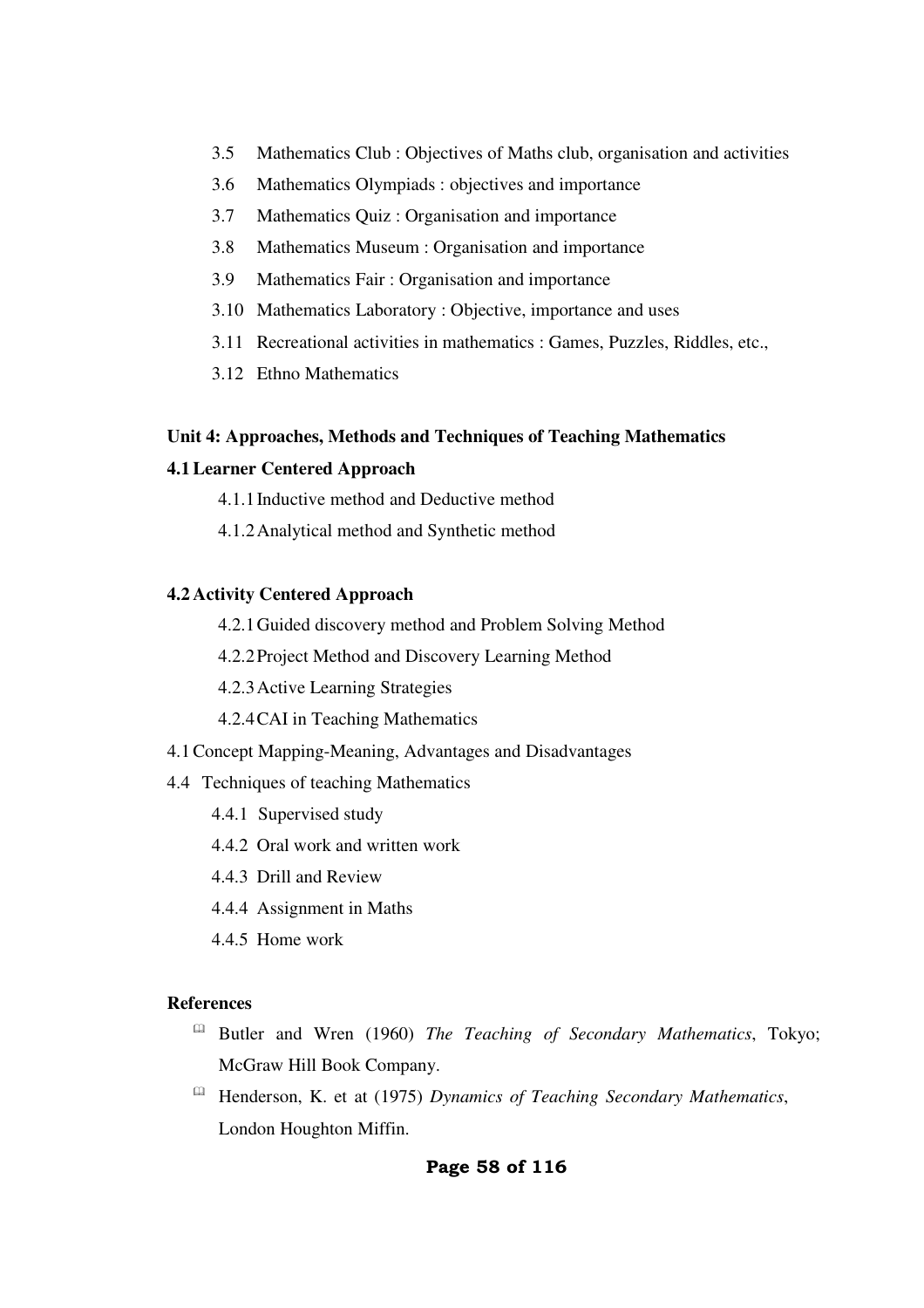3.5 Mathematics Club : Objectives of Maths club, organisation and activities

3.6 Mathematics Olympiads : objectives and importance

3.7 Mathematics Quiz : Organisation and importance

3.8 Mathematics Museum : Organisation and importance

3.9 Mathematics Fair : Organisation and importance

3.10 Mathematics Laboratory : Objective, importance and uses

3.11 Recreational activities in mathematics : Games, Puzzles, Riddles, etc.,

3.12 Ethno Mathematics

**Unit 4: Approaches, Methods and Techniques of Teaching Mathematics**

**4.1 Learner Centered Approach**

4.1.1 Inductive method and Deductive method

4.1.2 Analytical method and Synthetic method

**4.2 Activity Centered Approach**

4.2.1 Guided discovery method and Problem Solving Method

4.2.2 Project Method and Discovery Learning Method

4.2.3 Active Learning Strategies

4.2.4 CAI in Teaching Mathematics

4.1 Concept Mapping-Meaning, Advantages and Disadvantages

4.4 Techniques of teaching Mathematics

4.4.1 Supervised study

4.4.2 Oral work and written work

4.4.3 Drill and Review

4.4.4 Assignment in Maths

4.4.5 Home work

**References**

- Butler and Wren (1960) *The Teaching of Secondary Mathematics*, Tokyo; McGraw Hill Book Company.
- Henderson, K. et at (1975) *Dynamics of Teaching Secondary Mathematics*, London Houghton Miffin.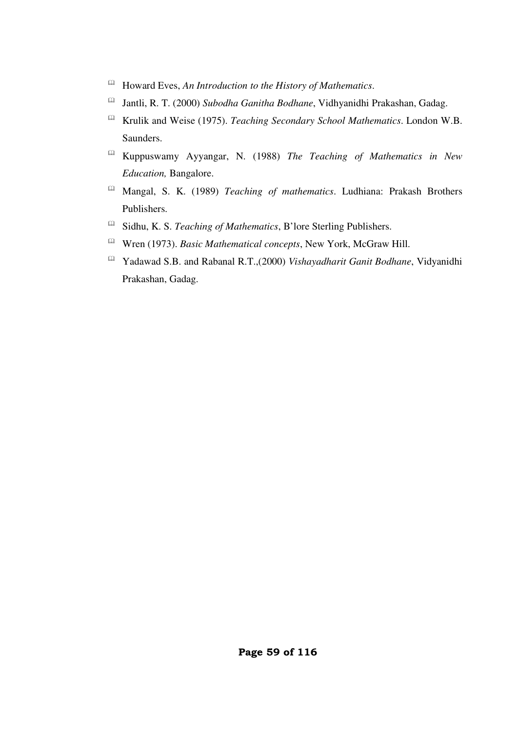- Howard Eves, *An Introduction to the History of Mathematics*.
- Jantli, R. T. (2000) *Subodha Ganitha Bodhane*, Vidhyanidhi Prakashan, Gadag.
- Krulik and Weise (1975). *Teaching Secondary School Mathematics*. London W.B. Saunders.
- Kuppuswamy Ayyangar, N. (1988) *The Teaching of Mathematics in New Education,* Bangalore.
- Mangal, S. K. (1989) *Teaching of mathematics*. Ludhiana: Prakash Brothers Publishers.
- Sidhu, K. S. *Teaching of Mathematics*, B'lore Sterling Publishers.
- Wren (1973). *Basic Mathematical concepts*, New York, McGraw Hill.
- Yadawad S.B. and Rabanal R.T.,(2000) *Vishayadharit Ganit Bodhane*, Vidyanidhi Prakashan, Gadag.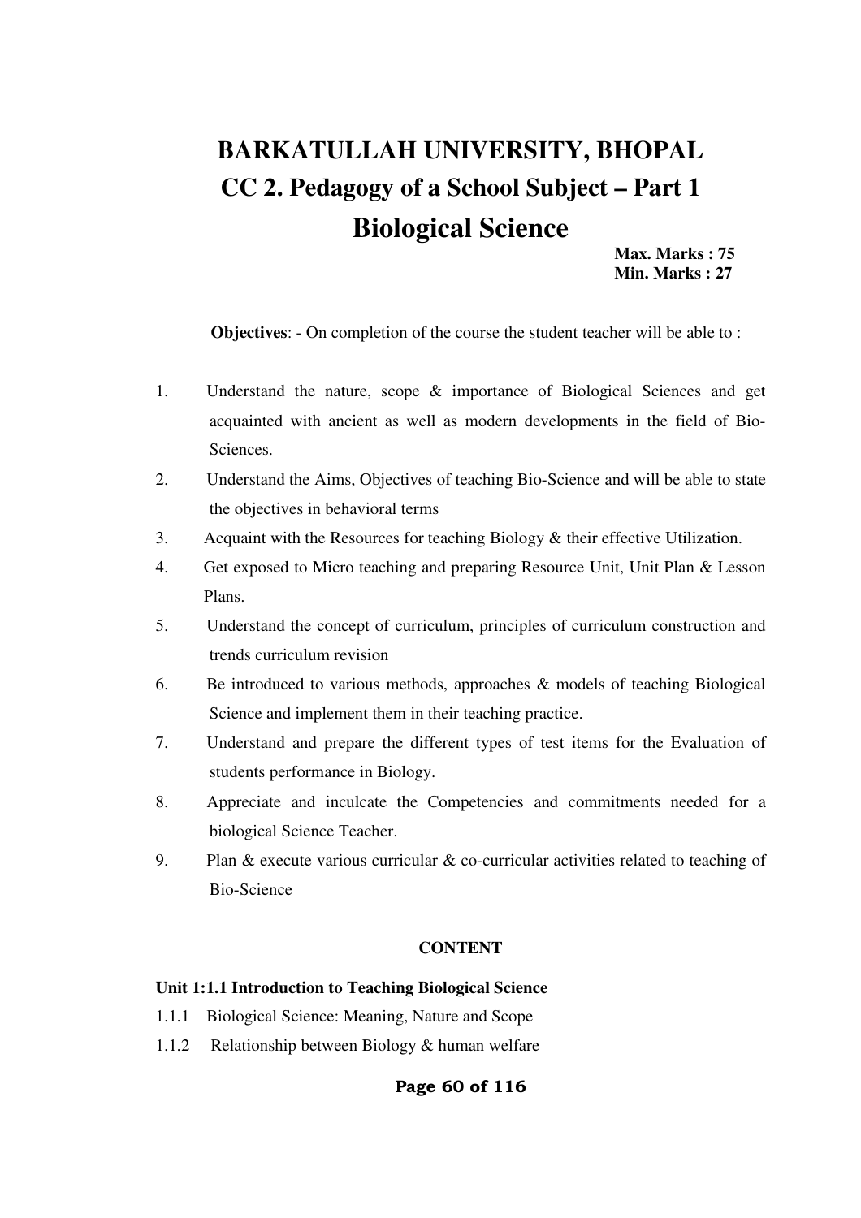# BARKATULLAH UNIVERSITY, BHOPAL
## CC 2. Pedagogy of a School Subject – Part 1
## Biological Science

**Max. Marks : 75**
**Min. Marks : 27**

**Objectives**: - On completion of the course the student teacher will be able to :

1. Understand the nature, scope & importance of Biological Sciences and get acquainted with ancient as well as modern developments in the field of Bio-Sciences.
2. Understand the Aims, Objectives of teaching Bio-Science and will be able to state the objectives in behavioral terms
3. Acquaint with the Resources for teaching Biology & their effective Utilization.
4. Get exposed to Micro teaching and preparing Resource Unit, Unit Plan & Lesson Plans.
5. Understand the concept of curriculum, principles of curriculum construction and trends curriculum revision
6. Be introduced to various methods, approaches & models of teaching Biological Science and implement them in their teaching practice.
7. Understand and prepare the different types of test items for the Evaluation of students performance in Biology.
8. Appreciate and inculcate the Competencies and commitments needed for a biological Science Teacher.
9. Plan & execute various curricular & co-curricular activities related to teaching of Bio-Science

**CONTENT**

**Unit 1:1.1 Introduction to Teaching Biological Science**

1.1.1 Biological Science: Meaning, Nature and Scope

1.1.2 Relationship between Biology & human welfare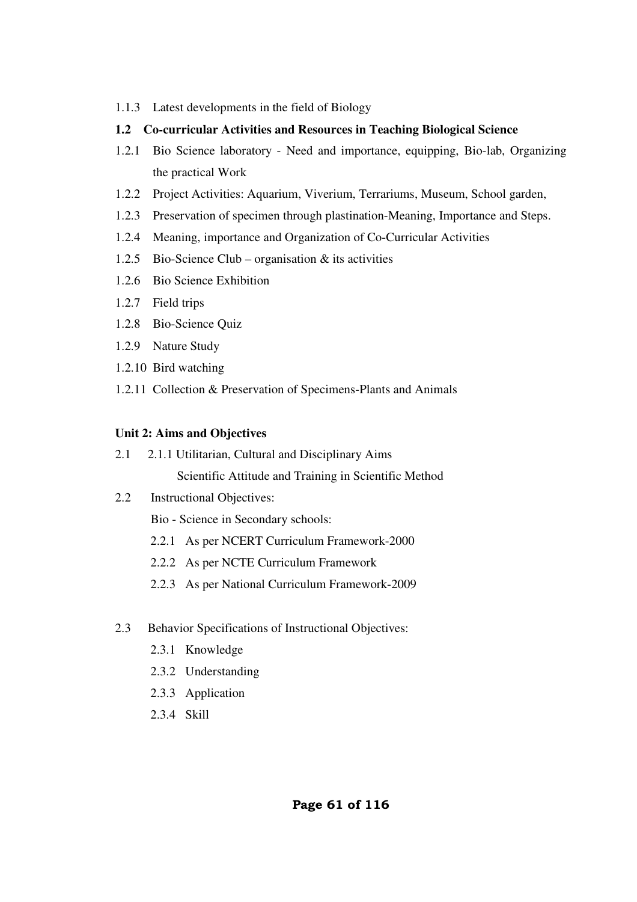1.1.3 Latest developments in the field of Biology

**1.2 Co-curricular Activities and Resources in Teaching Biological Science**

1.2.1 Bio Science laboratory - Need and importance, equipping, Bio-lab, Organizing the practical Work

1.2.2 Project Activities: Aquarium, Viverium, Terrariums, Museum, School garden,

1.2.3 Preservation of specimen through plastination-Meaning, Importance and Steps.

1.2.4 Meaning, importance and Organization of Co-Curricular Activities

1.2.5 Bio-Science Club – organisation & its activities

1.2.6 Bio Science Exhibition

1.2.7 Field trips

1.2.8 Bio-Science Quiz

1.2.9 Nature Study

1.2.10 Bird watching

1.2.11 Collection & Preservation of Specimens-Plants and Animals

**Unit 2: Aims and Objectives**

2.1 2.1.1 Utilitarian, Cultural and Disciplinary Aims

Scientific Attitude and Training in Scientific Method

2.2 Instructional Objectives:

Bio - Science in Secondary schools:

2.2.1 As per NCERT Curriculum Framework-2000

2.2.2 As per NCTE Curriculum Framework

2.2.3 As per National Curriculum Framework-2009

2.3 Behavior Specifications of Instructional Objectives:

2.3.1 Knowledge

2.3.2 Understanding

2.3.3 Application

2.3.4 Skill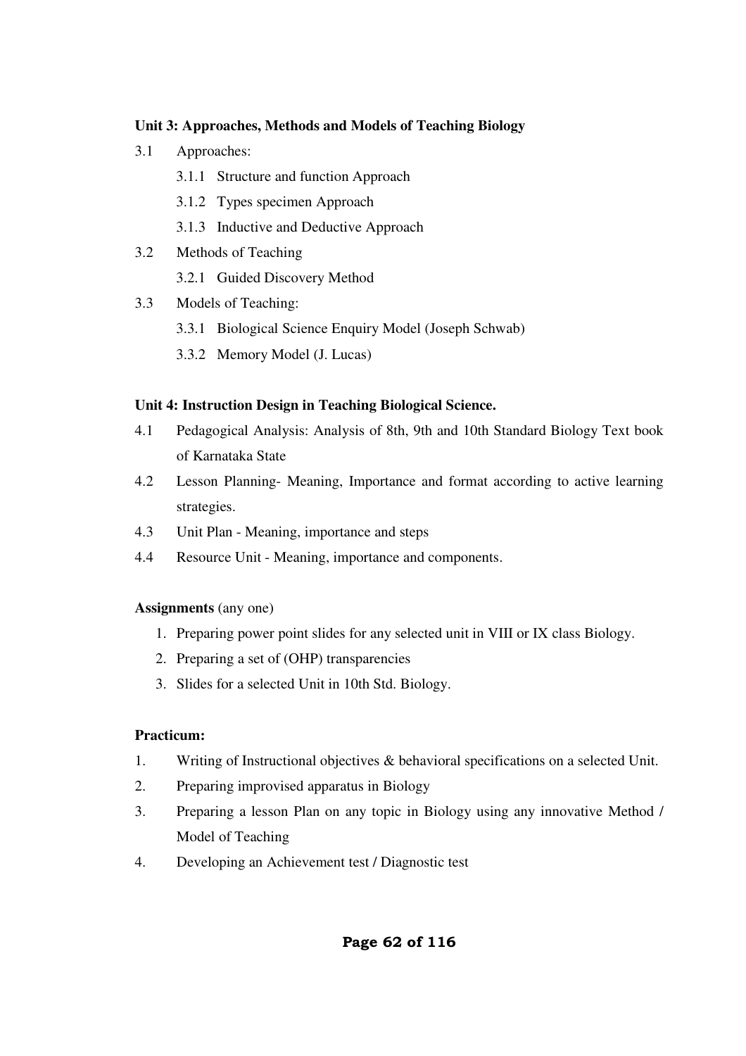**Unit 3: Approaches, Methods and Models of Teaching Biology**

3.1 Approaches:

- 3.1.1 Structure and function Approach
- 3.1.2 Types specimen Approach
- 3.1.3 Inductive and Deductive Approach

3.2 Methods of Teaching

- 3.2.1 Guided Discovery Method

3.3 Models of Teaching:

- 3.3.1 Biological Science Enquiry Model (Joseph Schwab)
- 3.3.2 Memory Model (J. Lucas)

**Unit 4: Instruction Design in Teaching Biological Science.**

4.1 Pedagogical Analysis: Analysis of 8th, 9th and 10th Standard Biology Text book of Karnataka State

4.2 Lesson Planning- Meaning, Importance and format according to active learning strategies.

4.3 Unit Plan - Meaning, importance and steps

4.4 Resource Unit - Meaning, importance and components.

**Assignments** (any one)

1. Preparing power point slides for any selected unit in VIII or IX class Biology.
2. Preparing a set of (OHP) transparencies
3. Slides for a selected Unit in 10th Std. Biology.

**Practicum:**

1. Writing of Instructional objectives & behavioral specifications on a selected Unit.
2. Preparing improvised apparatus in Biology
3. Preparing a lesson Plan on any topic in Biology using any innovative Method / Model of Teaching
4. Developing an Achievement test / Diagnostic test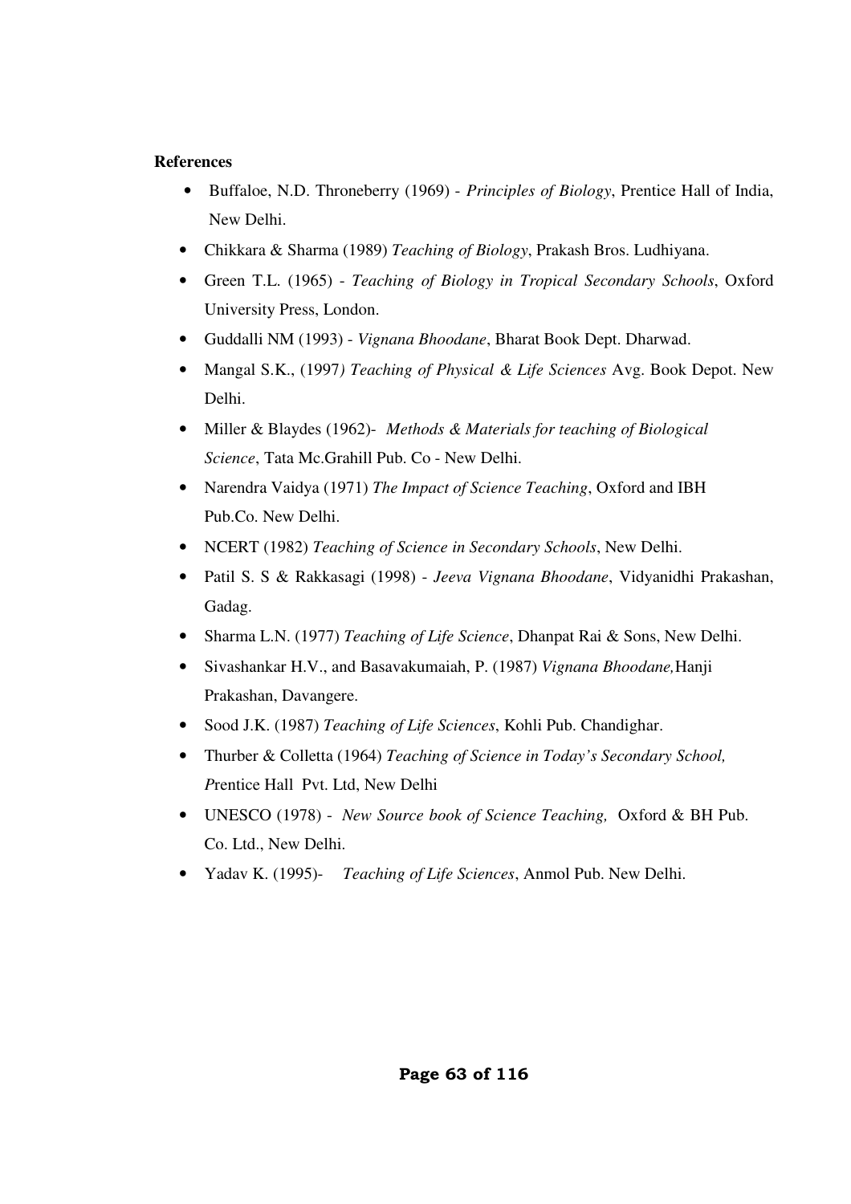**References**

- Buffaloe, N.D. Throneberry (1969) - *Principles of Biology*, Prentice Hall of India, New Delhi.
- Chikkara & Sharma (1989) *Teaching of Biology*, Prakash Bros. Ludhiyana.
- Green T.L. (1965) - *Teaching of Biology in Tropical Secondary Schools*, Oxford University Press, London.
- Guddalli NM (1993) - *Vignana Bhoodane*, Bharat Book Dept. Dharwad.
- Mangal S.K., (1997*) Teaching of Physical & Life Sciences* Avg. Book Depot. New Delhi.
- Miller & Blaydes (1962)- *Methods & Materials for teaching of Biological Science*, Tata Mc.Grahill Pub. Co - New Delhi.
- Narendra Vaidya (1971) *The Impact of Science Teaching*, Oxford and IBH Pub.Co. New Delhi.
- NCERT (1982) *Teaching of Science in Secondary Schools*, New Delhi.
- Patil S. S & Rakkasagi (1998) - *Jeeva Vignana Bhoodane*, Vidyanidhi Prakashan, Gadag.
- Sharma L.N. (1977) *Teaching of Life Science*, Dhanpat Rai & Sons, New Delhi.
- Sivashankar H.V., and Basavakumaiah, P. (1987) *Vignana Bhoodane,*Hanji Prakashan, Davangere.
- Sood J.K. (1987) *Teaching of Life Sciences*, Kohli Pub. Chandighar.
- Thurber & Colletta (1964) *Teaching of Science in Today's Secondary School, P*rentice Hall Pvt. Ltd, New Delhi
- UNESCO (1978) - *New Source book of Science Teaching,* Oxford & BH Pub. Co. Ltd., New Delhi.
- Yadav K. (1995)- *Teaching of Life Sciences*, Anmol Pub. New Delhi.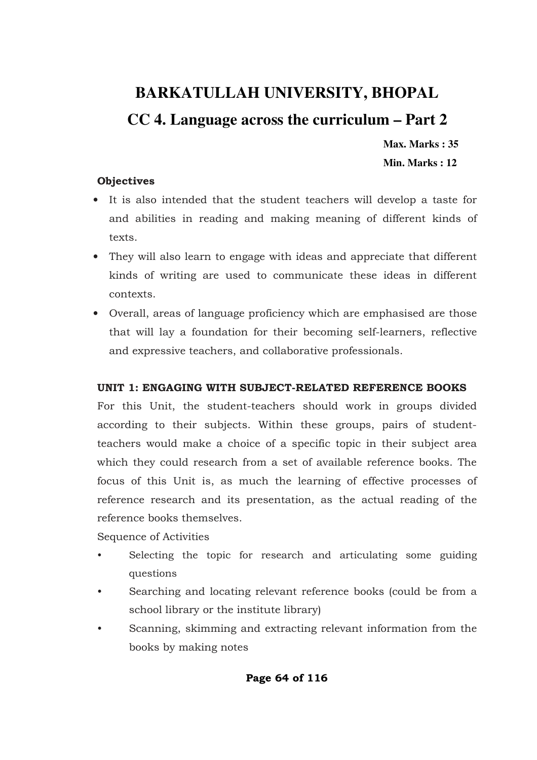# BARKATULLAH UNIVERSITY, BHOPAL

## CC 4. Language across the curriculum – Part 2

**Max. Marks : 35**

**Min. Marks : 12**

**Objectives**

- It is also intended that the student teachers will develop a taste for and abilities in reading and making meaning of different kinds of texts.
- They will also learn to engage with ideas and appreciate that different kinds of writing are used to communicate these ideas in different contexts.
- Overall, areas of language proficiency which are emphasised are those that will lay a foundation for their becoming self-learners, reflective and expressive teachers, and collaborative professionals.

**UNIT 1: ENGAGING WITH SUBJECT-RELATED REFERENCE BOOKS**

For this Unit, the student-teachers should work in groups divided according to their subjects. Within these groups, pairs of student-teachers would make a choice of a specific topic in their subject area which they could research from a set of available reference books. The focus of this Unit is, as much the learning of effective processes of reference research and its presentation, as the actual reading of the reference books themselves.

Sequence of Activities

- Selecting the topic for research and articulating some guiding questions
- Searching and locating relevant reference books (could be from a school library or the institute library)
- Scanning, skimming and extracting relevant information from the books by making notes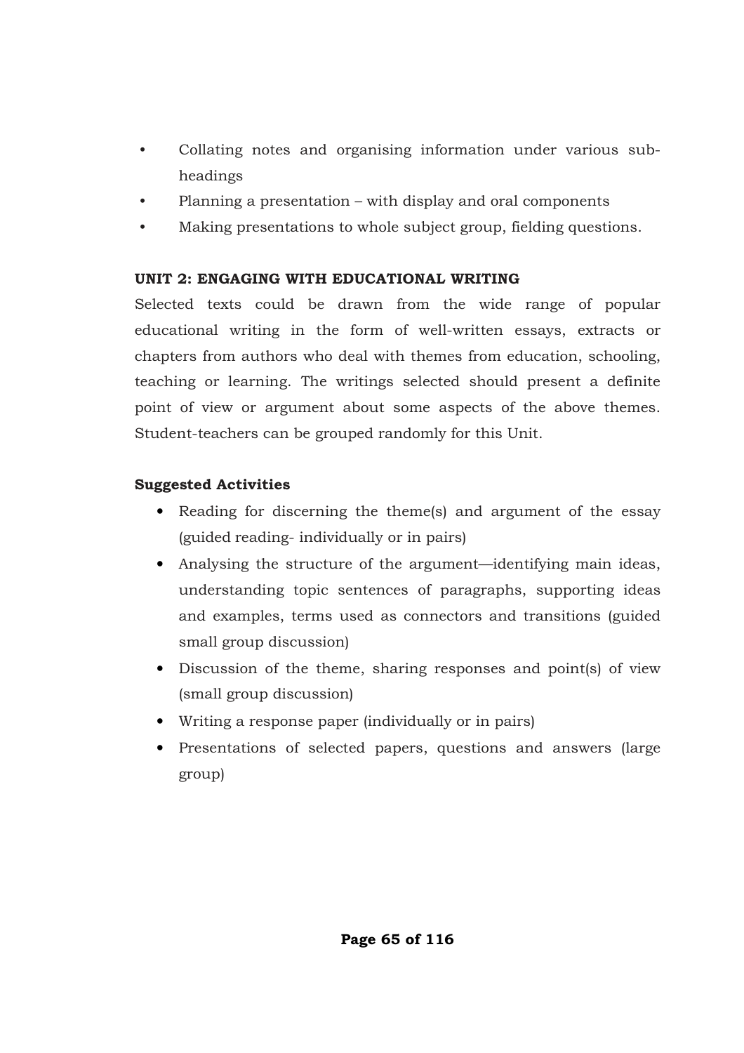- Collating notes and organising information under various sub-headings
- Planning a presentation – with display and oral components
- Making presentations to whole subject group, fielding questions.

**UNIT 2: ENGAGING WITH EDUCATIONAL WRITING**

Selected texts could be drawn from the wide range of popular educational writing in the form of well-written essays, extracts or chapters from authors who deal with themes from education, schooling, teaching or learning. The writings selected should present a definite point of view or argument about some aspects of the above themes. Student-teachers can be grouped randomly for this Unit.

**Suggested Activities**

- Reading for discerning the theme(s) and argument of the essay (guided reading- individually or in pairs)
- Analysing the structure of the argument—identifying main ideas, understanding topic sentences of paragraphs, supporting ideas and examples, terms used as connectors and transitions (guided small group discussion)
- Discussion of the theme, sharing responses and point(s) of view (small group discussion)
- Writing a response paper (individually or in pairs)
- Presentations of selected papers, questions and answers (large group)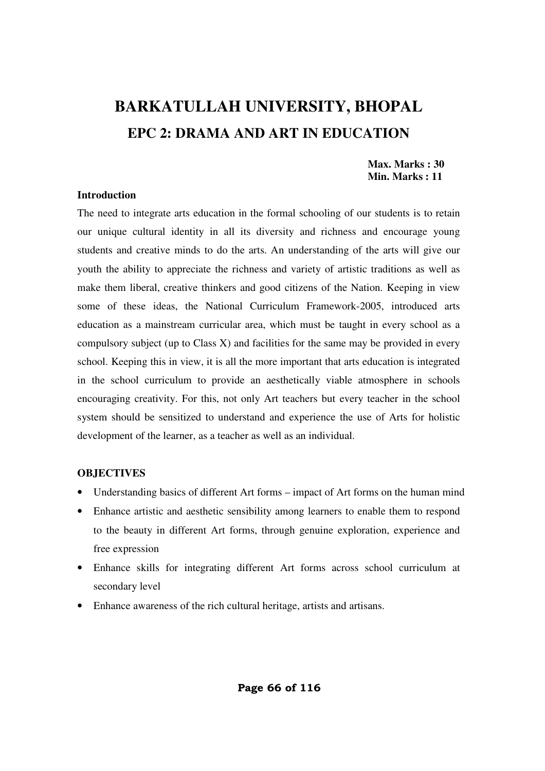# BARKATULLAH UNIVERSITY, BHOPAL

## EPC 2: DRAMA AND ART IN EDUCATION

**Max. Marks : 30**
**Min. Marks : 11**

**Introduction**

The need to integrate arts education in the formal schooling of our students is to retain our unique cultural identity in all its diversity and richness and encourage young students and creative minds to do the arts. An understanding of the arts will give our youth the ability to appreciate the richness and variety of artistic traditions as well as make them liberal, creative thinkers and good citizens of the Nation. Keeping in view some of these ideas, the National Curriculum Framework-2005, introduced arts education as a mainstream curricular area, which must be taught in every school as a compulsory subject (up to Class X) and facilities for the same may be provided in every school. Keeping this in view, it is all the more important that arts education is integrated in the school curriculum to provide an aesthetically viable atmosphere in schools encouraging creativity. For this, not only Art teachers but every teacher in the school system should be sensitized to understand and experience the use of Arts for holistic development of the learner, as a teacher as well as an individual.

**OBJECTIVES**

- Understanding basics of different Art forms – impact of Art forms on the human mind
- Enhance artistic and aesthetic sensibility among learners to enable them to respond to the beauty in different Art forms, through genuine exploration, experience and free expression
- Enhance skills for integrating different Art forms across school curriculum at secondary level
- Enhance awareness of the rich cultural heritage, artists and artisans.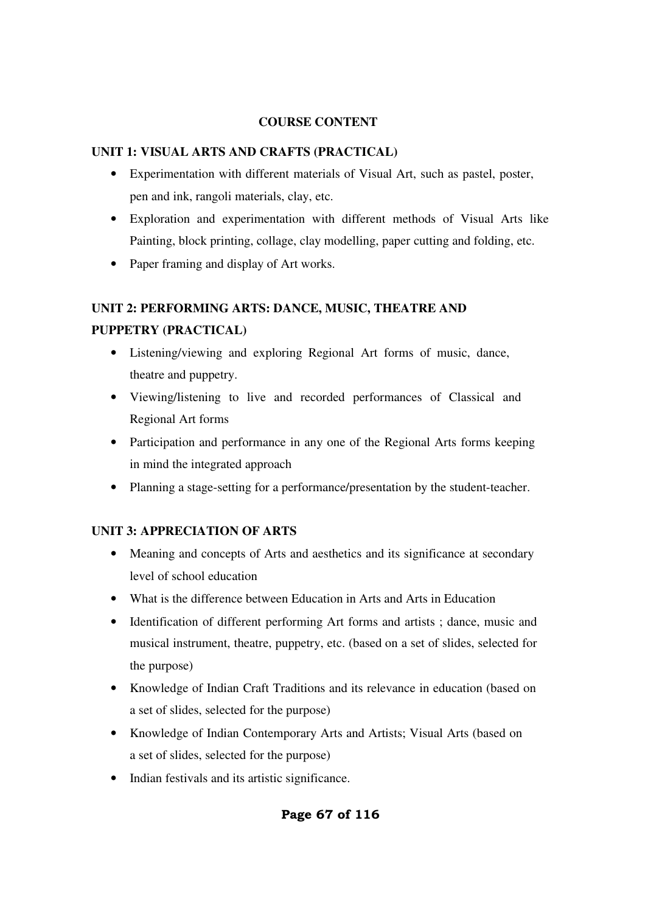## COURSE CONTENT

### UNIT 1: VISUAL ARTS AND CRAFTS (PRACTICAL)

- Experimentation with different materials of Visual Art, such as pastel, poster, pen and ink, rangoli materials, clay, etc.
- Exploration and experimentation with different methods of Visual Arts like Painting, block printing, collage, clay modelling, paper cutting and folding, etc.
- Paper framing and display of Art works.

### UNIT 2: PERFORMING ARTS: DANCE, MUSIC, THEATRE AND PUPPETRY (PRACTICAL)

- Listening/viewing and exploring Regional Art forms of music, dance, theatre and puppetry.
- Viewing/listening to live and recorded performances of Classical and Regional Art forms
- Participation and performance in any one of the Regional Arts forms keeping in mind the integrated approach
- Planning a stage-setting for a performance/presentation by the student-teacher.

### UNIT 3: APPRECIATION OF ARTS

- Meaning and concepts of Arts and aesthetics and its significance at secondary level of school education
- What is the difference between Education in Arts and Arts in Education
- Identification of different performing Art forms and artists ; dance, music and musical instrument, theatre, puppetry, etc. (based on a set of slides, selected for the purpose)
- Knowledge of Indian Craft Traditions and its relevance in education (based on a set of slides, selected for the purpose)
- Knowledge of Indian Contemporary Arts and Artists; Visual Arts (based on a set of slides, selected for the purpose)
- Indian festivals and its artistic significance.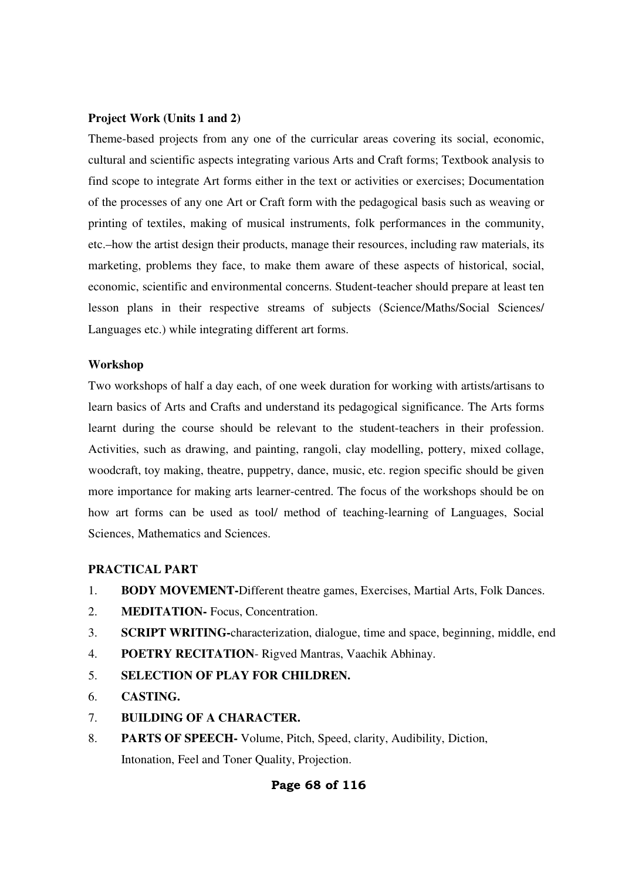**Project Work (Units 1 and 2)**

Theme-based projects from any one of the curricular areas covering its social, economic, cultural and scientific aspects integrating various Arts and Craft forms; Textbook analysis to find scope to integrate Art forms either in the text or activities or exercises; Documentation of the processes of any one Art or Craft form with the pedagogical basis such as weaving or printing of textiles, making of musical instruments, folk performances in the community, etc.–how the artist design their products, manage their resources, including raw materials, its marketing, problems they face, to make them aware of these aspects of historical, social, economic, scientific and environmental concerns. Student-teacher should prepare at least ten lesson plans in their respective streams of subjects (Science/Maths/Social Sciences/ Languages etc.) while integrating different art forms.

**Workshop**

Two workshops of half a day each, of one week duration for working with artists/artisans to learn basics of Arts and Crafts and understand its pedagogical significance. The Arts forms learnt during the course should be relevant to the student-teachers in their profession. Activities, such as drawing, and painting, rangoli, clay modelling, pottery, mixed collage, woodcraft, toy making, theatre, puppetry, dance, music, etc. region specific should be given more importance for making arts learner-centred. The focus of the workshops should be on how art forms can be used as tool/ method of teaching-learning of Languages, Social Sciences, Mathematics and Sciences.

**PRACTICAL PART**

1. **BODY MOVEMENT-**Different theatre games, Exercises, Martial Arts, Folk Dances.
2. **MEDITATION-** Focus, Concentration.
3. **SCRIPT WRITING-**characterization, dialogue, time and space, beginning, middle, end
4. **POETRY RECITATION**- Rigved Mantras, Vaachik Abhinay.
5. **SELECTION OF PLAY FOR CHILDREN.**
6. **CASTING.**
7. **BUILDING OF A CHARACTER.**
8. **PARTS OF SPEECH-** Volume, Pitch, Speed, clarity, Audibility, Diction, Intonation, Feel and Toner Quality, Projection.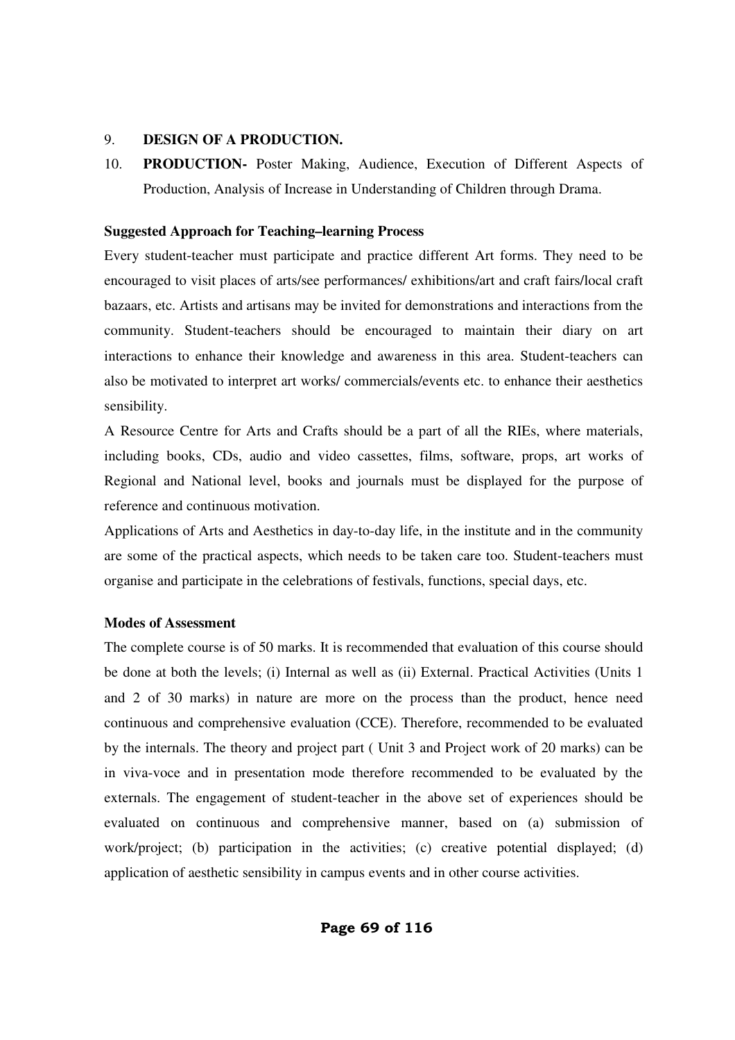9. **DESIGN OF A PRODUCTION.**

10. **PRODUCTION-** Poster Making, Audience, Execution of Different Aspects of Production, Analysis of Increase in Understanding of Children through Drama.

**Suggested Approach for Teaching–learning Process**

Every student-teacher must participate and practice different Art forms. They need to be encouraged to visit places of arts/see performances/ exhibitions/art and craft fairs/local craft bazaars, etc. Artists and artisans may be invited for demonstrations and interactions from the community. Student-teachers should be encouraged to maintain their diary on art interactions to enhance their knowledge and awareness in this area. Student-teachers can also be motivated to interpret art works/ commercials/events etc. to enhance their aesthetics sensibility.

A Resource Centre for Arts and Crafts should be a part of all the RIEs, where materials, including books, CDs, audio and video cassettes, films, software, props, art works of Regional and National level, books and journals must be displayed for the purpose of reference and continuous motivation.

Applications of Arts and Aesthetics in day-to-day life, in the institute and in the community are some of the practical aspects, which needs to be taken care too. Student-teachers must organise and participate in the celebrations of festivals, functions, special days, etc.

**Modes of Assessment**

The complete course is of 50 marks. It is recommended that evaluation of this course should be done at both the levels; (i) Internal as well as (ii) External. Practical Activities (Units 1 and 2 of 30 marks) in nature are more on the process than the product, hence need continuous and comprehensive evaluation (CCE). Therefore, recommended to be evaluated by the internals. The theory and project part ( Unit 3 and Project work of 20 marks) can be in viva-voce and in presentation mode therefore recommended to be evaluated by the externals. The engagement of student-teacher in the above set of experiences should be evaluated on continuous and comprehensive manner, based on (a) submission of work/project; (b) participation in the activities; (c) creative potential displayed; (d) application of aesthetic sensibility in campus events and in other course activities.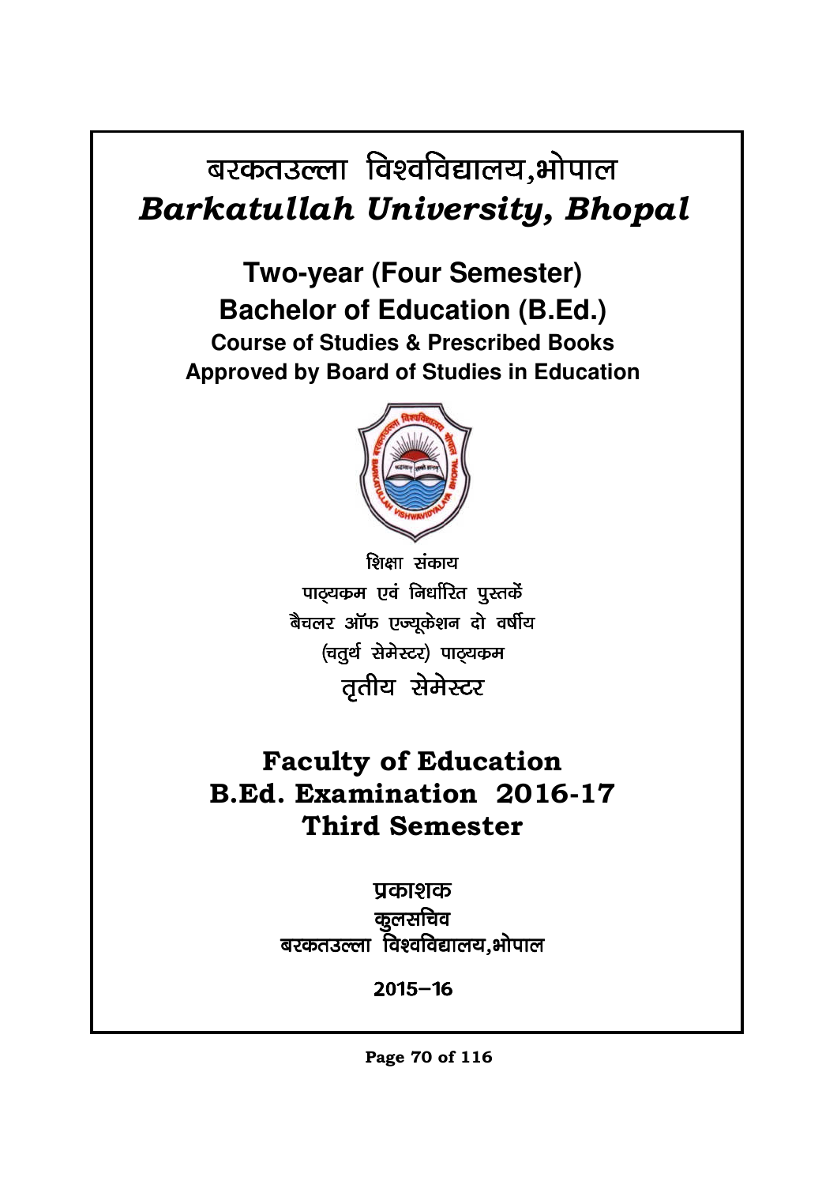# बरकतउल्ला विश्वविद्यालय,भोपाल

# *Barkatullah University, Bhopal*

## Two-year (Four Semester)

## Bachelor of Education (B.Ed.)

### Course of Studies & Prescribed Books

### Approved by Board of Studies in Education

शिक्षा संकाय

पाठ्यक्रम एवं निर्धारित पुस्तकें

बैचलर ऑफ एज्यूकेशन दो वर्षीय

(चतुर्थ सेमेस्टर) पाठ्यक्रम

तृतीय सेमेस्टर

## Faculty of Education

## B.Ed. Examination 2016-17

## Third Semester

प्रकाशक

कुलसचिव

बरकतउल्ला विश्वविद्यालय,भोपाल

2015–16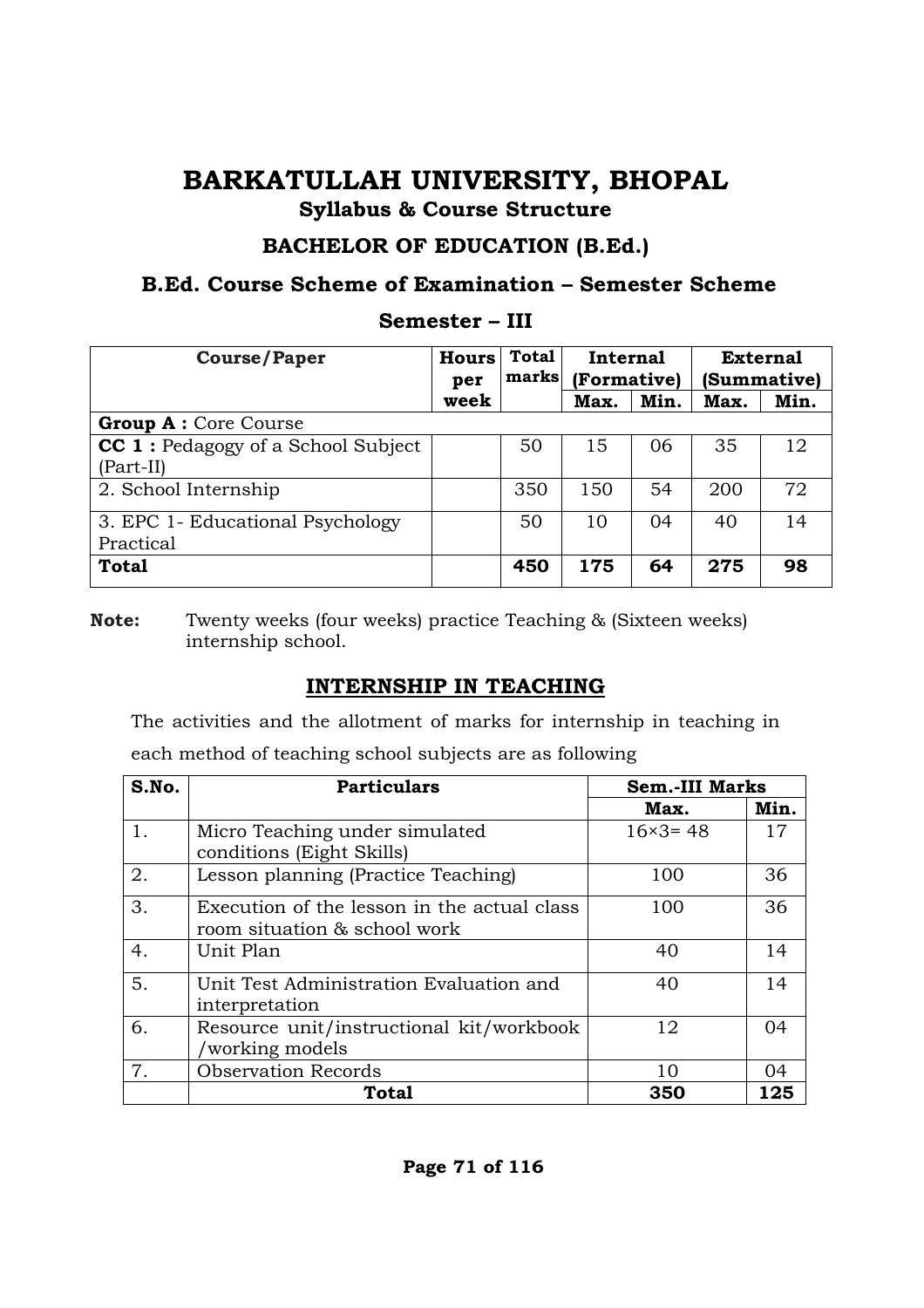# BARKATULLAH UNIVERSITY, BHOPAL

### Syllabus & Course Structure

## BACHELOR OF EDUCATION (B.Ed.)

### B.Ed. Course Scheme of Examination – Semester Scheme

### Semester – III

| Course/Paper | Hours per week | Total marks | Internal (Formative) | | External (Summative) | |
|---|---|---|---|---|---|---|
| | | | Max. | Min. | Max. | Min. |
| **Group A :** Core Course | | | | | | |
| **CC 1 :** Pedagogy of a School Subject (Part-II) | | 50 | 15 | 06 | 35 | 12 |
| 2. School Internship | | 350 | 150 | 54 | 200 | 72 |
| 3. EPC 1- Educational Psychology Practical | | 50 | 10 | 04 | 40 | 14 |
| **Total** | | **450** | **175** | **64** | **275** | **98** |

**Note:** Twenty weeks (four weeks) practice Teaching & (Sixteen weeks) internship school.

## INTERNSHIP IN TEACHING

The activities and the allotment of marks for internship in teaching in each method of teaching school subjects are as following

| S.No. | Particulars | Sem.-III Marks | |
|---|---|---|---|
| | | Max. | Min. |
| 1. | Micro Teaching under simulated conditions (Eight Skills) | 16×3= 48 | 17 |
| 2. | Lesson planning (Practice Teaching) | 100 | 36 |
| 3. | Execution of the lesson in the actual class room situation & school work | 100 | 36 |
| 4. | Unit Plan | 40 | 14 |
| 5. | Unit Test Administration Evaluation and interpretation | 40 | 14 |
| 6. | Resource unit/instructional kit/workbook /working models | 12 | 04 |
| 7. | Observation Records | 10 | 04 |
| | **Total** | **350** | **125** |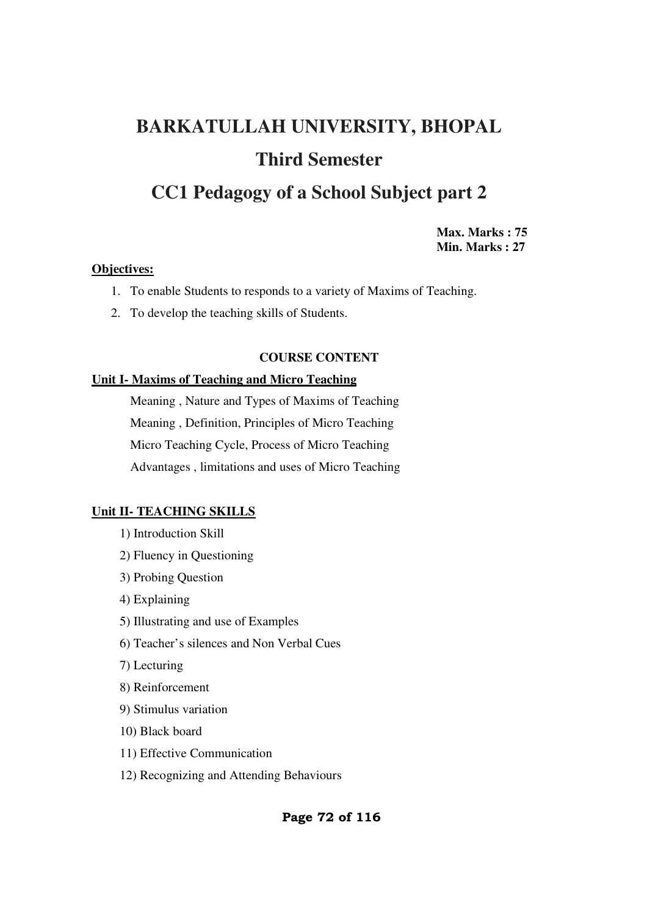# BARKATULLAH UNIVERSITY, BHOPAL

## Third Semester

## CC1 Pedagogy of a School Subject part 2

**Max. Marks : 75**
**Min. Marks : 27**

**Objectives:**

1. To enable Students to responds to a variety of Maxims of Teaching.
2. To develop the teaching skills of Students.

**COURSE CONTENT**

**Unit I- Maxims of Teaching and Micro Teaching**

Meaning , Nature and Types of Maxims of Teaching

Meaning , Definition, Principles of Micro Teaching

Micro Teaching Cycle, Process of Micro Teaching

Advantages , limitations and uses of Micro Teaching

**Unit II- TEACHING SKILLS**

1) Introduction Skill
2) Fluency in Questioning
3) Probing Question
4) Explaining
5) Illustrating and use of Examples
6) Teacher's silences and Non Verbal Cues
7) Lecturing
8) Reinforcement
9) Stimulus variation
10) Black board
11) Effective Communication
12) Recognizing and Attending Behaviours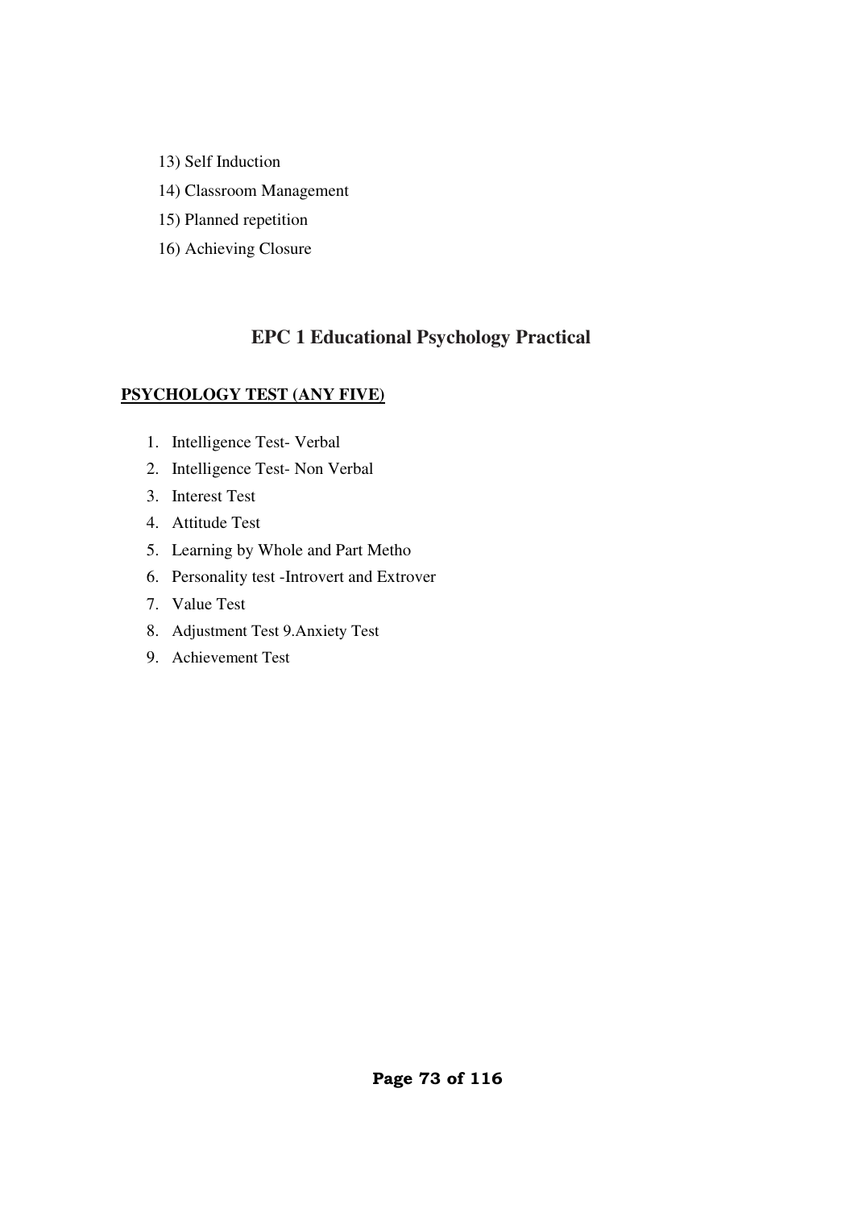13) Self Induction

14) Classroom Management

15) Planned repetition

16) Achieving Closure

## EPC 1 Educational Psychology Practical

**PSYCHOLOGY TEST (ANY FIVE)**

1. Intelligence Test- Verbal
2. Intelligence Test- Non Verbal
3. Interest Test
4. Attitude Test
5. Learning by Whole and Part Metho
6. Personality test -Introvert and Extrover
7. Value Test
8. Adjustment Test 9.Anxiety Test
9. Achievement Test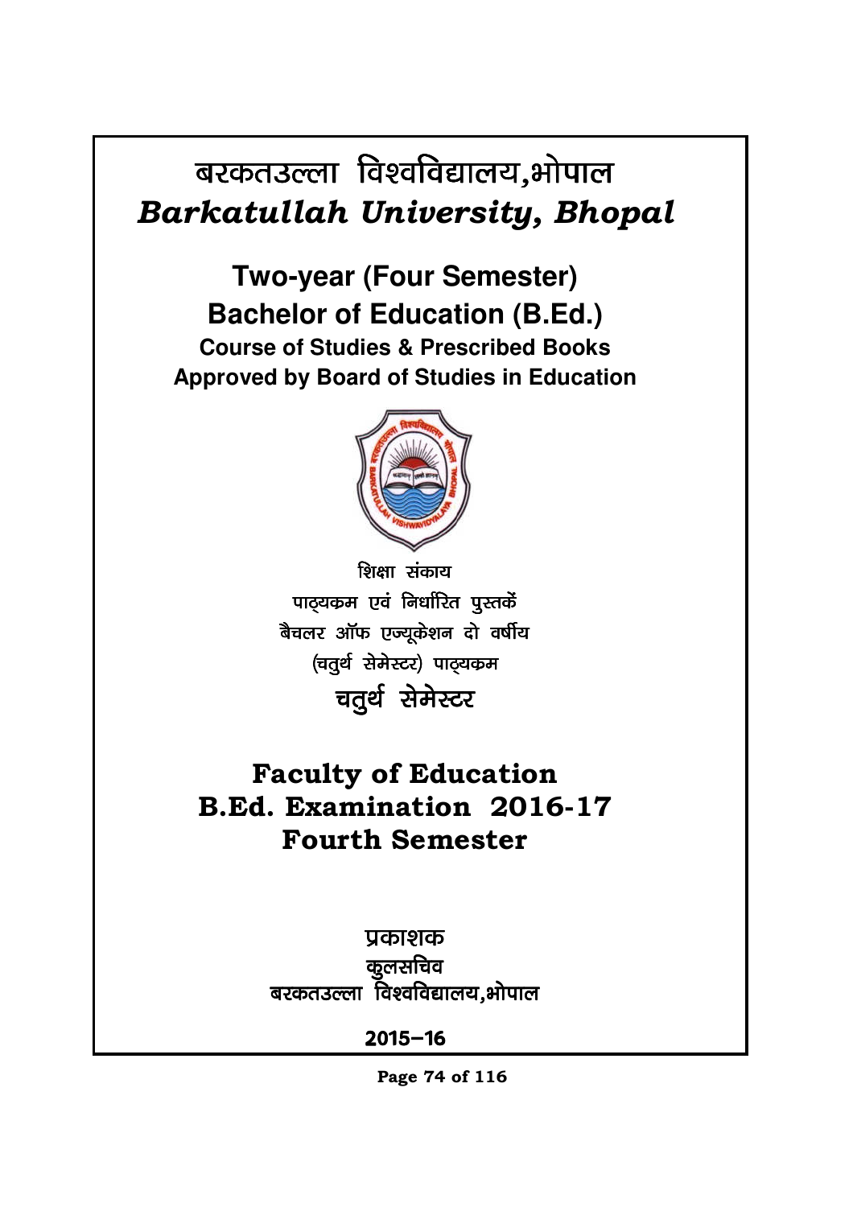# बरकतउल्ला विश्वविद्यालय,भोपाल
# *Barkatullah University, Bhopal*

## Two-year (Four Semester)
## Bachelor of Education (B.Ed.)

**Course of Studies & Prescribed Books**
**Approved by Board of Studies in Education**

शिक्षा संकाय
पाठ्यक्रम एवं निर्धारित पुस्तकें
बैचलर ऑफ एज्यूकेशन दो वर्षीय
(चतुर्थ सेमेस्टर) पाठ्यक्रम

## चतुर्थ सेमेस्टर

## Faculty of Education
## B.Ed. Examination 2016-17
## Fourth Semester

प्रकाशक
कुलसचिव
बरकतउल्ला विश्वविद्यालय,भोपाल

2015–16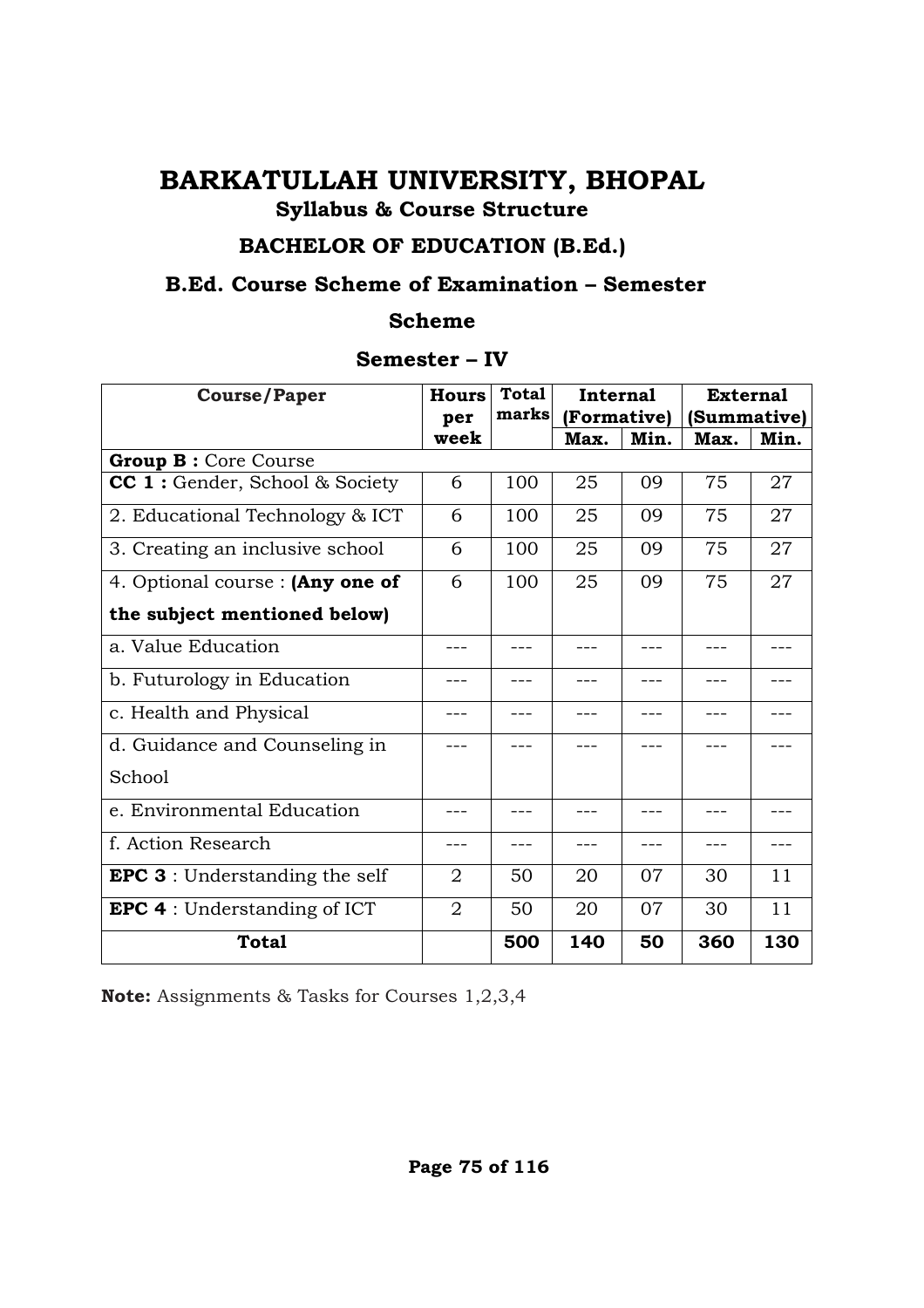# BARKATULLAH UNIVERSITY, BHOPAL

## Syllabus & Course Structure

## BACHELOR OF EDUCATION (B.Ed.)

### B.Ed. Course Scheme of Examination – Semester

### Scheme

### Semester – IV

| Course/Paper | Hours per week | Total marks | Internal (Formative) | | External (Summative) | |
|---|---|---|---|---|---|---|
| | | | Max. | Min. | Max. | Min. |
| **Group B :** Core Course | | | | | | |
| **CC 1 :** Gender, School & Society | 6 | 100 | 25 | 09 | 75 | 27 |
| 2. Educational Technology & ICT | 6 | 100 | 25 | 09 | 75 | 27 |
| 3. Creating an inclusive school | 6 | 100 | 25 | 09 | 75 | 27 |
| 4. Optional course : **(Any one of the subject mentioned below)** | 6 | 100 | 25 | 09 | 75 | 27 |
| a. Value Education | --- | --- | --- | --- | --- | --- |
| b. Futurology in Education | --- | --- | --- | --- | --- | --- |
| c. Health and Physical | --- | --- | --- | --- | --- | --- |
| d. Guidance and Counseling in School | --- | --- | --- | --- | --- | --- |
| e. Environmental Education | --- | --- | --- | --- | --- | --- |
| f. Action Research | --- | --- | --- | --- | --- | --- |
| **EPC 3** : Understanding the self | 2 | 50 | 20 | 07 | 30 | 11 |
| **EPC 4** : Understanding of ICT | 2 | 50 | 20 | 07 | 30 | 11 |
| **Total** | | **500** | **140** | **50** | **360** | **130** |

**Note:** Assignments & Tasks for Courses 1,2,3,4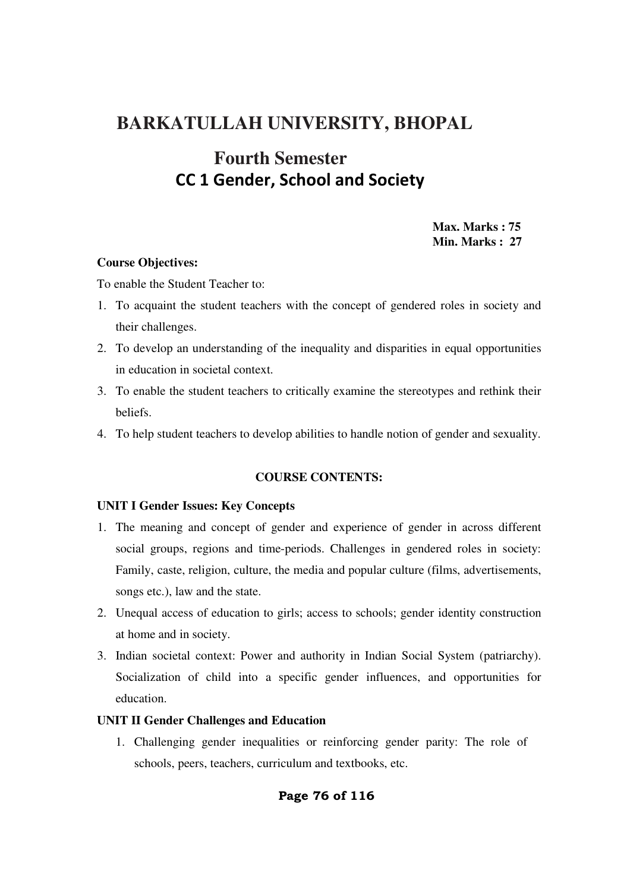# BARKATULLAH UNIVERSITY, BHOPAL

## Fourth Semester

## CC 1 Gender, School and Society

**Max. Marks : 75**
**Min. Marks : 27**

**Course Objectives:**

To enable the Student Teacher to:

1. To acquaint the student teachers with the concept of gendered roles in society and their challenges.
2. To develop an understanding of the inequality and disparities in equal opportunities in education in societal context.
3. To enable the student teachers to critically examine the stereotypes and rethink their beliefs.
4. To help student teachers to develop abilities to handle notion of gender and sexuality.

**COURSE CONTENTS:**

**UNIT I Gender Issues: Key Concepts**

1. The meaning and concept of gender and experience of gender in across different social groups, regions and time-periods. Challenges in gendered roles in society: Family, caste, religion, culture, the media and popular culture (films, advertisements, songs etc.), law and the state.
2. Unequal access of education to girls; access to schools; gender identity construction at home and in society.
3. Indian societal context: Power and authority in Indian Social System (patriarchy). Socialization of child into a specific gender influences, and opportunities for education.

**UNIT II Gender Challenges and Education**

1. Challenging gender inequalities or reinforcing gender parity: The role of schools, peers, teachers, curriculum and textbooks, etc.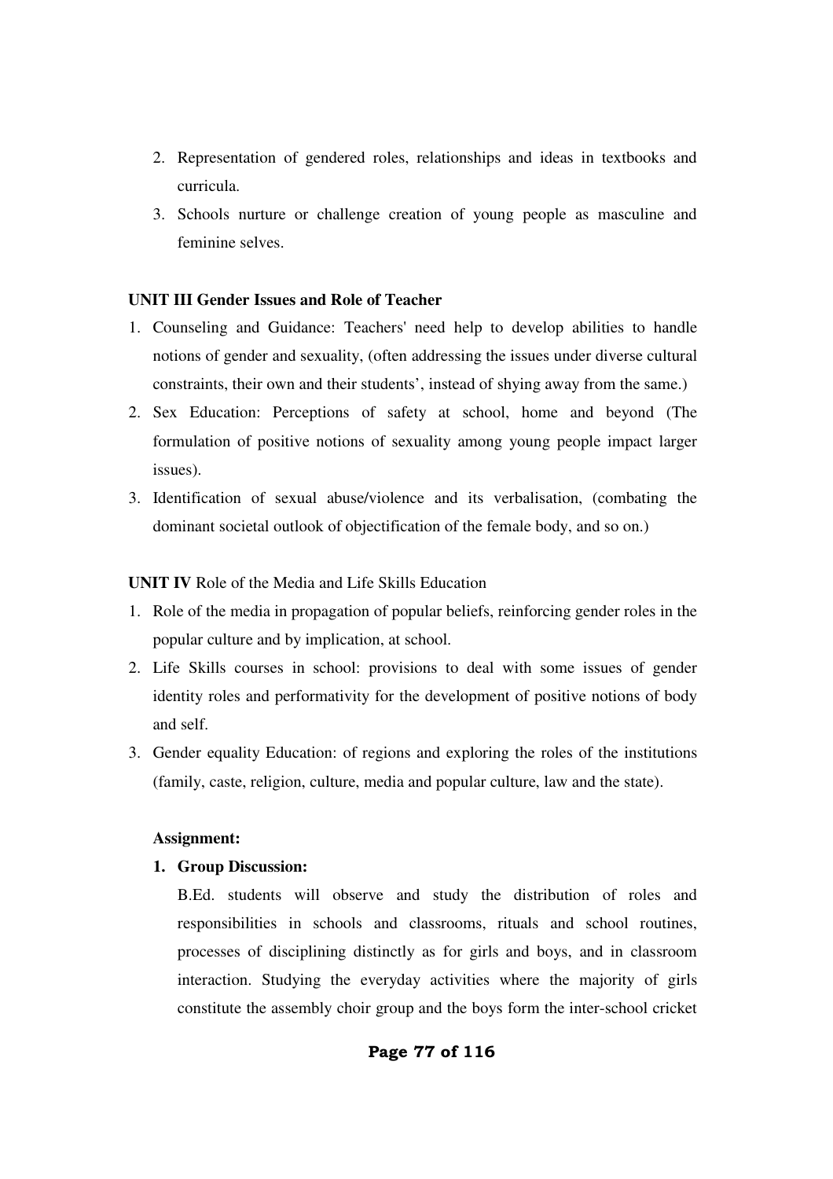2. Representation of gendered roles, relationships and ideas in textbooks and curricula.
3. Schools nurture or challenge creation of young people as masculine and feminine selves.

**UNIT III Gender Issues and Role of Teacher**

1. Counseling and Guidance: Teachers' need help to develop abilities to handle notions of gender and sexuality, (often addressing the issues under diverse cultural constraints, their own and their students', instead of shying away from the same.)
2. Sex Education: Perceptions of safety at school, home and beyond (The formulation of positive notions of sexuality among young people impact larger issues).
3. Identification of sexual abuse/violence and its verbalisation, (combating the dominant societal outlook of objectification of the female body, and so on.)

**UNIT IV** Role of the Media and Life Skills Education

1. Role of the media in propagation of popular beliefs, reinforcing gender roles in the popular culture and by implication, at school.
2. Life Skills courses in school: provisions to deal with some issues of gender identity roles and performativity for the development of positive notions of body and self.
3. Gender equality Education: of regions and exploring the roles of the institutions (family, caste, religion, culture, media and popular culture, law and the state).

**Assignment:**

1. **Group Discussion:**

   B.Ed. students will observe and study the distribution of roles and responsibilities in schools and classrooms, rituals and school routines, processes of disciplining distinctly as for girls and boys, and in classroom interaction. Studying the everyday activities where the majority of girls constitute the assembly choir group and the boys form the inter-school cricket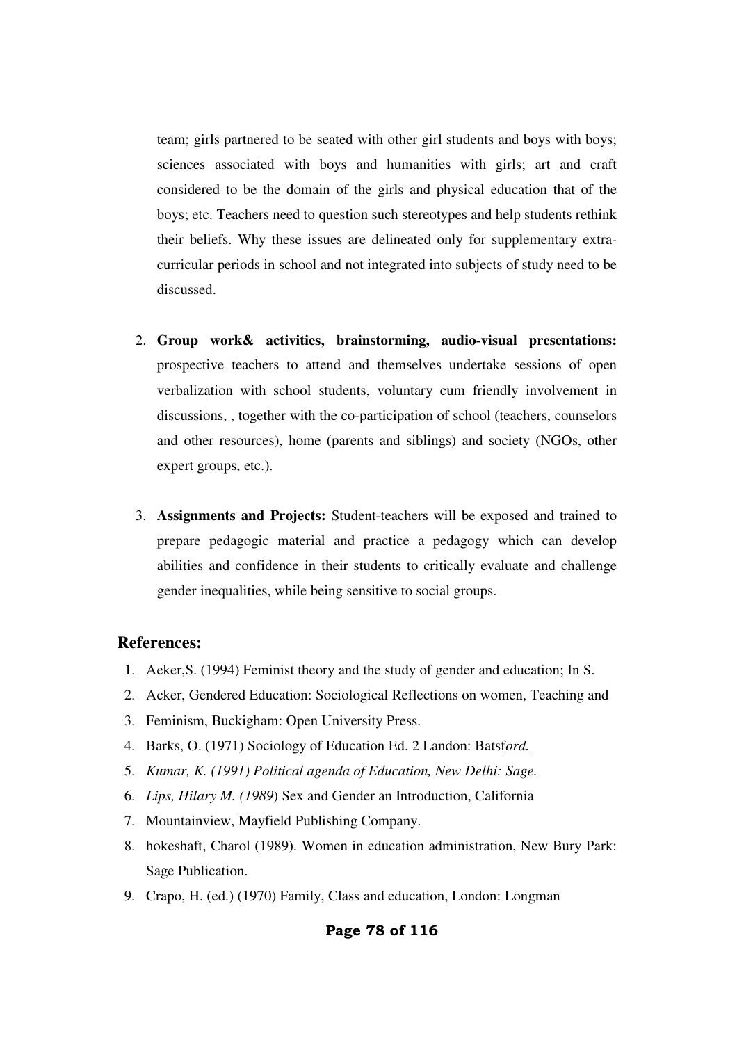team; girls partnered to be seated with other girl students and boys with boys; sciences associated with boys and humanities with girls; art and craft considered to be the domain of the girls and physical education that of the boys; etc. Teachers need to question such stereotypes and help students rethink their beliefs. Why these issues are delineated only for supplementary extra-curricular periods in school and not integrated into subjects of study need to be discussed.

2. **Group work& activities, brainstorming, audio-visual presentations:** prospective teachers to attend and themselves undertake sessions of open verbalization with school students, voluntary cum friendly involvement in discussions, , together with the co-participation of school (teachers, counselors and other resources), home (parents and siblings) and society (NGOs, other expert groups, etc.).

3. **Assignments and Projects:** Student-teachers will be exposed and trained to prepare pedagogic material and practice a pedagogy which can develop abilities and confidence in their students to critically evaluate and challenge gender inequalities, while being sensitive to social groups.

## References:

1. Aeker,S. (1994) Feminist theory and the study of gender and education; In S.
2. Acker, Gendered Education: Sociological Reflections on women, Teaching and
3. Feminism, Buckigham: Open University Press.
4. Barks, O. (1971) Sociology of Education Ed. 2 Landon: Batsf*ord.*
5. *Kumar, K. (1991) Political agenda of Education, New Delhi: Sage.*
6. *Lips, Hilary M. (1989*) Sex and Gender an Introduction, California
7. Mountainview, Mayfield Publishing Company.
8. hokeshaft, Charol (1989). Women in education administration, New Bury Park: Sage Publication.
9. Crapo, H. (ed.) (1970) Family, Class and education, London: Longman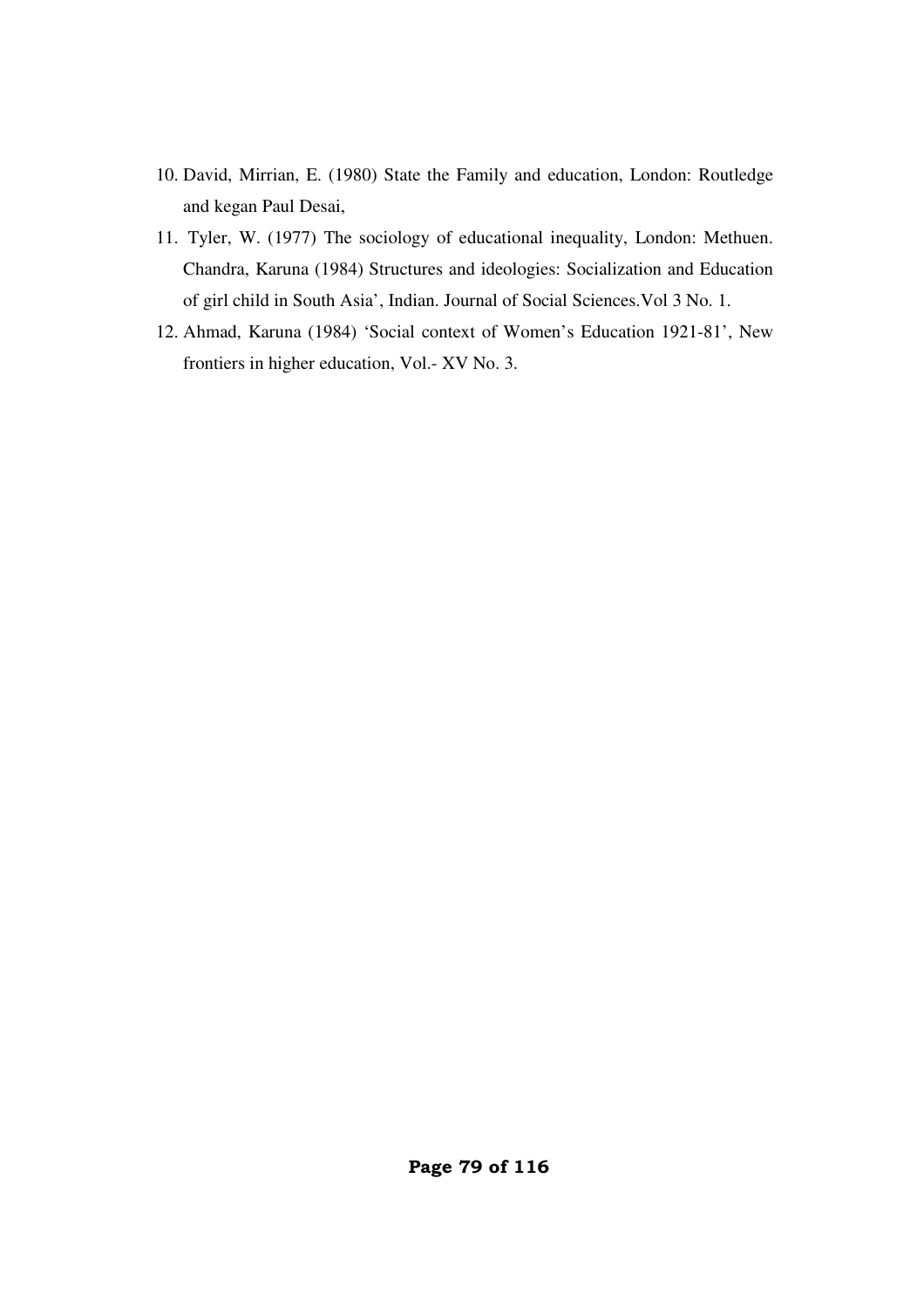10. David, Mirrian, E. (1980) State the Family and education, London: Routledge and kegan Paul Desai,
11. Tyler, W. (1977) The sociology of educational inequality, London: Methuen. Chandra, Karuna (1984) Structures and ideologies: Socialization and Education of girl child in South Asia', Indian. Journal of Social Sciences.Vol 3 No. 1.
12. Ahmad, Karuna (1984) 'Social context of Women's Education 1921-81', New frontiers in higher education, Vol.- XV No. 3.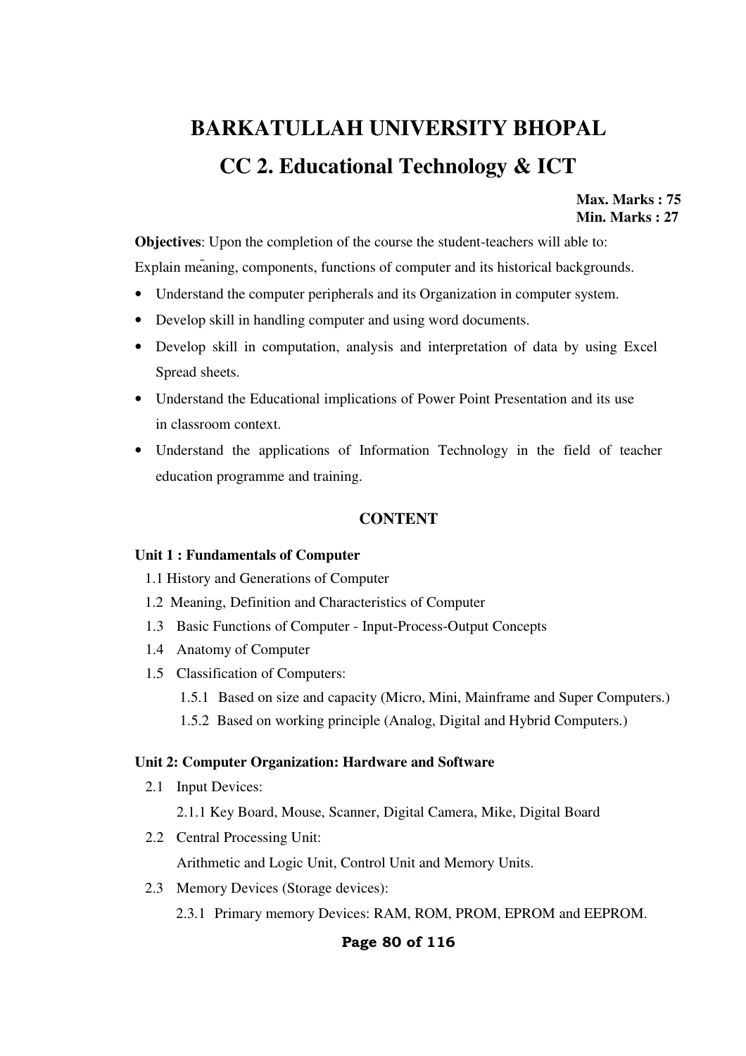# BARKATULLAH UNIVERSITY BHOPAL

## CC 2. Educational Technology & ICT

**Max. Marks : 75**
**Min. Marks : 27**

**Objectives**: Upon the completion of the course the student-teachers will able to:

Explain meaning, components, functions of computer and its historical backgrounds.

- Understand the computer peripherals and its Organization in computer system.
- Develop skill in handling computer and using word documents.
- Develop skill in computation, analysis and interpretation of data by using Excel Spread sheets.
- Understand the Educational implications of Power Point Presentation and its use in classroom context.
- Understand the applications of Information Technology in the field of teacher education programme and training.

### CONTENT

**Unit 1 : Fundamentals of Computer**

1.1 History and Generations of Computer

1.2 Meaning, Definition and Characteristics of Computer

1.3 Basic Functions of Computer - Input-Process-Output Concepts

1.4 Anatomy of Computer

1.5 Classification of Computers:

1.5.1 Based on size and capacity (Micro, Mini, Mainframe and Super Computers.)

1.5.2 Based on working principle (Analog, Digital and Hybrid Computers.)

**Unit 2: Computer Organization: Hardware and Software**

2.1 Input Devices:

2.1.1 Key Board, Mouse, Scanner, Digital Camera, Mike, Digital Board

2.2 Central Processing Unit:

Arithmetic and Logic Unit, Control Unit and Memory Units.

2.3 Memory Devices (Storage devices):

2.3.1 Primary memory Devices: RAM, ROM, PROM, EPROM and EEPROM.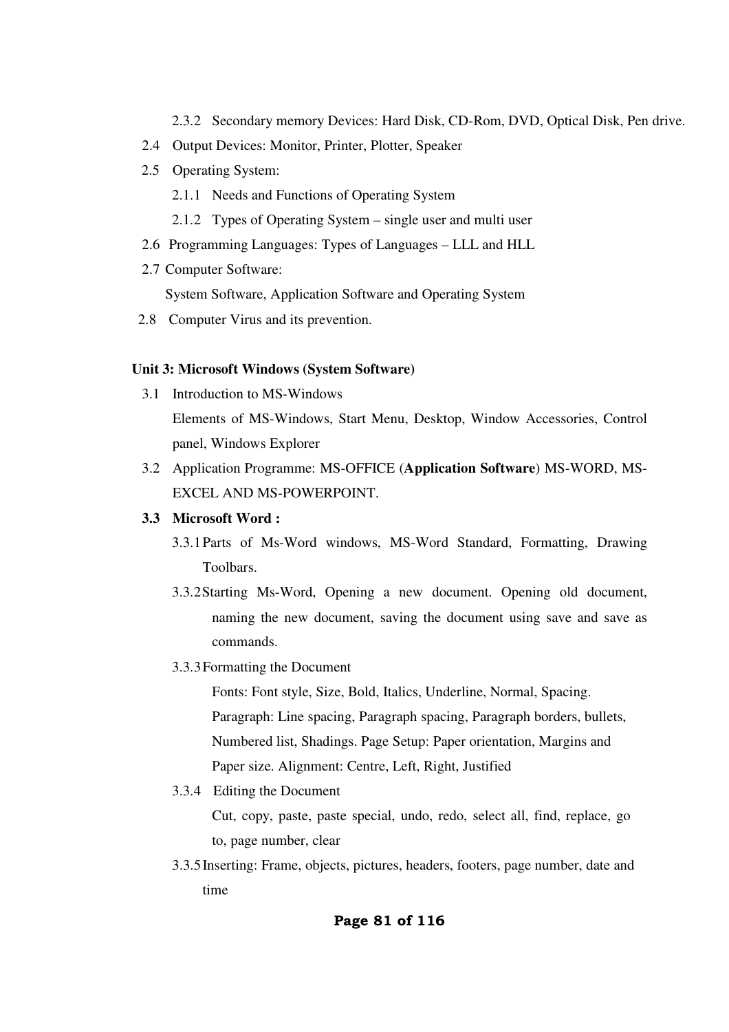- 2.3.2 Secondary memory Devices: Hard Disk, CD-Rom, DVD, Optical Disk, Pen drive.
- 2.4 Output Devices: Monitor, Printer, Plotter, Speaker
- 2.5 Operating System:
  - 2.1.1 Needs and Functions of Operating System
  - 2.1.2 Types of Operating System – single user and multi user
- 2.6 Programming Languages: Types of Languages – LLL and HLL
- 2.7 Computer Software:

  System Software, Application Software and Operating System
- 2.8 Computer Virus and its prevention.

**Unit 3: Microsoft Windows (System Software)**

- 3.1 Introduction to MS-Windows

  Elements of MS-Windows, Start Menu, Desktop, Window Accessories, Control panel, Windows Explorer
- 3.2 Application Programme: MS-OFFICE (**Application Software**) MS-WORD, MS-EXCEL AND MS-POWERPOINT.
- **3.3 Microsoft Word :**
  - 3.3.1 Parts of Ms-Word windows, MS-Word Standard, Formatting, Drawing Toolbars.
  - 3.3.2 Starting Ms-Word, Opening a new document. Opening old document, naming the new document, saving the document using save and save as commands.
  - 3.3.3 Formatting the Document

    Fonts: Font style, Size, Bold, Italics, Underline, Normal, Spacing.
    Paragraph: Line spacing, Paragraph spacing, Paragraph borders, bullets, Numbered list, Shadings. Page Setup: Paper orientation, Margins and Paper size. Alignment: Centre, Left, Right, Justified
  - 3.3.4 Editing the Document

    Cut, copy, paste, paste special, undo, redo, select all, find, replace, go to, page number, clear
  - 3.3.5 Inserting: Frame, objects, pictures, headers, footers, page number, date and time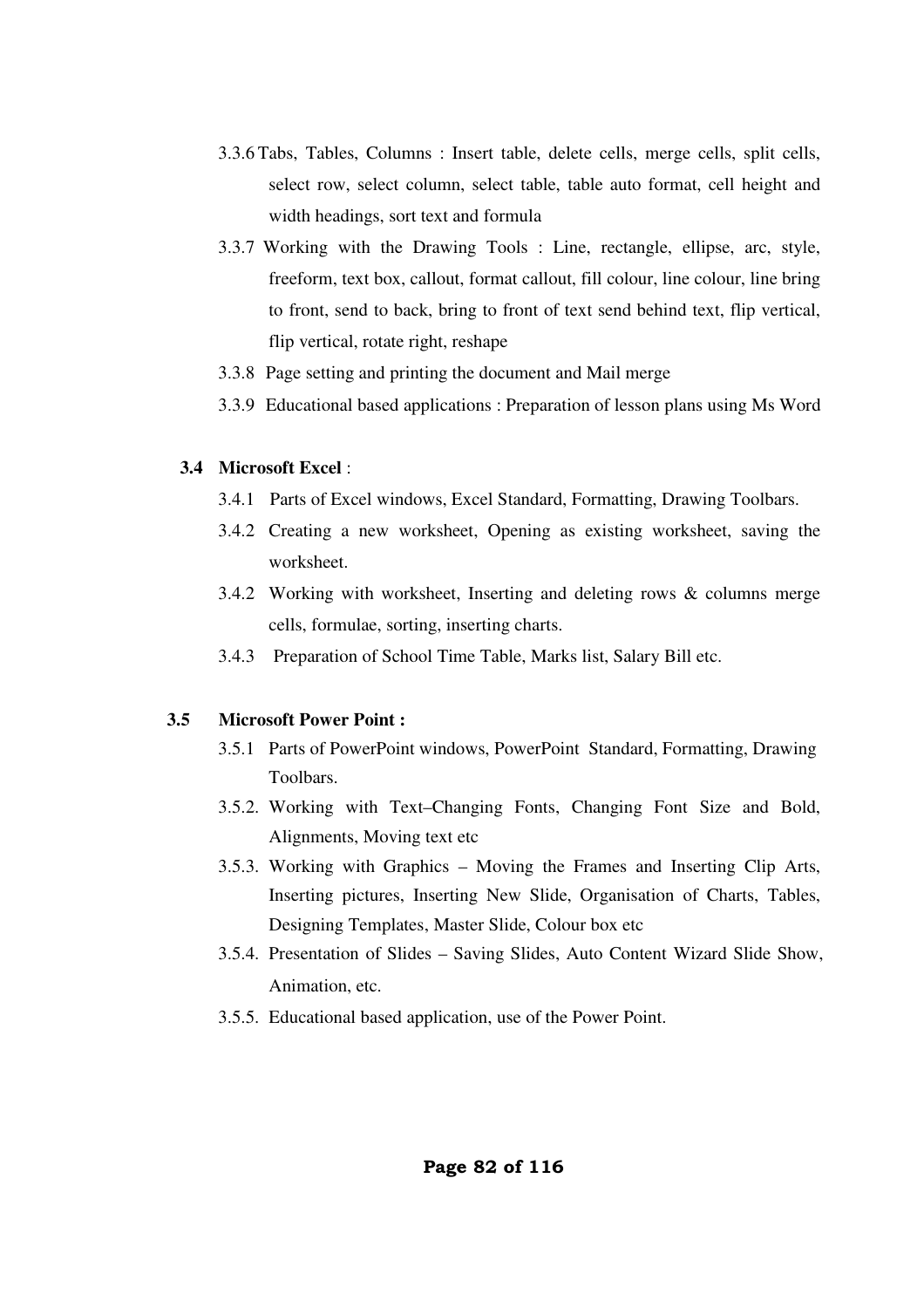3.3.6 Tabs, Tables, Columns : Insert table, delete cells, merge cells, split cells, select row, select column, select table, table auto format, cell height and width headings, sort text and formula

3.3.7 Working with the Drawing Tools : Line, rectangle, ellipse, arc, style, freeform, text box, callout, format callout, fill colour, line colour, line bring to front, send to back, bring to front of text send behind text, flip vertical, flip vertical, rotate right, reshape

3.3.8 Page setting and printing the document and Mail merge

3.3.9 Educational based applications : Preparation of lesson plans using Ms Word

**3.4 Microsoft Excel** :

3.4.1 Parts of Excel windows, Excel Standard, Formatting, Drawing Toolbars.

3.4.2 Creating a new worksheet, Opening as existing worksheet, saving the worksheet.

3.4.2 Working with worksheet, Inserting and deleting rows & columns merge cells, formulae, sorting, inserting charts.

3.4.3 Preparation of School Time Table, Marks list, Salary Bill etc.

**3.5 Microsoft Power Point :**

3.5.1 Parts of PowerPoint windows, PowerPoint Standard, Formatting, Drawing Toolbars.

3.5.2. Working with Text–Changing Fonts, Changing Font Size and Bold, Alignments, Moving text etc

3.5.3. Working with Graphics – Moving the Frames and Inserting Clip Arts, Inserting pictures, Inserting New Slide, Organisation of Charts, Tables, Designing Templates, Master Slide, Colour box etc

3.5.4. Presentation of Slides – Saving Slides, Auto Content Wizard Slide Show, Animation, etc.

3.5.5. Educational based application, use of the Power Point.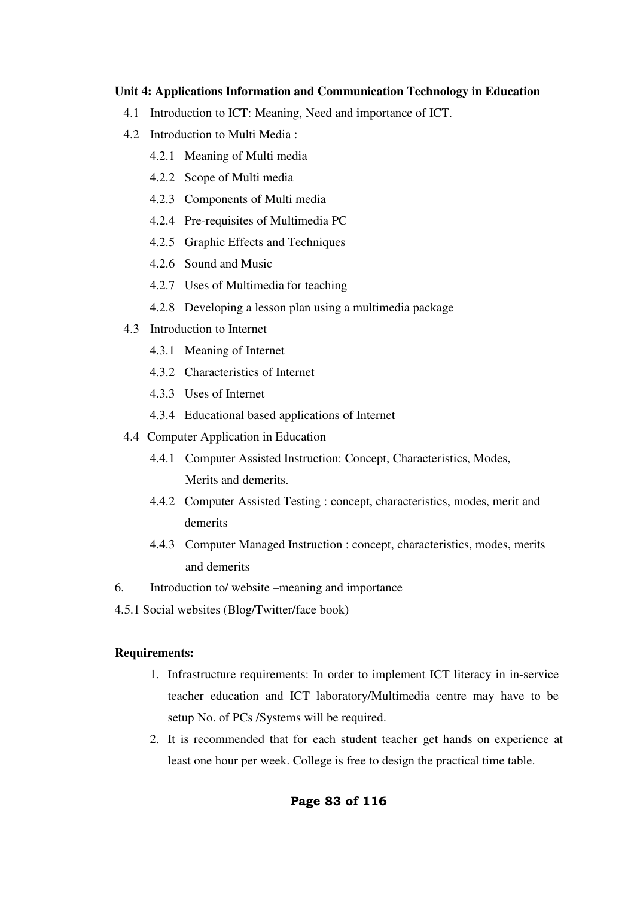**Unit 4: Applications Information and Communication Technology in Education**

- 4.1 Introduction to ICT: Meaning, Need and importance of ICT.
- 4.2 Introduction to Multi Media :
  - 4.2.1 Meaning of Multi media
  - 4.2.2 Scope of Multi media
  - 4.2.3 Components of Multi media
  - 4.2.4 Pre-requisites of Multimedia PC
  - 4.2.5 Graphic Effects and Techniques
  - 4.2.6 Sound and Music
  - 4.2.7 Uses of Multimedia for teaching
  - 4.2.8 Developing a lesson plan using a multimedia package
- 4.3 Introduction to Internet
  - 4.3.1 Meaning of Internet
  - 4.3.2 Characteristics of Internet
  - 4.3.3 Uses of Internet
  - 4.3.4 Educational based applications of Internet
- 4.4 Computer Application in Education
  - 4.4.1 Computer Assisted Instruction: Concept, Characteristics, Modes, Merits and demerits.
  - 4.4.2 Computer Assisted Testing : concept, characteristics, modes, merit and demerits
  - 4.4.3 Computer Managed Instruction : concept, characteristics, modes, merits and demerits

6. Introduction to/ website –meaning and importance

4.5.1 Social websites (Blog/Twitter/face book)

**Requirements:**

1. Infrastructure requirements: In order to implement ICT literacy in in-service teacher education and ICT laboratory/Multimedia centre may have to be setup No. of PCs /Systems will be required.
2. It is recommended that for each student teacher get hands on experience at least one hour per week. College is free to design the practical time table.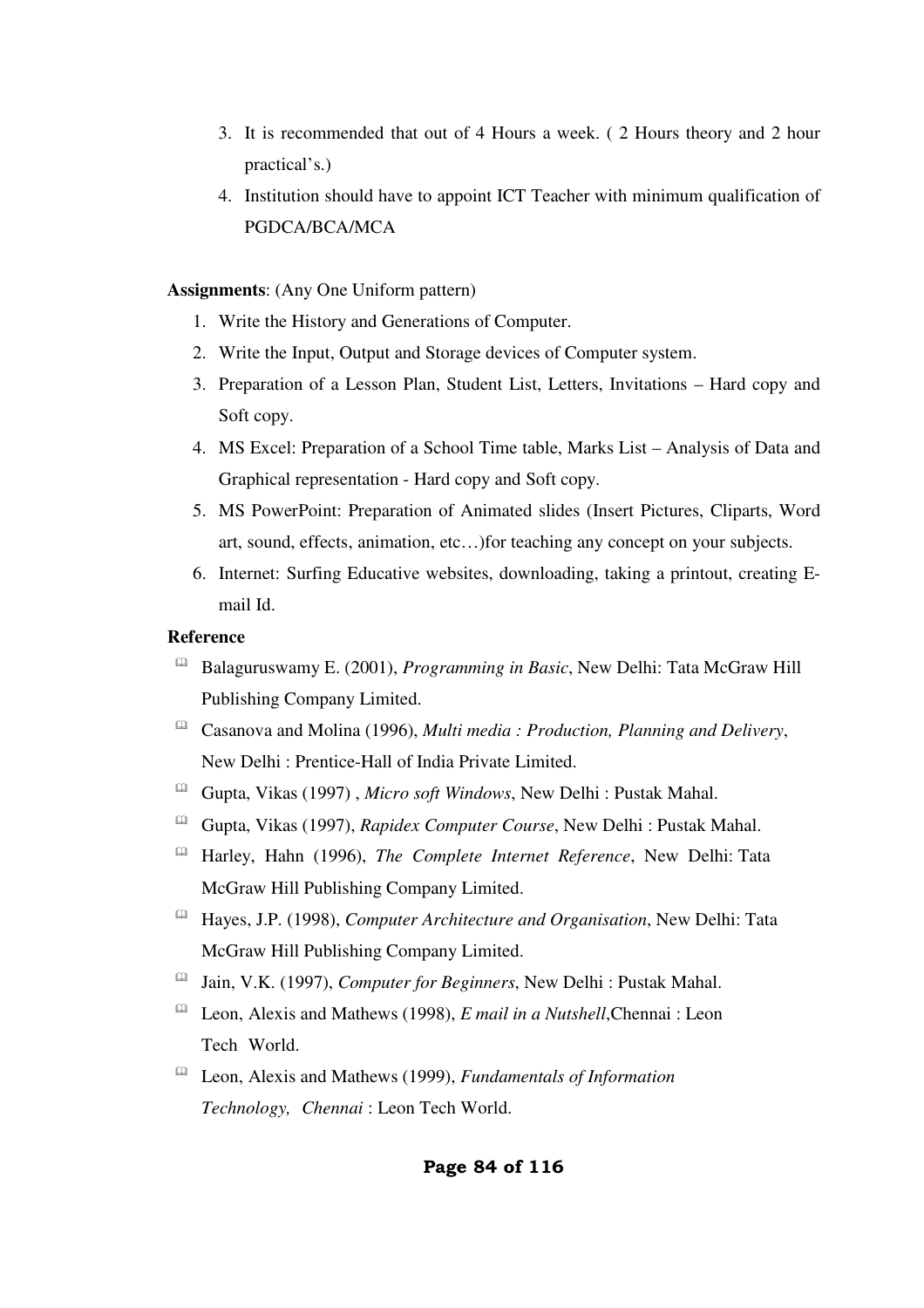3. It is recommended that out of 4 Hours a week. ( 2 Hours theory and 2 hour practical's.)
4. Institution should have to appoint ICT Teacher with minimum qualification of PGDCA/BCA/MCA

**Assignments**: (Any One Uniform pattern)

1. Write the History and Generations of Computer.
2. Write the Input, Output and Storage devices of Computer system.
3. Preparation of a Lesson Plan, Student List, Letters, Invitations – Hard copy and Soft copy.
4. MS Excel: Preparation of a School Time table, Marks List – Analysis of Data and Graphical representation - Hard copy and Soft copy.
5. MS PowerPoint: Preparation of Animated slides (Insert Pictures, Cliparts, Word art, sound, effects, animation, etc…)for teaching any concept on your subjects.
6. Internet: Surfing Educative websites, downloading, taking a printout, creating E-mail Id.

**Reference**

- Balaguruswamy E. (2001), *Programming in Basic*, New Delhi: Tata McGraw Hill Publishing Company Limited.
- Casanova and Molina (1996), *Multi media : Production, Planning and Delivery*, New Delhi : Prentice-Hall of India Private Limited.
- Gupta, Vikas (1997) , *Micro soft Windows*, New Delhi : Pustak Mahal.
- Gupta, Vikas (1997), *Rapidex Computer Course*, New Delhi : Pustak Mahal.
- Harley, Hahn (1996), *The Complete Internet Reference*, New Delhi: Tata McGraw Hill Publishing Company Limited.
- Hayes, J.P. (1998), *Computer Architecture and Organisation*, New Delhi: Tata McGraw Hill Publishing Company Limited.
- Jain, V.K. (1997), *Computer for Beginners*, New Delhi : Pustak Mahal.
- Leon, Alexis and Mathews (1998), *E mail in a Nutshell*,Chennai : Leon Tech World.
- Leon, Alexis and Mathews (1999), *Fundamentals of Information Technology, Chennai* : Leon Tech World.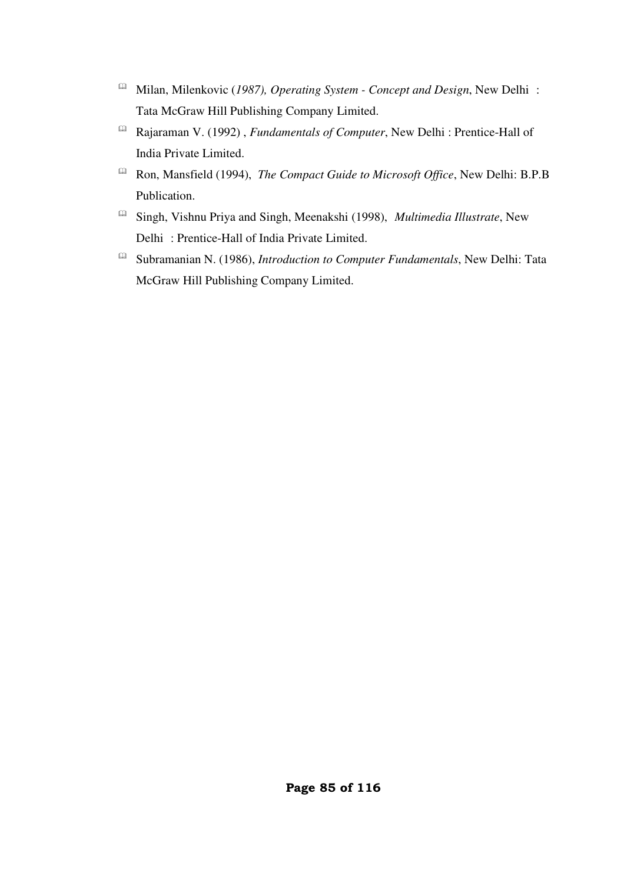- Milan, Milenkovic (*1987), Operating System - Concept and Design*, New Delhi : Tata McGraw Hill Publishing Company Limited.
- Rajaraman V. (1992) , *Fundamentals of Computer*, New Delhi : Prentice-Hall of India Private Limited.
- Ron, Mansfield (1994), *The Compact Guide to Microsoft Office*, New Delhi: B.P.B Publication.
- Singh, Vishnu Priya and Singh, Meenakshi (1998), *Multimedia Illustrate*, New Delhi : Prentice-Hall of India Private Limited.
- Subramanian N. (1986), *Introduction to Computer Fundamentals*, New Delhi: Tata McGraw Hill Publishing Company Limited.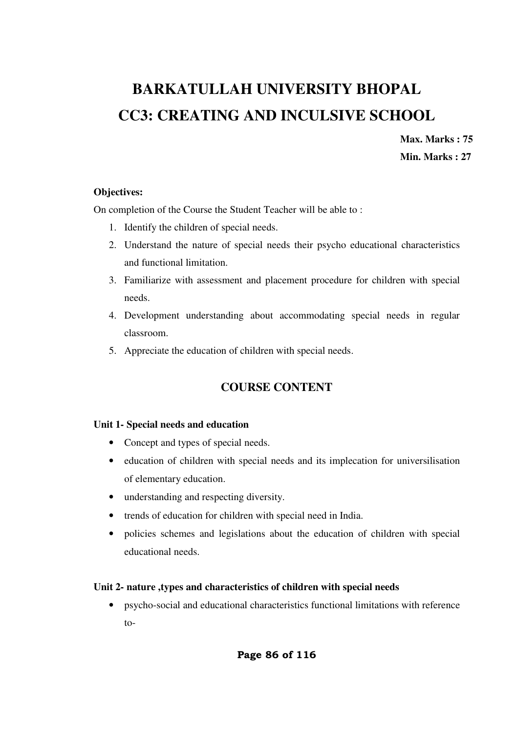# BARKATULLAH UNIVERSITY BHOPAL

# CC3: CREATING AND INCULSIVE SCHOOL

**Max. Marks : 75**

**Min. Marks : 27**

**Objectives:**

On completion of the Course the Student Teacher will be able to :

1. Identify the children of special needs.
2. Understand the nature of special needs their psycho educational characteristics and functional limitation.
3. Familiarize with assessment and placement procedure for children with special needs.
4. Development understanding about accommodating special needs in regular classroom.
5. Appreciate the education of children with special needs.

## COURSE CONTENT

**Unit 1- Special needs and education**

- Concept and types of special needs.
- education of children with special needs and its implecation for universilisation of elementary education.
- understanding and respecting diversity.
- trends of education for children with special need in India.
- policies schemes and legislations about the education of children with special educational needs.

**Unit 2- nature ,types and characteristics of children with special needs**

- psycho-social and educational characteristics functional limitations with reference to-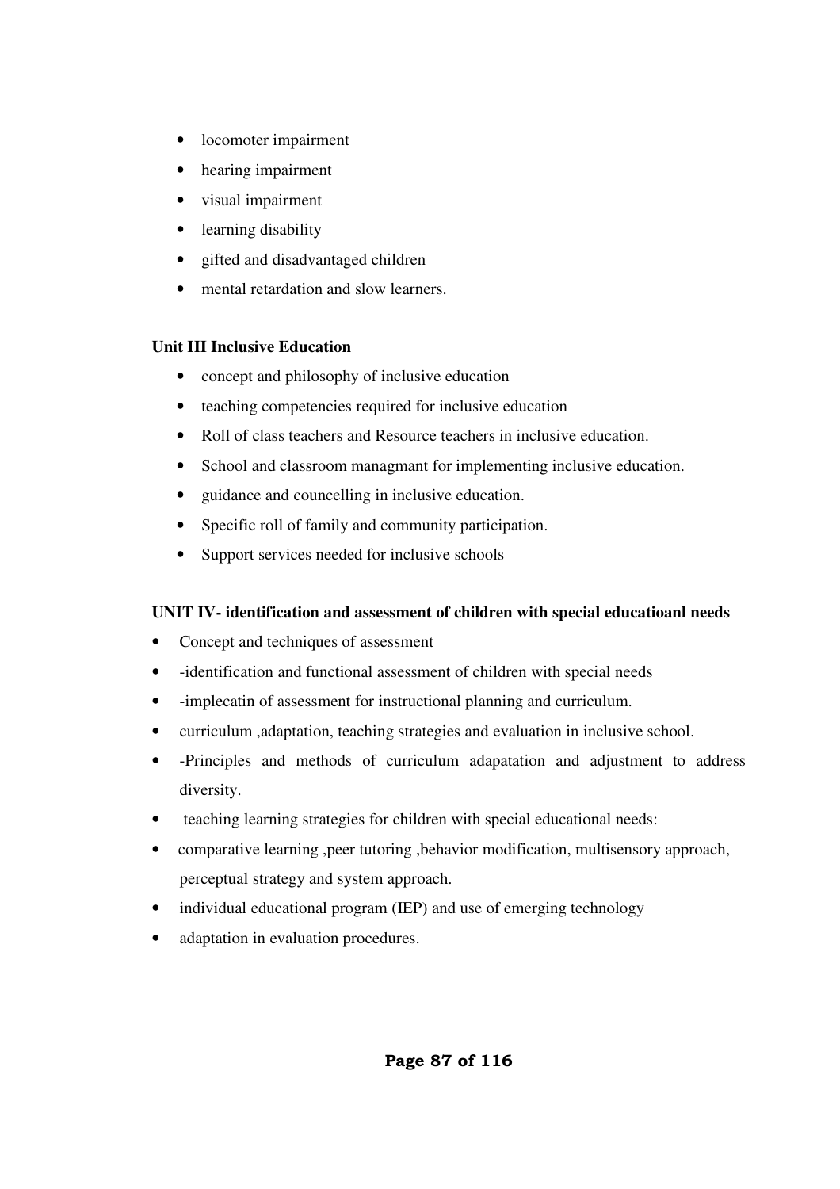- locomoter impairment
- hearing impairment
- visual impairment
- learning disability
- gifted and disadvantaged children
- mental retardation and slow learners.

**Unit III Inclusive Education**

- concept and philosophy of inclusive education
- teaching competencies required for inclusive education
- Roll of class teachers and Resource teachers in inclusive education.
- School and classroom managmant for implementing inclusive education.
- guidance and councelling in inclusive education.
- Specific roll of family and community participation.
- Support services needed for inclusive schools

**UNIT IV- identification and assessment of children with special educatioanl needs**

- Concept and techniques of assessment
- -identification and functional assessment of children with special needs
- -implecatin of assessment for instructional planning and curriculum.
- curriculum ,adaptation, teaching strategies and evaluation in inclusive school.
- -Principles and methods of curriculum adapatation and adjustment to address diversity.
- teaching learning strategies for children with special educational needs:
- comparative learning ,peer tutoring ,behavior modification, multisensory approach, perceptual strategy and system approach.
- individual educational program (IEP) and use of emerging technology
- adaptation in evaluation procedures.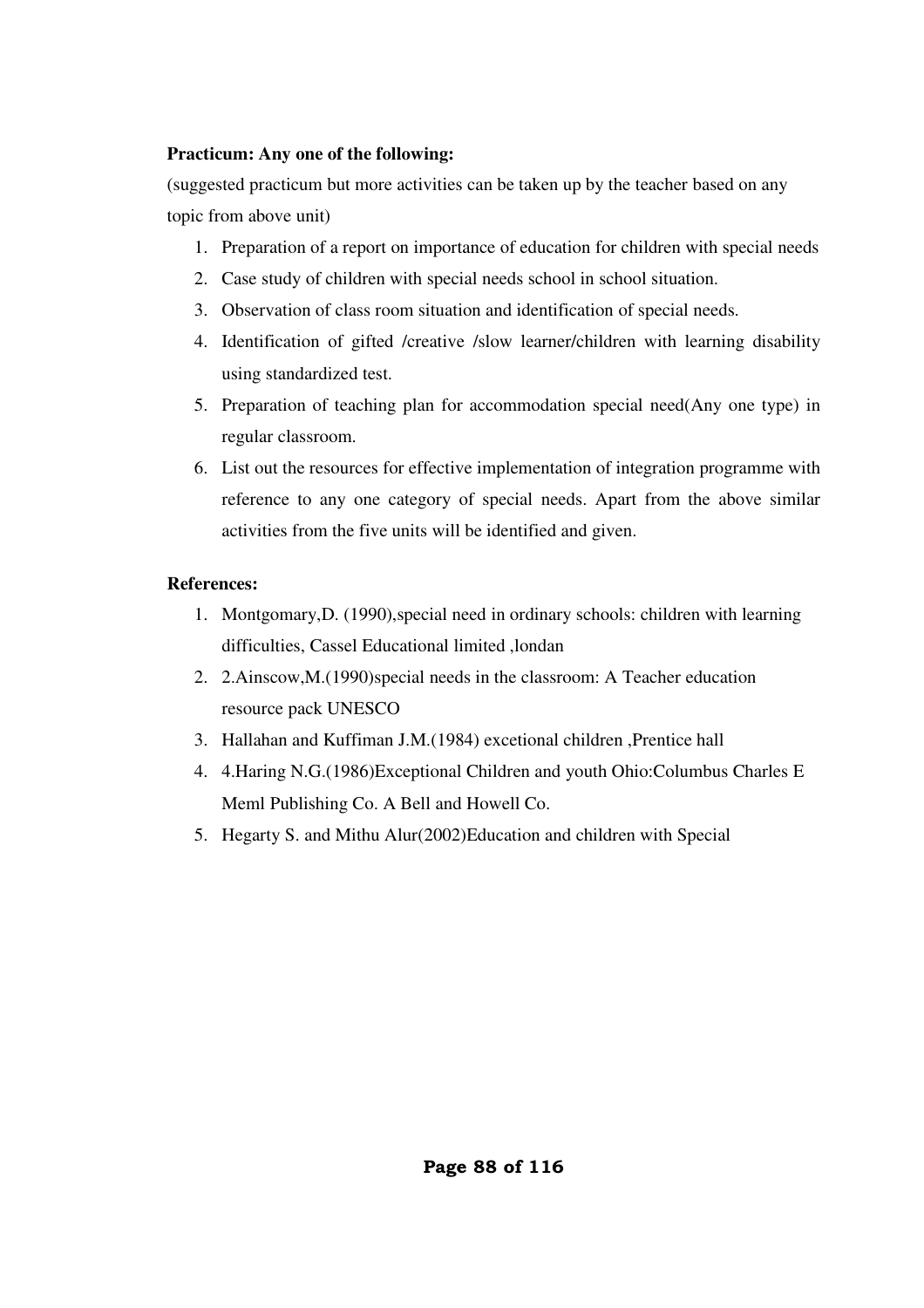**Practicum: Any one of the following:**

(suggested practicum but more activities can be taken up by the teacher based on any topic from above unit)

1. Preparation of a report on importance of education for children with special needs
2. Case study of children with special needs school in school situation.
3. Observation of class room situation and identification of special needs.
4. Identification of gifted /creative /slow learner/children with learning disability using standardized test.
5. Preparation of teaching plan for accommodation special need(Any one type) in regular classroom.
6. List out the resources for effective implementation of integration programme with reference to any one category of special needs. Apart from the above similar activities from the five units will be identified and given.

**References:**

1. Montgomary,D. (1990),special need in ordinary schools: children with learning difficulties, Cassel Educational limited ,londan
2. 2.Ainscow,M.(1990)special needs in the classroom: A Teacher education resource pack UNESCO
3. Hallahan and Kuffiman J.M.(1984) excetional children ,Prentice hall
4. 4.Haring N.G.(1986)Exceptional Children and youth Ohio:Columbus Charles E Meml Publishing Co. A Bell and Howell Co.
5. Hegarty S. and Mithu Alur(2002)Education and children with Special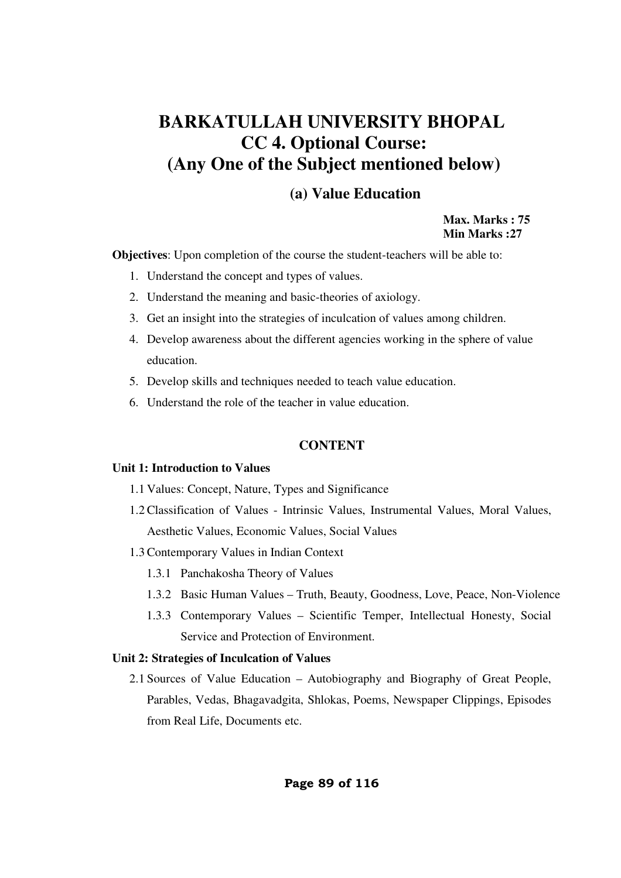# BARKATULLAH UNIVERSITY BHOPAL
# CC 4. Optional Course:
# (Any One of the Subject mentioned below)

## (a) Value Education

**Max. Marks : 75**
**Min Marks :27**

**Objectives**: Upon completion of the course the student-teachers will be able to:

1. Understand the concept and types of values.
2. Understand the meaning and basic-theories of axiology.
3. Get an insight into the strategies of inculcation of values among children.
4. Develop awareness about the different agencies working in the sphere of value education.
5. Develop skills and techniques needed to teach value education.
6. Understand the role of the teacher in value education.

### CONTENT

**Unit 1: Introduction to Values**

1.1 Values: Concept, Nature, Types and Significance

1.2 Classification of Values - Intrinsic Values, Instrumental Values, Moral Values, Aesthetic Values, Economic Values, Social Values

1.3 Contemporary Values in Indian Context

1.3.1 Panchakosha Theory of Values

1.3.2 Basic Human Values – Truth, Beauty, Goodness, Love, Peace, Non-Violence

1.3.3 Contemporary Values – Scientific Temper, Intellectual Honesty, Social Service and Protection of Environment.

**Unit 2: Strategies of Inculcation of Values**

2.1 Sources of Value Education – Autobiography and Biography of Great People, Parables, Vedas, Bhagavadgita, Shlokas, Poems, Newspaper Clippings, Episodes from Real Life, Documents etc.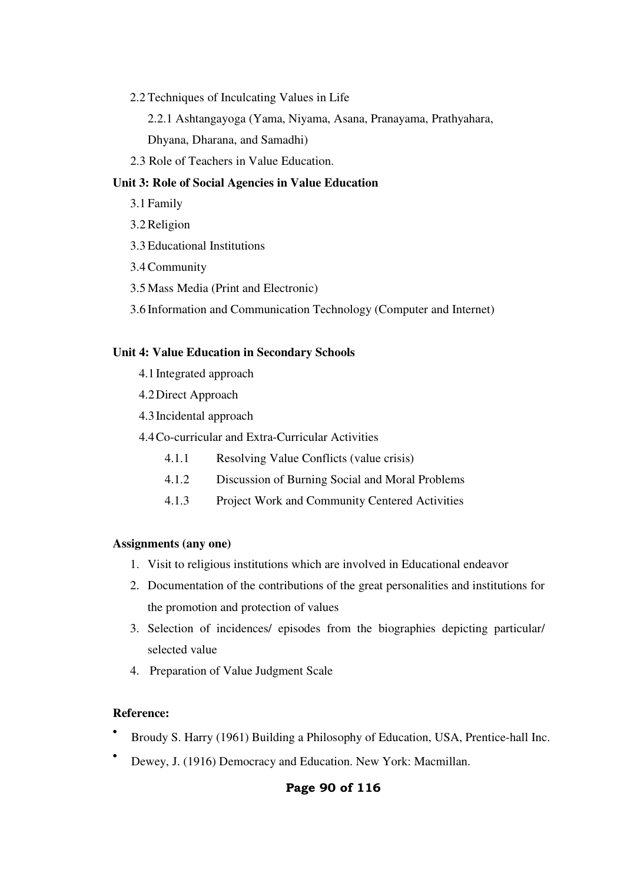2.2 Techniques of Inculcating Values in Life

2.2.1 Ashtangayoga (Yama, Niyama, Asana, Pranayama, Prathyahara, Dhyana, Dharana, and Samadhi)

2.3 Role of Teachers in Value Education.

**Unit 3: Role of Social Agencies in Value Education**

3.1 Family

3.2 Religion

3.3 Educational Institutions

3.4 Community

3.5 Mass Media (Print and Electronic)

3.6 Information and Communication Technology (Computer and Internet)

**Unit 4: Value Education in Secondary Schools**

4.1 Integrated approach

4.2 Direct Approach

4.3 Incidental approach

4.4 Co-curricular and Extra-Curricular Activities

4.1.1 Resolving Value Conflicts (value crisis)

4.1.2 Discussion of Burning Social and Moral Problems

4.1.3 Project Work and Community Centered Activities

**Assignments (any one)**

1. Visit to religious institutions which are involved in Educational endeavor
2. Documentation of the contributions of the great personalities and institutions for the promotion and protection of values
3. Selection of incidences/ episodes from the biographies depicting particular/ selected value
4. Preparation of Value Judgment Scale

**Reference:**

- Broudy S. Harry (1961) Building a Philosophy of Education, USA, Prentice-hall Inc.
- Dewey, J. (1916) Democracy and Education. New York: Macmillan.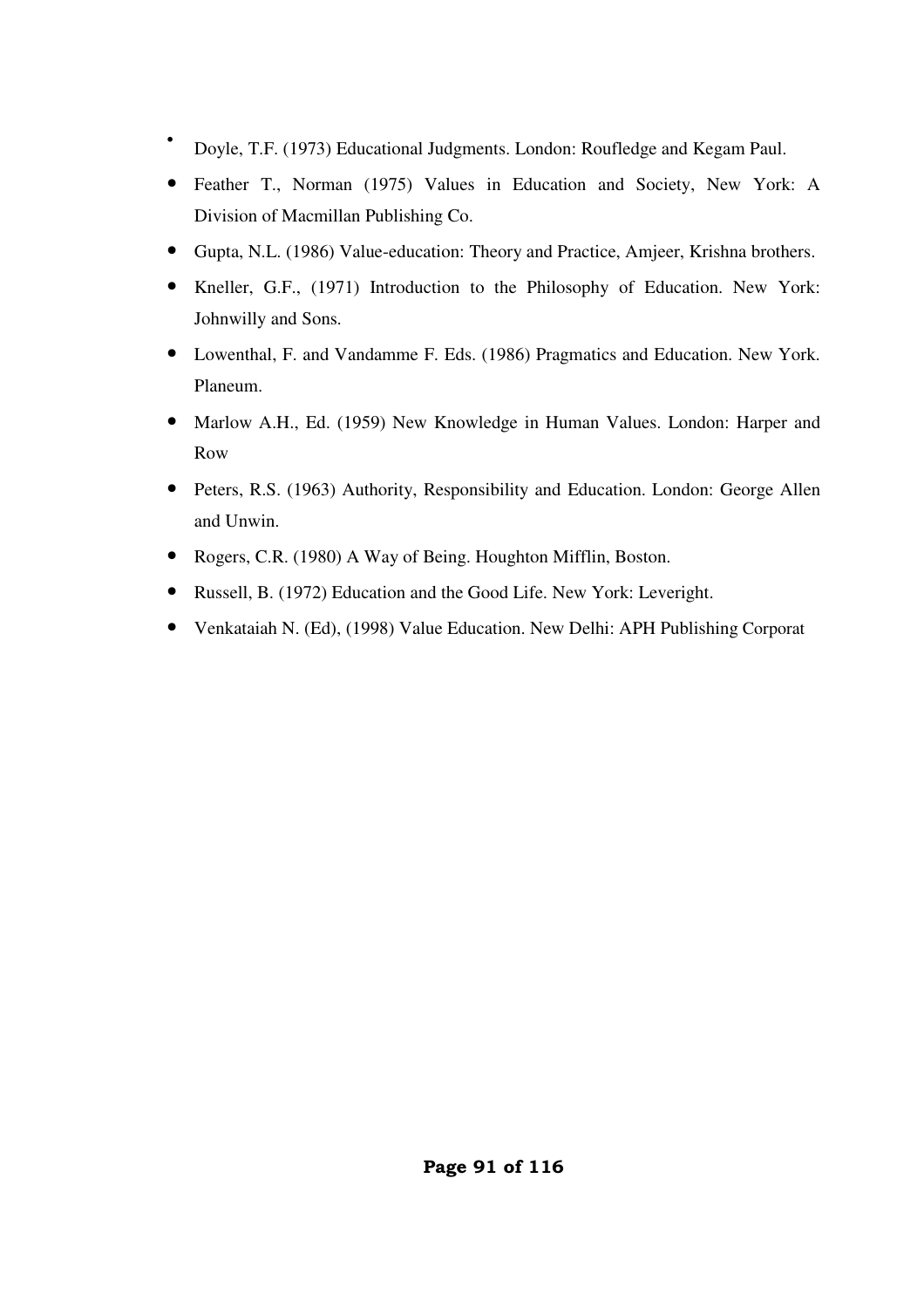- Doyle, T.F. (1973) Educational Judgments. London: Roufledge and Kegam Paul.
- Feather T., Norman (1975) Values in Education and Society, New York: A Division of Macmillan Publishing Co.
- Gupta, N.L. (1986) Value-education: Theory and Practice, Amjeer, Krishna brothers.
- Kneller, G.F., (1971) Introduction to the Philosophy of Education. New York: Johnwilly and Sons.
- Lowenthal, F. and Vandamme F. Eds. (1986) Pragmatics and Education. New York. Planeum.
- Marlow A.H., Ed. (1959) New Knowledge in Human Values. London: Harper and Row
- Peters, R.S. (1963) Authority, Responsibility and Education. London: George Allen and Unwin.
- Rogers, C.R. (1980) A Way of Being. Houghton Mifflin, Boston.
- Russell, B. (1972) Education and the Good Life. New York: Leveright.
- Venkataiah N. (Ed), (1998) Value Education. New Delhi: APH Publishing Corporat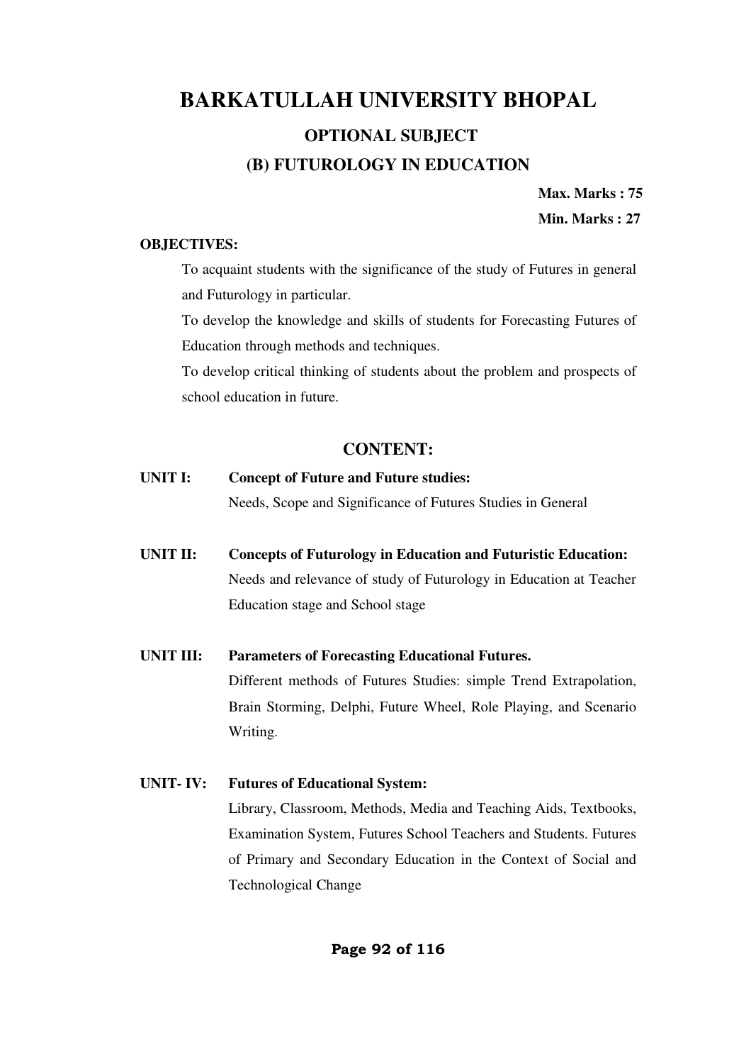# BARKATULLAH UNIVERSITY BHOPAL

## OPTIONAL SUBJECT

## (B) FUTUROLOGY IN EDUCATION

**Max. Marks : 75**

**Min. Marks : 27**

**OBJECTIVES:**

To acquaint students with the significance of the study of Futures in general and Futurology in particular.

To develop the knowledge and skills of students for Forecasting Futures of Education through methods and techniques.

To develop critical thinking of students about the problem and prospects of school education in future.

## CONTENT:

**UNIT I: Concept of Future and Future studies:**

Needs, Scope and Significance of Futures Studies in General

**UNIT II: Concepts of Futurology in Education and Futuristic Education:**

Needs and relevance of study of Futurology in Education at Teacher Education stage and School stage

**UNIT III: Parameters of Forecasting Educational Futures.**

Different methods of Futures Studies: simple Trend Extrapolation, Brain Storming, Delphi, Future Wheel, Role Playing, and Scenario Writing.

**UNIT- IV: Futures of Educational System:**

Library, Classroom, Methods, Media and Teaching Aids, Textbooks, Examination System, Futures School Teachers and Students. Futures of Primary and Secondary Education in the Context of Social and Technological Change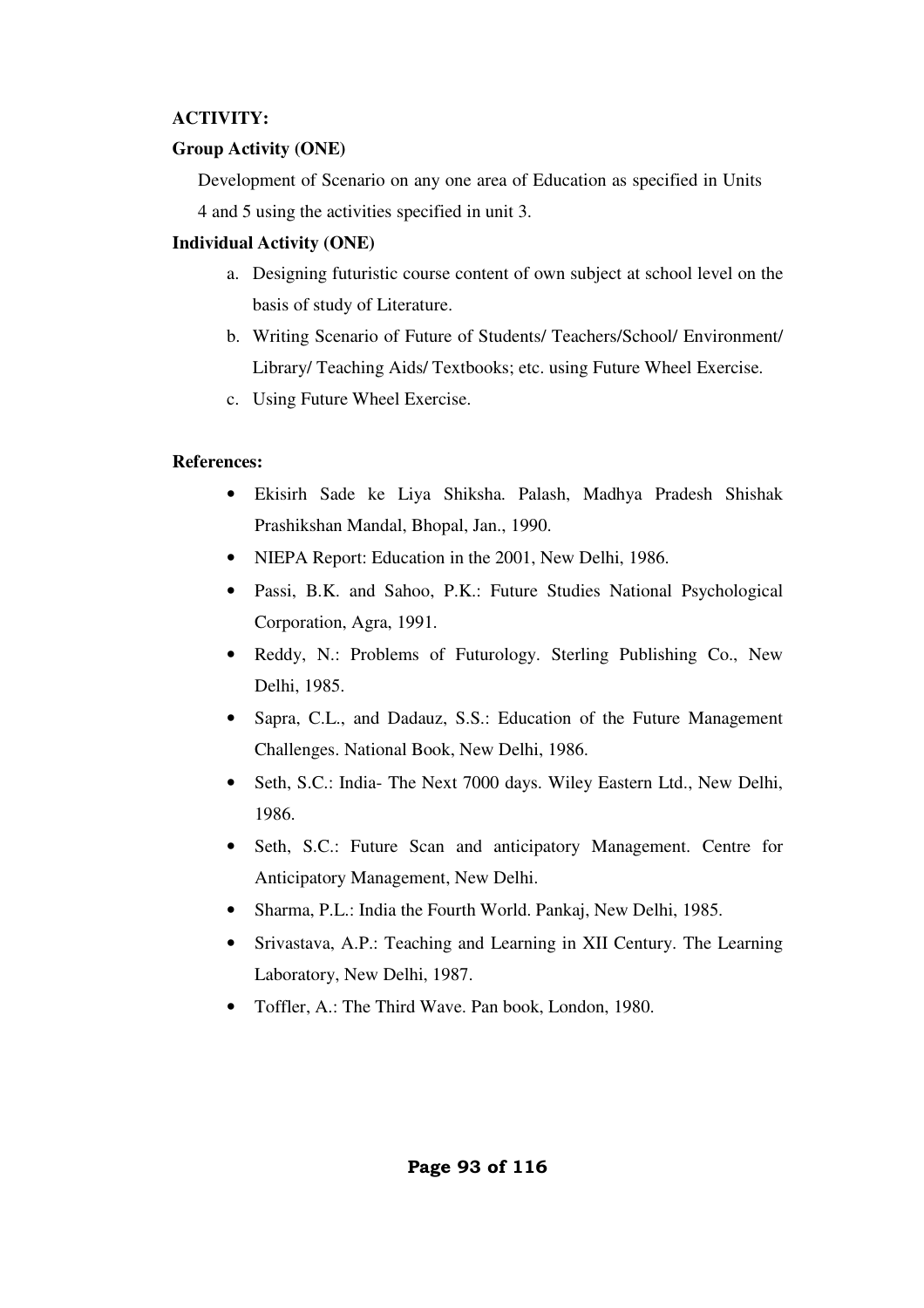**ACTIVITY:**

**Group Activity (ONE)**

Development of Scenario on any one area of Education as specified in Units 4 and 5 using the activities specified in unit 3.

**Individual Activity (ONE)**

a. Designing futuristic course content of own subject at school level on the basis of study of Literature.
b. Writing Scenario of Future of Students/ Teachers/School/ Environment/ Library/ Teaching Aids/ Textbooks; etc. using Future Wheel Exercise.
c. Using Future Wheel Exercise.

**References:**

- Ekisirh Sade ke Liya Shiksha. Palash, Madhya Pradesh Shishak Prashikshan Mandal, Bhopal, Jan., 1990.
- NIEPA Report: Education in the 2001, New Delhi, 1986.
- Passi, B.K. and Sahoo, P.K.: Future Studies National Psychological Corporation, Agra, 1991.
- Reddy, N.: Problems of Futurology. Sterling Publishing Co., New Delhi, 1985.
- Sapra, C.L., and Dadauz, S.S.: Education of the Future Management Challenges. National Book, New Delhi, 1986.
- Seth, S.C.: India- The Next 7000 days. Wiley Eastern Ltd., New Delhi, 1986.
- Seth, S.C.: Future Scan and anticipatory Management. Centre for Anticipatory Management, New Delhi.
- Sharma, P.L.: India the Fourth World. Pankaj, New Delhi, 1985.
- Srivastava, A.P.: Teaching and Learning in XII Century. The Learning Laboratory, New Delhi, 1987.
- Toffler, A.: The Third Wave. Pan book, London, 1980.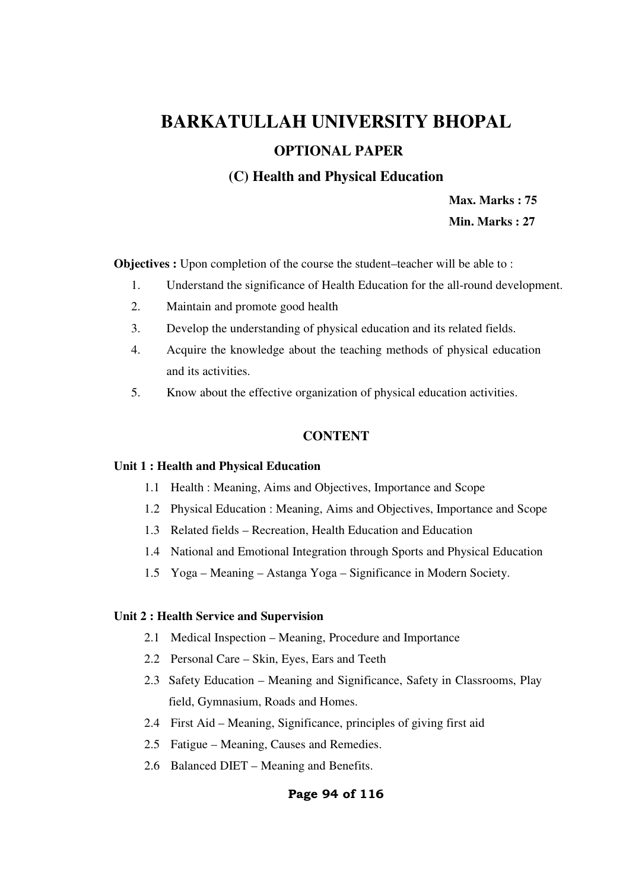# BARKATULLAH UNIVERSITY BHOPAL

## OPTIONAL PAPER

### (C) Health and Physical Education

**Max. Marks : 75**

**Min. Marks : 27**

**Objectives :** Upon completion of the course the student–teacher will be able to :

1. Understand the significance of Health Education for the all-round development.
2. Maintain and promote good health
3. Develop the understanding of physical education and its related fields.
4. Acquire the knowledge about the teaching methods of physical education and its activities.
5. Know about the effective organization of physical education activities.

### CONTENT

**Unit 1 : Health and Physical Education**

- 1.1 Health : Meaning, Aims and Objectives, Importance and Scope
- 1.2 Physical Education : Meaning, Aims and Objectives, Importance and Scope
- 1.3 Related fields – Recreation, Health Education and Education
- 1.4 National and Emotional Integration through Sports and Physical Education
- 1.5 Yoga – Meaning – Astanga Yoga – Significance in Modern Society.

**Unit 2 : Health Service and Supervision**

- 2.1 Medical Inspection – Meaning, Procedure and Importance
- 2.2 Personal Care – Skin, Eyes, Ears and Teeth
- 2.3 Safety Education – Meaning and Significance, Safety in Classrooms, Play field, Gymnasium, Roads and Homes.
- 2.4 First Aid – Meaning, Significance, principles of giving first aid
- 2.5 Fatigue – Meaning, Causes and Remedies.
- 2.6 Balanced DIET – Meaning and Benefits.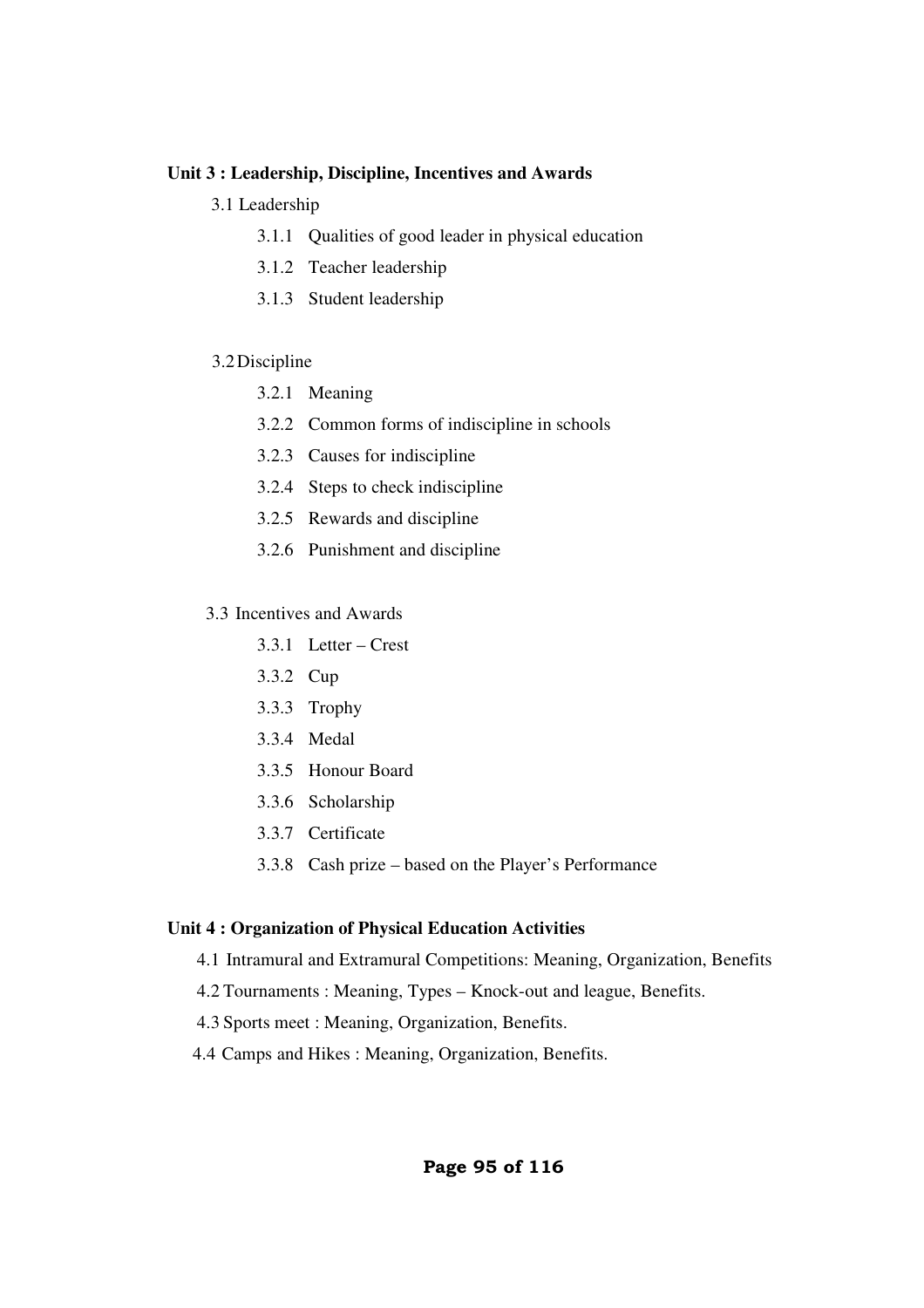**Unit 3 : Leadership, Discipline, Incentives and Awards**

3.1 Leadership

- 3.1.1 Qualities of good leader in physical education
- 3.1.2 Teacher leadership
- 3.1.3 Student leadership

3.2 Discipline

- 3.2.1 Meaning
- 3.2.2 Common forms of indiscipline in schools
- 3.2.3 Causes for indiscipline
- 3.2.4 Steps to check indiscipline
- 3.2.5 Rewards and discipline
- 3.2.6 Punishment and discipline

3.3 Incentives and Awards

- 3.3.1 Letter – Crest
- 3.3.2 Cup
- 3.3.3 Trophy
- 3.3.4 Medal
- 3.3.5 Honour Board
- 3.3.6 Scholarship
- 3.3.7 Certificate
- 3.3.8 Cash prize – based on the Player's Performance

**Unit 4 : Organization of Physical Education Activities**

4.1 Intramural and Extramural Competitions: Meaning, Organization, Benefits

4.2 Tournaments : Meaning, Types – Knock-out and league, Benefits.

4.3 Sports meet : Meaning, Organization, Benefits.

4.4 Camps and Hikes : Meaning, Organization, Benefits.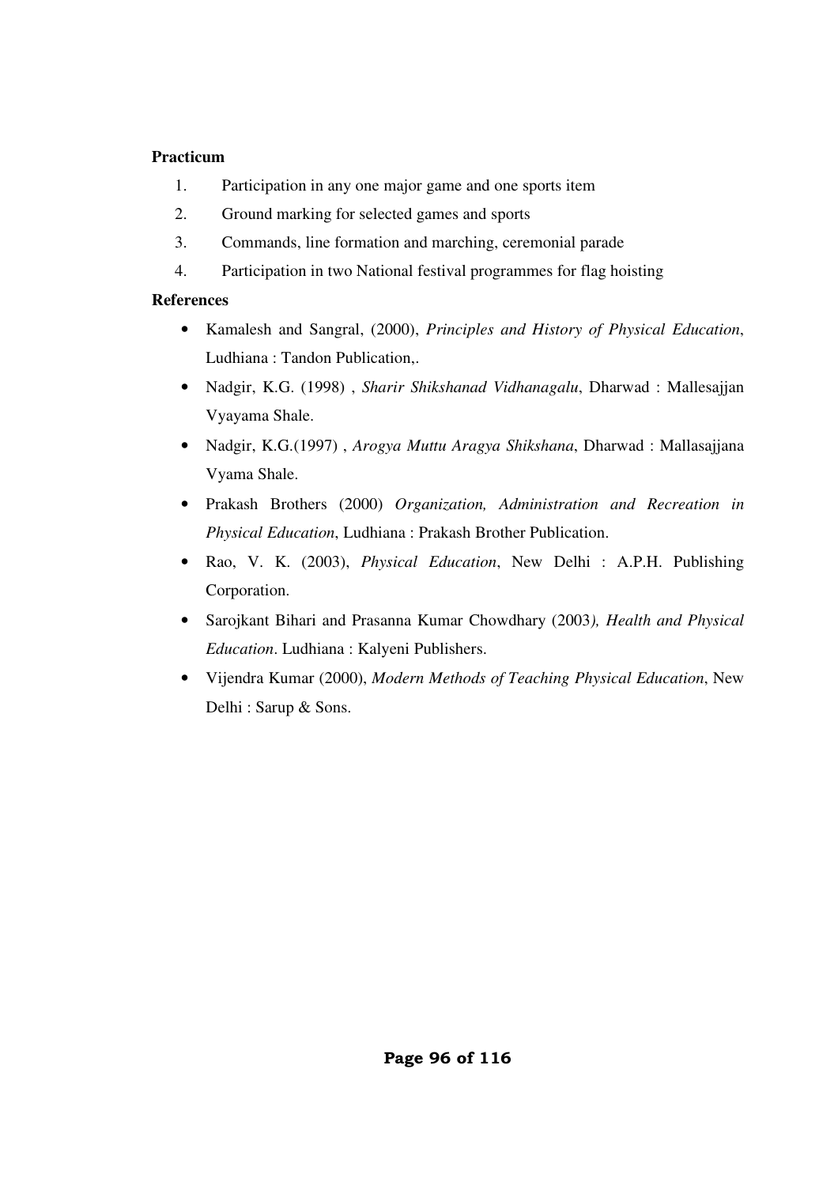**Practicum**

1. Participation in any one major game and one sports item
2. Ground marking for selected games and sports
3. Commands, line formation and marching, ceremonial parade
4. Participation in two National festival programmes for flag hoisting

**References**

- Kamalesh and Sangral, (2000), *Principles and History of Physical Education*, Ludhiana : Tandon Publication,.
- Nadgir, K.G. (1998) , *Sharir Shikshanad Vidhanagalu*, Dharwad : Mallesajjan Vyayama Shale.
- Nadgir, K.G.(1997) , *Arogya Muttu Aragya Shikshana*, Dharwad : Mallasajjana Vyama Shale.
- Prakash Brothers (2000) *Organization, Administration and Recreation in Physical Education*, Ludhiana : Prakash Brother Publication.
- Rao, V. K. (2003), *Physical Education*, New Delhi : A.P.H. Publishing Corporation.
- Sarojkant Bihari and Prasanna Kumar Chowdhary (2003*), Health and Physical Education*. Ludhiana : Kalyeni Publishers.
- Vijendra Kumar (2000), *Modern Methods of Teaching Physical Education*, New Delhi : Sarup & Sons.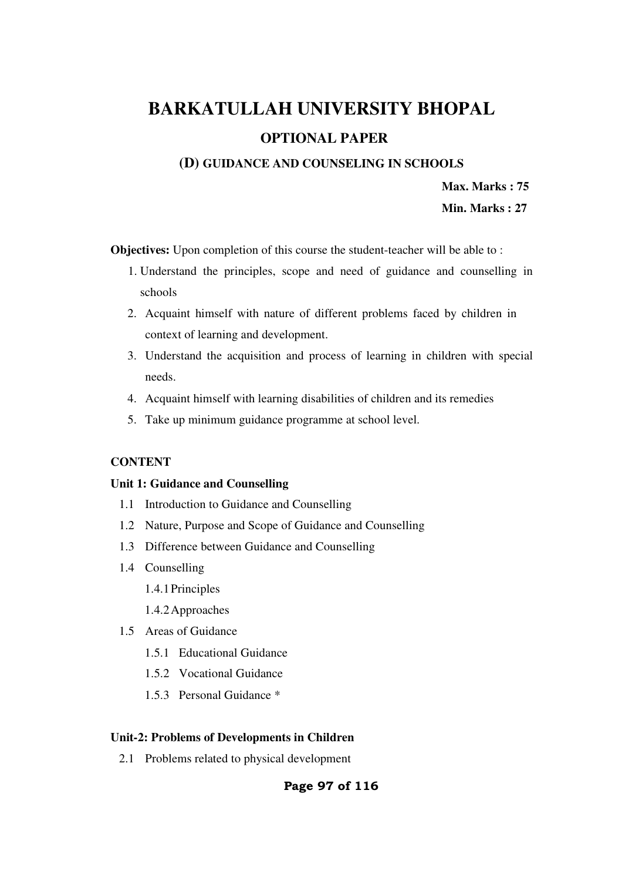# BARKATULLAH UNIVERSITY BHOPAL

## OPTIONAL PAPER

### (D) GUIDANCE AND COUNSELING IN SCHOOLS

**Max. Marks : 75**

**Min. Marks : 27**

**Objectives:** Upon completion of this course the student-teacher will be able to :

1. Understand the principles, scope and need of guidance and counselling in schools
2. Acquaint himself with nature of different problems faced by children in context of learning and development.
3. Understand the acquisition and process of learning in children with special needs.
4. Acquaint himself with learning disabilities of children and its remedies
5. Take up minimum guidance programme at school level.

**CONTENT**

**Unit 1: Guidance and Counselling**

- 1.1 Introduction to Guidance and Counselling
- 1.2 Nature, Purpose and Scope of Guidance and Counselling
- 1.3 Difference between Guidance and Counselling
- 1.4 Counselling
  - 1.4.1 Principles
  - 1.4.2 Approaches
- 1.5 Areas of Guidance
  - 1.5.1 Educational Guidance
  - 1.5.2 Vocational Guidance
  - 1.5.3 Personal Guidance *

**Unit-2: Problems of Developments in Children**

- 2.1 Problems related to physical development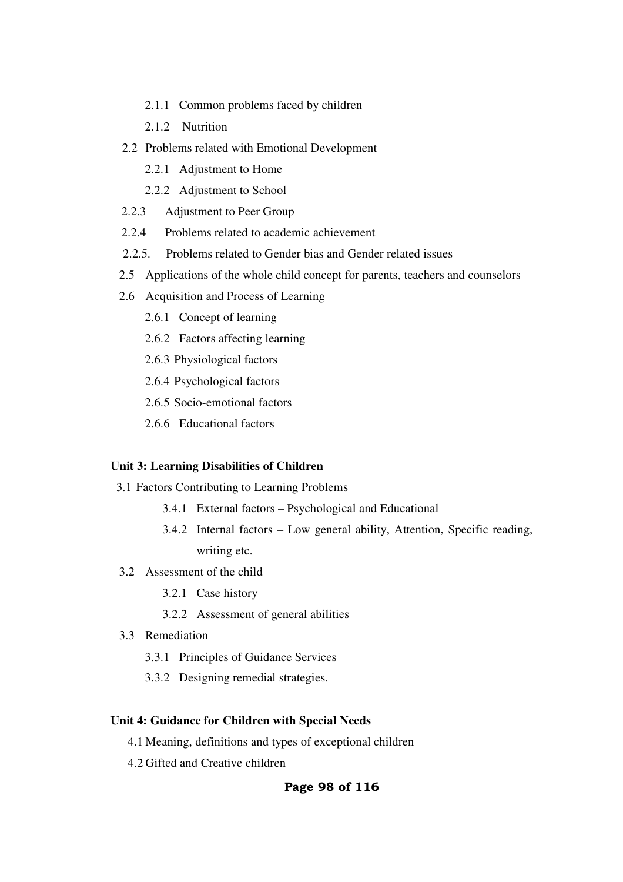- 2.1.1 Common problems faced by children
- 2.1.2 Nutrition

2.2 Problems related with Emotional Development

- 2.2.1 Adjustment to Home
- 2.2.2 Adjustment to School

2.2.3 Adjustment to Peer Group

2.2.4 Problems related to academic achievement

2.2.5. Problems related to Gender bias and Gender related issues

2.5 Applications of the whole child concept for parents, teachers and counselors

2.6 Acquisition and Process of Learning

- 2.6.1 Concept of learning
- 2.6.2 Factors affecting learning
- 2.6.3 Physiological factors
- 2.6.4 Psychological factors
- 2.6.5 Socio-emotional factors
- 2.6.6 Educational factors

**Unit 3: Learning Disabilities of Children**

3.1 Factors Contributing to Learning Problems

- 3.4.1 External factors – Psychological and Educational
- 3.4.2 Internal factors – Low general ability, Attention, Specific reading, writing etc.

3.2 Assessment of the child

- 3.2.1 Case history
- 3.2.2 Assessment of general abilities

3.3 Remediation

- 3.3.1 Principles of Guidance Services
- 3.3.2 Designing remedial strategies.

**Unit 4: Guidance for Children with Special Needs**

4.1 Meaning, definitions and types of exceptional children

4.2 Gifted and Creative children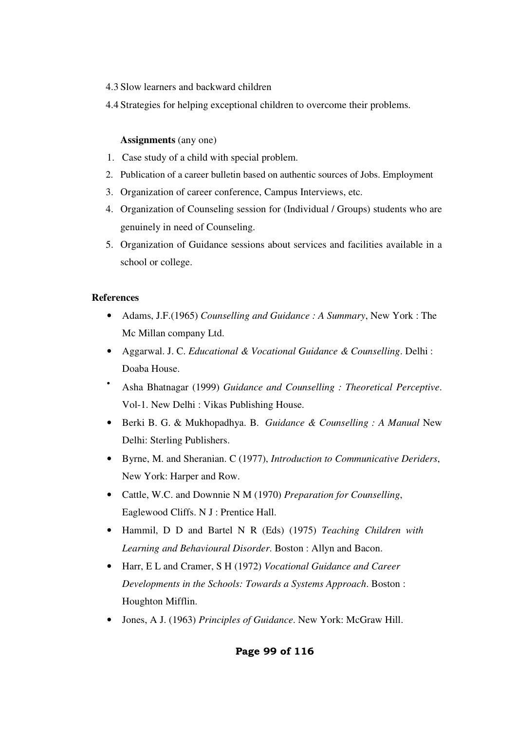4.3 Slow learners and backward children

4.4 Strategies for helping exceptional children to overcome their problems.

**Assignments** (any one)

1. Case study of a child with special problem.
2. Publication of a career bulletin based on authentic sources of Jobs. Employment
3. Organization of career conference, Campus Interviews, etc.
4. Organization of Counseling session for (Individual / Groups) students who are genuinely in need of Counseling.
5. Organization of Guidance sessions about services and facilities available in a school or college.

**References**

- Adams, J.F.(1965) *Counselling and Guidance : A Summary*, New York : The Mc Millan company Ltd.
- Aggarwal. J. C. *Educational & Vocational Guidance & Counselling*. Delhi : Doaba House.
- Asha Bhatnagar (1999) *Guidance and Counselling : Theoretical Perceptive*. Vol-1. New Delhi : Vikas Publishing House.
- Berki B. G. & Mukhopadhya. B. *Guidance & Counselling : A Manual* New Delhi: Sterling Publishers.
- Byrne, M. and Sheranian. C (1977), *Introduction to Communicative Deriders*, New York: Harper and Row.
- Cattle, W.C. and Downnie N M (1970) *Preparation for Counselling*, Eaglewood Cliffs. N J : Prentice Hall.
- Hammil, D D and Bartel N R (Eds) (1975) *Teaching Children with Learning and Behavioural Disorder*. Boston : Allyn and Bacon.
- Harr, E L and Cramer, S H (1972) *Vocational Guidance and Career Developments in the Schools: Towards a Systems Approach*. Boston : Houghton Mifflin.
- Jones, A J. (1963) *Principles of Guidance*. New York: McGraw Hill.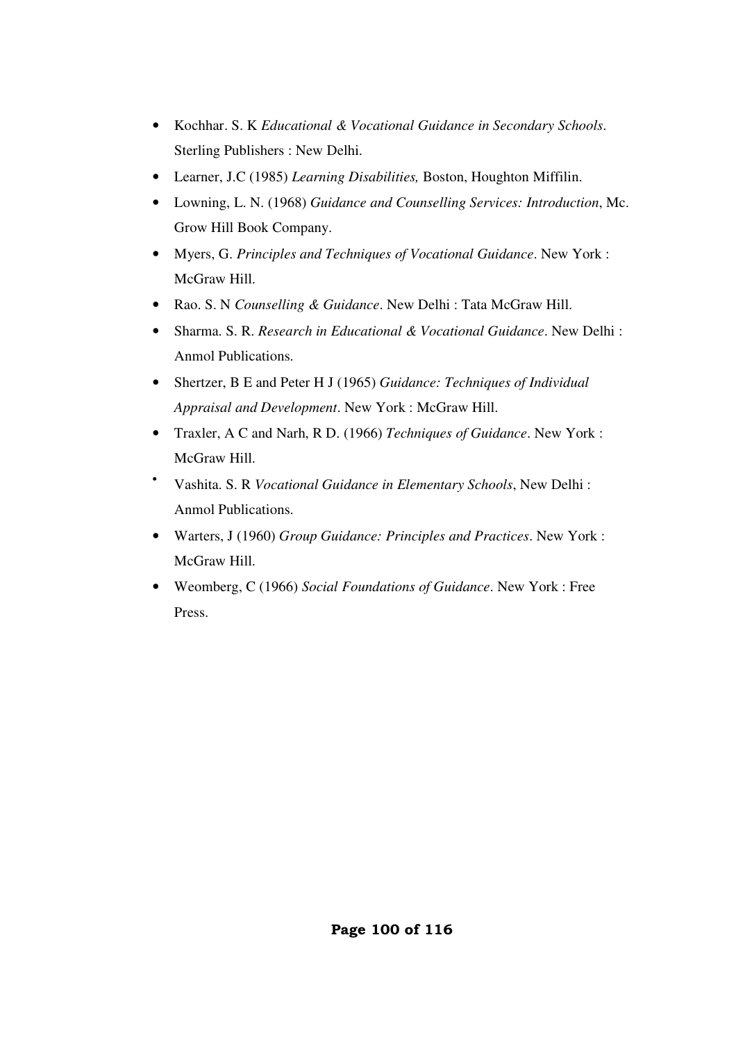- Kochhar. S. K *Educational & Vocational Guidance in Secondary Schools*. Sterling Publishers : New Delhi.
- Learner, J.C (1985) *Learning Disabilities,* Boston, Houghton Miffilin.
- Lowning, L. N. (1968) *Guidance and Counselling Services: Introduction*, Mc. Grow Hill Book Company.
- Myers, G. *Principles and Techniques of Vocational Guidance*. New York : McGraw Hill.
- Rao. S. N *Counselling & Guidance*. New Delhi : Tata McGraw Hill.
- Sharma. S. R. *Research in Educational & Vocational Guidance*. New Delhi : Anmol Publications.
- Shertzer, B E and Peter H J (1965) *Guidance: Techniques of Individual Appraisal and Development*. New York : McGraw Hill.
- Traxler, A C and Narh, R D. (1966) *Techniques of Guidance*. New York : McGraw Hill.
- Vashita. S. R *Vocational Guidance in Elementary Schools*, New Delhi : Anmol Publications.
- Warters, J (1960) *Group Guidance: Principles and Practices*. New York : McGraw Hill.
- Weomberg, C (1966) *Social Foundations of Guidance*. New York : Free Press.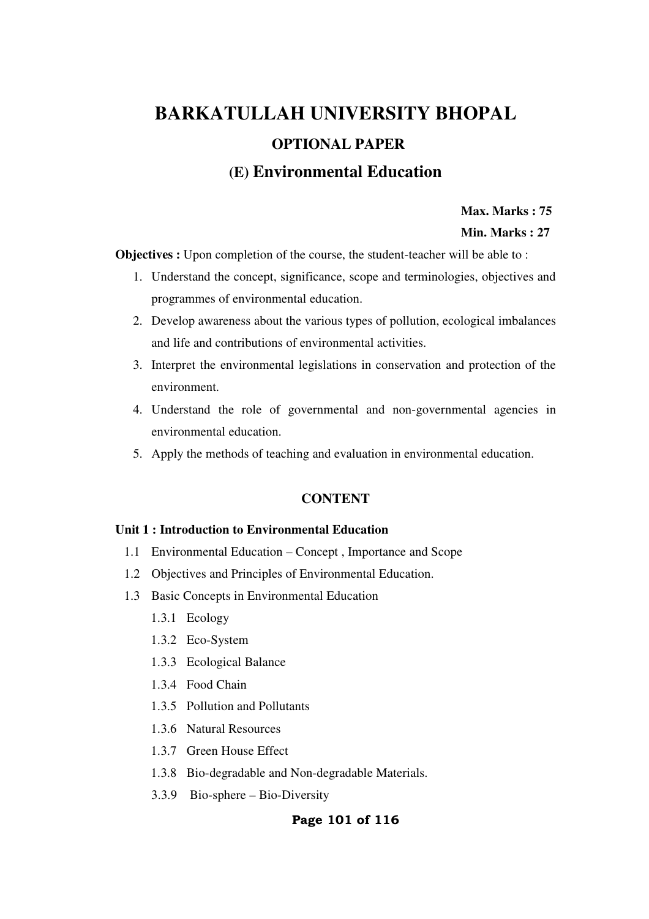# BARKATULLAH UNIVERSITY BHOPAL

## OPTIONAL PAPER

## (E) Environmental Education

**Max. Marks : 75**

**Min. Marks : 27**

**Objectives :** Upon completion of the course, the student-teacher will be able to :

1. Understand the concept, significance, scope and terminologies, objectives and programmes of environmental education.
2. Develop awareness about the various types of pollution, ecological imbalances and life and contributions of environmental activities.
3. Interpret the environmental legislations in conservation and protection of the environment.
4. Understand the role of governmental and non-governmental agencies in environmental education.
5. Apply the methods of teaching and evaluation in environmental education.

### CONTENT

**Unit 1 : Introduction to Environmental Education**

1.1 Environmental Education – Concept , Importance and Scope

1.2 Objectives and Principles of Environmental Education.

1.3 Basic Concepts in Environmental Education

- 1.3.1 Ecology
- 1.3.2 Eco-System
- 1.3.3 Ecological Balance
- 1.3.4 Food Chain
- 1.3.5 Pollution and Pollutants
- 1.3.6 Natural Resources
- 1.3.7 Green House Effect
- 1.3.8 Bio-degradable and Non-degradable Materials.
- 3.3.9 Bio-sphere – Bio-Diversity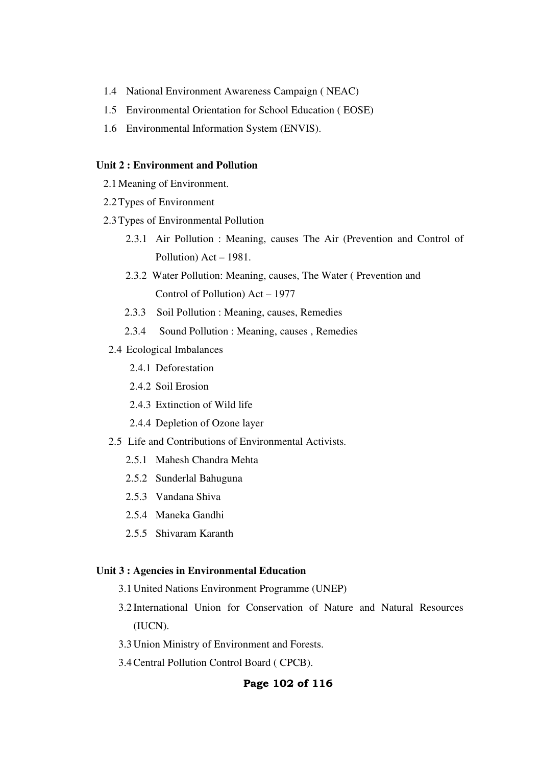1.4 National Environment Awareness Campaign ( NEAC)

1.5 Environmental Orientation for School Education ( EOSE)

1.6 Environmental Information System (ENVIS).

**Unit 2 : Environment and Pollution**

2.1 Meaning of Environment.

2.2 Types of Environment

2.3 Types of Environmental Pollution

- 2.3.1 Air Pollution : Meaning, causes The Air (Prevention and Control of Pollution) Act – 1981.
- 2.3.2 Water Pollution: Meaning, causes, The Water ( Prevention and Control of Pollution) Act – 1977
- 2.3.3 Soil Pollution : Meaning, causes, Remedies
- 2.3.4 Sound Pollution : Meaning, causes , Remedies

2.4 Ecological Imbalances

- 2.4.1 Deforestation
- 2.4.2 Soil Erosion
- 2.4.3 Extinction of Wild life
- 2.4.4 Depletion of Ozone layer

2.5 Life and Contributions of Environmental Activists.

- 2.5.1 Mahesh Chandra Mehta
- 2.5.2 Sunderlal Bahuguna
- 2.5.3 Vandana Shiva
- 2.5.4 Maneka Gandhi
- 2.5.5 Shivaram Karanth

**Unit 3 : Agencies in Environmental Education**

3.1 United Nations Environment Programme (UNEP)

3.2 International Union for Conservation of Nature and Natural Resources (IUCN).

3.3 Union Ministry of Environment and Forests.

3.4 Central Pollution Control Board ( CPCB).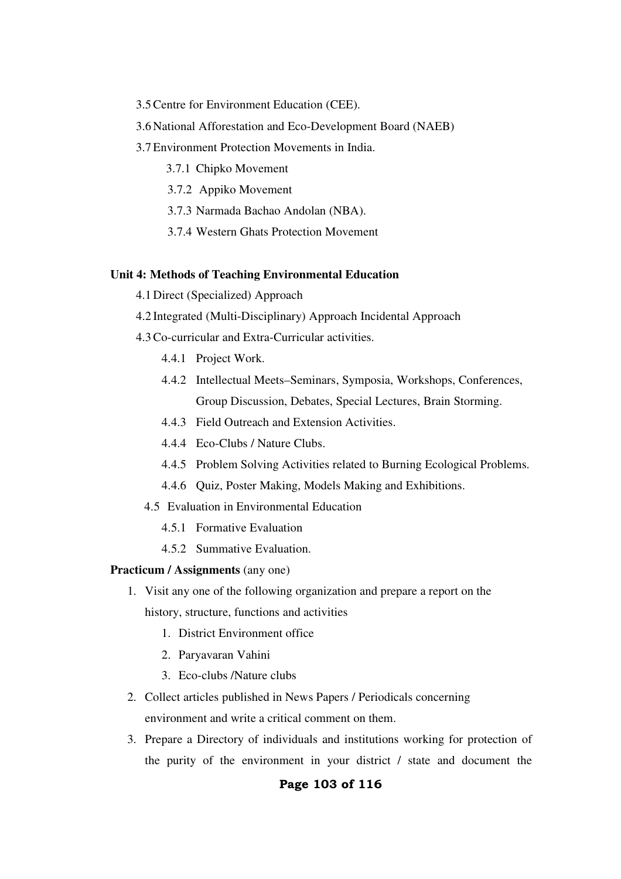3.5 Centre for Environment Education (CEE).

3.6 National Afforestation and Eco-Development Board (NAEB)

3.7 Environment Protection Movements in India.

- 3.7.1 Chipko Movement
- 3.7.2 Appiko Movement
- 3.7.3 Narmada Bachao Andolan (NBA).
- 3.7.4 Western Ghats Protection Movement

**Unit 4: Methods of Teaching Environmental Education**

4.1 Direct (Specialized) Approach

4.2 Integrated (Multi-Disciplinary) Approach Incidental Approach

4.3 Co-curricular and Extra-Curricular activities.

- 4.4.1 Project Work.
- 4.4.2 Intellectual Meets–Seminars, Symposia, Workshops, Conferences, Group Discussion, Debates, Special Lectures, Brain Storming.
- 4.4.3 Field Outreach and Extension Activities.
- 4.4.4 Eco-Clubs / Nature Clubs.
- 4.4.5 Problem Solving Activities related to Burning Ecological Problems.
- 4.4.6 Quiz, Poster Making, Models Making and Exhibitions.

4.5 Evaluation in Environmental Education

- 4.5.1 Formative Evaluation
- 4.5.2 Summative Evaluation.

**Practicum / Assignments** (any one)

1. Visit any one of the following organization and prepare a report on the history, structure, functions and activities
   1. District Environment office
   2. Paryavaran Vahini
   3. Eco-clubs /Nature clubs
2. Collect articles published in News Papers / Periodicals concerning environment and write a critical comment on them.
3. Prepare a Directory of individuals and institutions working for protection of the purity of the environment in your district / state and document the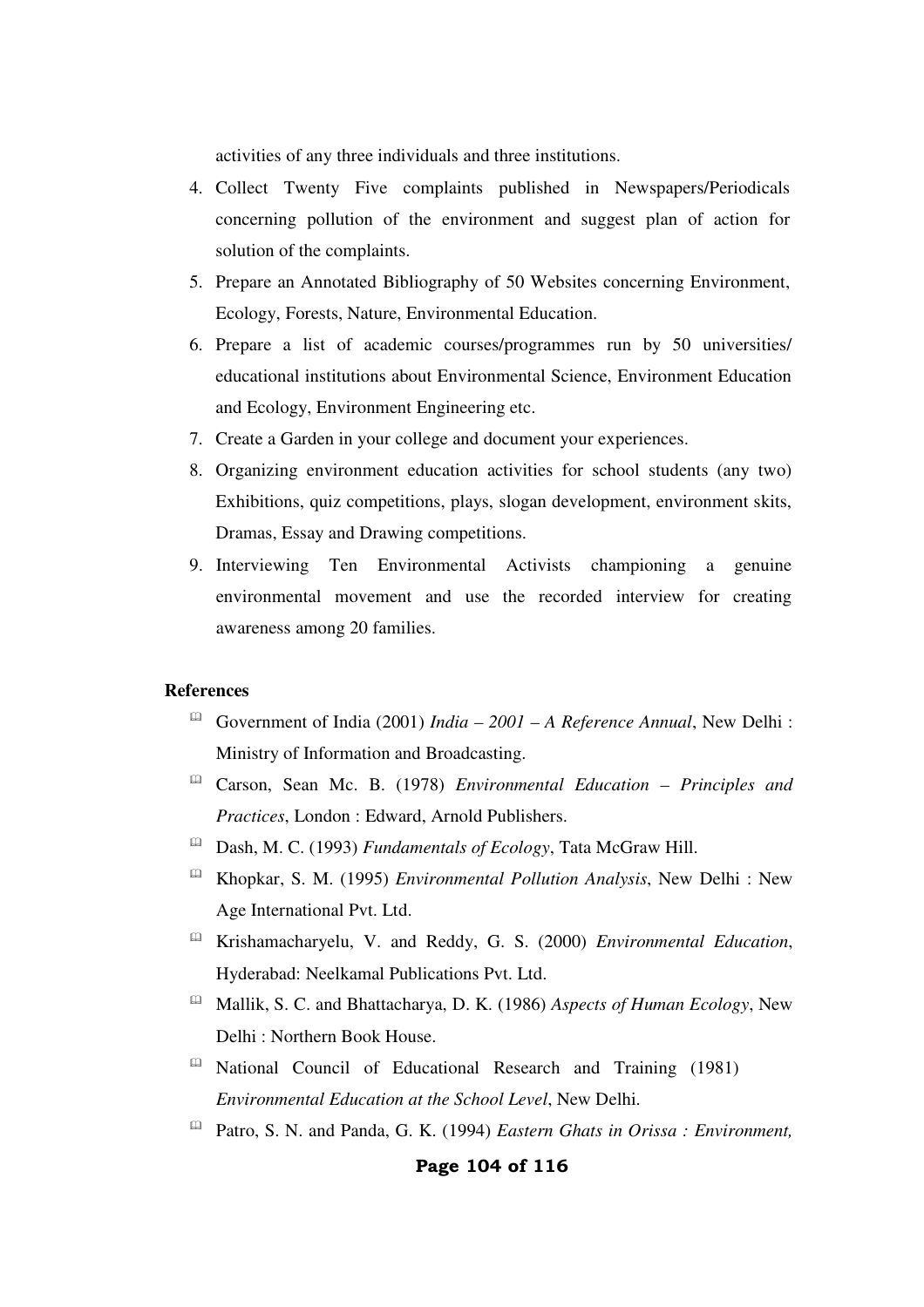activities of any three individuals and three institutions.

4. Collect Twenty Five complaints published in Newspapers/Periodicals concerning pollution of the environment and suggest plan of action for solution of the complaints.
5. Prepare an Annotated Bibliography of 50 Websites concerning Environment, Ecology, Forests, Nature, Environmental Education.
6. Prepare a list of academic courses/programmes run by 50 universities/ educational institutions about Environmental Science, Environment Education and Ecology, Environment Engineering etc.
7. Create a Garden in your college and document your experiences.
8. Organizing environment education activities for school students (any two) Exhibitions, quiz competitions, plays, slogan development, environment skits, Dramas, Essay and Drawing competitions.
9. Interviewing Ten Environmental Activists championing a genuine environmental movement and use the recorded interview for creating awareness among 20 families.

**References**

- Government of India (2001) *India – 2001 – A Reference Annual*, New Delhi : Ministry of Information and Broadcasting.
- Carson, Sean Mc. B. (1978) *Environmental Education – Principles and Practices*, London : Edward, Arnold Publishers.
- Dash, M. C. (1993) *Fundamentals of Ecology*, Tata McGraw Hill.
- Khopkar, S. M. (1995) *Environmental Pollution Analysis*, New Delhi : New Age International Pvt. Ltd.
- Krishamacharyelu, V. and Reddy, G. S. (2000) *Environmental Education*, Hyderabad: Neelkamal Publications Pvt. Ltd.
- Mallik, S. C. and Bhattacharya, D. K. (1986) *Aspects of Human Ecology*, New Delhi : Northern Book House.
- National Council of Educational Research and Training (1981) *Environmental Education at the School Level*, New Delhi.
- Patro, S. N. and Panda, G. K. (1994) *Eastern Ghats in Orissa : Environment,*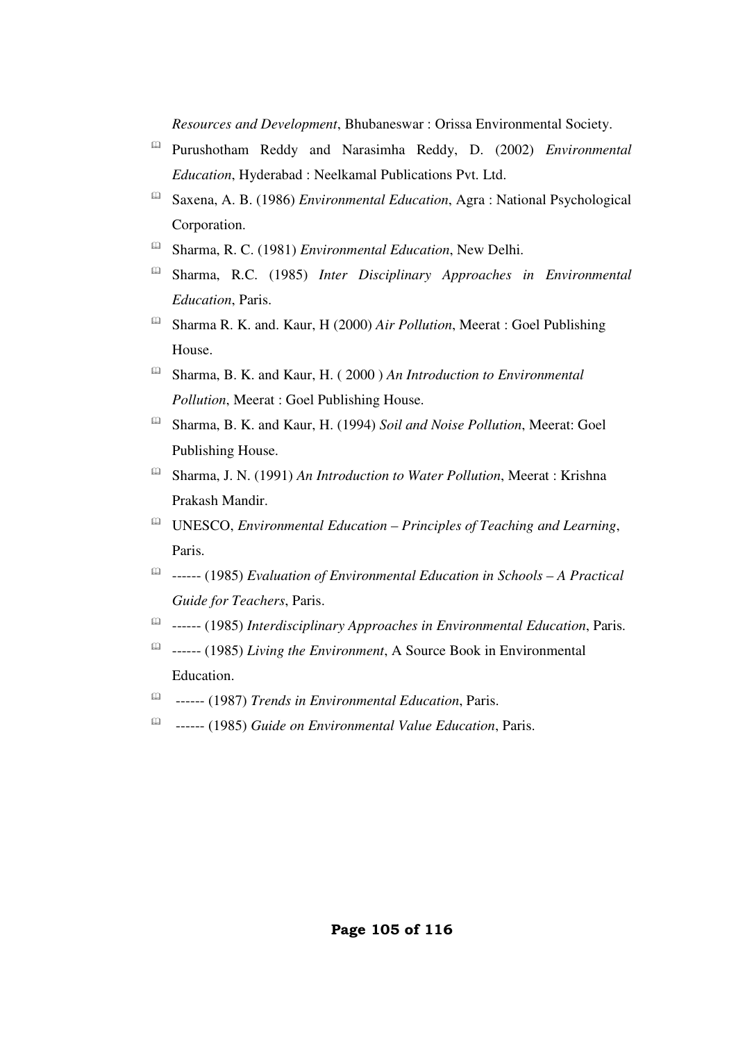*Resources and Development*, Bhubaneswar : Orissa Environmental Society.

- Purushotham Reddy and Narasimha Reddy, D. (2002) *Environmental Education*, Hyderabad : Neelkamal Publications Pvt. Ltd.
- Saxena, A. B. (1986) *Environmental Education*, Agra : National Psychological Corporation.
- Sharma, R. C. (1981) *Environmental Education*, New Delhi.
- Sharma, R.C. (1985) *Inter Disciplinary Approaches in Environmental Education*, Paris.
- Sharma R. K. and. Kaur, H (2000) *Air Pollution*, Meerat : Goel Publishing House.
- Sharma, B. K. and Kaur, H. ( 2000 ) *An Introduction to Environmental Pollution*, Meerat : Goel Publishing House.
- Sharma, B. K. and Kaur, H. (1994) *Soil and Noise Pollution*, Meerat: Goel Publishing House.
- Sharma, J. N. (1991) *An Introduction to Water Pollution*, Meerat : Krishna Prakash Mandir.
- UNESCO, *Environmental Education – Principles of Teaching and Learning*, Paris.
- ------ (1985) *Evaluation of Environmental Education in Schools – A Practical Guide for Teachers*, Paris.
- ------ (1985) *Interdisciplinary Approaches in Environmental Education*, Paris.
- ------ (1985) *Living the Environment*, A Source Book in Environmental Education.
- ------ (1987) *Trends in Environmental Education*, Paris.
- ------ (1985) *Guide on Environmental Value Education*, Paris.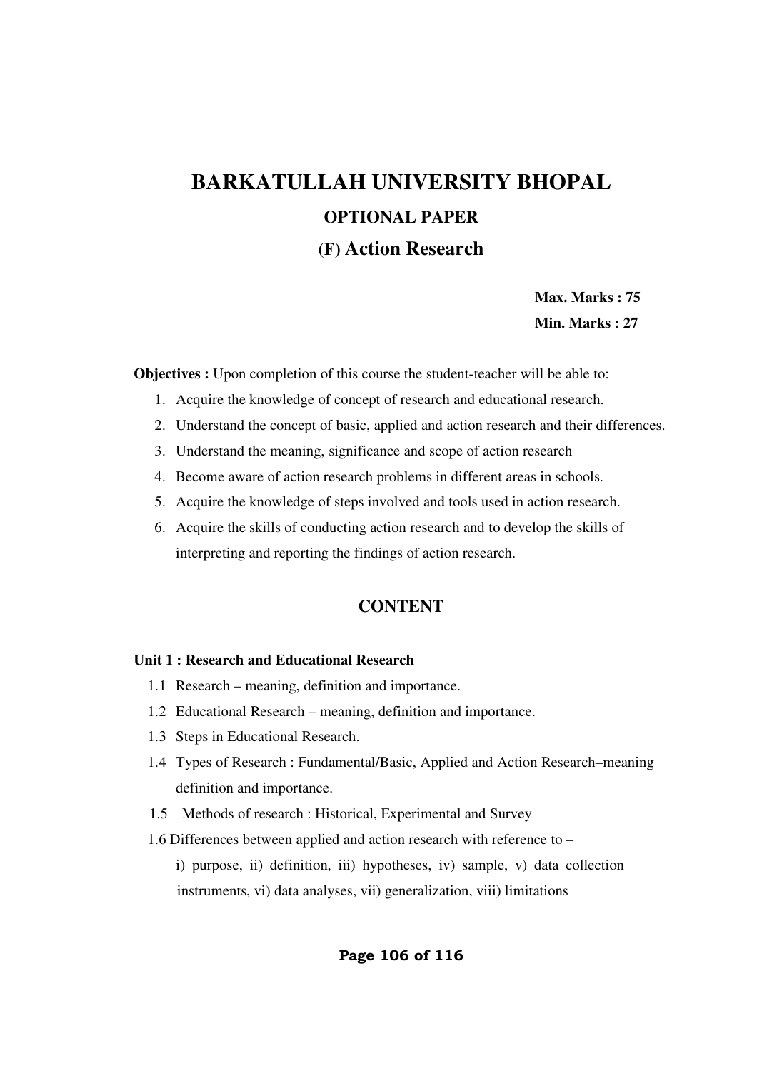# BARKATULLAH UNIVERSITY BHOPAL

## OPTIONAL PAPER

## (F) Action Research

**Max. Marks : 75**

**Min. Marks : 27**

**Objectives :** Upon completion of this course the student-teacher will be able to:

1. Acquire the knowledge of concept of research and educational research.
2. Understand the concept of basic, applied and action research and their differences.
3. Understand the meaning, significance and scope of action research
4. Become aware of action research problems in different areas in schools.
5. Acquire the knowledge of steps involved and tools used in action research.
6. Acquire the skills of conducting action research and to develop the skills of interpreting and reporting the findings of action research.

## CONTENT

### Unit 1 : Research and Educational Research

1.1 Research – meaning, definition and importance.

1.2 Educational Research – meaning, definition and importance.

1.3 Steps in Educational Research.

1.4 Types of Research : Fundamental/Basic, Applied and Action Research–meaning definition and importance.

1.5 Methods of research : Historical, Experimental and Survey

1.6 Differences between applied and action research with reference to –
i) purpose, ii) definition, iii) hypotheses, iv) sample, v) data collection instruments, vi) data analyses, vii) generalization, viii) limitations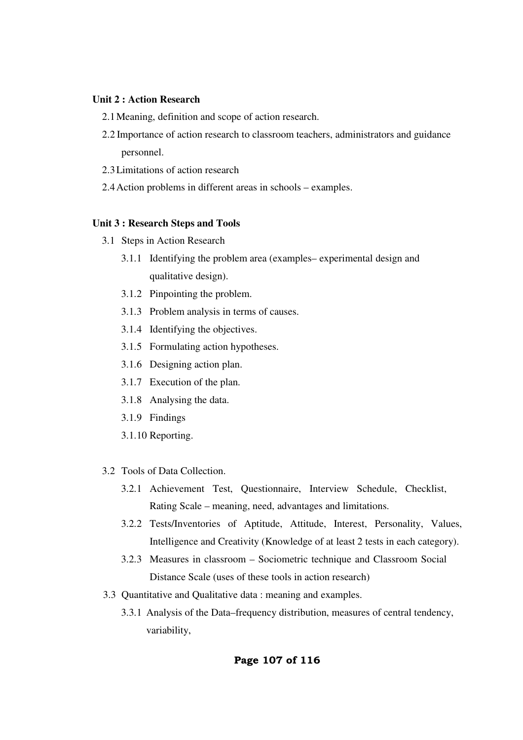**Unit 2 : Action Research**

2.1 Meaning, definition and scope of action research.

2.2 Importance of action research to classroom teachers, administrators and guidance personnel.

2.3 Limitations of action research

2.4 Action problems in different areas in schools – examples.

**Unit 3 : Research Steps and Tools**

3.1 Steps in Action Research

- 3.1.1 Identifying the problem area (examples– experimental design and qualitative design).
- 3.1.2 Pinpointing the problem.
- 3.1.3 Problem analysis in terms of causes.
- 3.1.4 Identifying the objectives.
- 3.1.5 Formulating action hypotheses.
- 3.1.6 Designing action plan.
- 3.1.7 Execution of the plan.
- 3.1.8 Analysing the data.
- 3.1.9 Findings
- 3.1.10 Reporting.

3.2 Tools of Data Collection.

- 3.2.1 Achievement Test, Questionnaire, Interview Schedule, Checklist, Rating Scale – meaning, need, advantages and limitations.
- 3.2.2 Tests/Inventories of Aptitude, Attitude, Interest, Personality, Values, Intelligence and Creativity (Knowledge of at least 2 tests in each category).
- 3.2.3 Measures in classroom – Sociometric technique and Classroom Social Distance Scale (uses of these tools in action research)

3.3 Quantitative and Qualitative data : meaning and examples.

- 3.3.1 Analysis of the Data–frequency distribution, measures of central tendency, variability,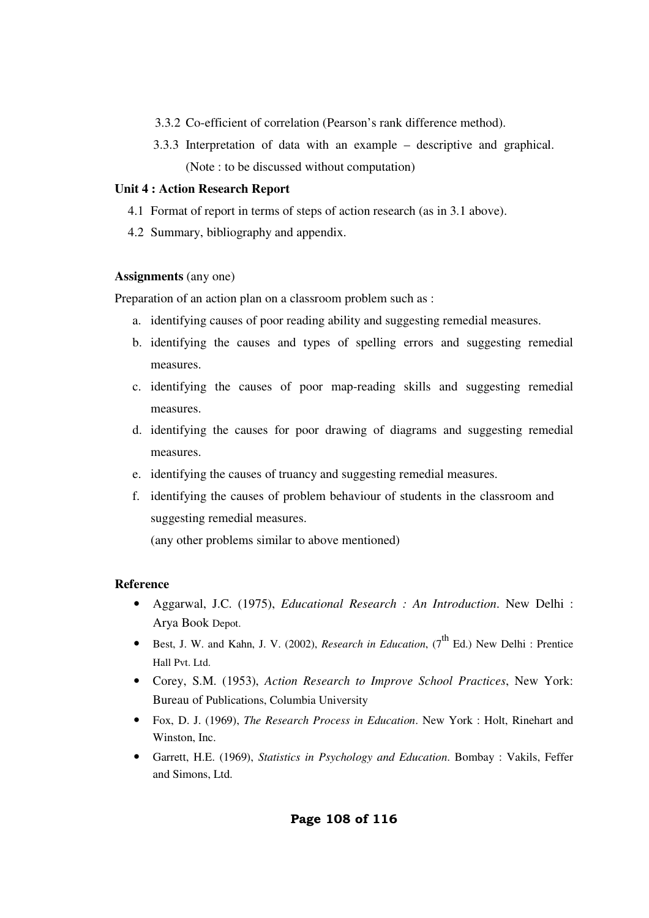3.3.2 Co-efficient of correlation (Pearson's rank difference method).

3.3.3 Interpretation of data with an example – descriptive and graphical. (Note : to be discussed without computation)

**Unit 4 : Action Research Report**

4.1 Format of report in terms of steps of action research (as in 3.1 above).

4.2 Summary, bibliography and appendix.

**Assignments** (any one)

Preparation of an action plan on a classroom problem such as :

a. identifying causes of poor reading ability and suggesting remedial measures.
b. identifying the causes and types of spelling errors and suggesting remedial measures.
c. identifying the causes of poor map-reading skills and suggesting remedial measures.
d. identifying the causes for poor drawing of diagrams and suggesting remedial measures.
e. identifying the causes of truancy and suggesting remedial measures.
f. identifying the causes of problem behaviour of students in the classroom and suggesting remedial measures.

(any other problems similar to above mentioned)

**Reference**

- Aggarwal, J.C. (1975), *Educational Research : An Introduction*. New Delhi : Arya Book Depot.
- Best, J. W. and Kahn, J. V. (2002), *Research in Education*, (7th Ed.) New Delhi : Prentice Hall Pvt. Ltd.
- Corey, S.M. (1953), *Action Research to Improve School Practices*, New York: Bureau of Publications, Columbia University
- Fox, D. J. (1969), *The Research Process in Education*. New York : Holt, Rinehart and Winston, Inc.
- Garrett, H.E. (1969), *Statistics in Psychology and Education*. Bombay : Vakils, Feffer and Simons, Ltd.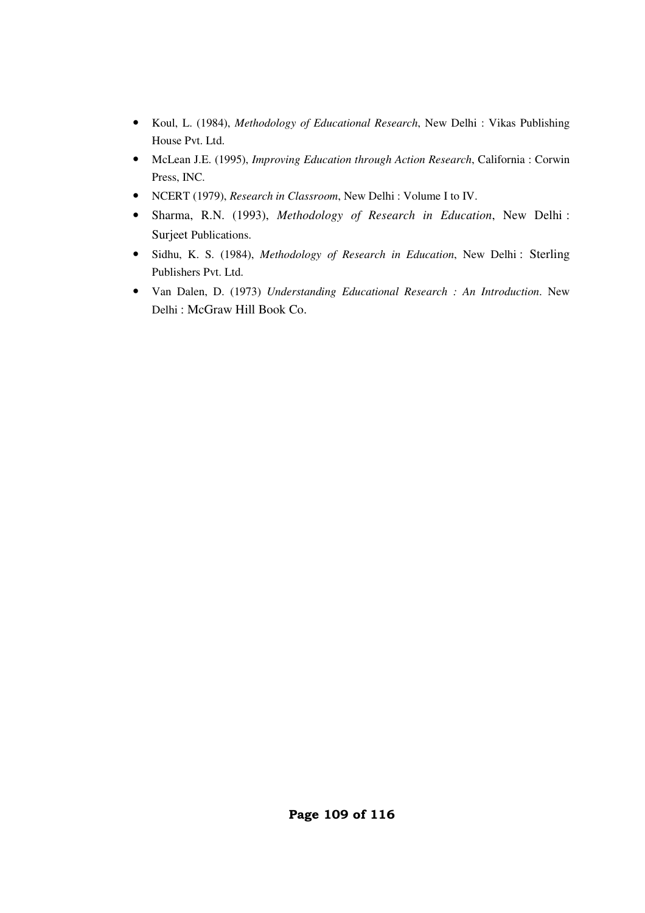- Koul, L. (1984), *Methodology of Educational Research*, New Delhi : Vikas Publishing House Pvt. Ltd.
- McLean J.E. (1995), *Improving Education through Action Research*, California : Corwin Press, INC.
- NCERT (1979), *Research in Classroom*, New Delhi : Volume I to IV.
- Sharma, R.N. (1993), *Methodology of Research in Education*, New Delhi : Surjeet Publications.
- Sidhu, K. S. (1984), *Methodology of Research in Education*, New Delhi : Sterling Publishers Pvt. Ltd.
- Van Dalen, D. (1973) *Understanding Educational Research : An Introduction*. New Delhi : McGraw Hill Book Co.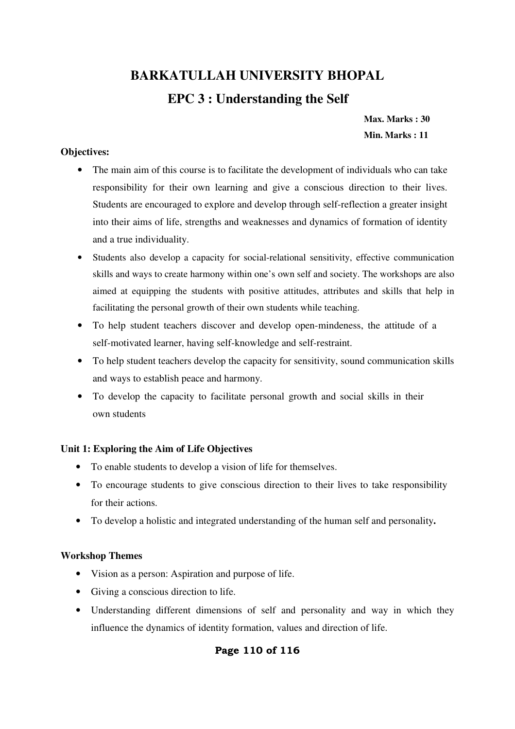# BARKATULLAH UNIVERSITY BHOPAL

## EPC 3 : Understanding the Self

**Max. Marks : 30**

**Min. Marks : 11**

**Objectives:**

- The main aim of this course is to facilitate the development of individuals who can take responsibility for their own learning and give a conscious direction to their lives. Students are encouraged to explore and develop through self-reflection a greater insight into their aims of life, strengths and weaknesses and dynamics of formation of identity and a true individuality.
- Students also develop a capacity for social-relational sensitivity, effective communication skills and ways to create harmony within one's own self and society. The workshops are also aimed at equipping the students with positive attitudes, attributes and skills that help in facilitating the personal growth of their own students while teaching.
- To help student teachers discover and develop open-mindeness, the attitude of a self-motivated learner, having self-knowledge and self-restraint.
- To help student teachers develop the capacity for sensitivity, sound communication skills and ways to establish peace and harmony.
- To develop the capacity to facilitate personal growth and social skills in their own students

**Unit 1: Exploring the Aim of Life Objectives**

- To enable students to develop a vision of life for themselves.
- To encourage students to give conscious direction to their lives to take responsibility for their actions.
- To develop a holistic and integrated understanding of the human self and personality**.**

**Workshop Themes**

- Vision as a person: Aspiration and purpose of life.
- Giving a conscious direction to life.
- Understanding different dimensions of self and personality and way in which they influence the dynamics of identity formation, values and direction of life.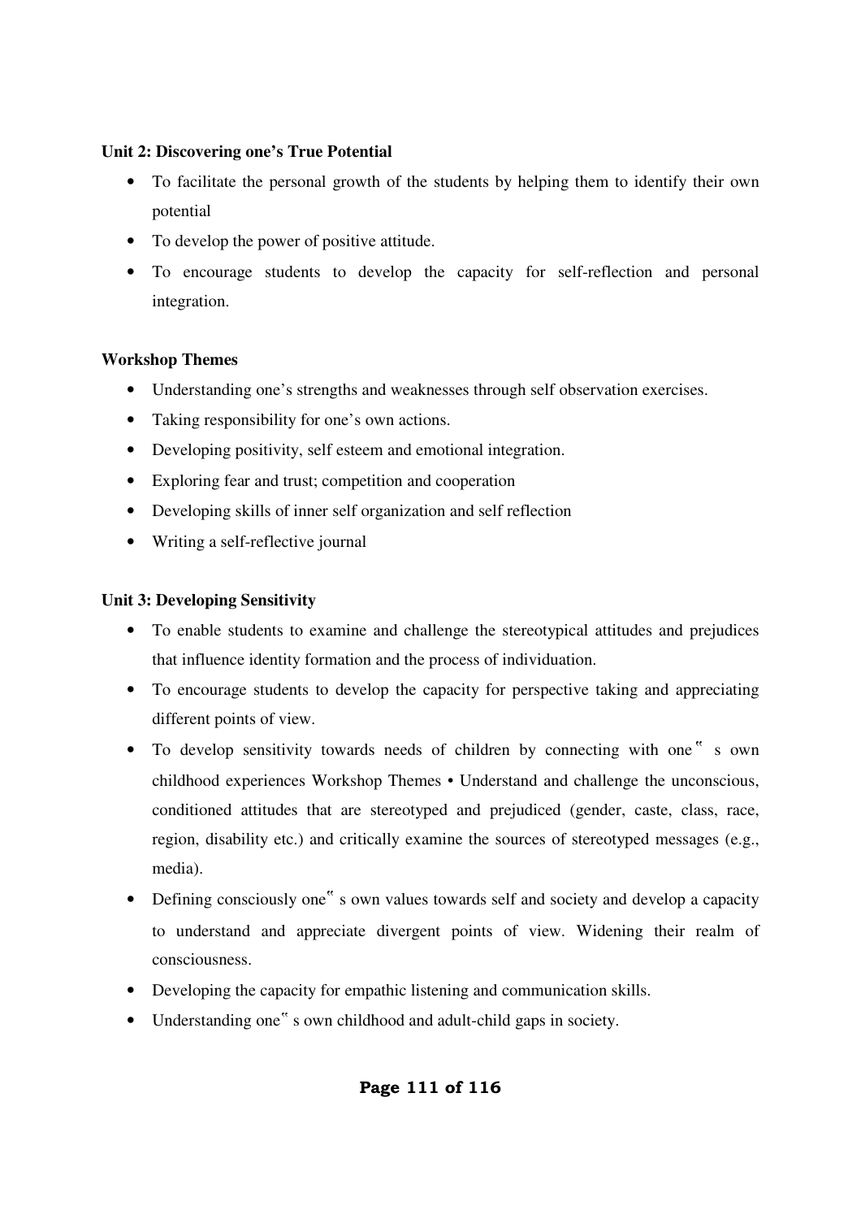**Unit 2: Discovering one's True Potential**

- To facilitate the personal growth of the students by helping them to identify their own potential
- To develop the power of positive attitude.
- To encourage students to develop the capacity for self-reflection and personal integration.

**Workshop Themes**

- Understanding one's strengths and weaknesses through self observation exercises.
- Taking responsibility for one's own actions.
- Developing positivity, self esteem and emotional integration.
- Exploring fear and trust; competition and cooperation
- Developing skills of inner self organization and self reflection
- Writing a self-reflective journal

**Unit 3: Developing Sensitivity**

- To enable students to examine and challenge the stereotypical attitudes and prejudices that influence identity formation and the process of individuation.
- To encourage students to develop the capacity for perspective taking and appreciating different points of view.
- To develop sensitivity towards needs of children by connecting with one‟ s own childhood experiences Workshop Themes • Understand and challenge the unconscious, conditioned attitudes that are stereotyped and prejudiced (gender, caste, class, race, region, disability etc.) and critically examine the sources of stereotyped messages (e.g., media).
- Defining consciously one‟ s own values towards self and society and develop a capacity to understand and appreciate divergent points of view. Widening their realm of consciousness.
- Developing the capacity for empathic listening and communication skills.
- Understanding one‟ s own childhood and adult-child gaps in society.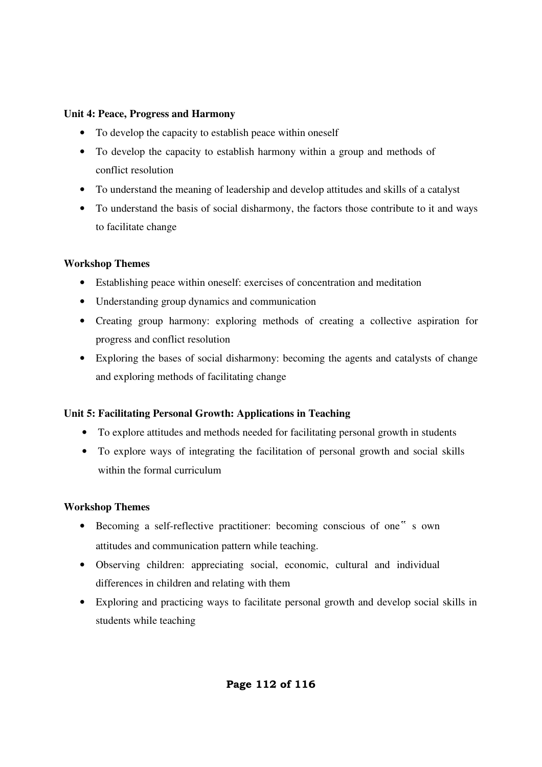**Unit 4: Peace, Progress and Harmony**

- To develop the capacity to establish peace within oneself
- To develop the capacity to establish harmony within a group and methods of conflict resolution
- To understand the meaning of leadership and develop attitudes and skills of a catalyst
- To understand the basis of social disharmony, the factors those contribute to it and ways to facilitate change

**Workshop Themes**

- Establishing peace within oneself: exercises of concentration and meditation
- Understanding group dynamics and communication
- Creating group harmony: exploring methods of creating a collective aspiration for progress and conflict resolution
- Exploring the bases of social disharmony: becoming the agents and catalysts of change and exploring methods of facilitating change

**Unit 5: Facilitating Personal Growth: Applications in Teaching**

- To explore attitudes and methods needed for facilitating personal growth in students
- To explore ways of integrating the facilitation of personal growth and social skills within the formal curriculum

**Workshop Themes**

- Becoming a self-reflective practitioner: becoming conscious of one" s own attitudes and communication pattern while teaching.
- Observing children: appreciating social, economic, cultural and individual differences in children and relating with them
- Exploring and practicing ways to facilitate personal growth and develop social skills in students while teaching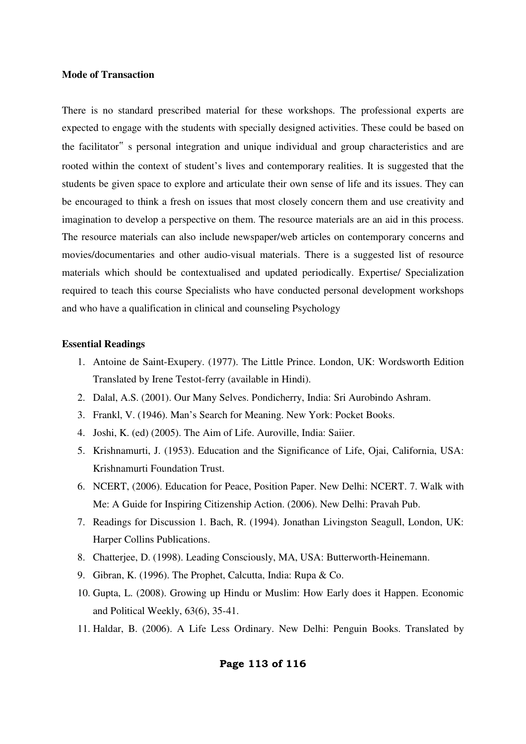**Mode of Transaction**

There is no standard prescribed material for these workshops. The professional experts are expected to engage with the students with specially designed activities. These could be based on the facilitator‟ s personal integration and unique individual and group characteristics and are rooted within the context of student's lives and contemporary realities. It is suggested that the students be given space to explore and articulate their own sense of life and its issues. They can be encouraged to think a fresh on issues that most closely concern them and use creativity and imagination to develop a perspective on them. The resource materials are an aid in this process. The resource materials can also include newspaper/web articles on contemporary concerns and movies/documentaries and other audio-visual materials. There is a suggested list of resource materials which should be contextualised and updated periodically. Expertise/ Specialization required to teach this course Specialists who have conducted personal development workshops and who have a qualification in clinical and counseling Psychology

**Essential Readings**

1. Antoine de Saint-Exupery. (1977). The Little Prince. London, UK: Wordsworth Edition Translated by Irene Testot-ferry (available in Hindi).
2. Dalal, A.S. (2001). Our Many Selves. Pondicherry, India: Sri Aurobindo Ashram.
3. Frankl, V. (1946). Man's Search for Meaning. New York: Pocket Books.
4. Joshi, K. (ed) (2005). The Aim of Life. Auroville, India: Saiier.
5. Krishnamurti, J. (1953). Education and the Significance of Life, Ojai, California, USA: Krishnamurti Foundation Trust.
6. NCERT, (2006). Education for Peace, Position Paper. New Delhi: NCERT. 7. Walk with Me: A Guide for Inspiring Citizenship Action. (2006). New Delhi: Pravah Pub.
7. Readings for Discussion 1. Bach, R. (1994). Jonathan Livingston Seagull, London, UK: Harper Collins Publications.
8. Chatterjee, D. (1998). Leading Consciously, MA, USA: Butterworth-Heinemann.
9. Gibran, K. (1996). The Prophet, Calcutta, India: Rupa & Co.
10. Gupta, L. (2008). Growing up Hindu or Muslim: How Early does it Happen. Economic and Political Weekly, 63(6), 35-41.
11. Haldar, B. (2006). A Life Less Ordinary. New Delhi: Penguin Books. Translated by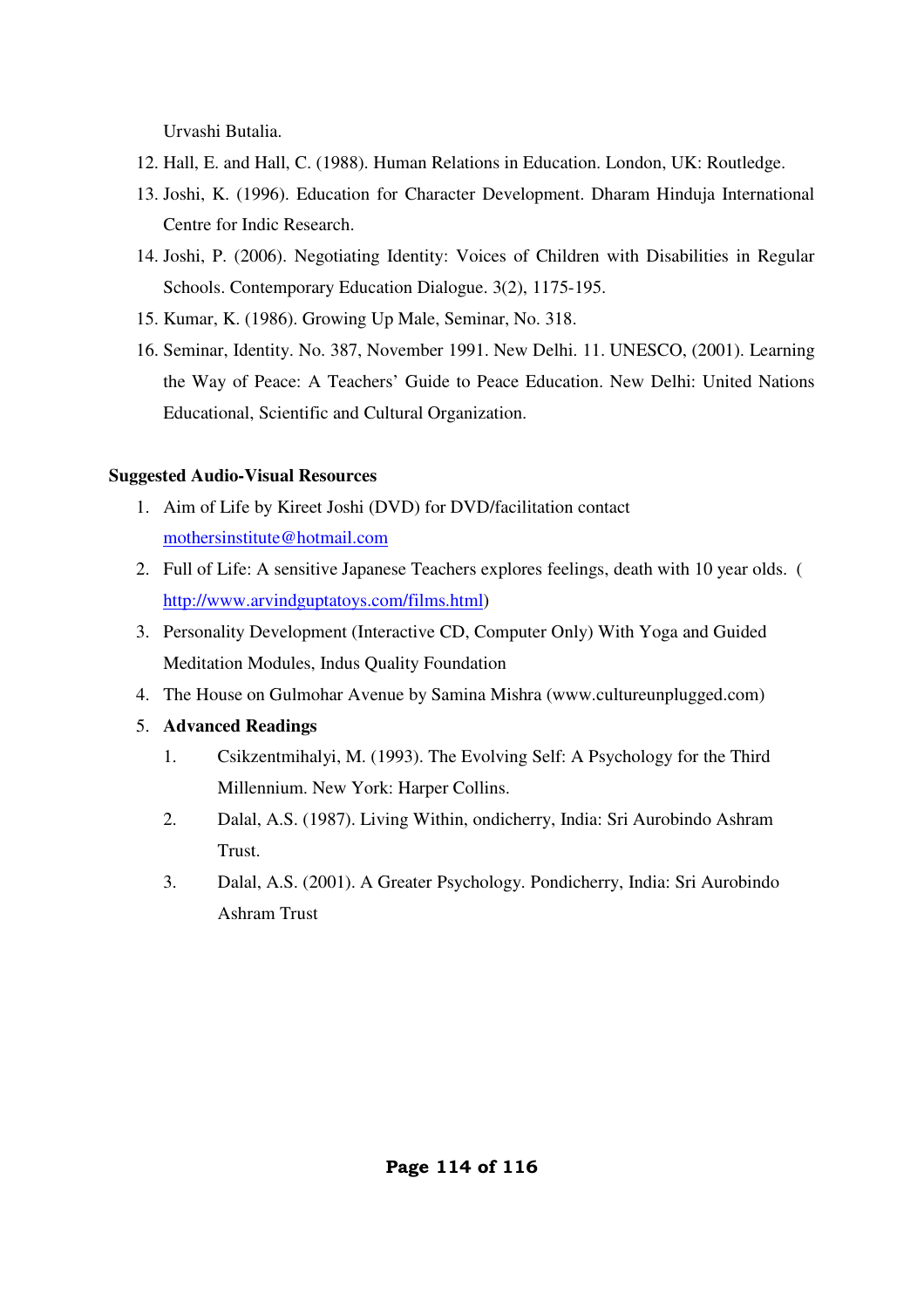Urvashi Butalia.

12. Hall, E. and Hall, C. (1988). Human Relations in Education. London, UK: Routledge.
13. Joshi, K. (1996). Education for Character Development. Dharam Hinduja International Centre for Indic Research.
14. Joshi, P. (2006). Negotiating Identity: Voices of Children with Disabilities in Regular Schools. Contemporary Education Dialogue. 3(2), 1175-195.
15. Kumar, K. (1986). Growing Up Male, Seminar, No. 318.
16. Seminar, Identity. No. 387, November 1991. New Delhi. 11. UNESCO, (2001). Learning the Way of Peace: A Teachers' Guide to Peace Education. New Delhi: United Nations Educational, Scientific and Cultural Organization.

**Suggested Audio-Visual Resources**

1. Aim of Life by Kireet Joshi (DVD) for DVD/facilitation contact mothersinstitute@hotmail.com
2. Full of Life: A sensitive Japanese Teachers explores feelings, death with 10 year olds. ( http://www.arvindguptatoys.com/films.html)
3. Personality Development (Interactive CD, Computer Only) With Yoga and Guided Meditation Modules, Indus Quality Foundation
4. The House on Gulmohar Avenue by Samina Mishra (www.cultureunplugged.com)
5. **Advanced Readings**
    1. Csikzentmihalyi, M. (1993). The Evolving Self: A Psychology for the Third Millennium. New York: Harper Collins.
    2. Dalal, A.S. (1987). Living Within, ondicherry, India: Sri Aurobindo Ashram Trust.
    3. Dalal, A.S. (2001). A Greater Psychology. Pondicherry, India: Sri Aurobindo Ashram Trust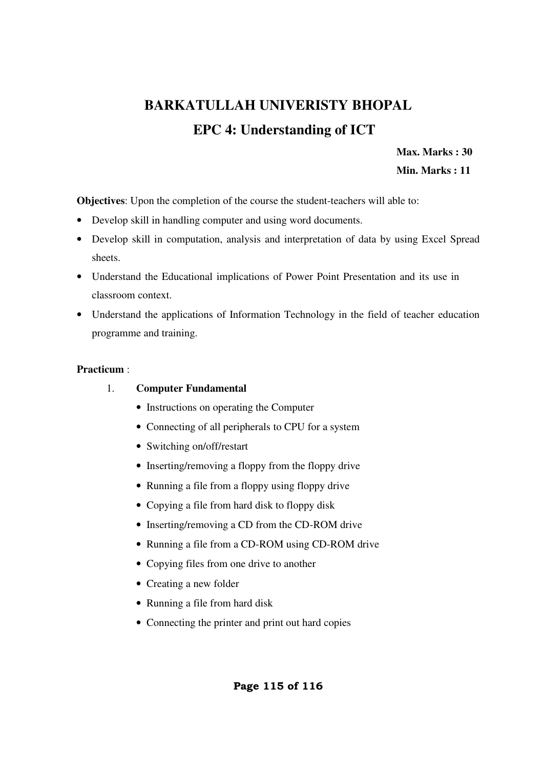# BARKATULLAH UNIVERISTY BHOPAL

## EPC 4: Understanding of ICT

**Max. Marks : 30**

**Min. Marks : 11**

**Objectives**: Upon the completion of the course the student-teachers will able to:

- Develop skill in handling computer and using word documents.
- Develop skill in computation, analysis and interpretation of data by using Excel Spread sheets.
- Understand the Educational implications of Power Point Presentation and its use in classroom context.
- Understand the applications of Information Technology in the field of teacher education programme and training.

**Practicum** :

1. **Computer Fundamental**
   - Instructions on operating the Computer
   - Connecting of all peripherals to CPU for a system
   - Switching on/off/restart
   - Inserting/removing a floppy from the floppy drive
   - Running a file from a floppy using floppy drive
   - Copying a file from hard disk to floppy disk
   - Inserting/removing a CD from the CD-ROM drive
   - Running a file from a CD-ROM using CD-ROM drive
   - Copying files from one drive to another
   - Creating a new folder
   - Running a file from hard disk
   - Connecting the printer and print out hard copies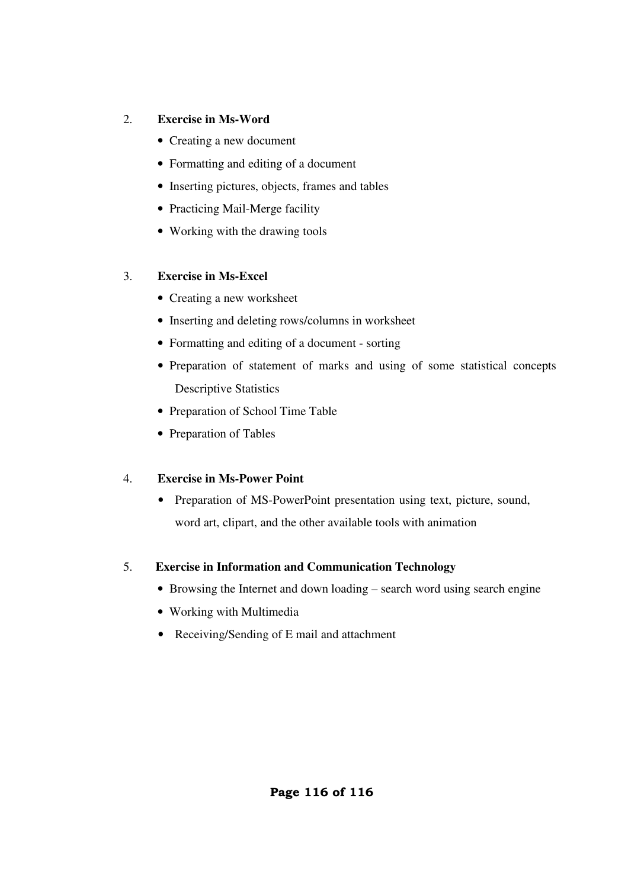2. **Exercise in Ms-Word**

- Creating a new document
- Formatting and editing of a document
- Inserting pictures, objects, frames and tables
- Practicing Mail-Merge facility
- Working with the drawing tools

3. **Exercise in Ms-Excel**

- Creating a new worksheet
- Inserting and deleting rows/columns in worksheet
- Formatting and editing of a document - sorting
- Preparation of statement of marks and using of some statistical concepts Descriptive Statistics
- Preparation of School Time Table
- Preparation of Tables

4. **Exercise in Ms-Power Point**

- Preparation of MS-PowerPoint presentation using text, picture, sound, word art, clipart, and the other available tools with animation

5. **Exercise in Information and Communication Technology**

- Browsing the Internet and down loading – search word using search engine
- Working with Multimedia
- Receiving/Sending of E mail and attachment